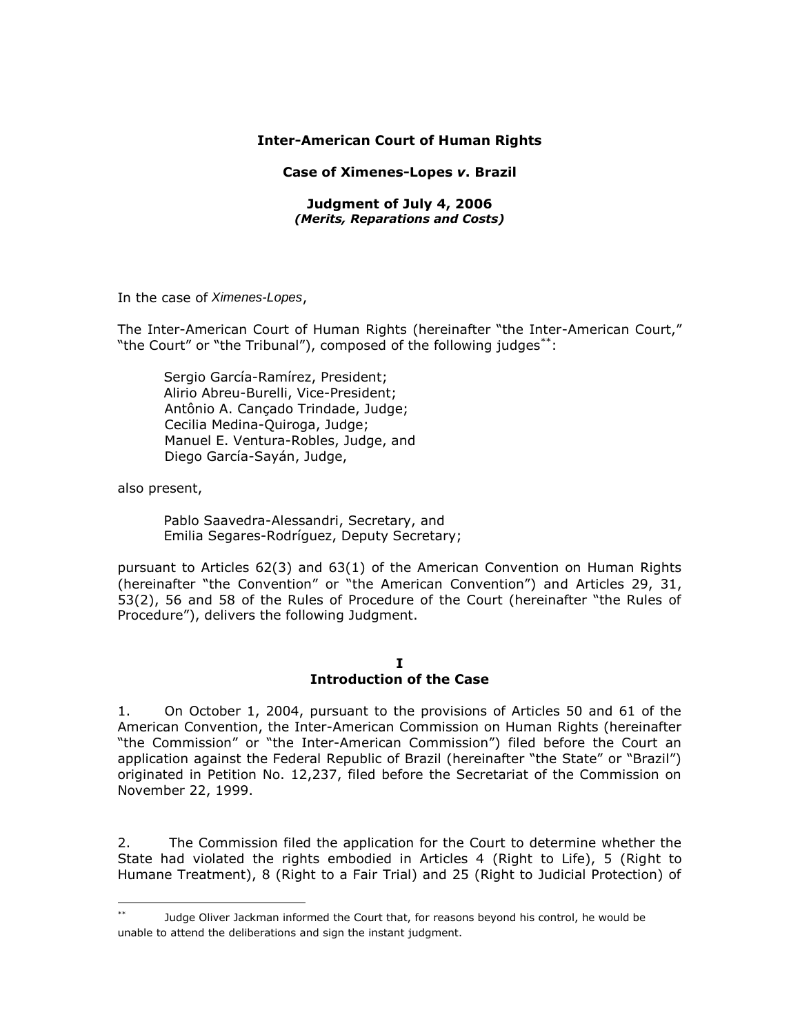**Inter-American Court of Human Rights**

**Case of Ximenes-Lopes *v.* Brazil**

**Judgment of July 4, 2006**
***(Merits, Reparations and Costs)***

In the case of *Ximenes-Lopes*,

The Inter-American Court of Human Rights (hereinafter "the Inter-American Court," "the Court" or "the Tribunal"), composed of the following judges[**]:

Sergio García-Ramírez, President;
Alirio Abreu-Burelli, Vice-President;
Antônio A. Cançado Trindade, Judge;
Cecilia Medina-Quiroga, Judge;
Manuel E. Ventura-Robles, Judge, and
Diego García-Sayán, Judge,

also present,

Pablo Saavedra-Alessandri, Secretary, and
Emilia Segares-Rodríguez, Deputy Secretary;

pursuant to Articles 62(3) and 63(1) of the American Convention on Human Rights (hereinafter "the Convention" or "the American Convention") and Articles 29, 31, 53(2), 56 and 58 of the Rules of Procedure of the Court (hereinafter "the Rules of Procedure"), delivers the following Judgment.

## I
## Introduction of the Case

1. On October 1, 2004, pursuant to the provisions of Articles 50 and 61 of the American Convention, the Inter-American Commission on Human Rights (hereinafter "the Commission" or "the Inter-American Commission") filed before the Court an application against the Federal Republic of Brazil (hereinafter "the State" or "Brazil") originated in Petition No. 12,237, filed before the Secretariat of the Commission on November 22, 1999.

2. The Commission filed the application for the Court to determine whether the State had violated the rights embodied in Articles 4 (Right to Life), 5 (Right to Humane Treatment), 8 (Right to a Fair Trial) and 25 (Right to Judicial Protection) of

[**] Judge Oliver Jackman informed the Court that, for reasons beyond his control, he would be unable to attend the deliberations and sign the instant judgment.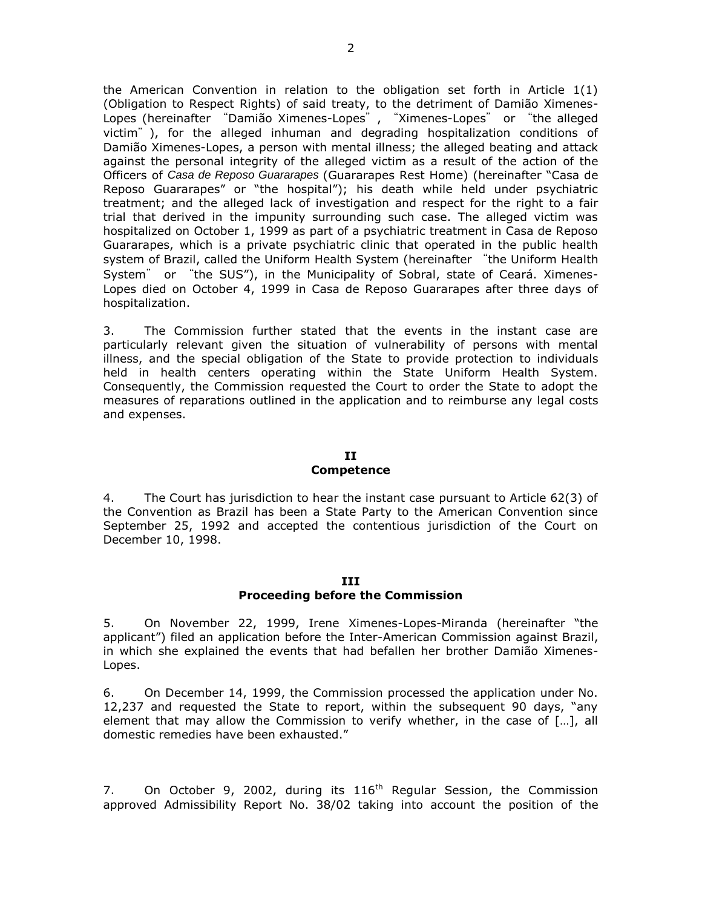the American Convention in relation to the obligation set forth in Article 1(1) (Obligation to Respect Rights) of said treaty, to the detriment of Damião Ximenes-Lopes (hereinafter "Damião Ximenes-Lopes", "Ximenes-Lopes" or "the alleged victim"), for the alleged inhuman and degrading hospitalization conditions of Damião Ximenes-Lopes, a person with mental illness; the alleged beating and attack against the personal integrity of the alleged victim as a result of the action of the Officers of *Casa de Reposo Guararapes* (Guararapes Rest Home) (hereinafter "Casa de Reposo Guararapes" or "the hospital"); his death while held under psychiatric treatment; and the alleged lack of investigation and respect for the right to a fair trial that derived in the impunity surrounding such case. The alleged victim was hospitalized on October 1, 1999 as part of a psychiatric treatment in Casa de Reposo Guararapes, which is a private psychiatric clinic that operated in the public health system of Brazil, called the Uniform Health System (hereinafter "the Uniform Health System" or "the SUS"), in the Municipality of Sobral, state of Ceará. Ximenes-Lopes died on October 4, 1999 in Casa de Reposo Guararapes after three days of hospitalization.

3. The Commission further stated that the events in the instant case are particularly relevant given the situation of vulnerability of persons with mental illness, and the special obligation of the State to provide protection to individuals held in health centers operating within the State Uniform Health System. Consequently, the Commission requested the Court to order the State to adopt the measures of reparations outlined in the application and to reimburse any legal costs and expenses.

## II
## Competence

4. The Court has jurisdiction to hear the instant case pursuant to Article 62(3) of the Convention as Brazil has been a State Party to the American Convention since September 25, 1992 and accepted the contentious jurisdiction of the Court on December 10, 1998.

## III
## Proceeding before the Commission

5. On November 22, 1999, Irene Ximenes-Lopes-Miranda (hereinafter "the applicant") filed an application before the Inter-American Commission against Brazil, in which she explained the events that had befallen her brother Damião Ximenes-Lopes.

6. On December 14, 1999, the Commission processed the application under No. 12,237 and requested the State to report, within the subsequent 90 days, "any element that may allow the Commission to verify whether, in the case of […], all domestic remedies have been exhausted."

7. On October 9, 2002, during its 116th Regular Session, the Commission approved Admissibility Report No. 38/02 taking into account the position of the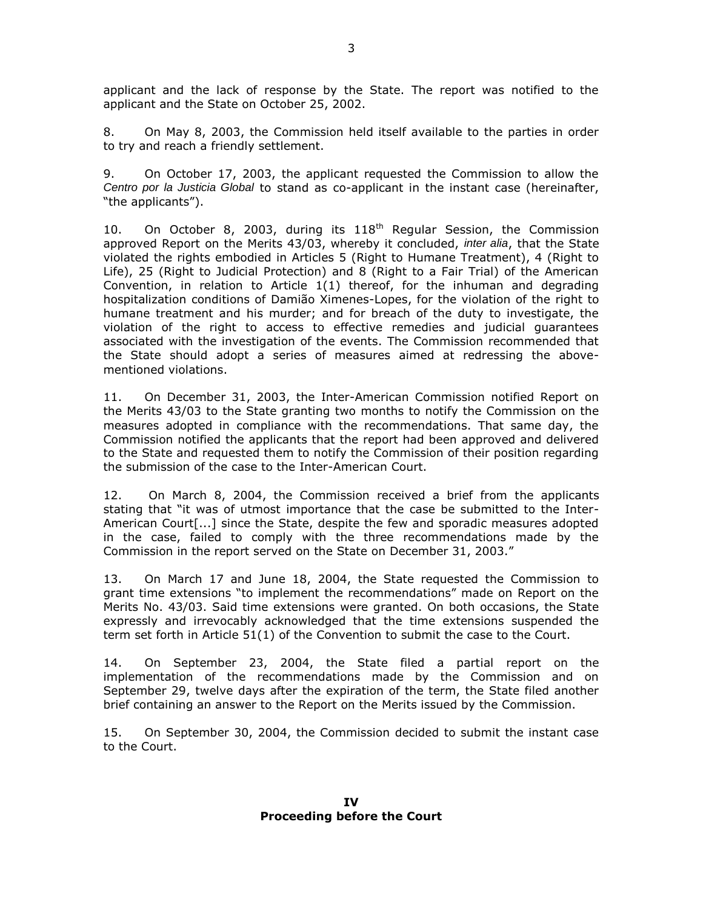applicant and the lack of response by the State. The report was notified to the applicant and the State on October 25, 2002.

8. On May 8, 2003, the Commission held itself available to the parties in order to try and reach a friendly settlement.

9. On October 17, 2003, the applicant requested the Commission to allow the *Centro por la Justicia Global* to stand as co-applicant in the instant case (hereinafter, "the applicants").

10. On October 8, 2003, during its 118th Regular Session, the Commission approved Report on the Merits 43/03, whereby it concluded, *inter alia*, that the State violated the rights embodied in Articles 5 (Right to Humane Treatment), 4 (Right to Life), 25 (Right to Judicial Protection) and 8 (Right to a Fair Trial) of the American Convention, in relation to Article 1(1) thereof, for the inhuman and degrading hospitalization conditions of Damião Ximenes-Lopes, for the violation of the right to humane treatment and his murder; and for breach of the duty to investigate, the violation of the right to access to effective remedies and judicial guarantees associated with the investigation of the events. The Commission recommended that the State should adopt a series of measures aimed at redressing the above-mentioned violations.

11. On December 31, 2003, the Inter-American Commission notified Report on the Merits 43/03 to the State granting two months to notify the Commission on the measures adopted in compliance with the recommendations. That same day, the Commission notified the applicants that the report had been approved and delivered to the State and requested them to notify the Commission of their position regarding the submission of the case to the Inter-American Court.

12. On March 8, 2004, the Commission received a brief from the applicants stating that "it was of utmost importance that the case be submitted to the Inter-American Court[...] since the State, despite the few and sporadic measures adopted in the case, failed to comply with the three recommendations made by the Commission in the report served on the State on December 31, 2003."

13. On March 17 and June 18, 2004, the State requested the Commission to grant time extensions "to implement the recommendations" made on Report on the Merits No. 43/03. Said time extensions were granted. On both occasions, the State expressly and irrevocably acknowledged that the time extensions suspended the term set forth in Article 51(1) of the Convention to submit the case to the Court.

14. On September 23, 2004, the State filed a partial report on the implementation of the recommendations made by the Commission and on September 29, twelve days after the expiration of the term, the State filed another brief containing an answer to the Report on the Merits issued by the Commission.

15. On September 30, 2004, the Commission decided to submit the instant case to the Court.

## IV
## Proceeding before the Court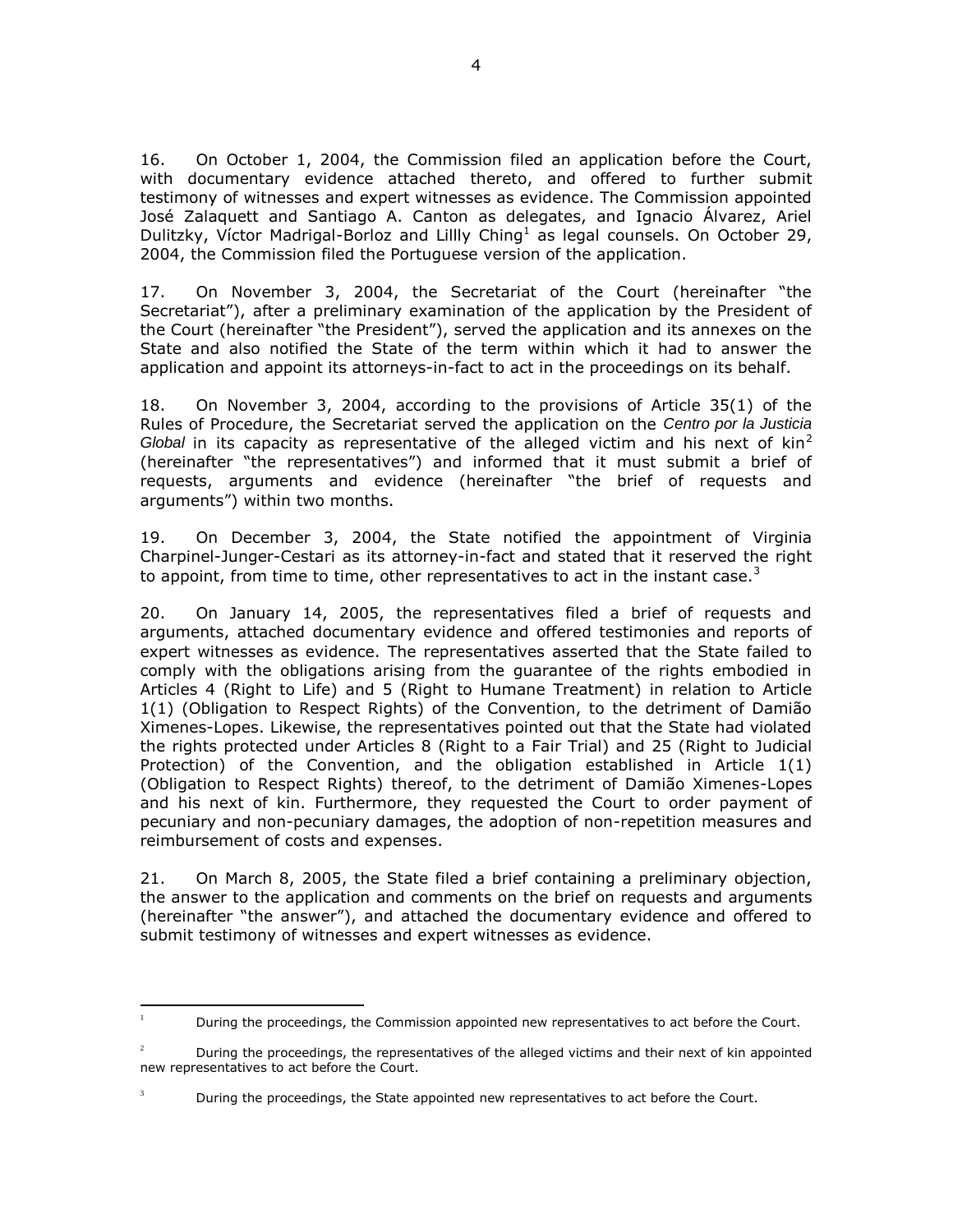16. On October 1, 2004, the Commission filed an application before the Court, with documentary evidence attached thereto, and offered to further submit testimony of witnesses and expert witnesses as evidence. The Commission appointed José Zalaquett and Santiago A. Canton as delegates, and Ignacio Álvarez, Ariel Dulitzky, Víctor Madrigal-Borloz and Lillly Ching[1] as legal counsels. On October 29, 2004, the Commission filed the Portuguese version of the application.

17. On November 3, 2004, the Secretariat of the Court (hereinafter "the Secretariat"), after a preliminary examination of the application by the President of the Court (hereinafter "the President"), served the application and its annexes on the State and also notified the State of the term within which it had to answer the application and appoint its attorneys-in-fact to act in the proceedings on its behalf.

18. On November 3, 2004, according to the provisions of Article 35(1) of the Rules of Procedure, the Secretariat served the application on the *Centro por la Justicia Global* in its capacity as representative of the alleged victim and his next of kin[2] (hereinafter "the representatives") and informed that it must submit a brief of requests, arguments and evidence (hereinafter "the brief of requests and arguments") within two months.

19. On December 3, 2004, the State notified the appointment of Virginia Charpinel-Junger-Cestari as its attorney-in-fact and stated that it reserved the right to appoint, from time to time, other representatives to act in the instant case.[3]

20. On January 14, 2005, the representatives filed a brief of requests and arguments, attached documentary evidence and offered testimonies and reports of expert witnesses as evidence. The representatives asserted that the State failed to comply with the obligations arising from the guarantee of the rights embodied in Articles 4 (Right to Life) and 5 (Right to Humane Treatment) in relation to Article 1(1) (Obligation to Respect Rights) of the Convention, to the detriment of Damião Ximenes-Lopes. Likewise, the representatives pointed out that the State had violated the rights protected under Articles 8 (Right to a Fair Trial) and 25 (Right to Judicial Protection) of the Convention, and the obligation established in Article 1(1) (Obligation to Respect Rights) thereof, to the detriment of Damião Ximenes-Lopes and his next of kin. Furthermore, they requested the Court to order payment of pecuniary and non-pecuniary damages, the adoption of non-repetition measures and reimbursement of costs and expenses.

21. On March 8, 2005, the State filed a brief containing a preliminary objection, the answer to the application and comments on the brief on requests and arguments (hereinafter "the answer"), and attached the documentary evidence and offered to submit testimony of witnesses and expert witnesses as evidence.

---

[1] During the proceedings, the Commission appointed new representatives to act before the Court.

[2] During the proceedings, the representatives of the alleged victims and their next of kin appointed new representatives to act before the Court.

[3] During the proceedings, the State appointed new representatives to act before the Court.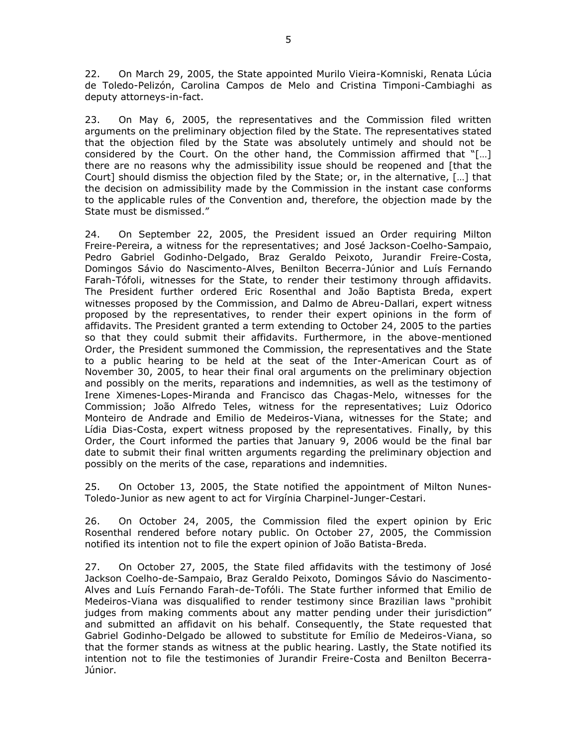22. On March 29, 2005, the State appointed Murilo Vieira-Komniski, Renata Lúcia de Toledo-Pelizón, Carolina Campos de Melo and Cristina Timponi-Cambiaghi as deputy attorneys-in-fact.

23. On May 6, 2005, the representatives and the Commission filed written arguments on the preliminary objection filed by the State. The representatives stated that the objection filed by the State was absolutely untimely and should not be considered by the Court. On the other hand, the Commission affirmed that "[…] there are no reasons why the admissibility issue should be reopened and [that the Court] should dismiss the objection filed by the State; or, in the alternative, […] that the decision on admissibility made by the Commission in the instant case conforms to the applicable rules of the Convention and, therefore, the objection made by the State must be dismissed."

24. On September 22, 2005, the President issued an Order requiring Milton Freire-Pereira, a witness for the representatives; and José Jackson-Coelho-Sampaio, Pedro Gabriel Godinho-Delgado, Braz Geraldo Peixoto, Jurandir Freire-Costa, Domingos Sávio do Nascimento-Alves, Benilton Becerra-Júnior and Luís Fernando Farah-Tófoli, witnesses for the State, to render their testimony through affidavits. The President further ordered Eric Rosenthal and João Baptista Breda, expert witnesses proposed by the Commission, and Dalmo de Abreu-Dallari, expert witness proposed by the representatives, to render their expert opinions in the form of affidavits. The President granted a term extending to October 24, 2005 to the parties so that they could submit their affidavits. Furthermore, in the above-mentioned Order, the President summoned the Commission, the representatives and the State to a public hearing to be held at the seat of the Inter-American Court as of November 30, 2005, to hear their final oral arguments on the preliminary objection and possibly on the merits, reparations and indemnities, as well as the testimony of Irene Ximenes-Lopes-Miranda and Francisco das Chagas-Melo, witnesses for the Commission; João Alfredo Teles, witness for the representatives; Luiz Odorico Monteiro de Andrade and Emilio de Medeiros-Viana, witnesses for the State; and Lídia Dias-Costa, expert witness proposed by the representatives. Finally, by this Order, the Court informed the parties that January 9, 2006 would be the final bar date to submit their final written arguments regarding the preliminary objection and possibly on the merits of the case, reparations and indemnities.

25. On October 13, 2005, the State notified the appointment of Milton Nunes-Toledo-Junior as new agent to act for Virgínia Charpinel-Junger-Cestari.

26. On October 24, 2005, the Commission filed the expert opinion by Eric Rosenthal rendered before notary public. On October 27, 2005, the Commission notified its intention not to file the expert opinion of João Batista-Breda.

27. On October 27, 2005, the State filed affidavits with the testimony of José Jackson Coelho-de-Sampaio, Braz Geraldo Peixoto, Domingos Sávio do Nascimento-Alves and Luís Fernando Farah-de-Tofóli. The State further informed that Emilio de Medeiros-Viana was disqualified to render testimony since Brazilian laws "prohibit judges from making comments about any matter pending under their jurisdiction" and submitted an affidavit on his behalf. Consequently, the State requested that Gabriel Godinho-Delgado be allowed to substitute for Emílio de Medeiros-Viana, so that the former stands as witness at the public hearing. Lastly, the State notified its intention not to file the testimonies of Jurandir Freire-Costa and Benilton Becerra-Júnior.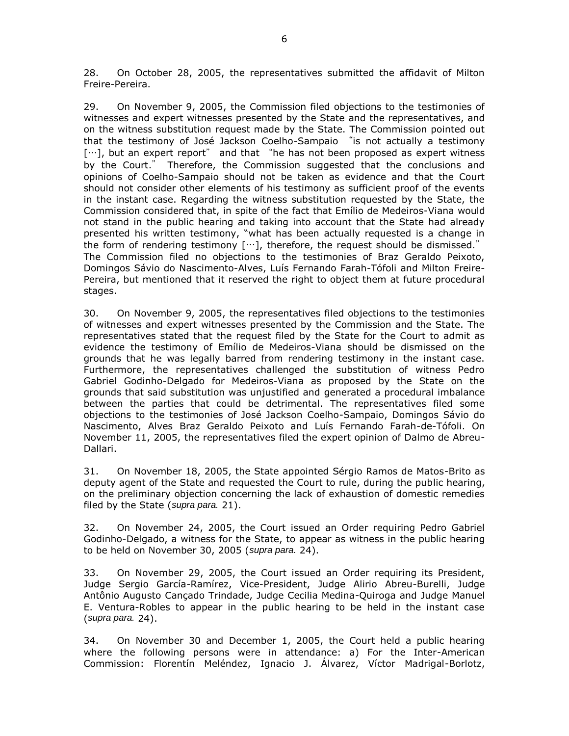28. On October 28, 2005, the representatives submitted the affidavit of Milton Freire-Pereira.

29. On November 9, 2005, the Commission filed objections to the testimonies of witnesses and expert witnesses presented by the State and the representatives, and on the witness substitution request made by the State. The Commission pointed out that the testimony of José Jackson Coelho-Sampaio "is not actually a testimony [...], but an expert report" and that "he has not been proposed as expert witness by the Court." Therefore, the Commission suggested that the conclusions and opinions of Coelho-Sampaio should not be taken as evidence and that the Court should not consider other elements of his testimony as sufficient proof of the events in the instant case. Regarding the witness substitution requested by the State, the Commission considered that, in spite of the fact that Emílio de Medeiros-Viana would not stand in the public hearing and taking into account that the State had already presented his written testimony, "what has been actually requested is a change in the form of rendering testimony [...], therefore, the request should be dismissed." The Commission filed no objections to the testimonies of Braz Geraldo Peixoto, Domingos Sávio do Nascimento-Alves, Luís Fernando Farah-Tófoli and Milton Freire-Pereira, but mentioned that it reserved the right to object them at future procedural stages.

30. On November 9, 2005, the representatives filed objections to the testimonies of witnesses and expert witnesses presented by the Commission and the State. The representatives stated that the request filed by the State for the Court to admit as evidence the testimony of Emílio de Medeiros-Viana should be dismissed on the grounds that he was legally barred from rendering testimony in the instant case. Furthermore, the representatives challenged the substitution of witness Pedro Gabriel Godinho-Delgado for Medeiros-Viana as proposed by the State on the grounds that said substitution was unjustified and generated a procedural imbalance between the parties that could be detrimental. The representatives filed some objections to the testimonies of José Jackson Coelho-Sampaio, Domingos Sávio do Nascimento, Alves Braz Geraldo Peixoto and Luís Fernando Farah-de-Tófoli. On November 11, 2005, the representatives filed the expert opinion of Dalmo de Abreu-Dallari.

31. On November 18, 2005, the State appointed Sérgio Ramos de Matos-Brito as deputy agent of the State and requested the Court to rule, during the public hearing, on the preliminary objection concerning the lack of exhaustion of domestic remedies filed by the State (*supra para.* 21).

32. On November 24, 2005, the Court issued an Order requiring Pedro Gabriel Godinho-Delgado, a witness for the State, to appear as witness in the public hearing to be held on November 30, 2005 (*supra para.* 24).

33. On November 29, 2005, the Court issued an Order requiring its President, Judge Sergio García-Ramírez, Vice-President, Judge Alirio Abreu-Burelli, Judge Antônio Augusto Cançado Trindade, Judge Cecilia Medina-Quiroga and Judge Manuel E. Ventura-Robles to appear in the public hearing to be held in the instant case (*supra para.* 24).

34. On November 30 and December 1, 2005, the Court held a public hearing where the following persons were in attendance: a) For the Inter-American Commission: Florentín Meléndez, Ignacio J. Álvarez, Víctor Madrigal-Borlotz,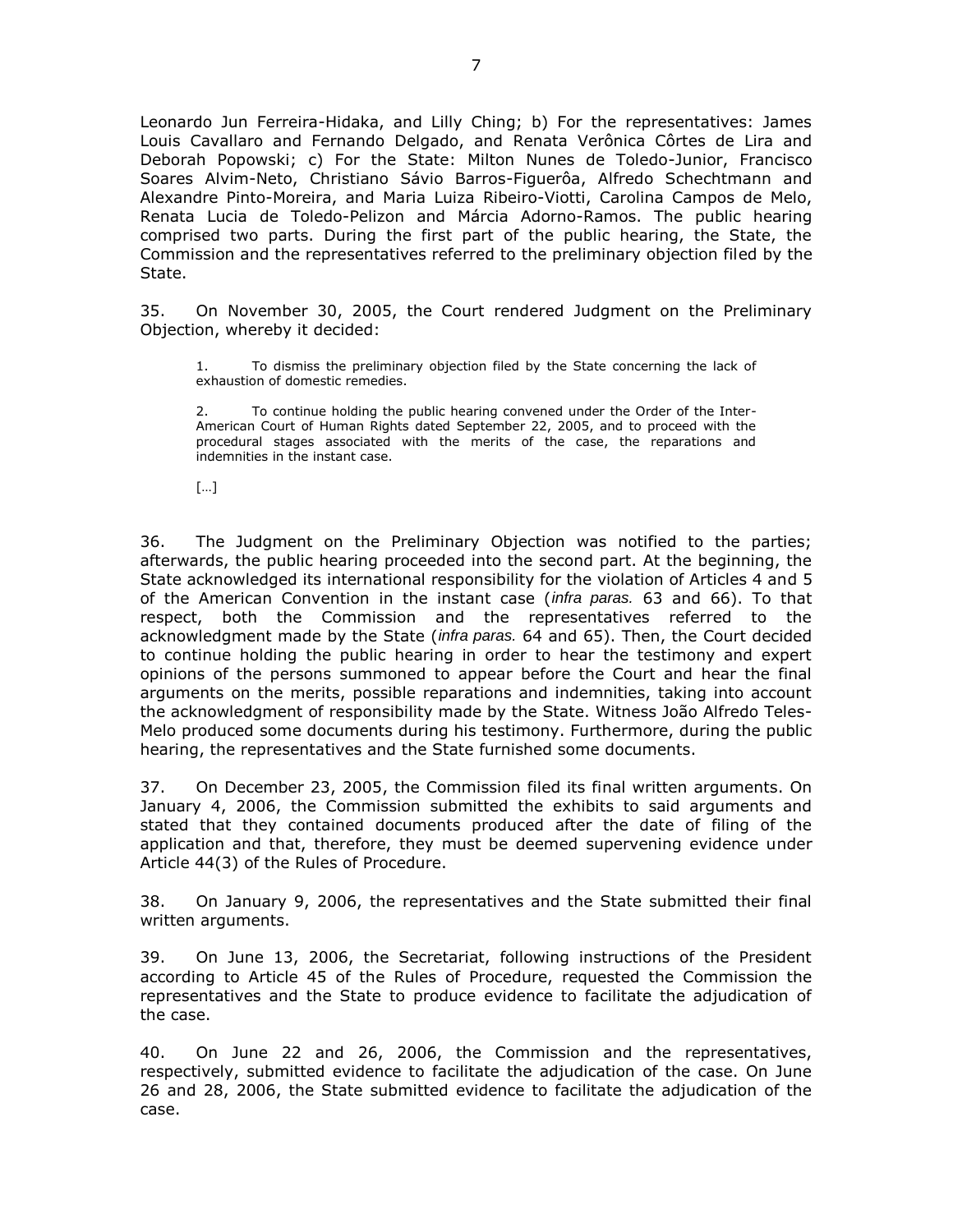Leonardo Jun Ferreira-Hidaka, and Lilly Ching; b) For the representatives: James Louis Cavallaro and Fernando Delgado, and Renata Verônica Côrtes de Lira and Deborah Popowski; c) For the State: Milton Nunes de Toledo-Junior, Francisco Soares Alvim-Neto, Christiano Sávio Barros-Figuerôa, Alfredo Schechtmann and Alexandre Pinto-Moreira, and Maria Luiza Ribeiro-Viotti, Carolina Campos de Melo, Renata Lucia de Toledo-Pelizon and Márcia Adorno-Ramos. The public hearing comprised two parts. During the first part of the public hearing, the State, the Commission and the representatives referred to the preliminary objection filed by the State.

35. On November 30, 2005, the Court rendered Judgment on the Preliminary Objection, whereby it decided:

> 1. To dismiss the preliminary objection filed by the State concerning the lack of exhaustion of domestic remedies.
>
> 2. To continue holding the public hearing convened under the Order of the Inter-American Court of Human Rights dated September 22, 2005, and to proceed with the procedural stages associated with the merits of the case, the reparations and indemnities in the instant case.
>
> […]

36. The Judgment on the Preliminary Objection was notified to the parties; afterwards, the public hearing proceeded into the second part. At the beginning, the State acknowledged its international responsibility for the violation of Articles 4 and 5 of the American Convention in the instant case (*infra paras.* 63 and 66). To that respect, both the Commission and the representatives referred to the acknowledgment made by the State (*infra paras.* 64 and 65). Then, the Court decided to continue holding the public hearing in order to hear the testimony and expert opinions of the persons summoned to appear before the Court and hear the final arguments on the merits, possible reparations and indemnities, taking into account the acknowledgment of responsibility made by the State. Witness João Alfredo Teles-Melo produced some documents during his testimony. Furthermore, during the public hearing, the representatives and the State furnished some documents.

37. On December 23, 2005, the Commission filed its final written arguments. On January 4, 2006, the Commission submitted the exhibits to said arguments and stated that they contained documents produced after the date of filing of the application and that, therefore, they must be deemed supervening evidence under Article 44(3) of the Rules of Procedure.

38. On January 9, 2006, the representatives and the State submitted their final written arguments.

39. On June 13, 2006, the Secretariat, following instructions of the President according to Article 45 of the Rules of Procedure, requested the Commission the representatives and the State to produce evidence to facilitate the adjudication of the case.

40. On June 22 and 26, 2006, the Commission and the representatives, respectively, submitted evidence to facilitate the adjudication of the case. On June 26 and 28, 2006, the State submitted evidence to facilitate the adjudication of the case.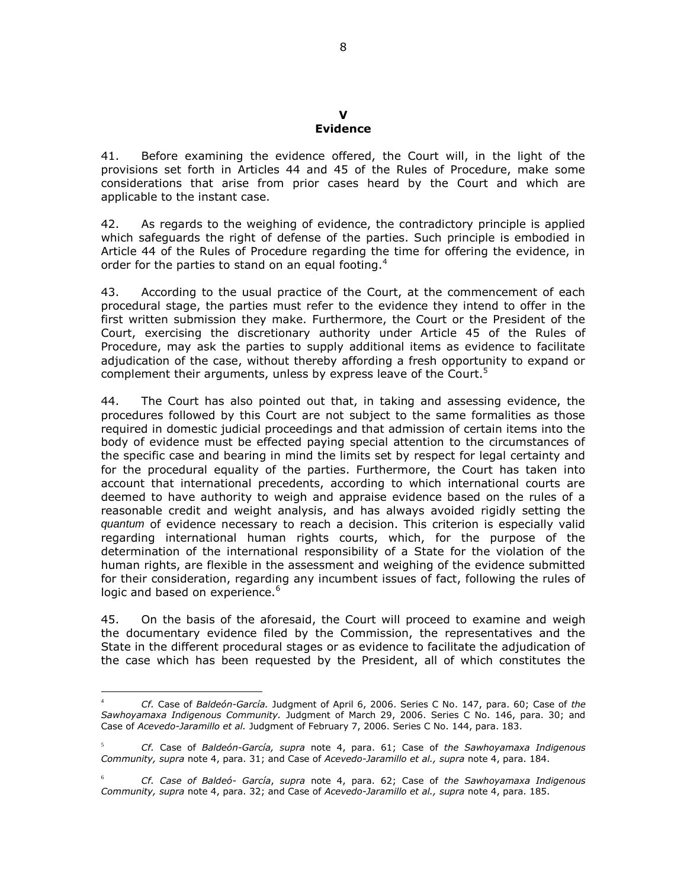## V
## Evidence

41. Before examining the evidence offered, the Court will, in the light of the provisions set forth in Articles 44 and 45 of the Rules of Procedure, make some considerations that arise from prior cases heard by the Court and which are applicable to the instant case.

42. As regards to the weighing of evidence, the contradictory principle is applied which safeguards the right of defense of the parties. Such principle is embodied in Article 44 of the Rules of Procedure regarding the time for offering the evidence, in order for the parties to stand on an equal footing.[4]

43. According to the usual practice of the Court, at the commencement of each procedural stage, the parties must refer to the evidence they intend to offer in the first written submission they make. Furthermore, the Court or the President of the Court, exercising the discretionary authority under Article 45 of the Rules of Procedure, may ask the parties to supply additional items as evidence to facilitate adjudication of the case, without thereby affording a fresh opportunity to expand or complement their arguments, unless by express leave of the Court.[5]

44. The Court has also pointed out that, in taking and assessing evidence, the procedures followed by this Court are not subject to the same formalities as those required in domestic judicial proceedings and that admission of certain items into the body of evidence must be effected paying special attention to the circumstances of the specific case and bearing in mind the limits set by respect for legal certainty and for the procedural equality of the parties. Furthermore, the Court has taken into account that international precedents, according to which international courts are deemed to have authority to weigh and appraise evidence based on the rules of a reasonable credit and weight analysis, and has always avoided rigidly setting the *quantum* of evidence necessary to reach a decision. This criterion is especially valid regarding international human rights courts, which, for the purpose of the determination of the international responsibility of a State for the violation of the human rights, are flexible in the assessment and weighing of the evidence submitted for their consideration, regarding any incumbent issues of fact, following the rules of logic and based on experience.[6]

45. On the basis of the aforesaid, the Court will proceed to examine and weigh the documentary evidence filed by the Commission, the representatives and the State in the different procedural stages or as evidence to facilitate the adjudication of the case which has been requested by the President, all of which constitutes the

---

[4] *Cf.* Case of *Baldeón-García.* Judgment of April 6, 2006. Series C No. 147, para. 60; Case of *the Sawhoyamaxa Indigenous Community.* Judgment of March 29, 2006. Series C No. 146, para. 30; and Case of *Acevedo-Jaramillo et al.* Judgment of February 7, 2006. Series C No. 144, para. 183.

[5] *Cf.* Case of *Baldeón-García, supra* note 4, para. 61; Case of *the Sawhoyamaxa Indigenous Community, supra* note 4, para. 31; and Case of *Acevedo-Jaramillo et al., supra* note 4, para. 184.

[6] *Cf. Case of Baldeó- García*, *supra* note 4, para. 62; Case of *the Sawhoyamaxa Indigenous Community, supra* note 4, para. 32; and Case of *Acevedo-Jaramillo et al., supra* note 4, para. 185.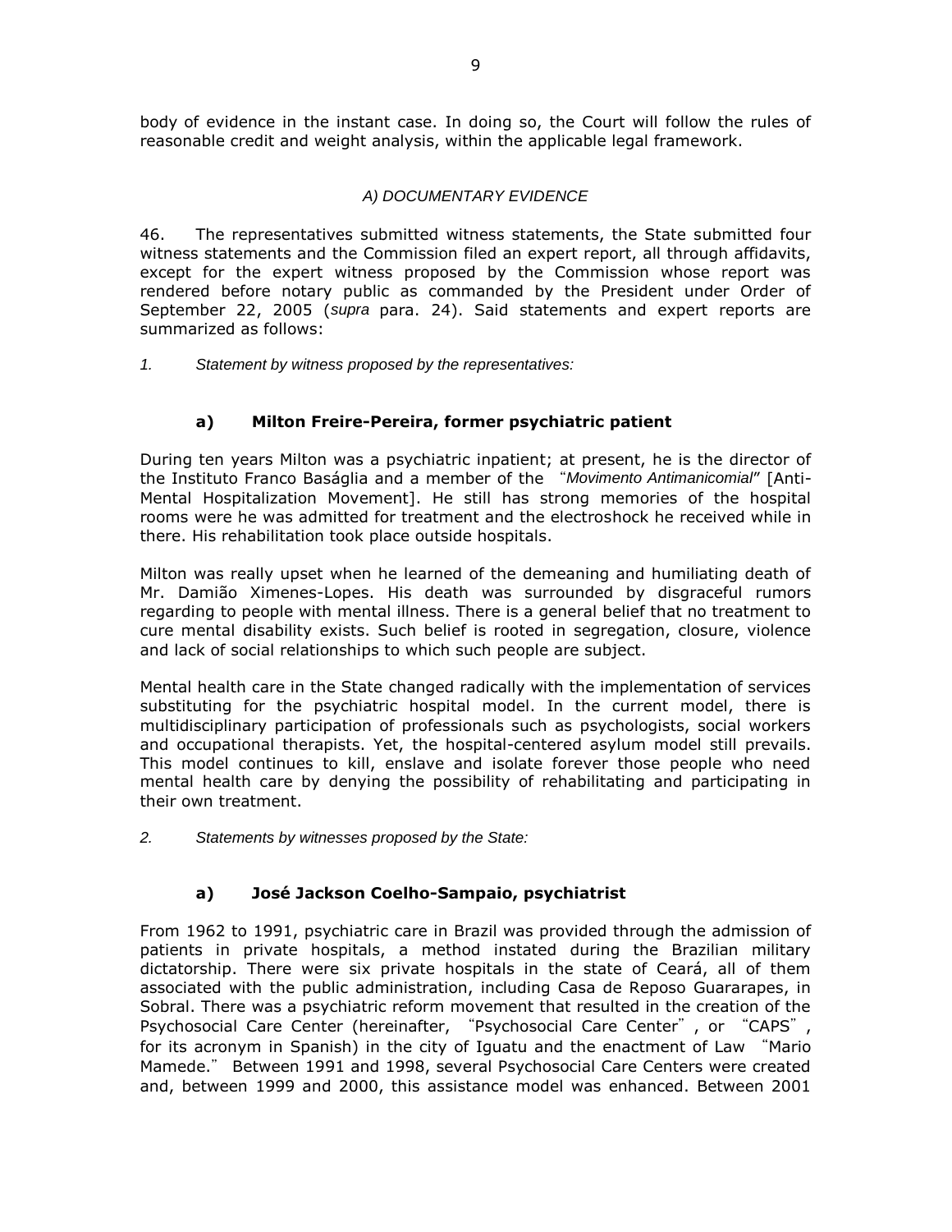body of evidence in the instant case. In doing so, the Court will follow the rules of reasonable credit and weight analysis, within the applicable legal framework.

### *A) DOCUMENTARY EVIDENCE*

46. The representatives submitted witness statements, the State submitted four witness statements and the Commission filed an expert report, all through affidavits, except for the expert witness proposed by the Commission whose report was rendered before notary public as commanded by the President under Order of September 22, 2005 (*supra* para. 24). Said statements and expert reports are summarized as follows:

*1. Statement by witness proposed by the representatives:*

**a) Milton Freire-Pereira, former psychiatric patient**

During ten years Milton was a psychiatric inpatient; at present, he is the director of the Instituto Franco Baságlia and a member of the "*Movimento Antimanicomial*" [Anti-Mental Hospitalization Movement]. He still has strong memories of the hospital rooms were he was admitted for treatment and the electroshock he received while in there. His rehabilitation took place outside hospitals.

Milton was really upset when he learned of the demeaning and humiliating death of Mr. Damião Ximenes-Lopes. His death was surrounded by disgraceful rumors regarding to people with mental illness. There is a general belief that no treatment to cure mental disability exists. Such belief is rooted in segregation, closure, violence and lack of social relationships to which such people are subject.

Mental health care in the State changed radically with the implementation of services substituting for the psychiatric hospital model. In the current model, there is multidisciplinary participation of professionals such as psychologists, social workers and occupational therapists. Yet, the hospital-centered asylum model still prevails. This model continues to kill, enslave and isolate forever those people who need mental health care by denying the possibility of rehabilitating and participating in their own treatment.

*2. Statements by witnesses proposed by the State:*

**a) José Jackson Coelho-Sampaio, psychiatrist**

From 1962 to 1991, psychiatric care in Brazil was provided through the admission of patients in private hospitals, a method instated during the Brazilian military dictatorship. There were six private hospitals in the state of Ceará, all of them associated with the public administration, including Casa de Reposo Guararapes, in Sobral. There was a psychiatric reform movement that resulted in the creation of the Psychosocial Care Center (hereinafter, "Psychosocial Care Center", or "CAPS", for its acronym in Spanish) in the city of Iguatu and the enactment of Law "Mario Mamede." Between 1991 and 1998, several Psychosocial Care Centers were created and, between 1999 and 2000, this assistance model was enhanced. Between 2001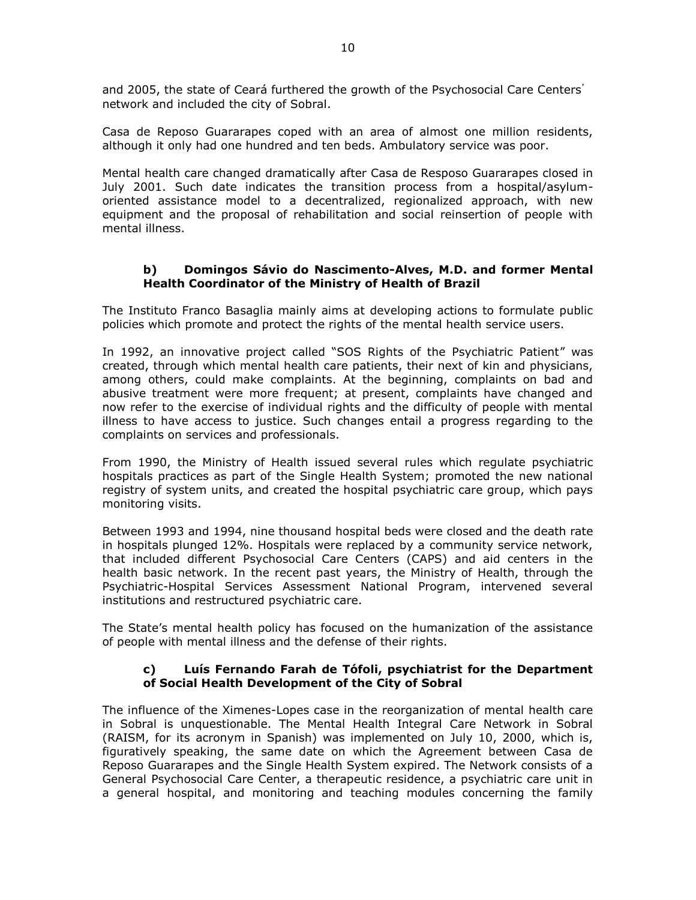and 2005, the state of Ceará furthered the growth of the Psychosocial Care Centers' network and included the city of Sobral.

Casa de Reposo Guararapes coped with an area of almost one million residents, although it only had one hundred and ten beds. Ambulatory service was poor.

Mental health care changed dramatically after Casa de Resposo Guararapes closed in July 2001. Such date indicates the transition process from a hospital/asylum-oriented assistance model to a decentralized, regionalized approach, with new equipment and the proposal of rehabilitation and social reinsertion of people with mental illness.

### b) Domingos Sávio do Nascimento-Alves, M.D. and former Mental Health Coordinator of the Ministry of Health of Brazil

The Instituto Franco Basaglia mainly aims at developing actions to formulate public policies which promote and protect the rights of the mental health service users.

In 1992, an innovative project called "SOS Rights of the Psychiatric Patient" was created, through which mental health care patients, their next of kin and physicians, among others, could make complaints. At the beginning, complaints on bad and abusive treatment were more frequent; at present, complaints have changed and now refer to the exercise of individual rights and the difficulty of people with mental illness to have access to justice. Such changes entail a progress regarding to the complaints on services and professionals.

From 1990, the Ministry of Health issued several rules which regulate psychiatric hospitals practices as part of the Single Health System; promoted the new national registry of system units, and created the hospital psychiatric care group, which pays monitoring visits.

Between 1993 and 1994, nine thousand hospital beds were closed and the death rate in hospitals plunged 12%. Hospitals were replaced by a community service network, that included different Psychosocial Care Centers (CAPS) and aid centers in the health basic network. In the recent past years, the Ministry of Health, through the Psychiatric-Hospital Services Assessment National Program, intervened several institutions and restructured psychiatric care.

The State's mental health policy has focused on the humanization of the assistance of people with mental illness and the defense of their rights.

### c) Luís Fernando Farah de Tófoli, psychiatrist for the Department of Social Health Development of the City of Sobral

The influence of the Ximenes-Lopes case in the reorganization of mental health care in Sobral is unquestionable. The Mental Health Integral Care Network in Sobral (RAISM, for its acronym in Spanish) was implemented on July 10, 2000, which is, figuratively speaking, the same date on which the Agreement between Casa de Reposo Guararapes and the Single Health System expired. The Network consists of a General Psychosocial Care Center, a therapeutic residence, a psychiatric care unit in a general hospital, and monitoring and teaching modules concerning the family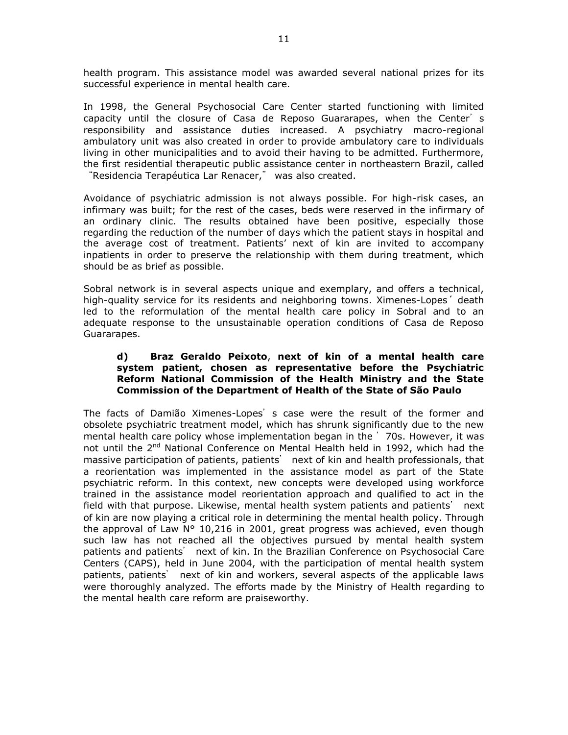health program. This assistance model was awarded several national prizes for its successful experience in mental health care.

In 1998, the General Psychosocial Care Center started functioning with limited capacity until the closure of Casa de Reposo Guararapes, when the Center' s responsibility and assistance duties increased. A psychiatry macro-regional ambulatory unit was also created in order to provide ambulatory care to individuals living in other municipalities and to avoid their having to be admitted. Furthermore, the first residential therapeutic public assistance center in northeastern Brazil, called "Residencia Terapéutica Lar Renacer," was also created.

Avoidance of psychiatric admission is not always possible. For high-risk cases, an infirmary was built; for the rest of the cases, beds were reserved in the infirmary of an ordinary clinic. The results obtained have been positive, especially those regarding the reduction of the number of days which the patient stays in hospital and the average cost of treatment. Patients' next of kin are invited to accompany inpatients in order to preserve the relationship with them during treatment, which should be as brief as possible.

Sobral network is in several aspects unique and exemplary, and offers a technical, high-quality service for its residents and neighboring towns. Ximenes-Lopes´ death led to the reformulation of the mental health care policy in Sobral and to an adequate response to the unsustainable operation conditions of Casa de Reposo Guararapes.

> **d) Braz Geraldo Peixoto**, **next of kin of a mental health care system patient, chosen as representative before the Psychiatric Reform National Commission of the Health Ministry and the State Commission of the Department of Health of the State of São Paulo**

The facts of Damião Ximenes-Lopes' s case were the result of the former and obsolete psychiatric treatment model, which has shrunk significantly due to the new mental health care policy whose implementation began in the ' 70s. However, it was not until the 2nd National Conference on Mental Health held in 1992, which had the massive participation of patients, patients' next of kin and health professionals, that a reorientation was implemented in the assistance model as part of the State psychiatric reform. In this context, new concepts were developed using workforce trained in the assistance model reorientation approach and qualified to act in the field with that purpose. Likewise, mental health system patients and patients' next of kin are now playing a critical role in determining the mental health policy. Through the approval of Law N° 10,216 in 2001, great progress was achieved, even though such law has not reached all the objectives pursued by mental health system patients and patients' next of kin. In the Brazilian Conference on Psychosocial Care Centers (CAPS), held in June 2004, with the participation of mental health system patients, patients' next of kin and workers, several aspects of the applicable laws were thoroughly analyzed. The efforts made by the Ministry of Health regarding to the mental health care reform are praiseworthy.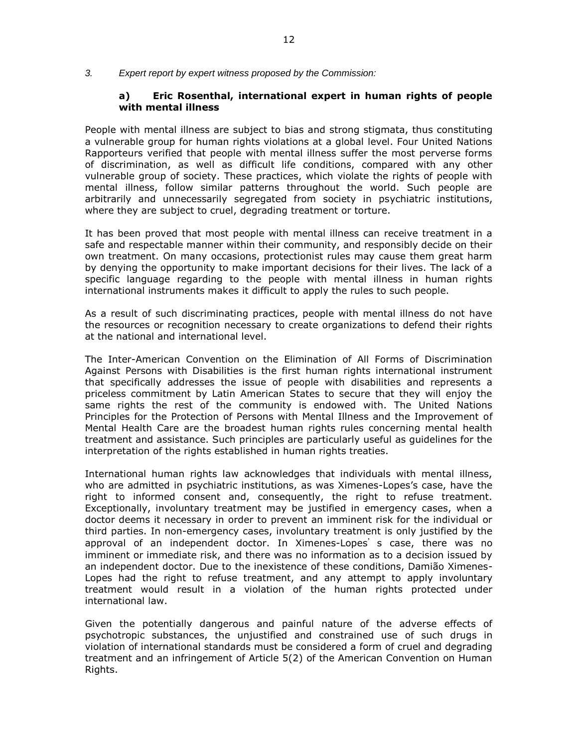*3. Expert report by expert witness proposed by the Commission:*

**a) Eric Rosenthal, international expert in human rights of people with mental illness**

People with mental illness are subject to bias and strong stigmata, thus constituting a vulnerable group for human rights violations at a global level. Four United Nations Rapporteurs verified that people with mental illness suffer the most perverse forms of discrimination, as well as difficult life conditions, compared with any other vulnerable group of society. These practices, which violate the rights of people with mental illness, follow similar patterns throughout the world. Such people are arbitrarily and unnecessarily segregated from society in psychiatric institutions, where they are subject to cruel, degrading treatment or torture.

It has been proved that most people with mental illness can receive treatment in a safe and respectable manner within their community, and responsibly decide on their own treatment. On many occasions, protectionist rules may cause them great harm by denying the opportunity to make important decisions for their lives. The lack of a specific language regarding to the people with mental illness in human rights international instruments makes it difficult to apply the rules to such people.

As a result of such discriminating practices, people with mental illness do not have the resources or recognition necessary to create organizations to defend their rights at the national and international level.

The Inter-American Convention on the Elimination of All Forms of Discrimination Against Persons with Disabilities is the first human rights international instrument that specifically addresses the issue of people with disabilities and represents a priceless commitment by Latin American States to secure that they will enjoy the same rights the rest of the community is endowed with. The United Nations Principles for the Protection of Persons with Mental Illness and the Improvement of Mental Health Care are the broadest human rights rules concerning mental health treatment and assistance. Such principles are particularly useful as guidelines for the interpretation of the rights established in human rights treaties.

International human rights law acknowledges that individuals with mental illness, who are admitted in psychiatric institutions, as was Ximenes-Lopes's case, have the right to informed consent and, consequently, the right to refuse treatment. Exceptionally, involuntary treatment may be justified in emergency cases, when a doctor deems it necessary in order to prevent an imminent risk for the individual or third parties. In non-emergency cases, involuntary treatment is only justified by the approval of an independent doctor. In Ximenes-Lopes' s case, there was no imminent or immediate risk, and there was no information as to a decision issued by an independent doctor. Due to the inexistence of these conditions, Damião Ximenes-Lopes had the right to refuse treatment, and any attempt to apply involuntary treatment would result in a violation of the human rights protected under international law.

Given the potentially dangerous and painful nature of the adverse effects of psychotropic substances, the unjustified and constrained use of such drugs in violation of international standards must be considered a form of cruel and degrading treatment and an infringement of Article 5(2) of the American Convention on Human Rights.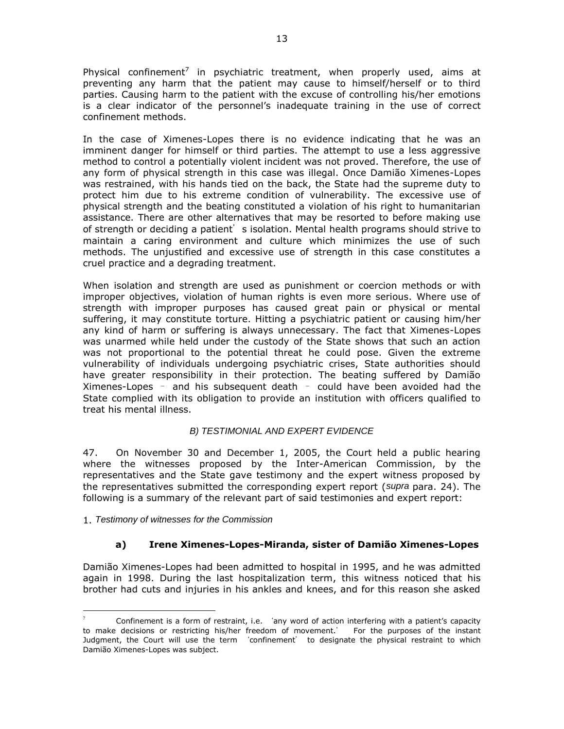Physical confinement[7] in psychiatric treatment, when properly used, aims at preventing any harm that the patient may cause to himself/herself or to third parties. Causing harm to the patient with the excuse of controlling his/her emotions is a clear indicator of the personnel's inadequate training in the use of correct confinement methods.

In the case of Ximenes-Lopes there is no evidence indicating that he was an imminent danger for himself or third parties. The attempt to use a less aggressive method to control a potentially violent incident was not proved. Therefore, the use of any form of physical strength in this case was illegal. Once Damião Ximenes-Lopes was restrained, with his hands tied on the back, the State had the supreme duty to protect him due to his extreme condition of vulnerability. The excessive use of physical strength and the beating constituted a violation of his right to humanitarian assistance. There are other alternatives that may be resorted to before making use of strength or deciding a patient's isolation. Mental health programs should strive to maintain a caring environment and culture which minimizes the use of such methods. The unjustified and excessive use of strength in this case constitutes a cruel practice and a degrading treatment.

When isolation and strength are used as punishment or coercion methods or with improper objectives, violation of human rights is even more serious. Where use of strength with improper purposes has caused great pain or physical or mental suffering, it may constitute torture. Hitting a psychiatric patient or causing him/her any kind of harm or suffering is always unnecessary. The fact that Ximenes-Lopes was unarmed while held under the custody of the State shows that such an action was not proportional to the potential threat he could pose. Given the extreme vulnerability of individuals undergoing psychiatric crises, State authorities should have greater responsibility in their protection. The beating suffered by Damião Ximenes-Lopes – and his subsequent death – could have been avoided had the State complied with its obligation to provide an institution with officers qualified to treat his mental illness.

### *B) TESTIMONIAL AND EXPERT EVIDENCE*

47. On November 30 and December 1, 2005, the Court held a public hearing where the witnesses proposed by the Inter-American Commission, by the representatives and the State gave testimony and the expert witness proposed by the representatives submitted the corresponding expert report (*supra* para. 24). The following is a summary of the relevant part of said testimonies and expert report:

1. *Testimony of witnesses for the Commission*

#### **a) Irene Ximenes-Lopes-Miranda, sister of Damião Ximenes-Lopes**

Damião Ximenes-Lopes had been admitted to hospital in 1995, and he was admitted again in 1998. During the last hospitalization term, this witness noticed that his brother had cuts and injuries in his ankles and knees, and for this reason she asked

---

[7] Confinement is a form of restraint, i.e. 'any word of action interfering with a patient's capacity to make decisions or restricting his/her freedom of movement.' For the purposes of the instant Judgment, the Court will use the term 'confinement' to designate the physical restraint to which Damião Ximenes-Lopes was subject.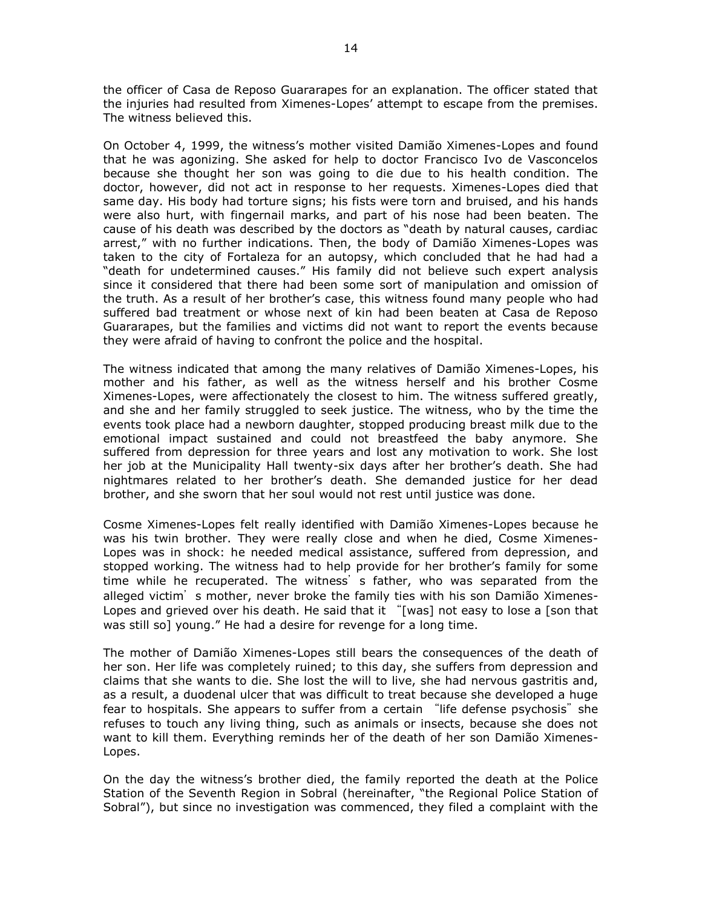the officer of Casa de Reposo Guararapes for an explanation. The officer stated that the injuries had resulted from Ximenes-Lopes' attempt to escape from the premises. The witness believed this.

On October 4, 1999, the witness's mother visited Damião Ximenes-Lopes and found that he was agonizing. She asked for help to doctor Francisco Ivo de Vasconcelos because she thought her son was going to die due to his health condition. The doctor, however, did not act in response to her requests. Ximenes-Lopes died that same day. His body had torture signs; his fists were torn and bruised, and his hands were also hurt, with fingernail marks, and part of his nose had been beaten. The cause of his death was described by the doctors as "death by natural causes, cardiac arrest," with no further indications. Then, the body of Damião Ximenes-Lopes was taken to the city of Fortaleza for an autopsy, which concluded that he had had a "death for undetermined causes." His family did not believe such expert analysis since it considered that there had been some sort of manipulation and omission of the truth. As a result of her brother's case, this witness found many people who had suffered bad treatment or whose next of kin had been beaten at Casa de Reposo Guararapes, but the families and victims did not want to report the events because they were afraid of having to confront the police and the hospital.

The witness indicated that among the many relatives of Damião Ximenes-Lopes, his mother and his father, as well as the witness herself and his brother Cosme Ximenes-Lopes, were affectionately the closest to him. The witness suffered greatly, and she and her family struggled to seek justice. The witness, who by the time the events took place had a newborn daughter, stopped producing breast milk due to the emotional impact sustained and could not breastfeed the baby anymore. She suffered from depression for three years and lost any motivation to work. She lost her job at the Municipality Hall twenty-six days after her brother's death. She had nightmares related to her brother's death. She demanded justice for her dead brother, and she sworn that her soul would not rest until justice was done.

Cosme Ximenes-Lopes felt really identified with Damião Ximenes-Lopes because he was his twin brother. They were really close and when he died, Cosme Ximenes-Lopes was in shock: he needed medical assistance, suffered from depression, and stopped working. The witness had to help provide for her brother's family for some time while he recuperated. The witness' s father, who was separated from the alleged victim' s mother, never broke the family ties with his son Damião Ximenes-Lopes and grieved over his death. He said that it "[was] not easy to lose a [son that was still so] young." He had a desire for revenge for a long time.

The mother of Damião Ximenes-Lopes still bears the consequences of the death of her son. Her life was completely ruined; to this day, she suffers from depression and claims that she wants to die. She lost the will to live, she had nervous gastritis and, as a result, a duodenal ulcer that was difficult to treat because she developed a huge fear to hospitals. She appears to suffer from a certain "life defense psychosis" she refuses to touch any living thing, such as animals or insects, because she does not want to kill them. Everything reminds her of the death of her son Damião Ximenes-Lopes.

On the day the witness's brother died, the family reported the death at the Police Station of the Seventh Region in Sobral (hereinafter, "the Regional Police Station of Sobral"), but since no investigation was commenced, they filed a complaint with the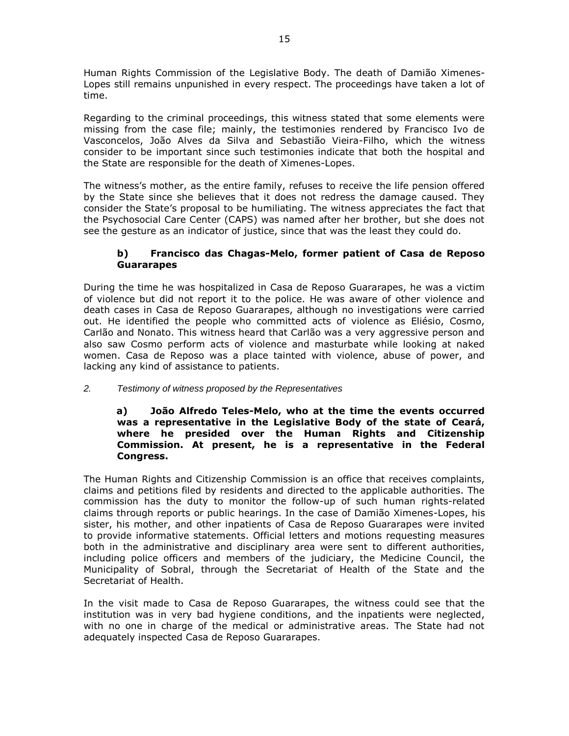Human Rights Commission of the Legislative Body. The death of Damião Ximenes-Lopes still remains unpunished in every respect. The proceedings have taken a lot of time.

Regarding to the criminal proceedings, this witness stated that some elements were missing from the case file; mainly, the testimonies rendered by Francisco Ivo de Vasconcelos, João Alves da Silva and Sebastião Vieira-Filho, which the witness consider to be important since such testimonies indicate that both the hospital and the State are responsible for the death of Ximenes-Lopes.

The witness's mother, as the entire family, refuses to receive the life pension offered by the State since she believes that it does not redress the damage caused. They consider the State's proposal to be humiliating. The witness appreciates the fact that the Psychosocial Care Center (CAPS) was named after her brother, but she does not see the gesture as an indicator of justice, since that was the least they could do.

**b) Francisco das Chagas-Melo, former patient of Casa de Reposo Guararapes**

During the time he was hospitalized in Casa de Reposo Guararapes, he was a victim of violence but did not report it to the police. He was aware of other violence and death cases in Casa de Reposo Guararapes, although no investigations were carried out. He identified the people who committed acts of violence as Eliésio, Cosmo, Carlão and Nonato. This witness heard that Carlão was a very aggressive person and also saw Cosmo perform acts of violence and masturbate while looking at naked women. Casa de Reposo was a place tainted with violence, abuse of power, and lacking any kind of assistance to patients.

*2. Testimony of witness proposed by the Representatives*

**a) João Alfredo Teles-Melo, who at the time the events occurred was a representative in the Legislative Body of the state of Ceará, where he presided over the Human Rights and Citizenship Commission. At present, he is a representative in the Federal Congress.**

The Human Rights and Citizenship Commission is an office that receives complaints, claims and petitions filed by residents and directed to the applicable authorities. The commission has the duty to monitor the follow-up of such human rights-related claims through reports or public hearings. In the case of Damião Ximenes-Lopes, his sister, his mother, and other inpatients of Casa de Reposo Guararapes were invited to provide informative statements. Official letters and motions requesting measures both in the administrative and disciplinary area were sent to different authorities, including police officers and members of the judiciary, the Medicine Council, the Municipality of Sobral, through the Secretariat of Health of the State and the Secretariat of Health.

In the visit made to Casa de Reposo Guararapes, the witness could see that the institution was in very bad hygiene conditions, and the inpatients were neglected, with no one in charge of the medical or administrative areas. The State had not adequately inspected Casa de Reposo Guararapes.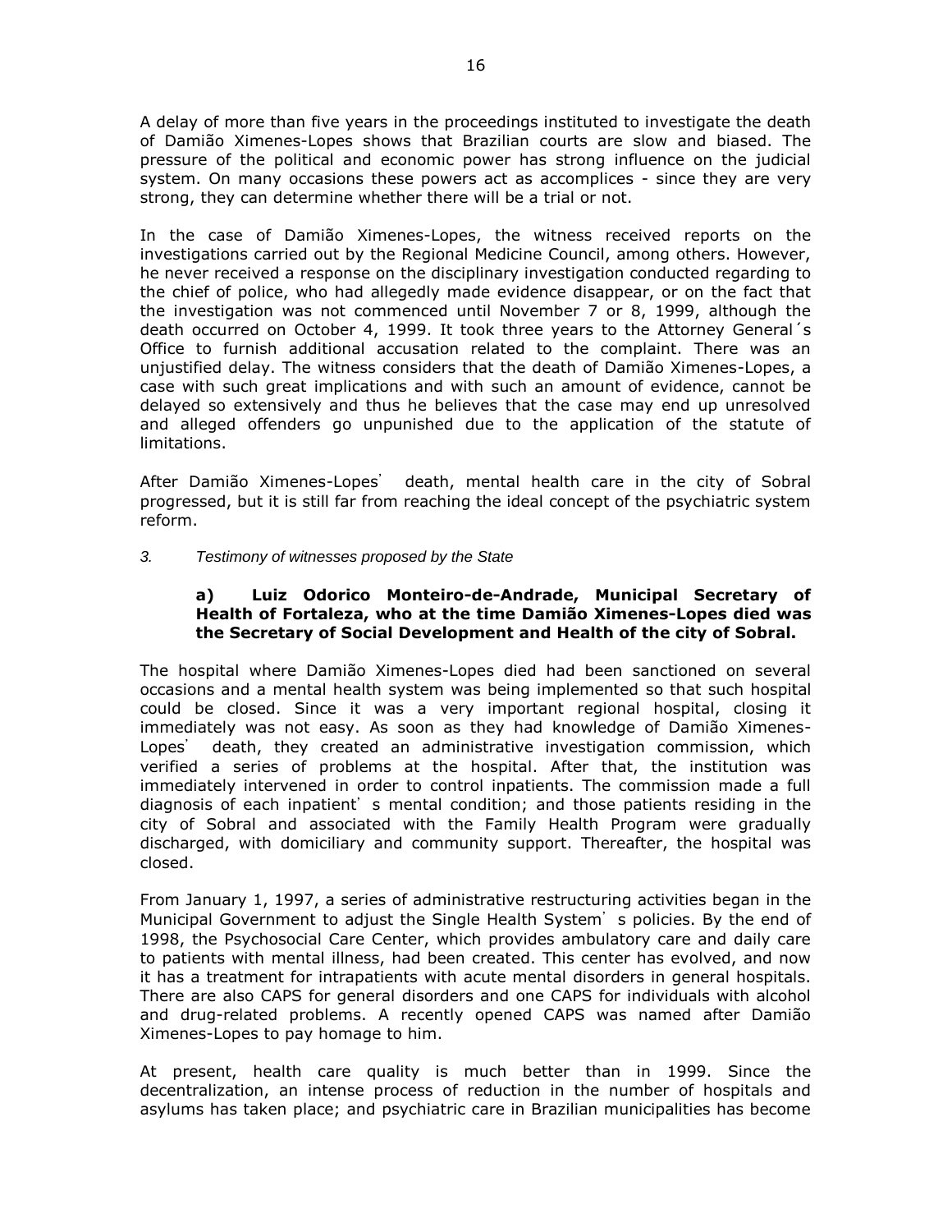A delay of more than five years in the proceedings instituted to investigate the death of Damião Ximenes-Lopes shows that Brazilian courts are slow and biased. The pressure of the political and economic power has strong influence on the judicial system. On many occasions these powers act as accomplices - since they are very strong, they can determine whether there will be a trial or not.

In the case of Damião Ximenes-Lopes, the witness received reports on the investigations carried out by the Regional Medicine Council, among others. However, he never received a response on the disciplinary investigation conducted regarding to the chief of police, who had allegedly made evidence disappear, or on the fact that the investigation was not commenced until November 7 or 8, 1999, although the death occurred on October 4, 1999. It took three years to the Attorney General´s Office to furnish additional accusation related to the complaint. There was an unjustified delay. The witness considers that the death of Damião Ximenes-Lopes, a case with such great implications and with such an amount of evidence, cannot be delayed so extensively and thus he believes that the case may end up unresolved and alleged offenders go unpunished due to the application of the statute of limitations.

After Damião Ximenes-Lopes' death, mental health care in the city of Sobral progressed, but it is still far from reaching the ideal concept of the psychiatric system reform.

*3. Testimony of witnesses proposed by the State*

**a) Luiz Odorico Monteiro-de-Andrade, Municipal Secretary of Health of Fortaleza, who at the time Damião Ximenes-Lopes died was the Secretary of Social Development and Health of the city of Sobral.**

The hospital where Damião Ximenes-Lopes died had been sanctioned on several occasions and a mental health system was being implemented so that such hospital could be closed. Since it was a very important regional hospital, closing it immediately was not easy. As soon as they had knowledge of Damião Ximenes-Lopes' death, they created an administrative investigation commission, which verified a series of problems at the hospital. After that, the institution was immediately intervened in order to control inpatients. The commission made a full diagnosis of each inpatient's mental condition; and those patients residing in the city of Sobral and associated with the Family Health Program were gradually discharged, with domiciliary and community support. Thereafter, the hospital was closed.

From January 1, 1997, a series of administrative restructuring activities began in the Municipal Government to adjust the Single Health System's policies. By the end of 1998, the Psychosocial Care Center, which provides ambulatory care and daily care to patients with mental illness, had been created. This center has evolved, and now it has a treatment for intrapatients with acute mental disorders in general hospitals. There are also CAPS for general disorders and one CAPS for individuals with alcohol and drug-related problems. A recently opened CAPS was named after Damião Ximenes-Lopes to pay homage to him.

At present, health care quality is much better than in 1999. Since the decentralization, an intense process of reduction in the number of hospitals and asylums has taken place; and psychiatric care in Brazilian municipalities has become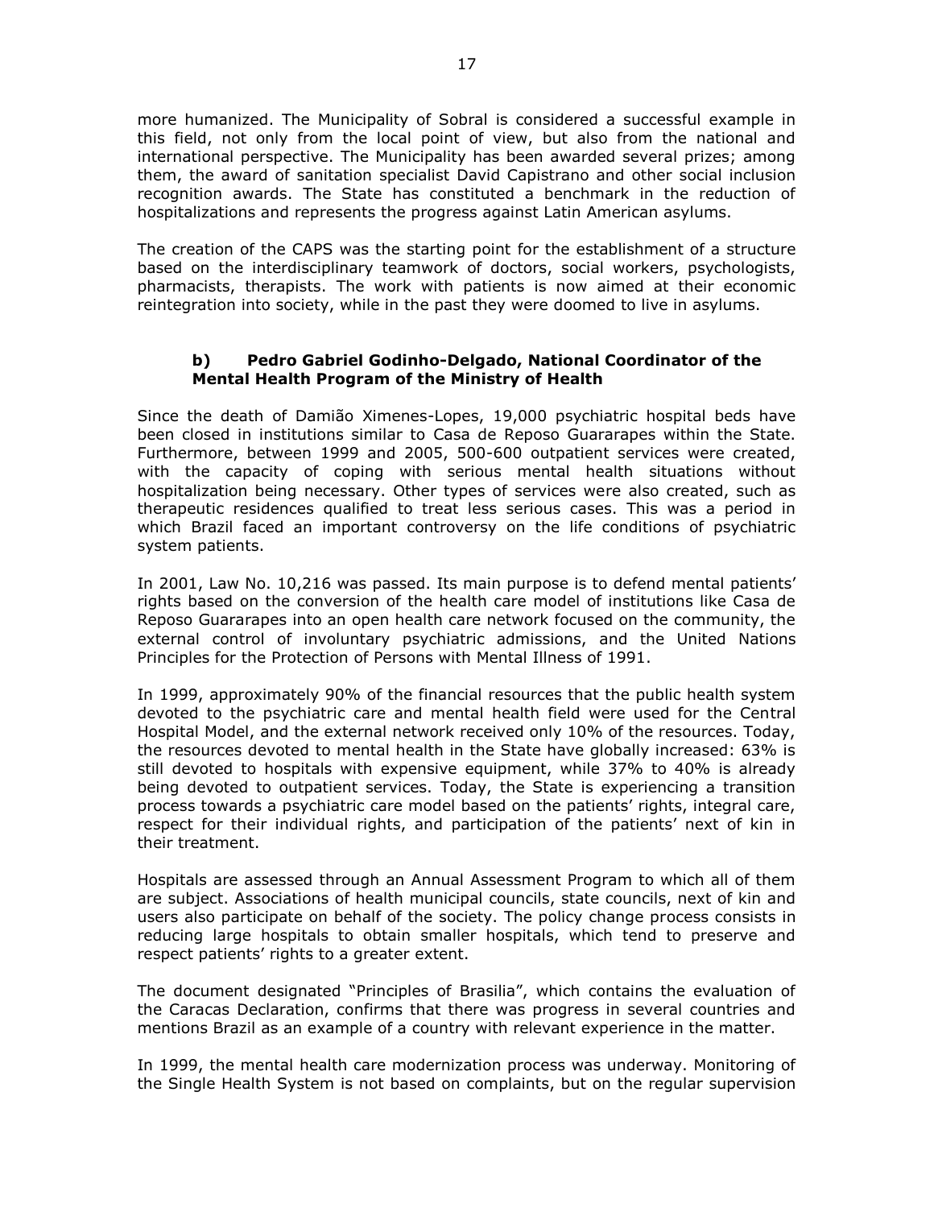more humanized. The Municipality of Sobral is considered a successful example in this field, not only from the local point of view, but also from the national and international perspective. The Municipality has been awarded several prizes; among them, the award of sanitation specialist David Capistrano and other social inclusion recognition awards. The State has constituted a benchmark in the reduction of hospitalizations and represents the progress against Latin American asylums.

The creation of the CAPS was the starting point for the establishment of a structure based on the interdisciplinary teamwork of doctors, social workers, psychologists, pharmacists, therapists. The work with patients is now aimed at their economic reintegration into society, while in the past they were doomed to live in asylums.

### b) Pedro Gabriel Godinho-Delgado, National Coordinator of the Mental Health Program of the Ministry of Health

Since the death of Damião Ximenes-Lopes, 19,000 psychiatric hospital beds have been closed in institutions similar to Casa de Reposo Guararapes within the State. Furthermore, between 1999 and 2005, 500-600 outpatient services were created, with the capacity of coping with serious mental health situations without hospitalization being necessary. Other types of services were also created, such as therapeutic residences qualified to treat less serious cases. This was a period in which Brazil faced an important controversy on the life conditions of psychiatric system patients.

In 2001, Law No. 10,216 was passed. Its main purpose is to defend mental patients' rights based on the conversion of the health care model of institutions like Casa de Reposo Guararapes into an open health care network focused on the community, the external control of involuntary psychiatric admissions, and the United Nations Principles for the Protection of Persons with Mental Illness of 1991.

In 1999, approximately 90% of the financial resources that the public health system devoted to the psychiatric care and mental health field were used for the Central Hospital Model, and the external network received only 10% of the resources. Today, the resources devoted to mental health in the State have globally increased: 63% is still devoted to hospitals with expensive equipment, while 37% to 40% is already being devoted to outpatient services. Today, the State is experiencing a transition process towards a psychiatric care model based on the patients' rights, integral care, respect for their individual rights, and participation of the patients' next of kin in their treatment.

Hospitals are assessed through an Annual Assessment Program to which all of them are subject. Associations of health municipal councils, state councils, next of kin and users also participate on behalf of the society. The policy change process consists in reducing large hospitals to obtain smaller hospitals, which tend to preserve and respect patients' rights to a greater extent.

The document designated "Principles of Brasilia", which contains the evaluation of the Caracas Declaration, confirms that there was progress in several countries and mentions Brazil as an example of a country with relevant experience in the matter.

In 1999, the mental health care modernization process was underway. Monitoring of the Single Health System is not based on complaints, but on the regular supervision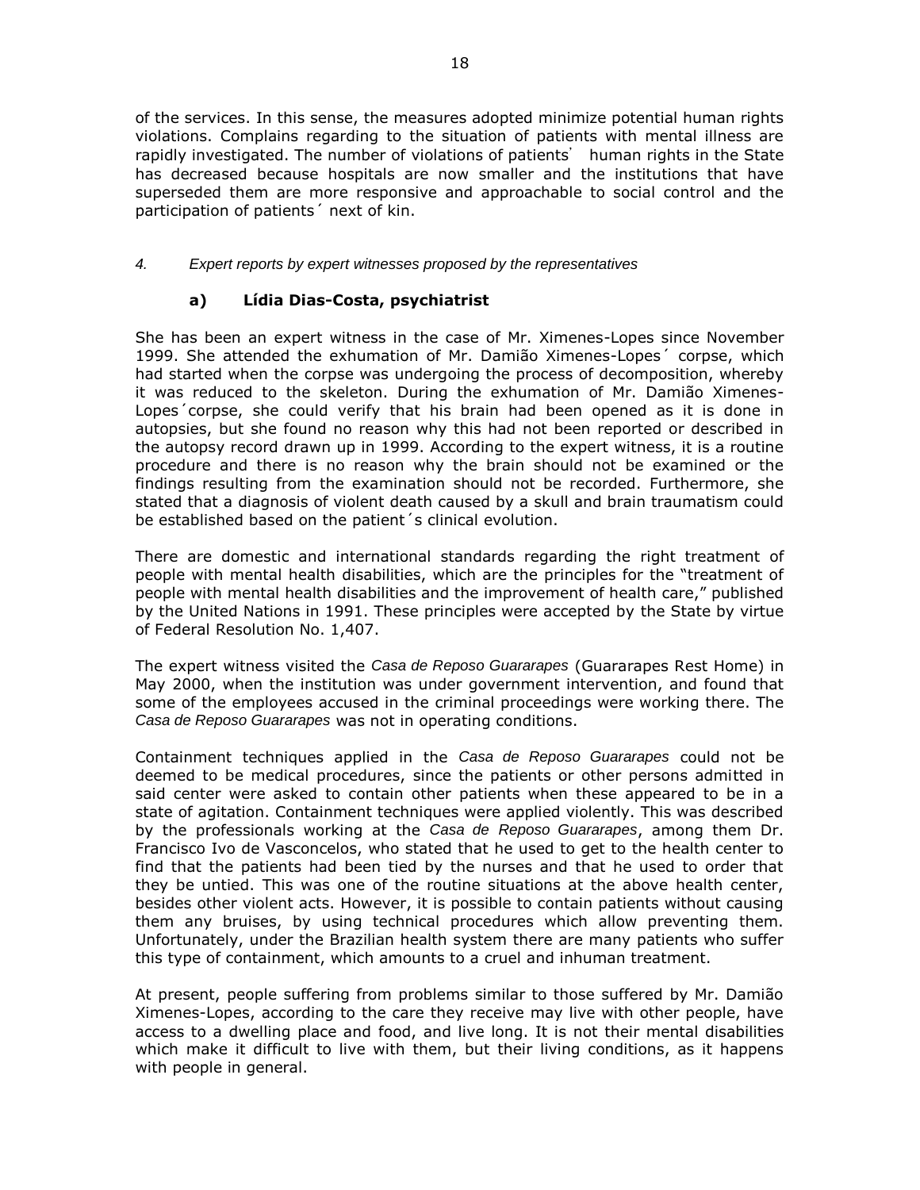of the services. In this sense, the measures adopted minimize potential human rights violations. Complains regarding to the situation of patients with mental illness are rapidly investigated. The number of violations of patients' human rights in the State has decreased because hospitals are now smaller and the institutions that have superseded them are more responsive and approachable to social control and the participation of patients´ next of kin.

#### *4. Expert reports by expert witnesses proposed by the representatives*

##### **a) Lídia Dias-Costa, psychiatrist**

She has been an expert witness in the case of Mr. Ximenes-Lopes since November 1999. She attended the exhumation of Mr. Damião Ximenes-Lopes´ corpse, which had started when the corpse was undergoing the process of decomposition, whereby it was reduced to the skeleton. During the exhumation of Mr. Damião Ximenes-Lopes´corpse, she could verify that his brain had been opened as it is done in autopsies, but she found no reason why this had not been reported or described in the autopsy record drawn up in 1999. According to the expert witness, it is a routine procedure and there is no reason why the brain should not be examined or the findings resulting from the examination should not be recorded. Furthermore, she stated that a diagnosis of violent death caused by a skull and brain traumatism could be established based on the patient´s clinical evolution.

There are domestic and international standards regarding the right treatment of people with mental health disabilities, which are the principles for the "treatment of people with mental health disabilities and the improvement of health care," published by the United Nations in 1991. These principles were accepted by the State by virtue of Federal Resolution No. 1,407.

The expert witness visited the *Casa de Reposo Guararapes* (Guararapes Rest Home) in May 2000, when the institution was under government intervention, and found that some of the employees accused in the criminal proceedings were working there. The *Casa de Reposo Guararapes* was not in operating conditions.

Containment techniques applied in the *Casa de Reposo Guararapes* could not be deemed to be medical procedures, since the patients or other persons admitted in said center were asked to contain other patients when these appeared to be in a state of agitation. Containment techniques were applied violently. This was described by the professionals working at the *Casa de Reposo Guararapes*, among them Dr. Francisco Ivo de Vasconcelos, who stated that he used to get to the health center to find that the patients had been tied by the nurses and that he used to order that they be untied. This was one of the routine situations at the above health center, besides other violent acts. However, it is possible to contain patients without causing them any bruises, by using technical procedures which allow preventing them. Unfortunately, under the Brazilian health system there are many patients who suffer this type of containment, which amounts to a cruel and inhuman treatment.

At present, people suffering from problems similar to those suffered by Mr. Damião Ximenes-Lopes, according to the care they receive may live with other people, have access to a dwelling place and food, and live long. It is not their mental disabilities which make it difficult to live with them, but their living conditions, as it happens with people in general.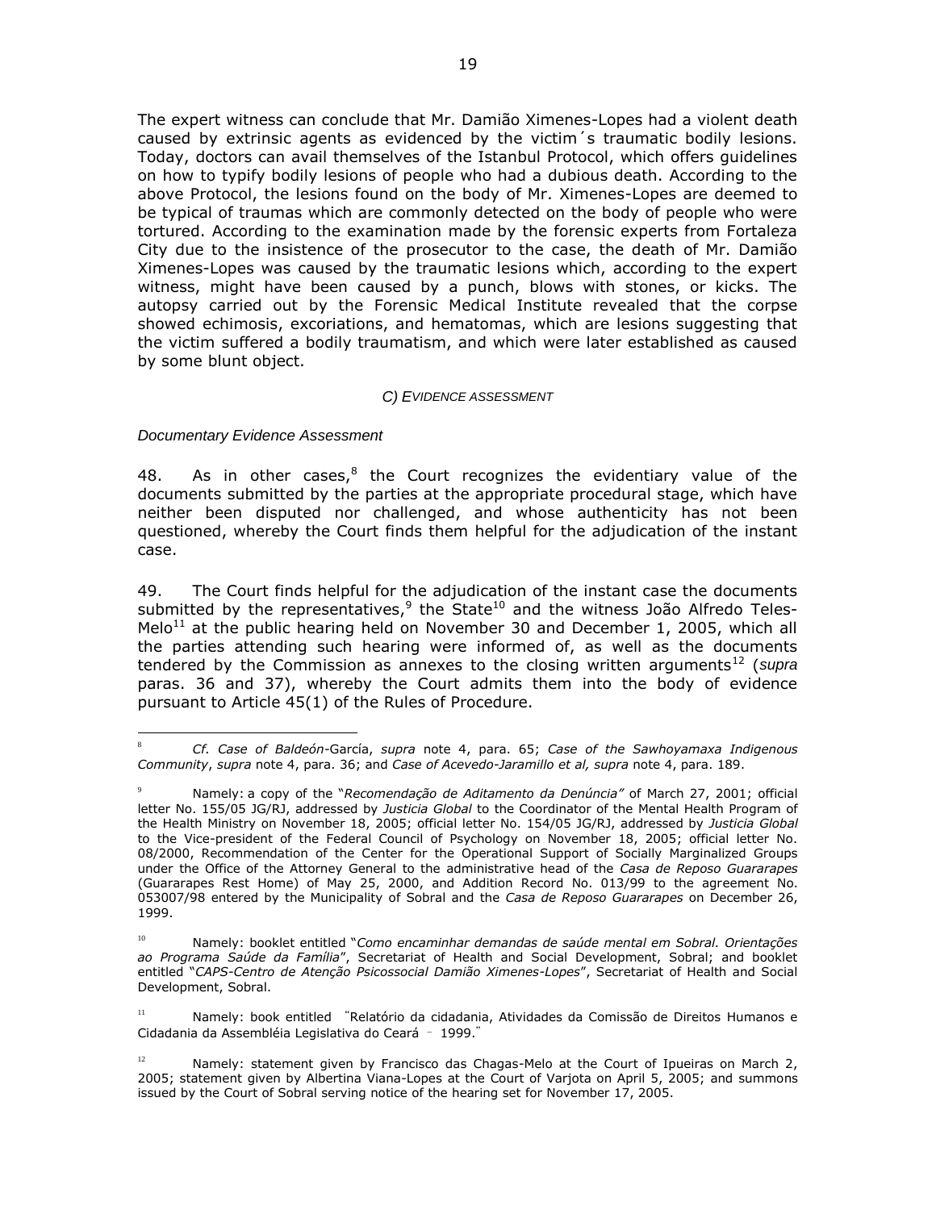The expert witness can conclude that Mr. Damião Ximenes-Lopes had a violent death caused by extrinsic agents as evidenced by the victim´s traumatic bodily lesions. Today, doctors can avail themselves of the Istanbul Protocol, which offers guidelines on how to typify bodily lesions of people who had a dubious death. According to the above Protocol, the lesions found on the body of Mr. Ximenes-Lopes are deemed to be typical of traumas which are commonly detected on the body of people who were tortured. According to the examination made by the forensic experts from Fortaleza City due to the insistence of the prosecutor to the case, the death of Mr. Damião Ximenes-Lopes was caused by the traumatic lesions which, according to the expert witness, might have been caused by a punch, blows with stones, or kicks. The autopsy carried out by the Forensic Medical Institute revealed that the corpse showed echimosis, excoriations, and hematomas, which are lesions suggesting that the victim suffered a bodily traumatism, and which were later established as caused by some blunt object.

### *C) EVIDENCE ASSESSMENT*

*Documentary Evidence Assessment*

48. As in other cases,[8] the Court recognizes the evidentiary value of the documents submitted by the parties at the appropriate procedural stage, which have neither been disputed nor challenged, and whose authenticity has not been questioned, whereby the Court finds them helpful for the adjudication of the instant case.

49. The Court finds helpful for the adjudication of the instant case the documents submitted by the representatives,[9] the State[10] and the witness João Alfredo Teles-Melo[11] at the public hearing held on November 30 and December 1, 2005, which all the parties attending such hearing were informed of, as well as the documents tendered by the Commission as annexes to the closing written arguments[12] (*supra* paras. 36 and 37), whereby the Court admits them into the body of evidence pursuant to Article 45(1) of the Rules of Procedure.

---

[8] *Cf. Case of Baldeón-*García, *supra* note 4, para. 65; *Case of the Sawhoyamaxa Indigenous Community*, *supra* note 4, para. 36; and *Case of Acevedo-Jaramillo et al, supra* note 4, para. 189.

[9] Namely: a copy of the "*Recomendação de Aditamento da Denúncia"* of March 27, 2001; official letter No. 155/05 JG/RJ, addressed by *Justicia Global* to the Coordinator of the Mental Health Program of the Health Ministry on November 18, 2005; official letter No. 154/05 JG/RJ, addressed by *Justicia Global* to the Vice-president of the Federal Council of Psychology on November 18, 2005; official letter No. 08/2000, Recommendation of the Center for the Operational Support of Socially Marginalized Groups under the Office of the Attorney General to the administrative head of the *Casa de Reposo Guararapes* (Guararapes Rest Home) of May 25, 2000, and Addition Record No. 013/99 to the agreement No. 053007/98 entered by the Municipality of Sobral and the *Casa de Reposo Guararapes* on December 26, 1999.

[10] Namely: booklet entitled "*Como encaminhar demandas de saúde mental em Sobral. Orientações ao Programa Saúde da Família*", Secretariat of Health and Social Development, Sobral; and booklet entitled "*CAPS-Centro de Atenção Psicossocial Damião Ximenes-Lopes*", Secretariat of Health and Social Development, Sobral.

[11] Namely: book entitled "Relatório da cidadania, Atividades da Comissão de Direitos Humanos e Cidadania da Assembléia Legislativa do Ceará – 1999."

[12] Namely: statement given by Francisco das Chagas-Melo at the Court of Ipueiras on March 2, 2005; statement given by Albertina Viana-Lopes at the Court of Varjota on April 5, 2005; and summons issued by the Court of Sobral serving notice of the hearing set for November 17, 2005.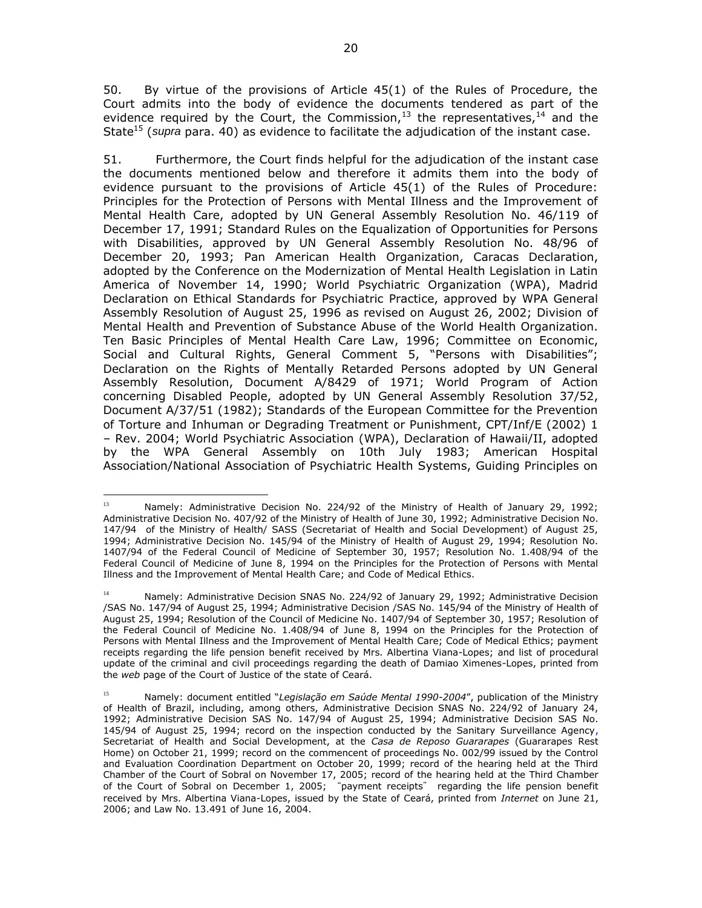50. By virtue of the provisions of Article 45(1) of the Rules of Procedure, the Court admits into the body of evidence the documents tendered as part of the evidence required by the Court, the Commission,[13] the representatives,[14] and the State[15] (*supra* para. 40) as evidence to facilitate the adjudication of the instant case.

51. Furthermore, the Court finds helpful for the adjudication of the instant case the documents mentioned below and therefore it admits them into the body of evidence pursuant to the provisions of Article 45(1) of the Rules of Procedure: Principles for the Protection of Persons with Mental Illness and the Improvement of Mental Health Care, adopted by UN General Assembly Resolution No. 46/119 of December 17, 1991; Standard Rules on the Equalization of Opportunities for Persons with Disabilities, approved by UN General Assembly Resolution No. 48/96 of December 20, 1993; Pan American Health Organization, Caracas Declaration, adopted by the Conference on the Modernization of Mental Health Legislation in Latin America of November 14, 1990; World Psychiatric Organization (WPA), Madrid Declaration on Ethical Standards for Psychiatric Practice, approved by WPA General Assembly Resolution of August 25, 1996 as revised on August 26, 2002; Division of Mental Health and Prevention of Substance Abuse of the World Health Organization. Ten Basic Principles of Mental Health Care Law, 1996; Committee on Economic, Social and Cultural Rights, General Comment 5, "Persons with Disabilities"; Declaration on the Rights of Mentally Retarded Persons adopted by UN General Assembly Resolution, Document A/8429 of 1971; World Program of Action concerning Disabled People, adopted by UN General Assembly Resolution 37/52, Document A/37/51 (1982); Standards of the European Committee for the Prevention of Torture and Inhuman or Degrading Treatment or Punishment, CPT/Inf/E (2002) 1 – Rev. 2004; World Psychiatric Association (WPA), Declaration of Hawaii/II, adopted by the WPA General Assembly on 10th July 1983; American Hospital Association/National Association of Psychiatric Health Systems, Guiding Principles on

---

[13] Namely: Administrative Decision No. 224/92 of the Ministry of Health of January 29, 1992; Administrative Decision No. 407/92 of the Ministry of Health of June 30, 1992; Administrative Decision No. 147/94 of the Ministry of Health/ SASS (Secretariat of Health and Social Development) of August 25, 1994; Administrative Decision No. 145/94 of the Ministry of Health of August 29, 1994; Resolution No. 1407/94 of the Federal Council of Medicine of September 30, 1957; Resolution No. 1.408/94 of the Federal Council of Medicine of June 8, 1994 on the Principles for the Protection of Persons with Mental Illness and the Improvement of Mental Health Care; and Code of Medical Ethics.

[14] Namely: Administrative Decision SNAS No. 224/92 of January 29, 1992; Administrative Decision /SAS No. 147/94 of August 25, 1994; Administrative Decision /SAS No. 145/94 of the Ministry of Health of August 25, 1994; Resolution of the Council of Medicine No. 1407/94 of September 30, 1957; Resolution of the Federal Council of Medicine No. 1.408/94 of June 8, 1994 on the Principles for the Protection of Persons with Mental Illness and the Improvement of Mental Health Care; Code of Medical Ethics; payment receipts regarding the life pension benefit received by Mrs. Albertina Viana-Lopes; and list of procedural update of the criminal and civil proceedings regarding the death of Damiao Ximenes-Lopes, printed from the *web* page of the Court of Justice of the state of Ceará.

[15] Namely: document entitled "*Legislação em Saúde Mental 1990-2004*", publication of the Ministry of Health of Brazil, including, among others, Administrative Decision SNAS No. 224/92 of January 24, 1992; Administrative Decision SAS No. 147/94 of August 25, 1994; Administrative Decision SAS No. 145/94 of August 25, 1994; record on the inspection conducted by the Sanitary Surveillance Agency, Secretariat of Health and Social Development, at the *Casa de Reposo Guararapes* (Guararapes Rest Home) on October 21, 1999; record on the commencent of proceedings No. 002/99 issued by the Control and Evaluation Coordination Department on October 20, 1999; record of the hearing held at the Third Chamber of the Court of Sobral on November 17, 2005; record of the hearing held at the Third Chamber of the Court of Sobral on December 1, 2005; "payment receipts" regarding the life pension benefit received by Mrs. Albertina Viana-Lopes, issued by the State of Ceará, printed from *Internet* on June 21, 2006; and Law No. 13.491 of June 16, 2004.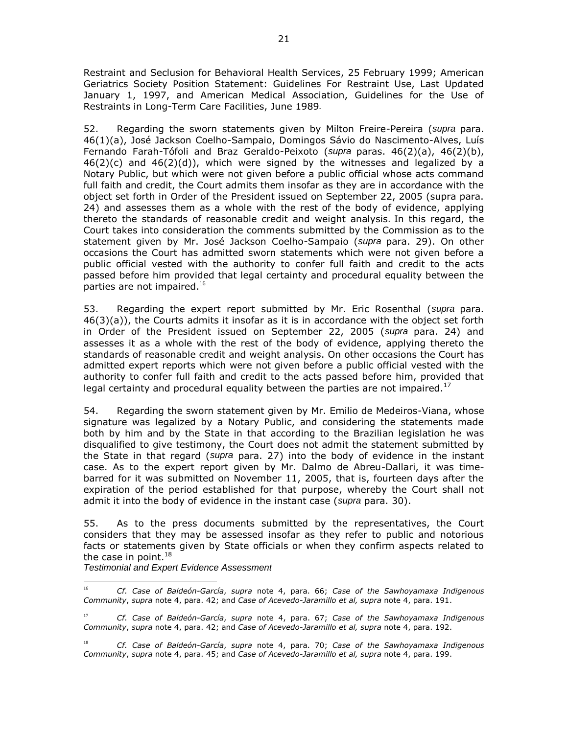Restraint and Seclusion for Behavioral Health Services, 25 February 1999; American Geriatrics Society Position Statement: Guidelines For Restraint Use, Last Updated January 1, 1997, and American Medical Association, Guidelines for the Use of Restraints in Long-Term Care Facilities, June 1989.

52. Regarding the sworn statements given by Milton Freire-Pereira (*supra* para. 46(1)(a), José Jackson Coelho-Sampaio, Domingos Sávio do Nascimento-Alves, Luís Fernando Farah-Tófoli and Braz Geraldo-Peixoto (*supra* paras. 46(2)(a), 46(2)(b), 46(2)(c) and 46(2)(d)), which were signed by the witnesses and legalized by a Notary Public, but which were not given before a public official whose acts command full faith and credit, the Court admits them insofar as they are in accordance with the object set forth in Order of the President issued on September 22, 2005 (supra para. 24) and assesses them as a whole with the rest of the body of evidence, applying thereto the standards of reasonable credit and weight analysis. In this regard, the Court takes into consideration the comments submitted by the Commission as to the statement given by Mr. José Jackson Coelho-Sampaio (*supra* para. 29). On other occasions the Court has admitted sworn statements which were not given before a public official vested with the authority to confer full faith and credit to the acts passed before him provided that legal certainty and procedural equality between the parties are not impaired.[16]

53. Regarding the expert report submitted by Mr. Eric Rosenthal (*supra* para. 46(3)(a)), the Courts admits it insofar as it is in accordance with the object set forth in Order of the President issued on September 22, 2005 (*supra* para. 24) and assesses it as a whole with the rest of the body of evidence, applying thereto the standards of reasonable credit and weight analysis. On other occasions the Court has admitted expert reports which were not given before a public official vested with the authority to confer full faith and credit to the acts passed before him, provided that legal certainty and procedural equality between the parties are not impaired.[17]

54. Regarding the sworn statement given by Mr. Emilio de Medeiros-Viana, whose signature was legalized by a Notary Public, and considering the statements made both by him and by the State in that according to the Brazilian legislation he was disqualified to give testimony, the Court does not admit the statement submitted by the State in that regard (*supra* para. 27) into the body of evidence in the instant case. As to the expert report given by Mr. Dalmo de Abreu-Dallari, it was time-barred for it was submitted on November 11, 2005, that is, fourteen days after the expiration of the period established for that purpose, whereby the Court shall not admit it into the body of evidence in the instant case (*supra* para. 30).

55. As to the press documents submitted by the representatives, the Court considers that they may be assessed insofar as they refer to public and notorious facts or statements given by State officials or when they confirm aspects related to the case in point.[18]

*Testimonial and Expert Evidence Assessment*

---

[16] *Cf. Case of Baldeón-García*, *supra* note 4, para. 66; *Case of the Sawhoyamaxa Indigenous Community*, *supra* note 4, para. 42; and *Case of Acevedo-Jaramillo et al, supra* note 4, para. 191.

[17] *Cf. Case of Baldeón-García*, *supra* note 4, para. 67; *Case of the Sawhoyamaxa Indigenous Community*, *supra* note 4, para. 42; and *Case of Acevedo-Jaramillo et al, supra* note 4, para. 192.

[18] *Cf. Case of Baldeón-García*, *supra* note 4, para. 70; *Case of the Sawhoyamaxa Indigenous Community*, *supra* note 4, para. 45; and *Case of Acevedo-Jaramillo et al, supra* note 4, para. 199.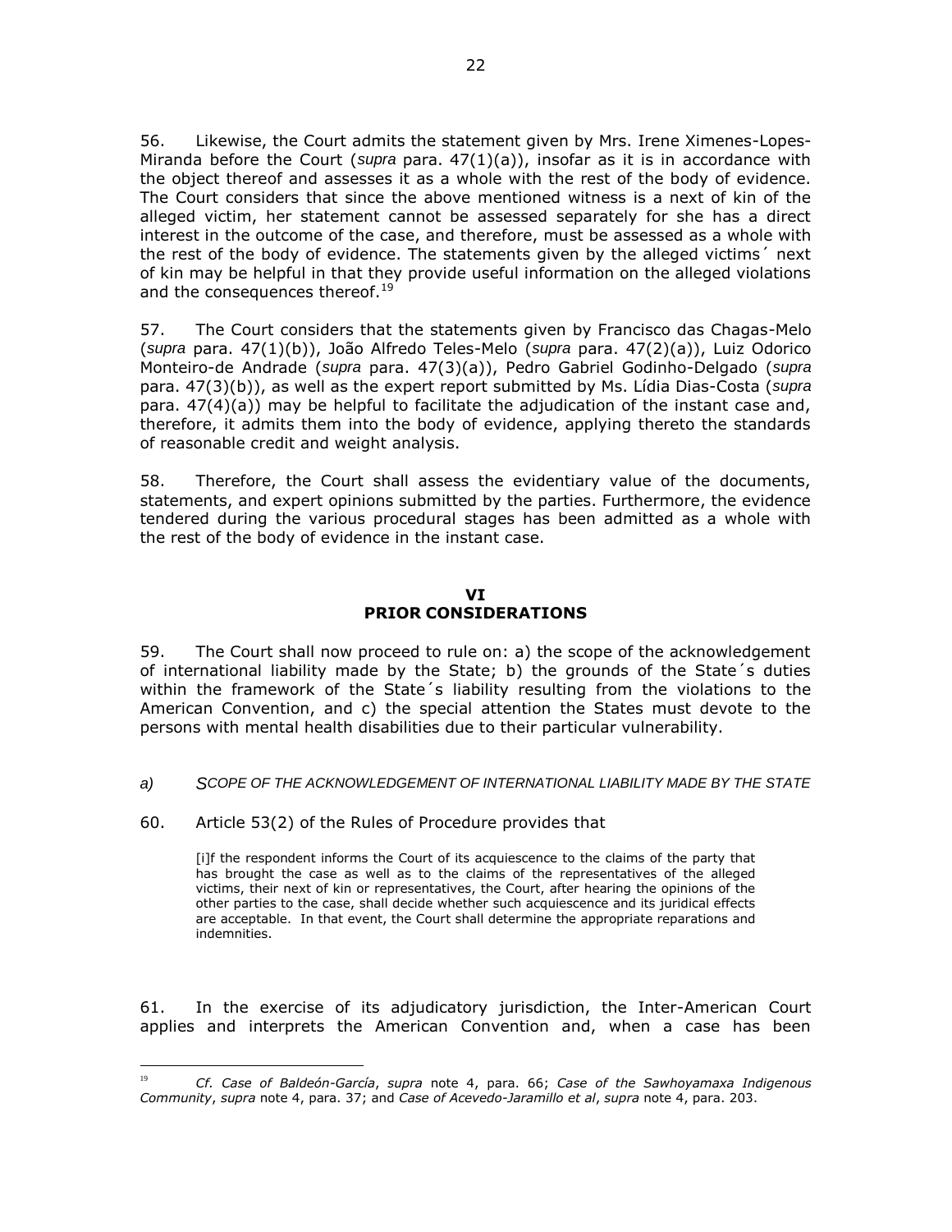56. Likewise, the Court admits the statement given by Mrs. Irene Ximenes-Lopes-Miranda before the Court (*supra* para. 47(1)(a)), insofar as it is in accordance with the object thereof and assesses it as a whole with the rest of the body of evidence. The Court considers that since the above mentioned witness is a next of kin of the alleged victim, her statement cannot be assessed separately for she has a direct interest in the outcome of the case, and therefore, must be assessed as a whole with the rest of the body of evidence. The statements given by the alleged victims´ next of kin may be helpful in that they provide useful information on the alleged violations and the consequences thereof.[19]

57. The Court considers that the statements given by Francisco das Chagas-Melo (*supra* para. 47(1)(b)), João Alfredo Teles-Melo (*supra* para. 47(2)(a)), Luiz Odorico Monteiro-de Andrade (*supra* para. 47(3)(a)), Pedro Gabriel Godinho-Delgado (*supra* para. 47(3)(b)), as well as the expert report submitted by Ms. Lídia Dias-Costa (*supra* para. 47(4)(a)) may be helpful to facilitate the adjudication of the instant case and, therefore, it admits them into the body of evidence, applying thereto the standards of reasonable credit and weight analysis.

58. Therefore, the Court shall assess the evidentiary value of the documents, statements, and expert opinions submitted by the parties. Furthermore, the evidence tendered during the various procedural stages has been admitted as a whole with the rest of the body of evidence in the instant case.

## VI
## PRIOR CONSIDERATIONS

59. The Court shall now proceed to rule on: a) the scope of the acknowledgement of international liability made by the State; b) the grounds of the State´s duties within the framework of the State´s liability resulting from the violations to the American Convention, and c) the special attention the States must devote to the persons with mental health disabilities due to their particular vulnerability.

### *a) SCOPE OF THE ACKNOWLEDGEMENT OF INTERNATIONAL LIABILITY MADE BY THE STATE*

60. Article 53(2) of the Rules of Procedure provides that

> [i]f the respondent informs the Court of its acquiescence to the claims of the party that has brought the case as well as to the claims of the representatives of the alleged victims, their next of kin or representatives, the Court, after hearing the opinions of the other parties to the case, shall decide whether such acquiescence and its juridical effects are acceptable. In that event, the Court shall determine the appropriate reparations and indemnities.

61. In the exercise of its adjudicatory jurisdiction, the Inter-American Court applies and interprets the American Convention and, when a case has been

---

[19] *Cf. Case of Baldeón-García*, *supra* note 4, para. 66; *Case of the Sawhoyamaxa Indigenous Community*, *supra* note 4, para. 37; and *Case of Acevedo-Jaramillo et al*, *supra* note 4, para. 203.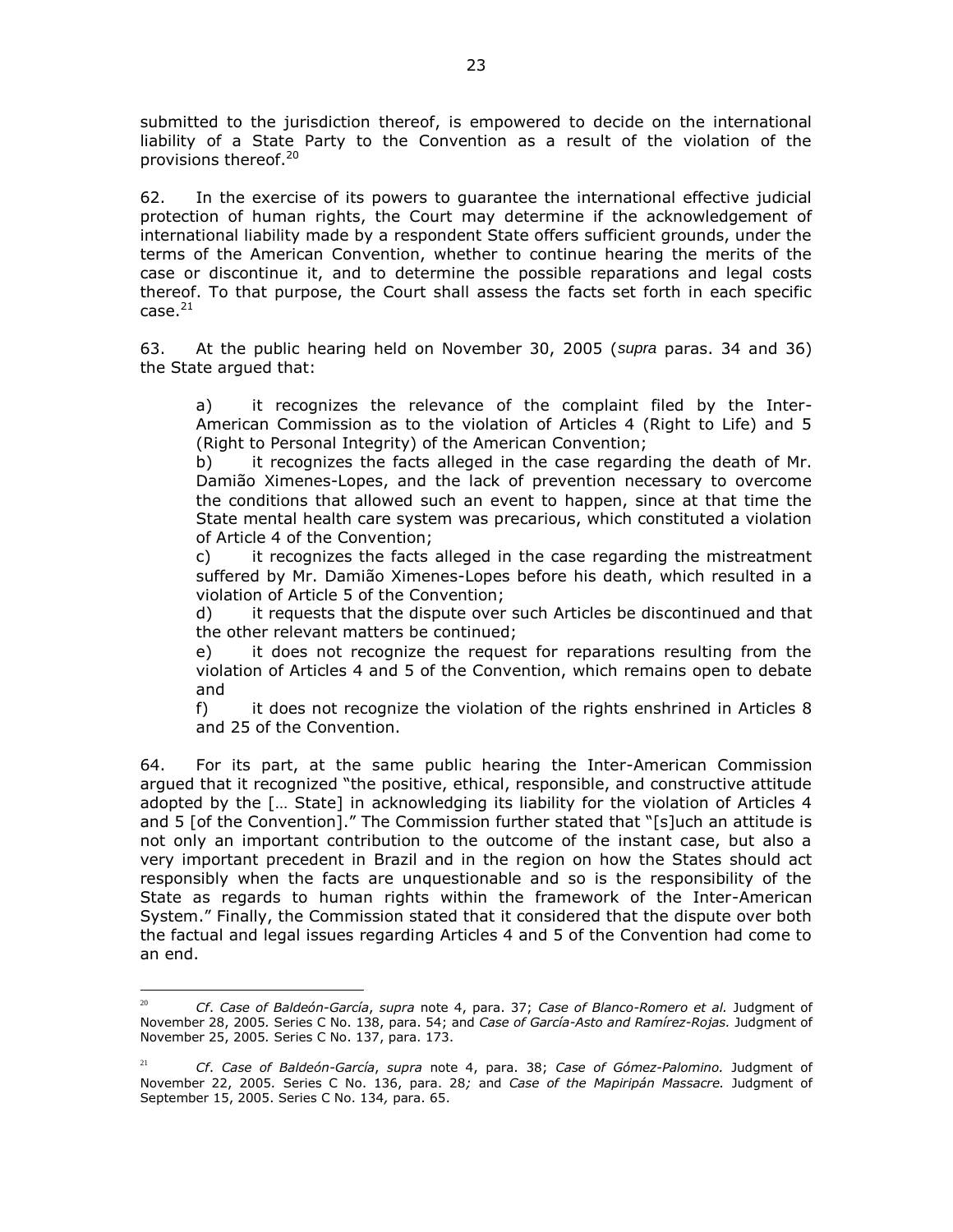submitted to the jurisdiction thereof, is empowered to decide on the international liability of a State Party to the Convention as a result of the violation of the provisions thereof.[20]

62. In the exercise of its powers to guarantee the international effective judicial protection of human rights, the Court may determine if the acknowledgement of international liability made by a respondent State offers sufficient grounds, under the terms of the American Convention, whether to continue hearing the merits of the case or discontinue it, and to determine the possible reparations and legal costs thereof. To that purpose, the Court shall assess the facts set forth in each specific case.[21]

63. At the public hearing held on November 30, 2005 (*supra* paras. 34 and 36) the State argued that:

> a) it recognizes the relevance of the complaint filed by the Inter-American Commission as to the violation of Articles 4 (Right to Life) and 5 (Right to Personal Integrity) of the American Convention;
> b) it recognizes the facts alleged in the case regarding the death of Mr. Damião Ximenes-Lopes, and the lack of prevention necessary to overcome the conditions that allowed such an event to happen, since at that time the State mental health care system was precarious, which constituted a violation of Article 4 of the Convention;
> c) it recognizes the facts alleged in the case regarding the mistreatment suffered by Mr. Damião Ximenes-Lopes before his death, which resulted in a violation of Article 5 of the Convention;
> d) it requests that the dispute over such Articles be discontinued and that the other relevant matters be continued;
> e) it does not recognize the request for reparations resulting from the violation of Articles 4 and 5 of the Convention, which remains open to debate and
> f) it does not recognize the violation of the rights enshrined in Articles 8 and 25 of the Convention.

64. For its part, at the same public hearing the Inter-American Commission argued that it recognized "the positive, ethical, responsible, and constructive attitude adopted by the [… State] in acknowledging its liability for the violation of Articles 4 and 5 [of the Convention]." The Commission further stated that "[s]uch an attitude is not only an important contribution to the outcome of the instant case, but also a very important precedent in Brazil and in the region on how the States should act responsibly when the facts are unquestionable and so is the responsibility of the State as regards to human rights within the framework of the Inter-American System." Finally, the Commission stated that it considered that the dispute over both the factual and legal issues regarding Articles 4 and 5 of the Convention had come to an end.

---

[20] *Cf*. *Case of Baldeón-García*, *supra* note 4, para. 37; *Case of Blanco-Romero et al.* Judgment of November 28, 2005. Series C No. 138, para. 54; and *Case of García-Asto and Ramírez-Rojas.* Judgment of November 25, 2005. Series C No. 137, para. 173.

[21] *Cf*. *Case of Baldeón-García*, *supra* note 4, para. 38; *Case of Gómez-Palomino.* Judgment of November 22, 2005. Series C No. 136, para. 28; and *Case of the Mapiripán Massacre.* Judgment of September 15, 2005. Series C No. 134, para. 65.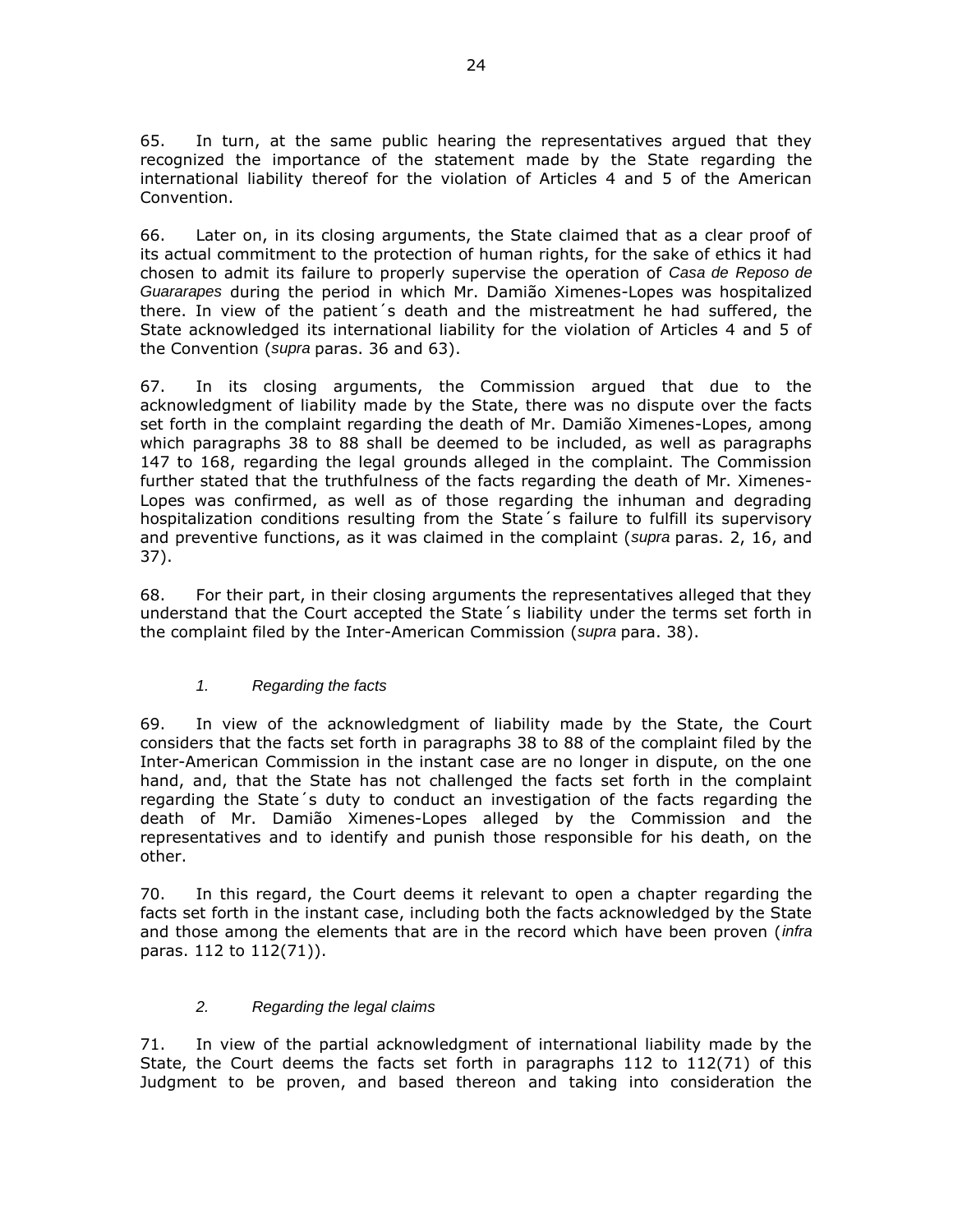65. In turn, at the same public hearing the representatives argued that they recognized the importance of the statement made by the State regarding the international liability thereof for the violation of Articles 4 and 5 of the American Convention.

66. Later on, in its closing arguments, the State claimed that as a clear proof of its actual commitment to the protection of human rights, for the sake of ethics it had chosen to admit its failure to properly supervise the operation of *Casa de Reposo de Guararapes* during the period in which Mr. Damião Ximenes-Lopes was hospitalized there. In view of the patient´s death and the mistreatment he had suffered, the State acknowledged its international liability for the violation of Articles 4 and 5 of the Convention (*supra* paras. 36 and 63).

67. In its closing arguments, the Commission argued that due to the acknowledgment of liability made by the State, there was no dispute over the facts set forth in the complaint regarding the death of Mr. Damião Ximenes-Lopes, among which paragraphs 38 to 88 shall be deemed to be included, as well as paragraphs 147 to 168, regarding the legal grounds alleged in the complaint. The Commission further stated that the truthfulness of the facts regarding the death of Mr. Ximenes-Lopes was confirmed, as well as of those regarding the inhuman and degrading hospitalization conditions resulting from the State´s failure to fulfill its supervisory and preventive functions, as it was claimed in the complaint (*supra* paras. 2, 16, and 37).

68. For their part, in their closing arguments the representatives alleged that they understand that the Court accepted the State´s liability under the terms set forth in the complaint filed by the Inter-American Commission (*supra* para. 38).

### *1. Regarding the facts*

69. In view of the acknowledgment of liability made by the State, the Court considers that the facts set forth in paragraphs 38 to 88 of the complaint filed by the Inter-American Commission in the instant case are no longer in dispute, on the one hand, and, that the State has not challenged the facts set forth in the complaint regarding the State´s duty to conduct an investigation of the facts regarding the death of Mr. Damião Ximenes-Lopes alleged by the Commission and the representatives and to identify and punish those responsible for his death, on the other.

70. In this regard, the Court deems it relevant to open a chapter regarding the facts set forth in the instant case, including both the facts acknowledged by the State and those among the elements that are in the record which have been proven (*infra* paras. 112 to 112(71)).

### *2. Regarding the legal claims*

71. In view of the partial acknowledgment of international liability made by the State, the Court deems the facts set forth in paragraphs 112 to 112(71) of this Judgment to be proven, and based thereon and taking into consideration the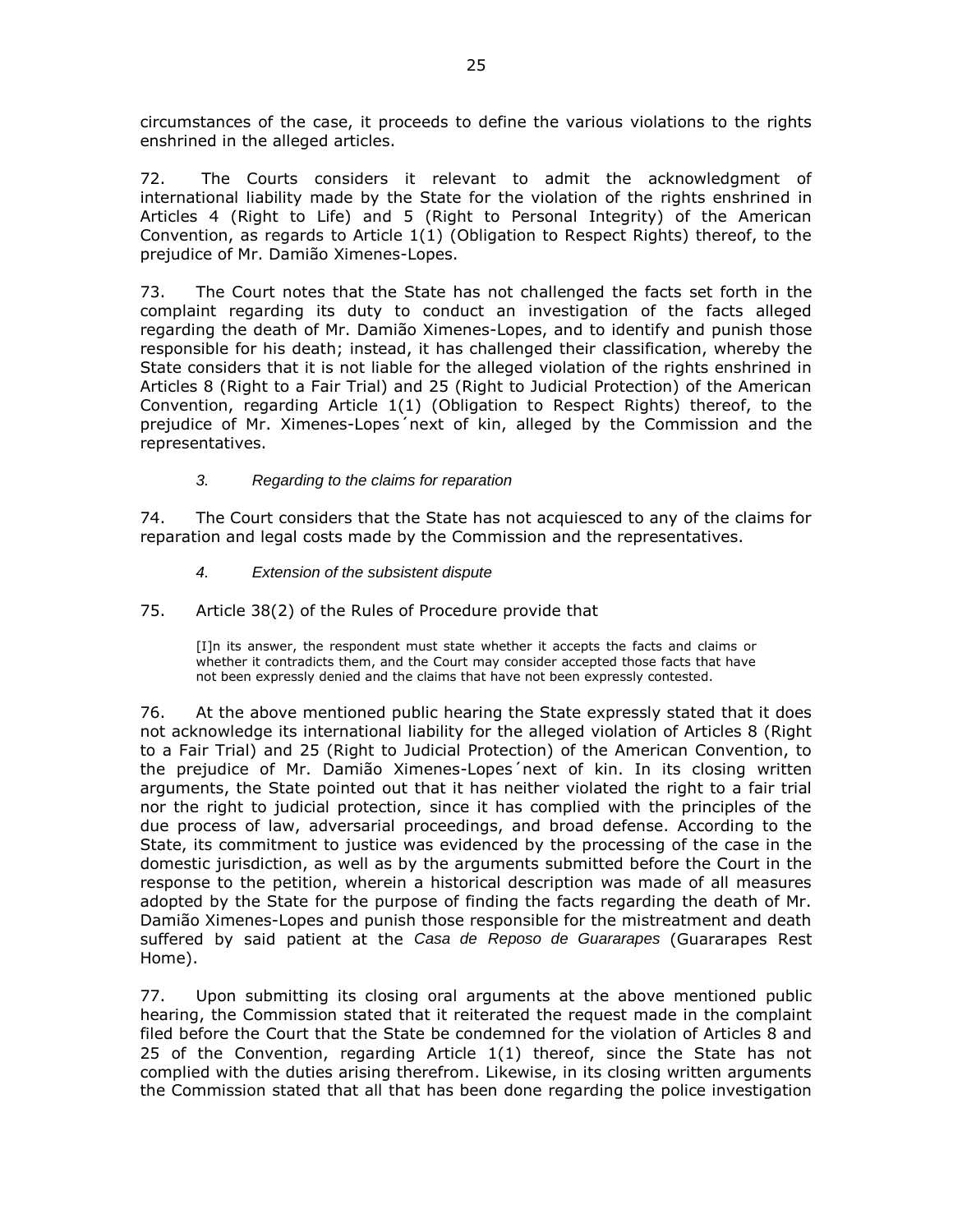circumstances of the case, it proceeds to define the various violations to the rights enshrined in the alleged articles.

72. The Courts considers it relevant to admit the acknowledgment of international liability made by the State for the violation of the rights enshrined in Articles 4 (Right to Life) and 5 (Right to Personal Integrity) of the American Convention, as regards to Article 1(1) (Obligation to Respect Rights) thereof, to the prejudice of Mr. Damião Ximenes-Lopes.

73. The Court notes that the State has not challenged the facts set forth in the complaint regarding its duty to conduct an investigation of the facts alleged regarding the death of Mr. Damião Ximenes-Lopes, and to identify and punish those responsible for his death; instead, it has challenged their classification, whereby the State considers that it is not liable for the alleged violation of the rights enshrined in Articles 8 (Right to a Fair Trial) and 25 (Right to Judicial Protection) of the American Convention, regarding Article 1(1) (Obligation to Respect Rights) thereof, to the prejudice of Mr. Ximenes-Lopes´next of kin, alleged by the Commission and the representatives.

### *3. Regarding to the claims for reparation*

74. The Court considers that the State has not acquiesced to any of the claims for reparation and legal costs made by the Commission and the representatives.

### *4. Extension of the subsistent dispute*

75. Article 38(2) of the Rules of Procedure provide that

> [I]n its answer, the respondent must state whether it accepts the facts and claims or whether it contradicts them, and the Court may consider accepted those facts that have not been expressly denied and the claims that have not been expressly contested.

76. At the above mentioned public hearing the State expressly stated that it does not acknowledge its international liability for the alleged violation of Articles 8 (Right to a Fair Trial) and 25 (Right to Judicial Protection) of the American Convention, to the prejudice of Mr. Damião Ximenes-Lopes´next of kin. In its closing written arguments, the State pointed out that it has neither violated the right to a fair trial nor the right to judicial protection, since it has complied with the principles of the due process of law, adversarial proceedings, and broad defense. According to the State, its commitment to justice was evidenced by the processing of the case in the domestic jurisdiction, as well as by the arguments submitted before the Court in the response to the petition, wherein a historical description was made of all measures adopted by the State for the purpose of finding the facts regarding the death of Mr. Damião Ximenes-Lopes and punish those responsible for the mistreatment and death suffered by said patient at the *Casa de Reposo de Guararapes* (Guararapes Rest Home).

77. Upon submitting its closing oral arguments at the above mentioned public hearing, the Commission stated that it reiterated the request made in the complaint filed before the Court that the State be condemned for the violation of Articles 8 and 25 of the Convention, regarding Article 1(1) thereof, since the State has not complied with the duties arising therefrom. Likewise, in its closing written arguments the Commission stated that all that has been done regarding the police investigation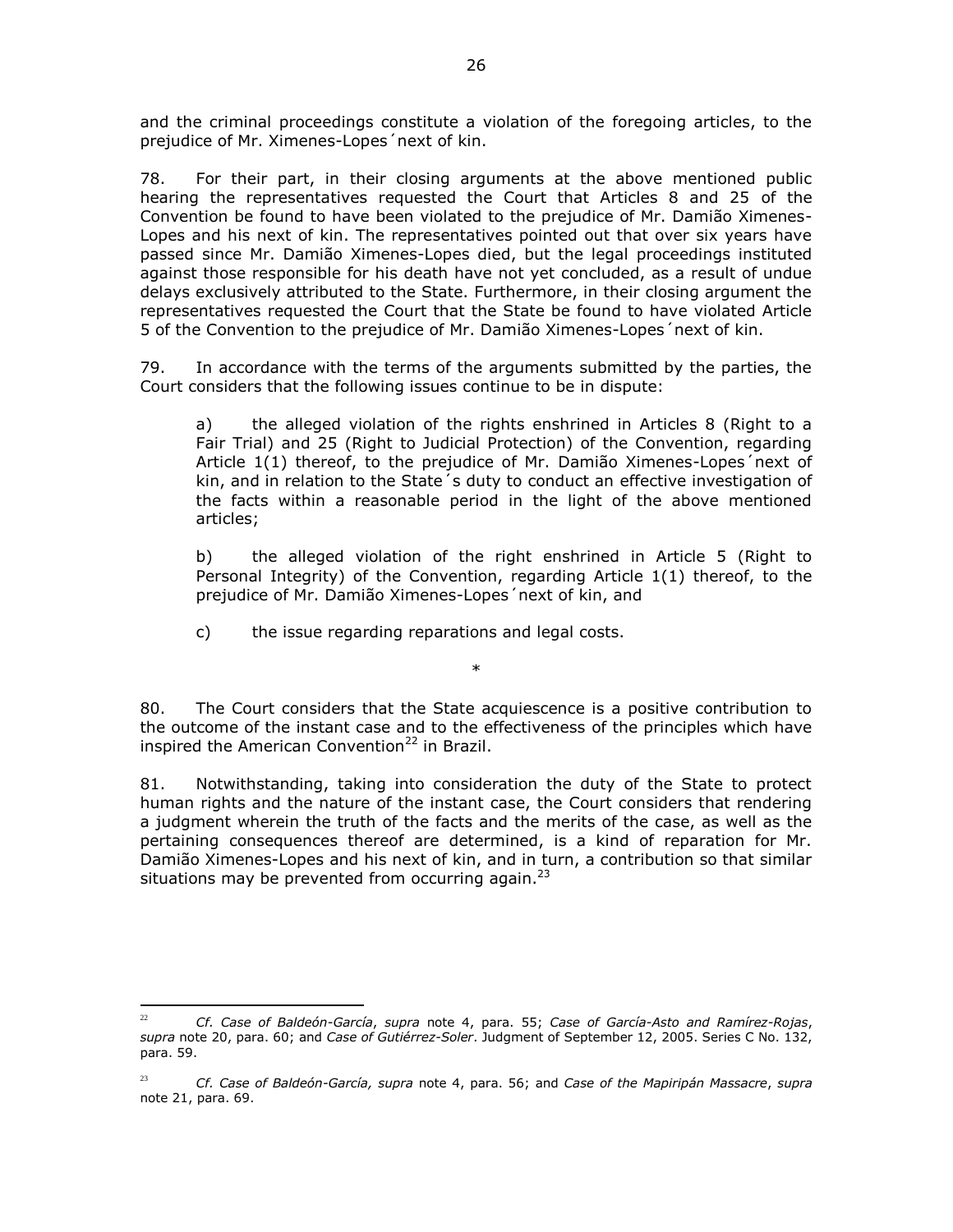and the criminal proceedings constitute a violation of the foregoing articles, to the prejudice of Mr. Ximenes-Lopes´next of kin.

78. For their part, in their closing arguments at the above mentioned public hearing the representatives requested the Court that Articles 8 and 25 of the Convention be found to have been violated to the prejudice of Mr. Damião Ximenes-Lopes and his next of kin. The representatives pointed out that over six years have passed since Mr. Damião Ximenes-Lopes died, but the legal proceedings instituted against those responsible for his death have not yet concluded, as a result of undue delays exclusively attributed to the State. Furthermore, in their closing argument the representatives requested the Court that the State be found to have violated Article 5 of the Convention to the prejudice of Mr. Damião Ximenes-Lopes´next of kin.

79. In accordance with the terms of the arguments submitted by the parties, the Court considers that the following issues continue to be in dispute:

> a) the alleged violation of the rights enshrined in Articles 8 (Right to a Fair Trial) and 25 (Right to Judicial Protection) of the Convention, regarding Article 1(1) thereof, to the prejudice of Mr. Damião Ximenes-Lopes´next of kin, and in relation to the State´s duty to conduct an effective investigation of the facts within a reasonable period in the light of the above mentioned articles;
>
> b) the alleged violation of the right enshrined in Article 5 (Right to Personal Integrity) of the Convention, regarding Article 1(1) thereof, to the prejudice of Mr. Damião Ximenes-Lopes´next of kin, and
>
> c) the issue regarding reparations and legal costs.

*

80. The Court considers that the State acquiescence is a positive contribution to the outcome of the instant case and to the effectiveness of the principles which have inspired the American Convention[22] in Brazil.

81. Notwithstanding, taking into consideration the duty of the State to protect human rights and the nature of the instant case, the Court considers that rendering a judgment wherein the truth of the facts and the merits of the case, as well as the pertaining consequences thereof are determined, is a kind of reparation for Mr. Damião Ximenes-Lopes and his next of kin, and in turn, a contribution so that similar situations may be prevented from occurring again.[23]

---

[22] *Cf. Case of Baldeón-García*, *supra* note 4, para. 55; *Case of García-Asto and Ramírez-Rojas*, *supra* note 20, para. 60; and *Case of Gutiérrez-Soler*. Judgment of September 12, 2005. Series C No. 132, para. 59.

[23] *Cf. Case of Baldeón-García, supra* note 4, para. 56; and *Case of the Mapiripán Massacre*, *supra* note 21, para. 69.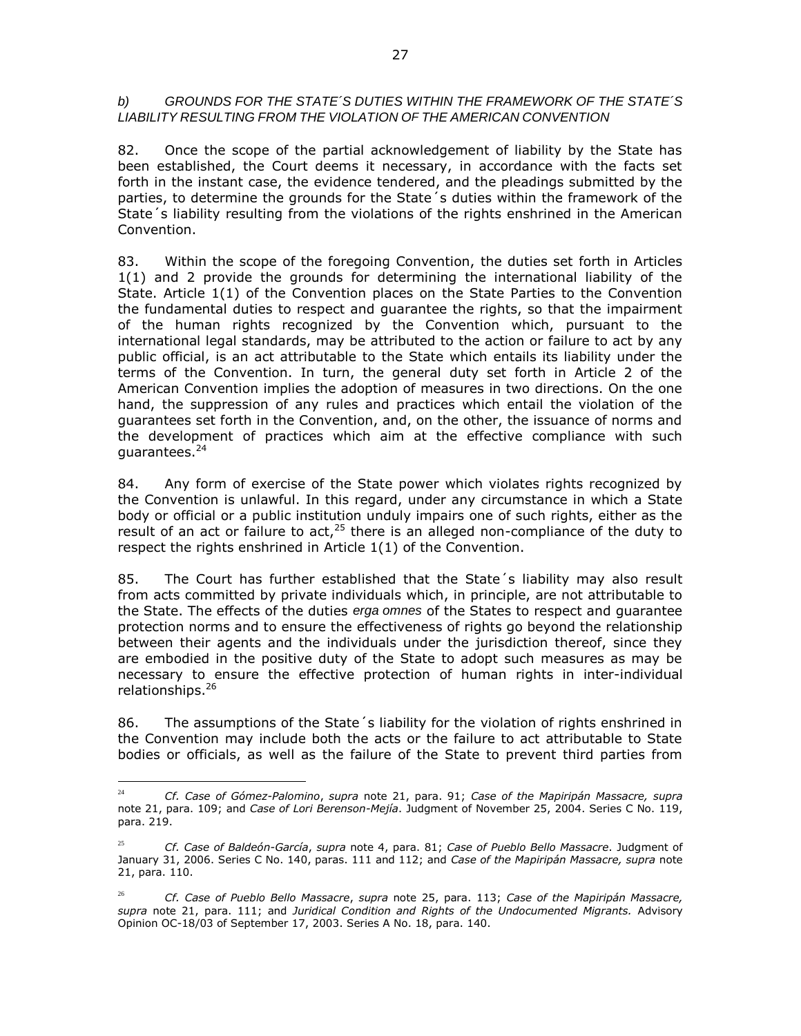*b) GROUNDS FOR THE STATE´S DUTIES WITHIN THE FRAMEWORK OF THE STATE´S LIABILITY RESULTING FROM THE VIOLATION OF THE AMERICAN CONVENTION*

82. Once the scope of the partial acknowledgement of liability by the State has been established, the Court deems it necessary, in accordance with the facts set forth in the instant case, the evidence tendered, and the pleadings submitted by the parties, to determine the grounds for the State´s duties within the framework of the State´s liability resulting from the violations of the rights enshrined in the American Convention.

83. Within the scope of the foregoing Convention, the duties set forth in Articles 1(1) and 2 provide the grounds for determining the international liability of the State. Article 1(1) of the Convention places on the State Parties to the Convention the fundamental duties to respect and guarantee the rights, so that the impairment of the human rights recognized by the Convention which, pursuant to the international legal standards, may be attributed to the action or failure to act by any public official, is an act attributable to the State which entails its liability under the terms of the Convention. In turn, the general duty set forth in Article 2 of the American Convention implies the adoption of measures in two directions. On the one hand, the suppression of any rules and practices which entail the violation of the guarantees set forth in the Convention, and, on the other, the issuance of norms and the development of practices which aim at the effective compliance with such guarantees.[24]

84. Any form of exercise of the State power which violates rights recognized by the Convention is unlawful. In this regard, under any circumstance in which a State body or official or a public institution unduly impairs one of such rights, either as the result of an act or failure to act,[25] there is an alleged non-compliance of the duty to respect the rights enshrined in Article 1(1) of the Convention.

85. The Court has further established that the State´s liability may also result from acts committed by private individuals which, in principle, are not attributable to the State. The effects of the duties *erga omnes* of the States to respect and guarantee protection norms and to ensure the effectiveness of rights go beyond the relationship between their agents and the individuals under the jurisdiction thereof, since they are embodied in the positive duty of the State to adopt such measures as may be necessary to ensure the effective protection of human rights in inter-individual relationships.[26]

86. The assumptions of the State´s liability for the violation of rights enshrined in the Convention may include both the acts or the failure to act attributable to State bodies or officials, as well as the failure of the State to prevent third parties from

---

[24] *Cf. Case of Gómez-Palomino*, *supra* note 21, para. 91; *Case of the Mapiripán Massacre, supra* note 21, para. 109; and *Case of Lori Berenson-Mejía*. Judgment of November 25, 2004. Series C No. 119, para. 219.

[25] *Cf. Case of Baldeón-García*, *supra* note 4, para. 81; *Case of Pueblo Bello Massacre*. Judgment of January 31, 2006. Series C No. 140, paras. 111 and 112; and *Case of the Mapiripán Massacre, supra* note 21, para. 110.

[26] *Cf. Case of Pueblo Bello Massacre*, *supra* note 25, para. 113; *Case of the Mapiripán Massacre, supra* note 21, para. 111; and *Juridical Condition and Rights of the Undocumented Migrants.* Advisory Opinion OC-18/03 of September 17, 2003. Series A No. 18, para. 140.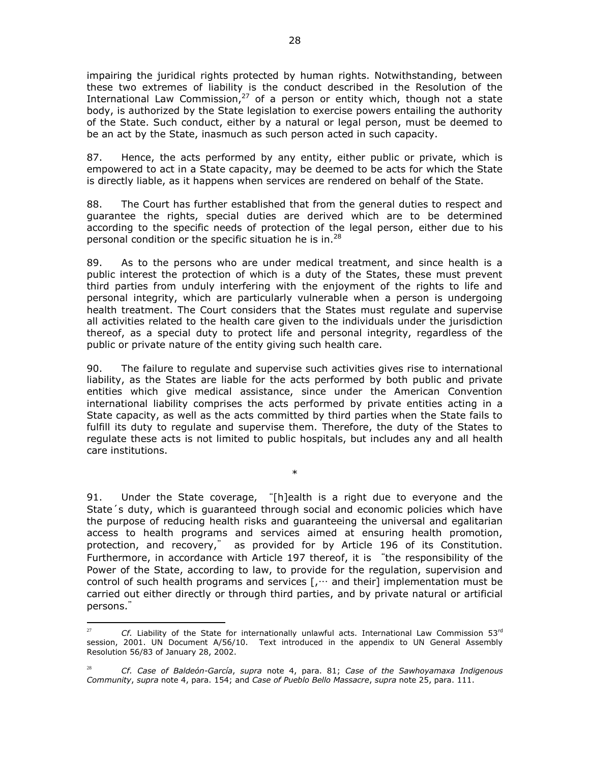impairing the juridical rights protected by human rights. Notwithstanding, between these two extremes of liability is the conduct described in the Resolution of the International Law Commission,[27] of a person or entity which, though not a state body, is authorized by the State legislation to exercise powers entailing the authority of the State. Such conduct, either by a natural or legal person, must be deemed to be an act by the State, inasmuch as such person acted in such capacity.

87. Hence, the acts performed by any entity, either public or private, which is empowered to act in a State capacity, may be deemed to be acts for which the State is directly liable, as it happens when services are rendered on behalf of the State.

88. The Court has further established that from the general duties to respect and guarantee the rights, special duties are derived which are to be determined according to the specific needs of protection of the legal person, either due to his personal condition or the specific situation he is in.[28]

89. As to the persons who are under medical treatment, and since health is a public interest the protection of which is a duty of the States, these must prevent third parties from unduly interfering with the enjoyment of the rights to life and personal integrity, which are particularly vulnerable when a person is undergoing health treatment. The Court considers that the States must regulate and supervise all activities related to the health care given to the individuals under the jurisdiction thereof, as a special duty to protect life and personal integrity, regardless of the public or private nature of the entity giving such health care.

90. The failure to regulate and supervise such activities gives rise to international liability, as the States are liable for the acts performed by both public and private entities which give medical assistance, since under the American Convention international liability comprises the acts performed by private entities acting in a State capacity, as well as the acts committed by third parties when the State fails to fulfill its duty to regulate and supervise them. Therefore, the duty of the States to regulate these acts is not limited to public hospitals, but includes any and all health care institutions.

*

91. Under the State coverage, "[h]ealth is a right due to everyone and the State´s duty, which is guaranteed through social and economic policies which have the purpose of reducing health risks and guaranteeing the universal and egalitarian access to health programs and services aimed at ensuring health promotion, protection, and recovery," as provided for by Article 196 of its Constitution. Furthermore, in accordance with Article 197 thereof, it is "the responsibility of the Power of the State, according to law, to provide for the regulation, supervision and control of such health programs and services [,… and their] implementation must be carried out either directly or through third parties, and by private natural or artificial persons."

---

[27] *Cf.* Liability of the State for internationally unlawful acts. International Law Commission 53rd session, 2001. UN Document A/56/10. Text introduced in the appendix to UN General Assembly Resolution 56/83 of January 28, 2002.

[28] *Cf. Case of Baldeón-García*, *supra* note 4, para. 81; *Case of the Sawhoyamaxa Indigenous Community*, *supra* note 4, para. 154; and *Case of Pueblo Bello Massacre*, *supra* note 25, para. 111.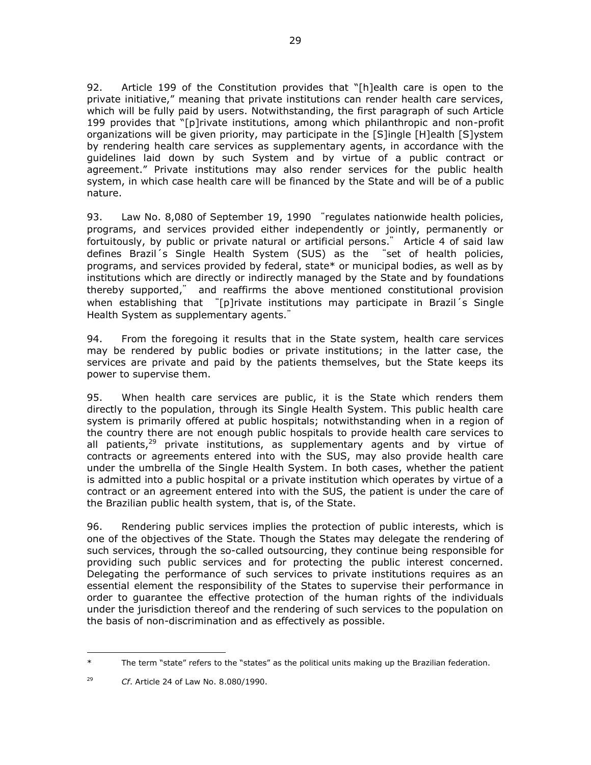92. Article 199 of the Constitution provides that "[h]ealth care is open to the private initiative," meaning that private institutions can render health care services, which will be fully paid by users. Notwithstanding, the first paragraph of such Article 199 provides that "[p]rivate institutions, among which philanthropic and non-profit organizations will be given priority, may participate in the [S]ingle [H]ealth [S]ystem by rendering health care services as supplementary agents, in accordance with the guidelines laid down by such System and by virtue of a public contract or agreement." Private institutions may also render services for the public health system, in which case health care will be financed by the State and will be of a public nature.

93. Law No. 8,080 of September 19, 1990 "regulates nationwide health policies, programs, and services provided either independently or jointly, permanently or fortuitously, by public or private natural or artificial persons." Article 4 of said law defines Brazil´s Single Health System (SUS) as the "set of health policies, programs, and services provided by federal, state* or municipal bodies, as well as by institutions which are directly or indirectly managed by the State and by foundations thereby supported," and reaffirms the above mentioned constitutional provision when establishing that "[p]rivate institutions may participate in Brazil´s Single Health System as supplementary agents."

94. From the foregoing it results that in the State system, health care services may be rendered by public bodies or private institutions; in the latter case, the services are private and paid by the patients themselves, but the State keeps its power to supervise them.

95. When health care services are public, it is the State which renders them directly to the population, through its Single Health System. This public health care system is primarily offered at public hospitals; notwithstanding when in a region of the country there are not enough public hospitals to provide health care services to all patients,[29] private institutions, as supplementary agents and by virtue of contracts or agreements entered into with the SUS, may also provide health care under the umbrella of the Single Health System. In both cases, whether the patient is admitted into a public hospital or a private institution which operates by virtue of a contract or an agreement entered into with the SUS, the patient is under the care of the Brazilian public health system, that is, of the State.

96. Rendering public services implies the protection of public interests, which is one of the objectives of the State. Though the States may delegate the rendering of such services, through the so-called outsourcing, they continue being responsible for providing such public services and for protecting the public interest concerned. Delegating the performance of such services to private institutions requires as an essential element the responsibility of the States to supervise their performance in order to guarantee the effective protection of the human rights of the individuals under the jurisdiction thereof and the rendering of such services to the population on the basis of non-discrimination and as effectively as possible.

---

\* The term "state" refers to the "states" as the political units making up the Brazilian federation.

[29] *Cf*. Article 24 of Law No. 8.080/1990.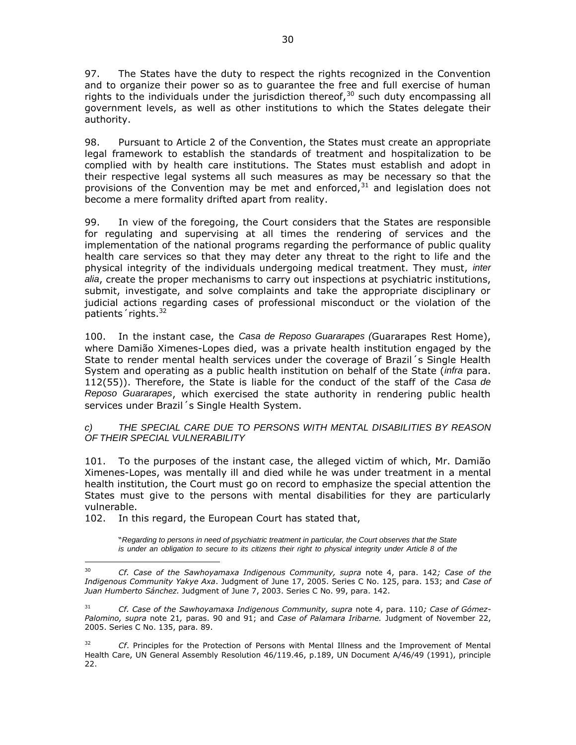97. The States have the duty to respect the rights recognized in the Convention and to organize their power so as to guarantee the free and full exercise of human rights to the individuals under the jurisdiction thereof,[30] such duty encompassing all government levels, as well as other institutions to which the States delegate their authority.

98. Pursuant to Article 2 of the Convention, the States must create an appropriate legal framework to establish the standards of treatment and hospitalization to be complied with by health care institutions. The States must establish and adopt in their respective legal systems all such measures as may be necessary so that the provisions of the Convention may be met and enforced,[31] and legislation does not become a mere formality drifted apart from reality.

99. In view of the foregoing, the Court considers that the States are responsible for regulating and supervising at all times the rendering of services and the implementation of the national programs regarding the performance of public quality health care services so that they may deter any threat to the right to life and the physical integrity of the individuals undergoing medical treatment. They must, *inter alia*, create the proper mechanisms to carry out inspections at psychiatric institutions, submit, investigate, and solve complaints and take the appropriate disciplinary or judicial actions regarding cases of professional misconduct or the violation of the patients´rights.[32]

100. In the instant case, the *Casa de Reposo Guararapes (*Guararapes Rest Home), where Damião Ximenes-Lopes died, was a private health institution engaged by the State to render mental health services under the coverage of Brazil´s Single Health System and operating as a public health institution on behalf of the State (*infra* para. 112(55)). Therefore, the State is liable for the conduct of the staff of the *Casa de Reposo Guararapes*, which exercised the state authority in rendering public health services under Brazil´s Single Health System.

*c) THE SPECIAL CARE DUE TO PERSONS WITH MENTAL DISABILITIES BY REASON OF THEIR SPECIAL VULNERABILITY*

101. To the purposes of the instant case, the alleged victim of which, Mr. Damião Ximenes-Lopes, was mentally ill and died while he was under treatment in a mental health institution, the Court must go on record to emphasize the special attention the States must give to the persons with mental disabilities for they are particularly vulnerable.

102. In this regard, the European Court has stated that,

> "*Regarding to persons in need of psychiatric treatment in particular, the Court observes that the State is under an obligation to secure to its citizens their right to physical integrity under Article 8 of the*

---

[30] *Cf. Case of the Sawhoyamaxa Indigenous Community, supra* note 4, para. 142*; Case of the Indigenous Community Yakye Axa*. Judgment of June 17, 2005. Series C No. 125, para. 153; and *Case of Juan Humberto Sánchez.* Judgment of June 7, 2003. Series C No. 99, para. 142.

[31] *Cf. Case of the Sawhoyamaxa Indigenous Community, supra* note 4, para. 110*; Case of Gómez-Palomino, supra* note 21*,* paras. 90 and 91; and *Case of Palamara Iribarne.* Judgment of November 22, 2005. Series C No. 135, para. 89.

[32] *Cf*. Principles for the Protection of Persons with Mental Illness and the Improvement of Mental Health Care, UN General Assembly Resolution 46/119.46, p.189, UN Document A/46/49 (1991), principle 22.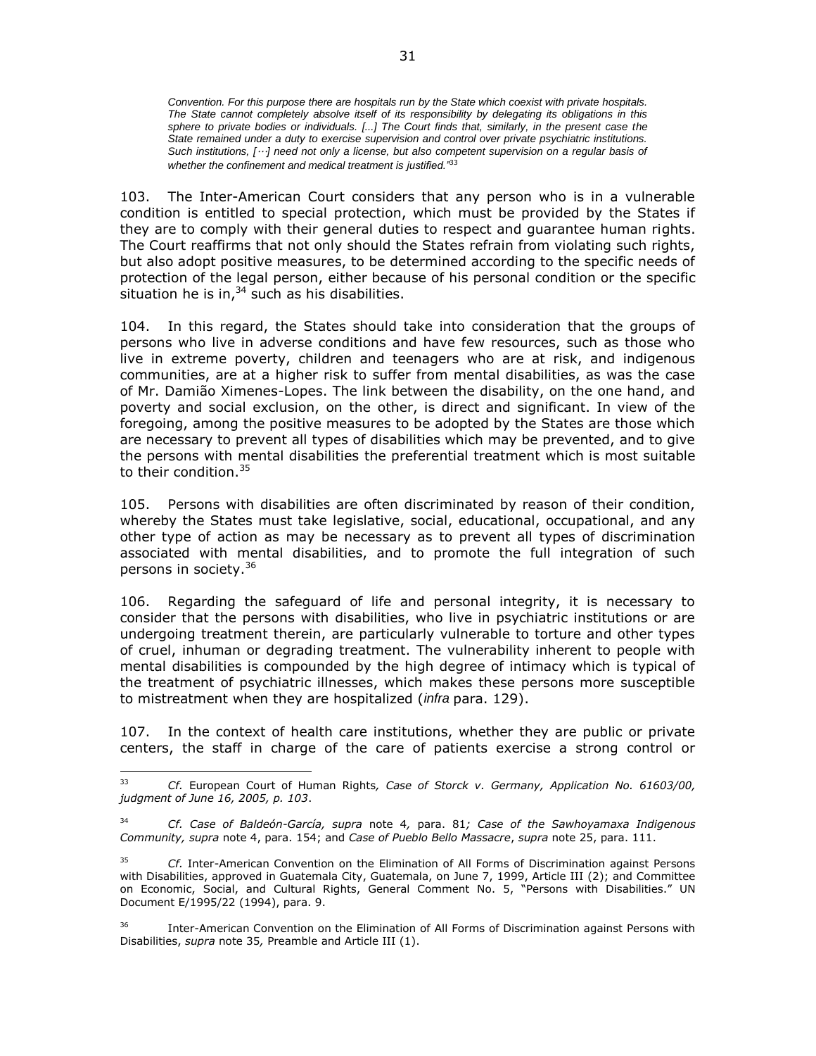*Convention. For this purpose there are hospitals run by the State which coexist with private hospitals. The State cannot completely absolve itself of its responsibility by delegating its obligations in this sphere to private bodies or individuals. [...] The Court finds that, similarly, in the present case the State remained under a duty to exercise supervision and control over private psychiatric institutions. Such institutions, [···] need not only a license, but also competent supervision on a regular basis of whether the confinement and medical treatment is justified."*[33]

103. The Inter-American Court considers that any person who is in a vulnerable condition is entitled to special protection, which must be provided by the States if they are to comply with their general duties to respect and guarantee human rights. The Court reaffirms that not only should the States refrain from violating such rights, but also adopt positive measures, to be determined according to the specific needs of protection of the legal person, either because of his personal condition or the specific situation he is in,[34] such as his disabilities.

104. In this regard, the States should take into consideration that the groups of persons who live in adverse conditions and have few resources, such as those who live in extreme poverty, children and teenagers who are at risk, and indigenous communities, are at a higher risk to suffer from mental disabilities, as was the case of Mr. Damião Ximenes-Lopes. The link between the disability, on the one hand, and poverty and social exclusion, on the other, is direct and significant. In view of the foregoing, among the positive measures to be adopted by the States are those which are necessary to prevent all types of disabilities which may be prevented, and to give the persons with mental disabilities the preferential treatment which is most suitable to their condition.[35]

105. Persons with disabilities are often discriminated by reason of their condition, whereby the States must take legislative, social, educational, occupational, and any other type of action as may be necessary as to prevent all types of discrimination associated with mental disabilities, and to promote the full integration of such persons in society.[36]

106. Regarding the safeguard of life and personal integrity, it is necessary to consider that the persons with disabilities, who live in psychiatric institutions or are undergoing treatment therein, are particularly vulnerable to torture and other types of cruel, inhuman or degrading treatment. The vulnerability inherent to people with mental disabilities is compounded by the high degree of intimacy which is typical of the treatment of psychiatric illnesses, which makes these persons more susceptible to mistreatment when they are hospitalized (*infra* para. 129).

107. In the context of health care institutions, whether they are public or private centers, the staff in charge of the care of patients exercise a strong control or

---

[33] *Cf.* European Court of Human Rights*, Case of Storck v. Germany, Application No. 61603/00, judgment of June 16, 2005, p. 103*.

[34] *Cf. Case of Baldeón-García, supra* note 4*,* para. 81*; Case of the Sawhoyamaxa Indigenous Community, supra* note 4, para. 154; and *Case of Pueblo Bello Massacre*, *supra* note 25, para. 111.

[35] *Cf.* Inter-American Convention on the Elimination of All Forms of Discrimination against Persons with Disabilities, approved in Guatemala City, Guatemala, on June 7, 1999, Article III (2); and Committee on Economic, Social, and Cultural Rights, General Comment No. 5, "Persons with Disabilities." UN Document E/1995/22 (1994), para. 9.

[36] Inter-American Convention on the Elimination of All Forms of Discrimination against Persons with Disabilities, *supra* note 35*,* Preamble and Article III (1).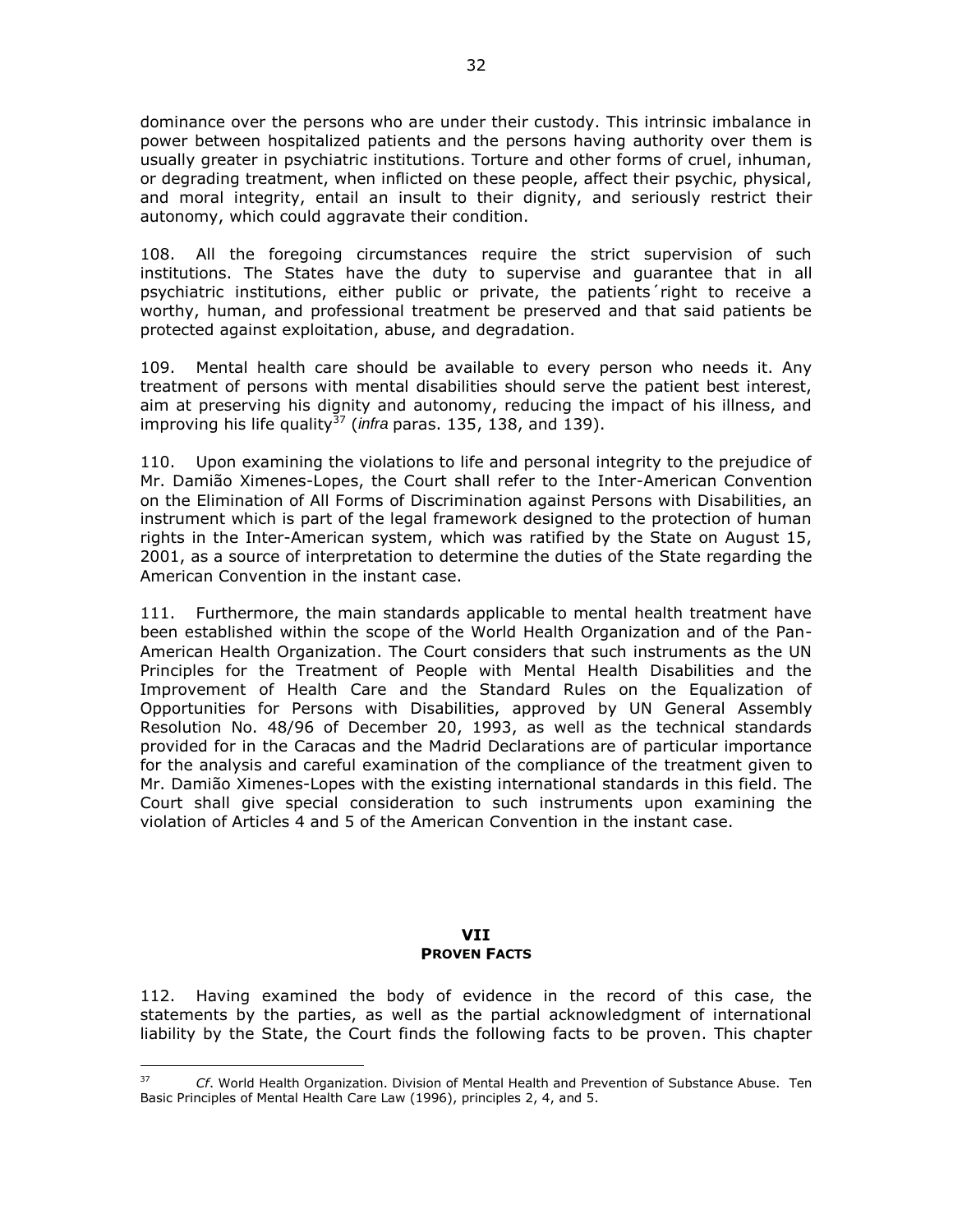dominance over the persons who are under their custody. This intrinsic imbalance in power between hospitalized patients and the persons having authority over them is usually greater in psychiatric institutions. Torture and other forms of cruel, inhuman, or degrading treatment, when inflicted on these people, affect their psychic, physical, and moral integrity, entail an insult to their dignity, and seriously restrict their autonomy, which could aggravate their condition.

108. All the foregoing circumstances require the strict supervision of such institutions. The States have the duty to supervise and guarantee that in all psychiatric institutions, either public or private, the patients´right to receive a worthy, human, and professional treatment be preserved and that said patients be protected against exploitation, abuse, and degradation.

109. Mental health care should be available to every person who needs it. Any treatment of persons with mental disabilities should serve the patient best interest, aim at preserving his dignity and autonomy, reducing the impact of his illness, and improving his life quality[37] (*infra* paras. 135, 138, and 139).

110. Upon examining the violations to life and personal integrity to the prejudice of Mr. Damião Ximenes-Lopes, the Court shall refer to the Inter-American Convention on the Elimination of All Forms of Discrimination against Persons with Disabilities, an instrument which is part of the legal framework designed to the protection of human rights in the Inter-American system, which was ratified by the State on August 15, 2001, as a source of interpretation to determine the duties of the State regarding the American Convention in the instant case.

111. Furthermore, the main standards applicable to mental health treatment have been established within the scope of the World Health Organization and of the Pan-American Health Organization. The Court considers that such instruments as the UN Principles for the Treatment of People with Mental Health Disabilities and the Improvement of Health Care and the Standard Rules on the Equalization of Opportunities for Persons with Disabilities, approved by UN General Assembly Resolution No. 48/96 of December 20, 1993, as well as the technical standards provided for in the Caracas and the Madrid Declarations are of particular importance for the analysis and careful examination of the compliance of the treatment given to Mr. Damião Ximenes-Lopes with the existing international standards in this field. The Court shall give special consideration to such instruments upon examining the violation of Articles 4 and 5 of the American Convention in the instant case.

## VII
## PROVEN FACTS

112. Having examined the body of evidence in the record of this case, the statements by the parties, as well as the partial acknowledgment of international liability by the State, the Court finds the following facts to be proven. This chapter

---

[37] *Cf*. World Health Organization. Division of Mental Health and Prevention of Substance Abuse. Ten Basic Principles of Mental Health Care Law (1996), principles 2, 4, and 5.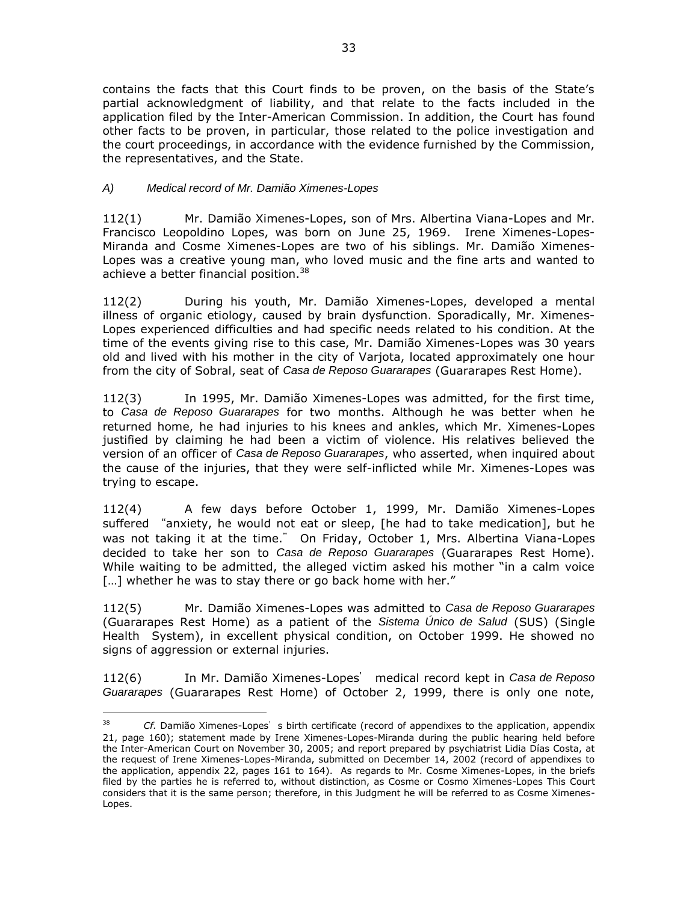contains the facts that this Court finds to be proven, on the basis of the State's partial acknowledgment of liability, and that relate to the facts included in the application filed by the Inter-American Commission. In addition, the Court has found other facts to be proven, in particular, those related to the police investigation and the court proceedings, in accordance with the evidence furnished by the Commission, the representatives, and the State.

*A) Medical record of Mr. Damião Ximenes-Lopes*

112(1) Mr. Damião Ximenes-Lopes, son of Mrs. Albertina Viana-Lopes and Mr. Francisco Leopoldino Lopes, was born on June 25, 1969. Irene Ximenes-Lopes-Miranda and Cosme Ximenes-Lopes are two of his siblings. Mr. Damião Ximenes-Lopes was a creative young man, who loved music and the fine arts and wanted to achieve a better financial position.[38]

112(2) During his youth, Mr. Damião Ximenes-Lopes, developed a mental illness of organic etiology, caused by brain dysfunction. Sporadically, Mr. Ximenes-Lopes experienced difficulties and had specific needs related to his condition. At the time of the events giving rise to this case, Mr. Damião Ximenes-Lopes was 30 years old and lived with his mother in the city of Varjota, located approximately one hour from the city of Sobral, seat of *Casa de Reposo Guararapes* (Guararapes Rest Home).

112(3) In 1995, Mr. Damião Ximenes-Lopes was admitted, for the first time, to *Casa de Reposo Guararapes* for two months. Although he was better when he returned home, he had injuries to his knees and ankles, which Mr. Ximenes-Lopes justified by claiming he had been a victim of violence. His relatives believed the version of an officer of *Casa de Reposo Guararapes*, who asserted, when inquired about the cause of the injuries, that they were self-inflicted while Mr. Ximenes-Lopes was trying to escape.

112(4) A few days before October 1, 1999, Mr. Damião Ximenes-Lopes suffered "anxiety, he would not eat or sleep, [he had to take medication], but he was not taking it at the time." On Friday, October 1, Mrs. Albertina Viana-Lopes decided to take her son to *Casa de Reposo Guararapes* (Guararapes Rest Home). While waiting to be admitted, the alleged victim asked his mother "in a calm voice […] whether he was to stay there or go back home with her."

112(5) Mr. Damião Ximenes-Lopes was admitted to *Casa de Reposo Guararapes* (Guararapes Rest Home) as a patient of the *Sistema Único de Salud* (SUS) (Single Health System), in excellent physical condition, on October 1999. He showed no signs of aggression or external injuries.

112(6) In Mr. Damião Ximenes-Lopes' medical record kept in *Casa de Reposo Guararapes* (Guararapes Rest Home) of October 2, 1999, there is only one note,

---

[38] *Cf.* Damião Ximenes-Lopes' s birth certificate (record of appendixes to the application, appendix 21, page 160); statement made by Irene Ximenes-Lopes-Miranda during the public hearing held before the Inter-American Court on November 30, 2005; and report prepared by psychiatrist Lidia Días Costa, at the request of Irene Ximenes-Lopes-Miranda, submitted on December 14, 2002 (record of appendixes to the application, appendix 22, pages 161 to 164). As regards to Mr. Cosme Ximenes-Lopes, in the briefs filed by the parties he is referred to, without distinction, as Cosme or Cosmo Ximenes-Lopes This Court considers that it is the same person; therefore, in this Judgment he will be referred to as Cosme Ximenes-Lopes.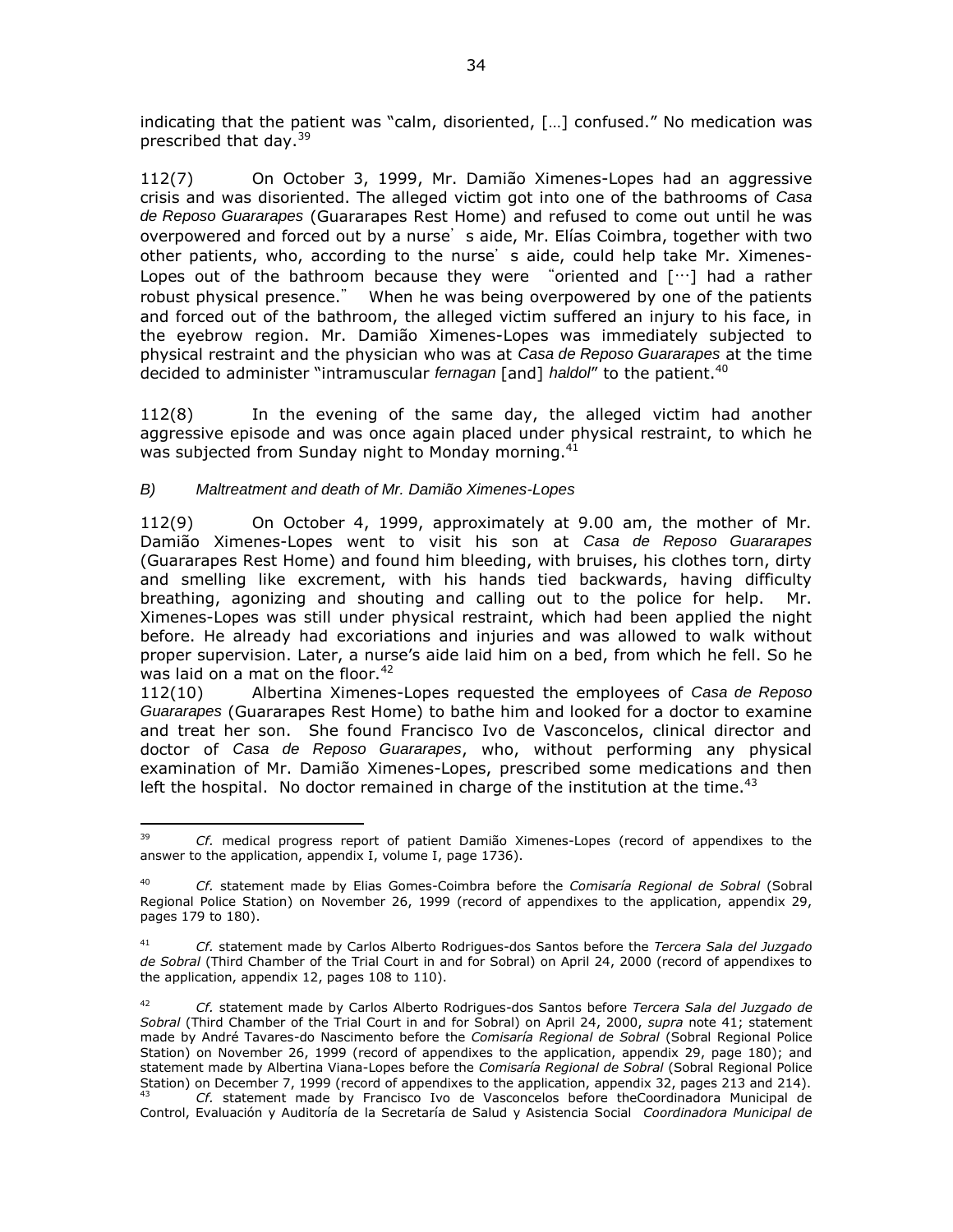indicating that the patient was "calm, disoriented, […] confused." No medication was prescribed that day.[39]

112(7) On October 3, 1999, Mr. Damião Ximenes-Lopes had an aggressive crisis and was disoriented. The alleged victim got into one of the bathrooms of *Casa de Reposo Guararapes* (Guararapes Rest Home) and refused to come out until he was overpowered and forced out by a nurse's aide, Mr. Elías Coimbra, together with two other patients, who, according to the nurse's aide, could help take Mr. Ximenes-Lopes out of the bathroom because they were "oriented and […] had a rather robust physical presence." When he was being overpowered by one of the patients and forced out of the bathroom, the alleged victim suffered an injury to his face, in the eyebrow region. Mr. Damião Ximenes-Lopes was immediately subjected to physical restraint and the physician who was at *Casa de Reposo Guararapes* at the time decided to administer "intramuscular *fernagan* [and] *haldol*" to the patient.[40]

112(8) In the evening of the same day, the alleged victim had another aggressive episode and was once again placed under physical restraint, to which he was subjected from Sunday night to Monday morning.[41]

*B) Maltreatment and death of Mr. Damião Ximenes-Lopes*

112(9) On October 4, 1999, approximately at 9.00 am, the mother of Mr. Damião Ximenes-Lopes went to visit his son at *Casa de Reposo Guararapes* (Guararapes Rest Home) and found him bleeding, with bruises, his clothes torn, dirty and smelling like excrement, with his hands tied backwards, having difficulty breathing, agonizing and shouting and calling out to the police for help. Mr. Ximenes-Lopes was still under physical restraint, which had been applied the night before. He already had excoriations and injuries and was allowed to walk without proper supervision. Later, a nurse's aide laid him on a bed, from which he fell. So he was laid on a mat on the floor.[42]

112(10) Albertina Ximenes-Lopes requested the employees of *Casa de Reposo Guararapes* (Guararapes Rest Home) to bathe him and looked for a doctor to examine and treat her son. She found Francisco Ivo de Vasconcelos, clinical director and doctor of *Casa de Reposo Guararapes*, who, without performing any physical examination of Mr. Damião Ximenes-Lopes, prescribed some medications and then left the hospital. No doctor remained in charge of the institution at the time.[43]

---

[39] *Cf.* medical progress report of patient Damião Ximenes-Lopes (record of appendixes to the answer to the application, appendix I, volume I, page 1736).

[40] *Cf.* statement made by Elias Gomes-Coimbra before the *Comisaría Regional de Sobral* (Sobral Regional Police Station) on November 26, 1999 (record of appendixes to the application, appendix 29, pages 179 to 180).

[41] *Cf.* statement made by Carlos Alberto Rodrigues-dos Santos before the *Tercera Sala del Juzgado de Sobral* (Third Chamber of the Trial Court in and for Sobral) on April 24, 2000 (record of appendixes to the application, appendix 12, pages 108 to 110).

[42] *Cf.* statement made by Carlos Alberto Rodrigues-dos Santos before *Tercera Sala del Juzgado de Sobral* (Third Chamber of the Trial Court in and for Sobral) on April 24, 2000, *supra* note 41; statement made by André Tavares-do Nascimento before the *Comisaría Regional de Sobral* (Sobral Regional Police Station) on November 26, 1999 (record of appendixes to the application, appendix 29, page 180); and statement made by Albertina Viana-Lopes before the *Comisaría Regional de Sobral* (Sobral Regional Police Station) on December 7, 1999 (record of appendixes to the application, appendix 32, pages 213 and 214).

[43] *Cf.* statement made by Francisco Ivo de Vasconcelos before theCoordinadora Municipal de Control, Evaluación y Auditoría de la Secretaría de Salud y Asistencia Social *Coordinadora Municipal de*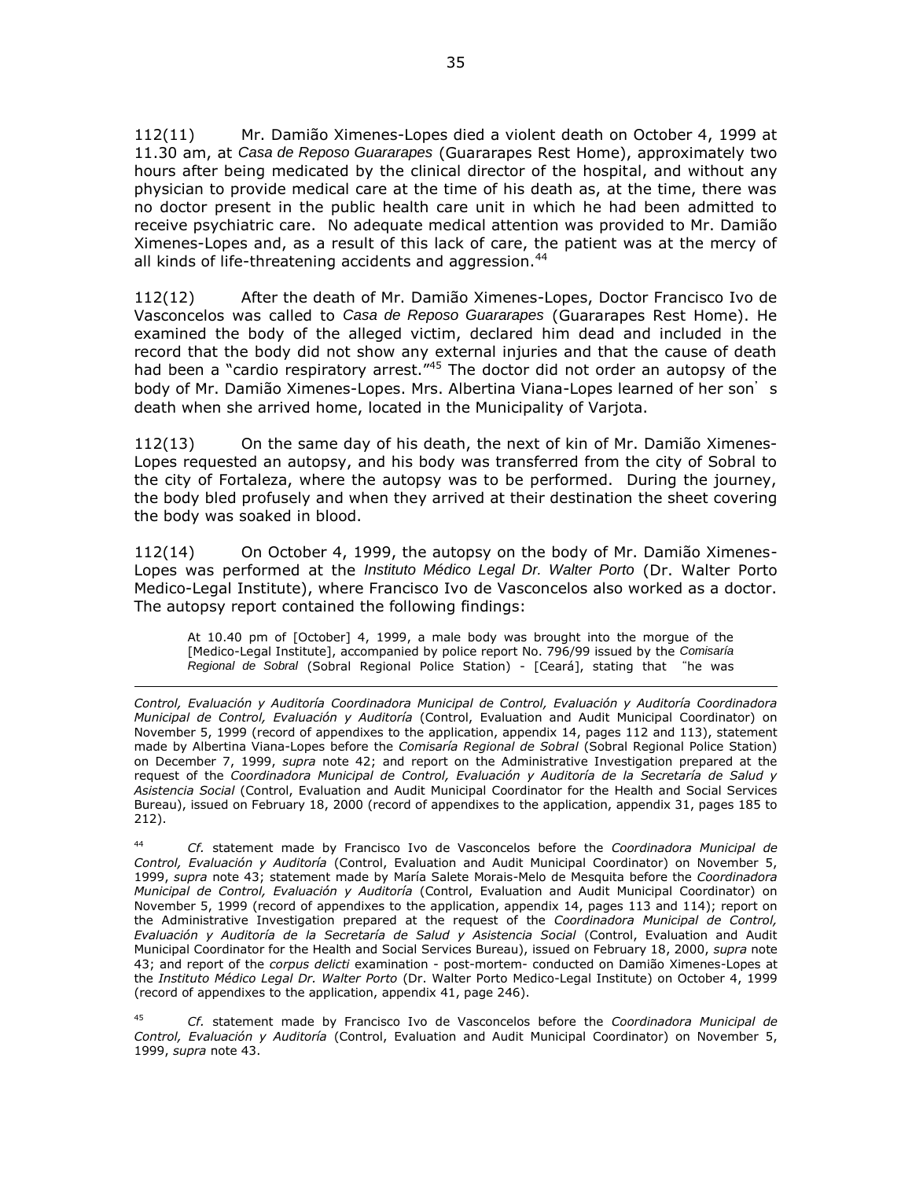112(11) Mr. Damião Ximenes-Lopes died a violent death on October 4, 1999 at 11.30 am, at *Casa de Reposo Guararapes* (Guararapes Rest Home), approximately two hours after being medicated by the clinical director of the hospital, and without any physician to provide medical care at the time of his death as, at the time, there was no doctor present in the public health care unit in which he had been admitted to receive psychiatric care. No adequate medical attention was provided to Mr. Damião Ximenes-Lopes and, as a result of this lack of care, the patient was at the mercy of all kinds of life-threatening accidents and aggression.[44]

112(12) After the death of Mr. Damião Ximenes-Lopes, Doctor Francisco Ivo de Vasconcelos was called to *Casa de Reposo Guararapes* (Guararapes Rest Home). He examined the body of the alleged victim, declared him dead and included in the record that the body did not show any external injuries and that the cause of death had been a "cardio respiratory arrest."[45] The doctor did not order an autopsy of the body of Mr. Damião Ximenes-Lopes. Mrs. Albertina Viana-Lopes learned of her son's death when she arrived home, located in the Municipality of Varjota.

112(13) On the same day of his death, the next of kin of Mr. Damião Ximenes-Lopes requested an autopsy, and his body was transferred from the city of Sobral to the city of Fortaleza, where the autopsy was to be performed. During the journey, the body bled profusely and when they arrived at their destination the sheet covering the body was soaked in blood.

112(14) On October 4, 1999, the autopsy on the body of Mr. Damião Ximenes-Lopes was performed at the *Instituto Médico Legal Dr. Walter Porto* (Dr. Walter Porto Medico-Legal Institute), where Francisco Ivo de Vasconcelos also worked as a doctor. The autopsy report contained the following findings:

> At 10.40 pm of [October] 4, 1999, a male body was brought into the morgue of the [Medico-Legal Institute], accompanied by police report No. 796/99 issued by the *Comisaría Regional de Sobral* (Sobral Regional Police Station) - [Ceará], stating that "he was

---

*Control, Evaluación y Auditoría Coordinadora Municipal de Control, Evaluación y Auditoría Coordinadora Municipal de Control, Evaluación y Auditoría* (Control, Evaluation and Audit Municipal Coordinator) on November 5, 1999 (record of appendixes to the application, appendix 14, pages 112 and 113), statement made by Albertina Viana-Lopes before the *Comisaría Regional de Sobral* (Sobral Regional Police Station) on December 7, 1999, *supra* note 42; and report on the Administrative Investigation prepared at the request of the *Coordinadora Municipal de Control, Evaluación y Auditoría de la Secretaría de Salud y Asistencia Social* (Control, Evaluation and Audit Municipal Coordinator for the Health and Social Services Bureau), issued on February 18, 2000 (record of appendixes to the application, appendix 31, pages 185 to 212).

[44] *Cf.* statement made by Francisco Ivo de Vasconcelos before the *Coordinadora Municipal de Control, Evaluación y Auditoría* (Control, Evaluation and Audit Municipal Coordinator) on November 5, 1999, *supra* note 43; statement made by María Salete Morais-Melo de Mesquita before the *Coordinadora Municipal de Control, Evaluación y Auditoría* (Control, Evaluation and Audit Municipal Coordinator) on November 5, 1999 (record of appendixes to the application, appendix 14, pages 113 and 114); report on the Administrative Investigation prepared at the request of the *Coordinadora Municipal de Control, Evaluación y Auditoría de la Secretaría de Salud y Asistencia Social* (Control, Evaluation and Audit Municipal Coordinator for the Health and Social Services Bureau), issued on February 18, 2000, *supra* note 43; and report of the *corpus delicti* examination - post-mortem- conducted on Damião Ximenes-Lopes at the *Instituto Médico Legal Dr. Walter Porto* (Dr. Walter Porto Medico-Legal Institute) on October 4, 1999 (record of appendixes to the application, appendix 41, page 246).

[45] *Cf.* statement made by Francisco Ivo de Vasconcelos before the *Coordinadora Municipal de Control, Evaluación y Auditoría* (Control, Evaluation and Audit Municipal Coordinator) on November 5, 1999, *supra* note 43.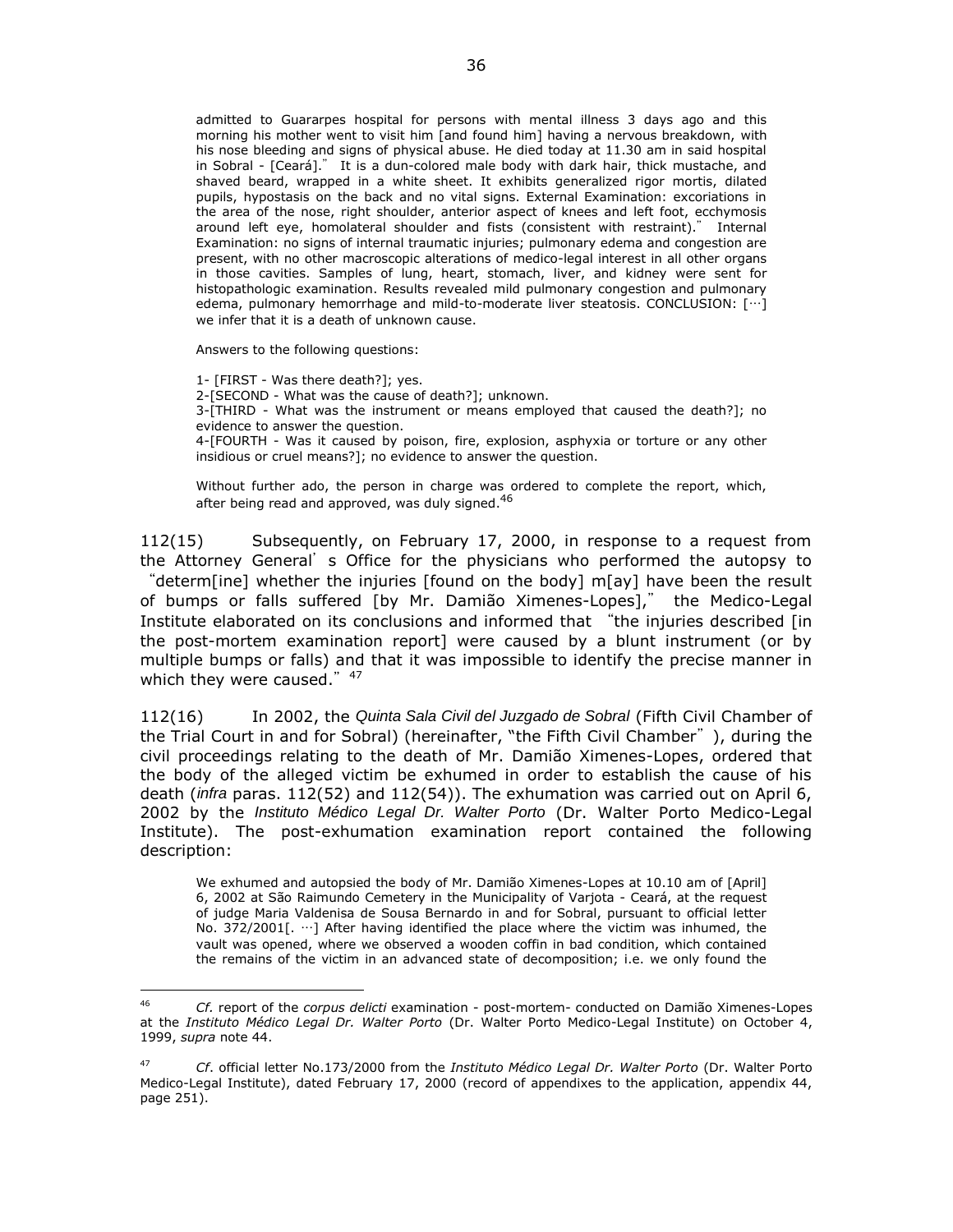> admitted to Guararpes hospital for persons with mental illness 3 days ago and this morning his mother went to visit him [and found him] having a nervous breakdown, with his nose bleeding and signs of physical abuse. He died today at 11.30 am in said hospital in Sobral - [Ceará]." It is a dun-colored male body with dark hair, thick mustache, and shaved beard, wrapped in a white sheet. It exhibits generalized rigor mortis, dilated pupils, hypostasis on the back and no vital signs. External Examination: excoriations in the area of the nose, right shoulder, anterior aspect of knees and left foot, ecchymosis around left eye, homolateral shoulder and fists (consistent with restraint)." Internal Examination: no signs of internal traumatic injuries; pulmonary edema and congestion are present, with no other macroscopic alterations of medico-legal interest in all other organs in those cavities. Samples of lung, heart, stomach, liver, and kidney were sent for histopathologic examination. Results revealed mild pulmonary congestion and pulmonary edema, pulmonary hemorrhage and mild-to-moderate liver steatosis. CONCLUSION: [⋯] we infer that it is a death of unknown cause.
>
> Answers to the following questions:
>
> 1- [FIRST - Was there death?]; yes.
> 2-[SECOND - What was the cause of death?]; unknown.
> 3-[THIRD - What was the instrument or means employed that caused the death?]; no evidence to answer the question.
> 4-[FOURTH - Was it caused by poison, fire, explosion, asphyxia or torture or any other insidious or cruel means?]; no evidence to answer the question.
>
> Without further ado, the person in charge was ordered to complete the report, which, after being read and approved, was duly signed.[46]

112(15) Subsequently, on February 17, 2000, in response to a request from the Attorney General's Office for the physicians who performed the autopsy to "determ[ine] whether the injuries [found on the body] m[ay] have been the result of bumps or falls suffered [by Mr. Damião Ximenes-Lopes]," the Medico-Legal Institute elaborated on its conclusions and informed that "the injuries described [in the post-mortem examination report] were caused by a blunt instrument (or by multiple bumps or falls) and that it was impossible to identify the precise manner in which they were caused."[47]

112(16) In 2002, the *Quinta Sala Civil del Juzgado de Sobral* (Fifth Civil Chamber of the Trial Court in and for Sobral) (hereinafter, "the Fifth Civil Chamber"), during the civil proceedings relating to the death of Mr. Damião Ximenes-Lopes, ordered that the body of the alleged victim be exhumed in order to establish the cause of his death (*infra* paras. 112(52) and 112(54)). The exhumation was carried out on April 6, 2002 by the *Instituto Médico Legal Dr. Walter Porto* (Dr. Walter Porto Medico-Legal Institute). The post-exhumation examination report contained the following description:

> We exhumed and autopsied the body of Mr. Damião Ximenes-Lopes at 10.10 am of [April] 6, 2002 at São Raimundo Cemetery in the Municipality of Varjota - Ceará, at the request of judge Maria Valdenisa de Sousa Bernardo in and for Sobral, pursuant to official letter No. 372/2001[. ⋯] After having identified the place where the victim was inhumed, the vault was opened, where we observed a wooden coffin in bad condition, which contained the remains of the victim in an advanced state of decomposition; i.e. we only found the

---

[46] *Cf.* report of the *corpus delicti* examination - post-mortem- conducted on Damião Ximenes-Lopes at the *Instituto Médico Legal Dr. Walter Porto* (Dr. Walter Porto Medico-Legal Institute) on October 4, 1999, *supra* note 44.

[47] *Cf*. official letter No.173/2000 from the *Instituto Médico Legal Dr. Walter Porto* (Dr. Walter Porto Medico-Legal Institute), dated February 17, 2000 (record of appendixes to the application, appendix 44, page 251).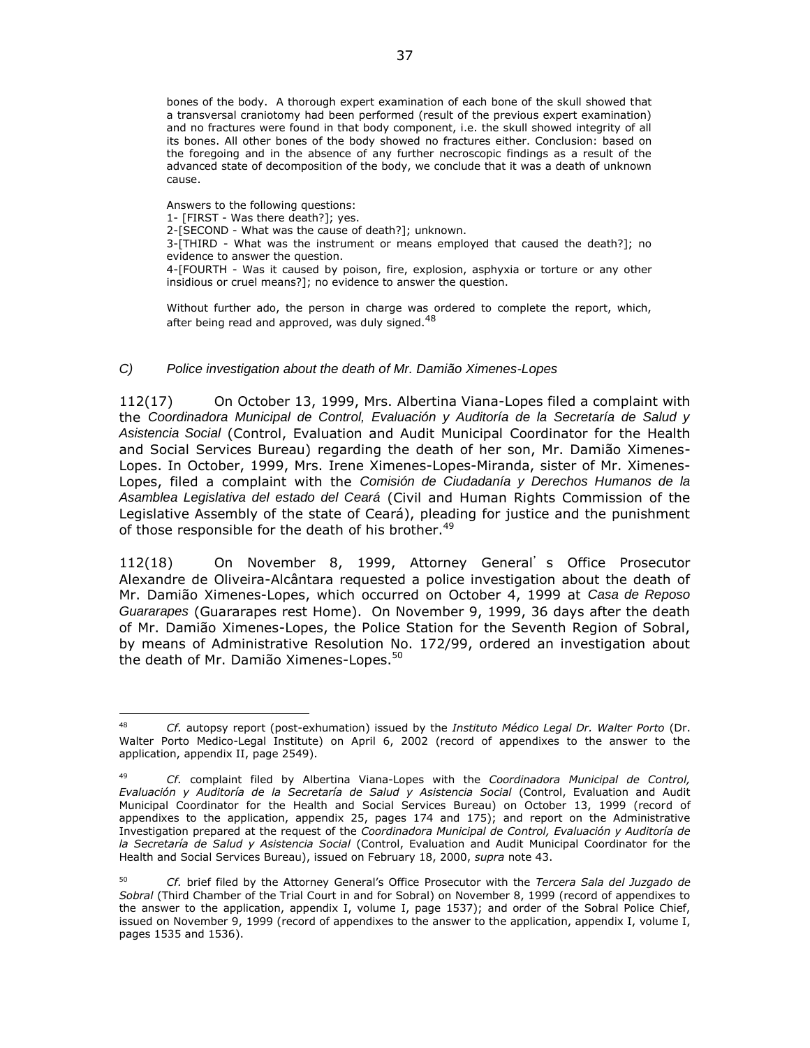> bones of the body. A thorough expert examination of each bone of the skull showed that a transversal craniotomy had been performed (result of the previous expert examination) and no fractures were found in that body component, i.e. the skull showed integrity of all its bones. All other bones of the body showed no fractures either. Conclusion: based on the foregoing and in the absence of any further necroscopic findings as a result of the advanced state of decomposition of the body, we conclude that it was a death of unknown cause.
>
> Answers to the following questions:
> 1- [FIRST - Was there death?]; yes.
> 2-[SECOND - What was the cause of death?]; unknown.
> 3-[THIRD - What was the instrument or means employed that caused the death?]; no evidence to answer the question.
> 4-[FOURTH - Was it caused by poison, fire, explosion, asphyxia or torture or any other insidious or cruel means?]; no evidence to answer the question.
>
> Without further ado, the person in charge was ordered to complete the report, which, after being read and approved, was duly signed.[48]

### *C) Police investigation about the death of Mr. Damião Ximenes-Lopes*

112(17) On October 13, 1999, Mrs. Albertina Viana-Lopes filed a complaint with the *Coordinadora Municipal de Control, Evaluación y Auditoría de la Secretaría de Salud y Asistencia Social* (Control, Evaluation and Audit Municipal Coordinator for the Health and Social Services Bureau) regarding the death of her son, Mr. Damião Ximenes-Lopes. In October, 1999, Mrs. Irene Ximenes-Lopes-Miranda, sister of Mr. Ximenes-Lopes, filed a complaint with the *Comisión de Ciudadanía y Derechos Humanos de la Asamblea Legislativa del estado del Ceará* (Civil and Human Rights Commission of the Legislative Assembly of the state of Ceará), pleading for justice and the punishment of those responsible for the death of his brother.[49]

112(18) On November 8, 1999, Attorney General's Office Prosecutor Alexandre de Oliveira-Alcântara requested a police investigation about the death of Mr. Damião Ximenes-Lopes, which occurred on October 4, 1999 at *Casa de Reposo Guararapes* (Guararapes rest Home). On November 9, 1999, 36 days after the death of Mr. Damião Ximenes-Lopes, the Police Station for the Seventh Region of Sobral, by means of Administrative Resolution No. 172/99, ordered an investigation about the death of Mr. Damião Ximenes-Lopes.[50]

---

[48] *Cf.* autopsy report (post-exhumation) issued by the *Instituto Médico Legal Dr. Walter Porto* (Dr. Walter Porto Medico-Legal Institute) on April 6, 2002 (record of appendixes to the answer to the application, appendix II, page 2549).

[49] *Cf.* complaint filed by Albertina Viana-Lopes with the *Coordinadora Municipal de Control, Evaluación y Auditoría de la Secretaría de Salud y Asistencia Social* (Control, Evaluation and Audit Municipal Coordinator for the Health and Social Services Bureau) on October 13, 1999 (record of appendixes to the application, appendix 25, pages 174 and 175); and report on the Administrative Investigation prepared at the request of the *Coordinadora Municipal de Control, Evaluación y Auditoría de la Secretaría de Salud y Asistencia Social* (Control, Evaluation and Audit Municipal Coordinator for the Health and Social Services Bureau), issued on February 18, 2000, *supra* note 43.

[50] *Cf.* brief filed by the Attorney General's Office Prosecutor with the *Tercera Sala del Juzgado de Sobral* (Third Chamber of the Trial Court in and for Sobral) on November 8, 1999 (record of appendixes to the answer to the application, appendix I, volume I, page 1537); and order of the Sobral Police Chief, issued on November 9, 1999 (record of appendixes to the answer to the application, appendix I, volume I, pages 1535 and 1536).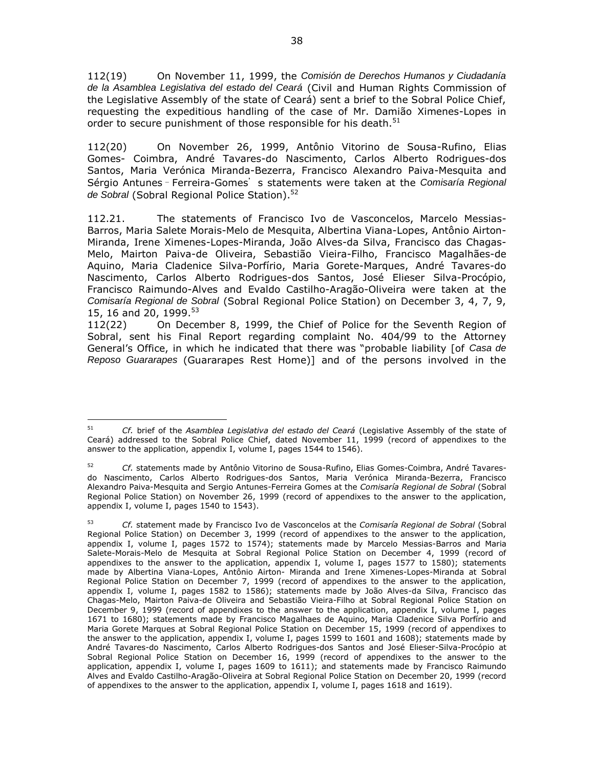112(19) On November 11, 1999, the *Comisión de Derechos Humanos y Ciudadanía de la Asamblea Legislativa del estado del Ceará* (Civil and Human Rights Commission of the Legislative Assembly of the state of Ceará) sent a brief to the Sobral Police Chief, requesting the expeditious handling of the case of Mr. Damião Ximenes-Lopes in order to secure punishment of those responsible for his death.[51]

112(20) On November 26, 1999, Antônio Vitorino de Sousa-Rufino, Elias Gomes- Coimbra, André Tavares-do Nascimento, Carlos Alberto Rodrigues-dos Santos, Maria Verónica Miranda-Bezerra, Francisco Alexandro Paiva-Mesquita and Sérgio Antunes‐Ferreira-Gomes' s statements were taken at the *Comisaría Regional de Sobral* (Sobral Regional Police Station).[52]

112.21. The statements of Francisco Ivo de Vasconcelos, Marcelo Messias-Barros, Maria Salete Morais-Melo de Mesquita, Albertina Viana-Lopes, Antônio Airton-Miranda, Irene Ximenes-Lopes-Miranda, João Alves-da Silva, Francisco das Chagas-Melo, Mairton Paiva-de Oliveira, Sebastião Vieira-Filho, Francisco Magalhães-de Aquino, Maria Cladenice Silva-Porfírio, Maria Gorete-Marques, André Tavares-do Nascimento, Carlos Alberto Rodrigues-dos Santos, José Elieser Silva-Procópio, Francisco Raimundo-Alves and Evaldo Castilho-Aragão-Oliveira were taken at the *Comisaría Regional de Sobral* (Sobral Regional Police Station) on December 3, 4, 7, 9, 15, 16 and 20, 1999.[53]

112(22) On December 8, 1999, the Chief of Police for the Seventh Region of Sobral, sent his Final Report regarding complaint No. 404/99 to the Attorney General's Office, in which he indicated that there was "probable liability [of *Casa de Reposo Guararapes* (Guararapes Rest Home)] and of the persons involved in the

---

[51] *Cf.* brief of the *Asamblea Legislativa del estado del Ceará* (Legislative Assembly of the state of Ceará) addressed to the Sobral Police Chief, dated November 11, 1999 (record of appendixes to the answer to the application, appendix I, volume I, pages 1544 to 1546).

[52] *Cf.* statements made by Antônio Vitorino de Sousa-Rufino, Elias Gomes-Coimbra, André Tavares-do Nascimento, Carlos Alberto Rodrigues-dos Santos, Maria Verónica Miranda-Bezerra, Francisco Alexandro Paiva-Mesquita and Sergio Antunes-Ferreira Gomes at the *Comisaría Regional de Sobral* (Sobral Regional Police Station) on November 26, 1999 (record of appendixes to the answer to the application, appendix I, volume I, pages 1540 to 1543).

[53] *Cf.* statement made by Francisco Ivo de Vasconcelos at the *Comisaría Regional de Sobral* (Sobral Regional Police Station) on December 3, 1999 (record of appendixes to the answer to the application, appendix I, volume I, pages 1572 to 1574); statements made by Marcelo Messias-Barros and Maria Salete-Morais-Melo de Mesquita at Sobral Regional Police Station on December 4, 1999 (record of appendixes to the answer to the application, appendix I, volume I, pages 1577 to 1580); statements made by Albertina Viana-Lopes, Antônio Airton- Miranda and Irene Ximenes-Lopes-Miranda at Sobral Regional Police Station on December 7, 1999 (record of appendixes to the answer to the application, appendix I, volume I, pages 1582 to 1586); statements made by João Alves-da Silva, Francisco das Chagas-Melo, Mairton Paiva-de Oliveira and Sebastião Vieira-Filho at Sobral Regional Police Station on December 9, 1999 (record of appendixes to the answer to the application, appendix I, volume I, pages 1671 to 1680); statements made by Francisco Magalhaes de Aquino, Maria Cladenice Silva Porfírio and Maria Gorete Marques at Sobral Regional Police Station on December 15, 1999 (record of appendixes to the answer to the application, appendix I, volume I, pages 1599 to 1601 and 1608); statements made by André Tavares-do Nascimento, Carlos Alberto Rodrigues-dos Santos and José Elieser-Silva-Procópio at Sobral Regional Police Station on December 16, 1999 (record of appendixes to the answer to the application, appendix I, volume I, pages 1609 to 1611); and statements made by Francisco Raimundo Alves and Evaldo Castilho-Aragão-Oliveira at Sobral Regional Police Station on December 20, 1999 (record of appendixes to the answer to the application, appendix I, volume I, pages 1618 and 1619).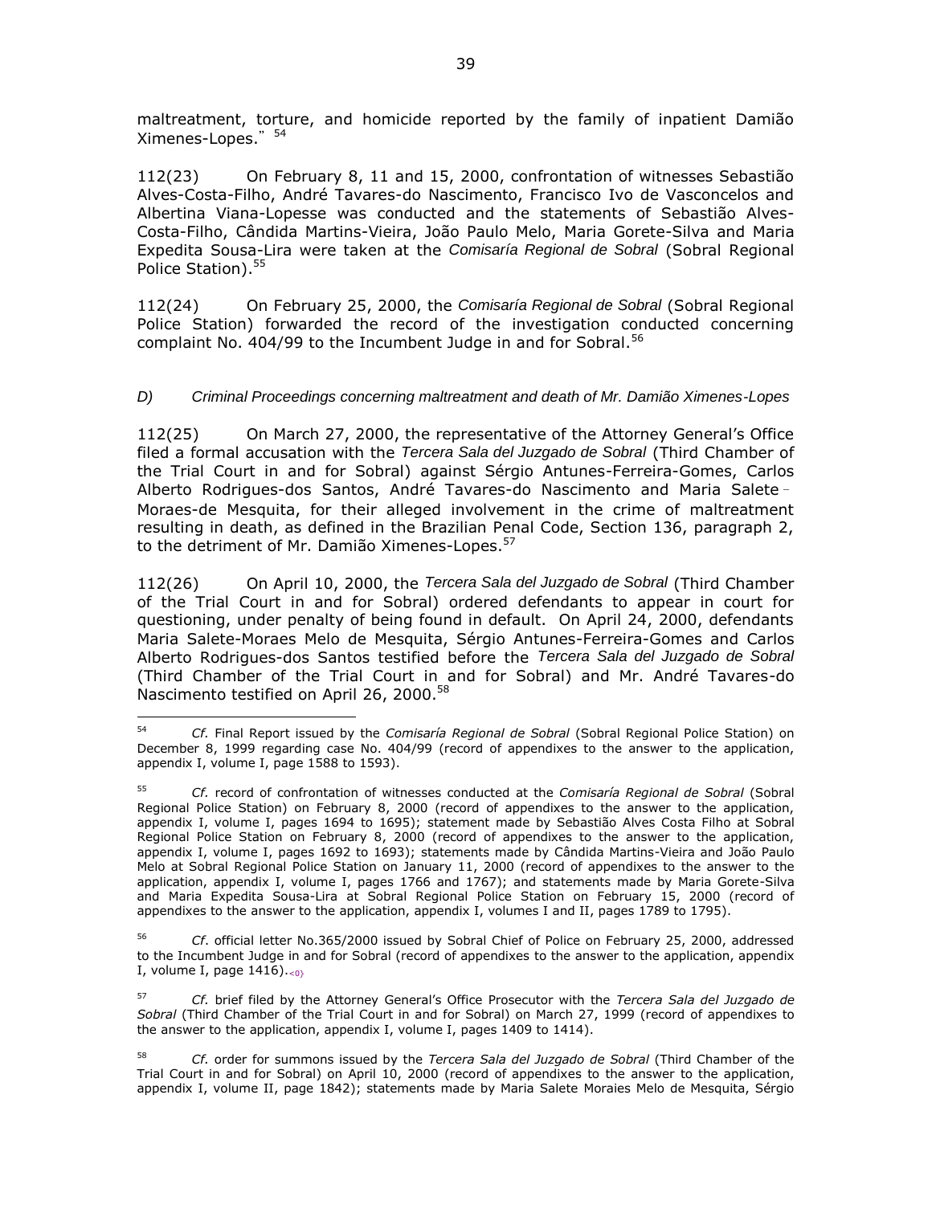maltreatment, torture, and homicide reported by the family of inpatient Damião Ximenes-Lopes." [54]

112(23) On February 8, 11 and 15, 2000, confrontation of witnesses Sebastião Alves-Costa-Filho, André Tavares-do Nascimento, Francisco Ivo de Vasconcelos and Albertina Viana-Lopesse was conducted and the statements of Sebastião Alves-Costa-Filho, Cândida Martins-Vieira, João Paulo Melo, Maria Gorete-Silva and Maria Expedita Sousa-Lira were taken at the *Comisaría Regional de Sobral* (Sobral Regional Police Station).[55]

112(24) On February 25, 2000, the *Comisaría Regional de Sobral* (Sobral Regional Police Station) forwarded the record of the investigation conducted concerning complaint No. 404/99 to the Incumbent Judge in and for Sobral.[56]

*D) Criminal Proceedings concerning maltreatment and death of Mr. Damião Ximenes-Lopes*

112(25) On March 27, 2000, the representative of the Attorney General's Office filed a formal accusation with the *Tercera Sala del Juzgado de Sobral* (Third Chamber of the Trial Court in and for Sobral) against Sérgio Antunes-Ferreira-Gomes, Carlos Alberto Rodrigues-dos Santos, André Tavares-do Nascimento and Maria Salete-Moraes-de Mesquita, for their alleged involvement in the crime of maltreatment resulting in death, as defined in the Brazilian Penal Code, Section 136, paragraph 2, to the detriment of Mr. Damião Ximenes-Lopes.[57]

112(26) On April 10, 2000, the *Tercera Sala del Juzgado de Sobral* (Third Chamber of the Trial Court in and for Sobral) ordered defendants to appear in court for questioning, under penalty of being found in default. On April 24, 2000, defendants Maria Salete-Moraes Melo de Mesquita, Sérgio Antunes-Ferreira-Gomes and Carlos Alberto Rodrigues-dos Santos testified before the *Tercera Sala del Juzgado de Sobral* (Third Chamber of the Trial Court in and for Sobral) and Mr. André Tavares-do Nascimento testified on April 26, 2000.[58]

---

[54] *Cf.* Final Report issued by the *Comisaría Regional de Sobral* (Sobral Regional Police Station) on December 8, 1999 regarding case No. 404/99 (record of appendixes to the answer to the application, appendix I, volume I, page 1588 to 1593).

[55] *Cf.* record of confrontation of witnesses conducted at the *Comisaría Regional de Sobral* (Sobral Regional Police Station) on February 8, 2000 (record of appendixes to the answer to the application, appendix I, volume I, pages 1694 to 1695); statement made by Sebastião Alves Costa Filho at Sobral Regional Police Station on February 8, 2000 (record of appendixes to the answer to the application, appendix I, volume I, pages 1692 to 1693); statements made by Cândida Martins-Vieira and João Paulo Melo at Sobral Regional Police Station on January 11, 2000 (record of appendixes to the answer to the application, appendix I, volume I, pages 1766 and 1767); and statements made by Maria Gorete-Silva and Maria Expedita Sousa-Lira at Sobral Regional Police Station on February 15, 2000 (record of appendixes to the answer to the application, appendix I, volumes I and II, pages 1789 to 1795).

[56] *Cf.* official letter No.365/2000 issued by Sobral Chief of Police on February 25, 2000, addressed to the Incumbent Judge in and for Sobral (record of appendixes to the answer to the application, appendix I, volume I, page 1416).

[57] *Cf.* brief filed by the Attorney General's Office Prosecutor with the *Tercera Sala del Juzgado de Sobral* (Third Chamber of the Trial Court in and for Sobral) on March 27, 1999 (record of appendixes to the answer to the application, appendix I, volume I, pages 1409 to 1414).

[58] *Cf.* order for summons issued by the *Tercera Sala del Juzgado de Sobral* (Third Chamber of the Trial Court in and for Sobral) on April 10, 2000 (record of appendixes to the answer to the application, appendix I, volume II, page 1842); statements made by Maria Salete Moraies Melo de Mesquita, Sérgio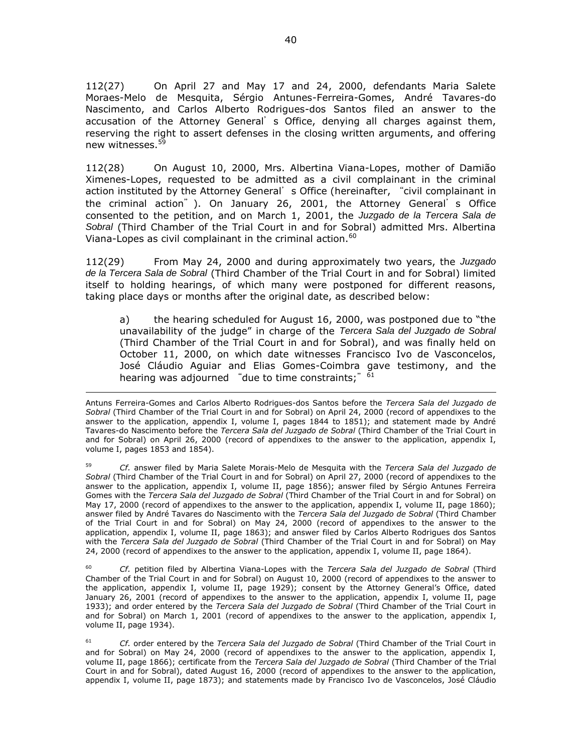112(27) On April 27 and May 17 and 24, 2000, defendants Maria Salete Moraes-Melo de Mesquita, Sérgio Antunes-Ferreira-Gomes, André Tavares-do Nascimento, and Carlos Alberto Rodrigues-dos Santos filed an answer to the accusation of the Attorney General's Office, denying all charges against them, reserving the right to assert defenses in the closing written arguments, and offering new witnesses.[59]

112(28) On August 10, 2000, Mrs. Albertina Viana-Lopes, mother of Damião Ximenes-Lopes, requested to be admitted as a civil complainant in the criminal action instituted by the Attorney General's Office (hereinafter, "civil complainant in the criminal action"). On January 26, 2001, the Attorney General's Office consented to the petition, and on March 1, 2001, the *Juzgado de la Tercera Sala de Sobral* (Third Chamber of the Trial Court in and for Sobral) admitted Mrs. Albertina Viana-Lopes as civil complainant in the criminal action.[60]

112(29) From May 24, 2000 and during approximately two years, the *Juzgado de la Tercera Sala de Sobral* (Third Chamber of the Trial Court in and for Sobral) limited itself to holding hearings, of which many were postponed for different reasons, taking place days or months after the original date, as described below:

> a) the hearing scheduled for August 16, 2000, was postponed due to "the unavailability of the judge" in charge of the *Tercera Sala del Juzgado de Sobral* (Third Chamber of the Trial Court in and for Sobral), and was finally held on October 11, 2000, on which date witnesses Francisco Ivo de Vasconcelos, José Cláudio Aguiar and Elias Gomes-Coimbra gave testimony, and the hearing was adjourned "due to time constraints;"[61]

---

Antuns Ferreira-Gomes and Carlos Alberto Rodrigues-dos Santos before the *Tercera Sala del Juzgado de Sobral* (Third Chamber of the Trial Court in and for Sobral) on April 24, 2000 (record of appendixes to the answer to the application, appendix I, volume I, pages 1844 to 1851); and statement made by André Tavares-do Nascimento before the *Tercera Sala del Juzgado de Sobral* (Third Chamber of the Trial Court in and for Sobral) on April 26, 2000 (record of appendixes to the answer to the application, appendix I, volume I, pages 1853 and 1854).

[59] *Cf.* answer filed by Maria Salete Morais-Melo de Mesquita with the *Tercera Sala del Juzgado de Sobral* (Third Chamber of the Trial Court in and for Sobral) on April 27, 2000 (record of appendixes to the answer to the application, appendix I, volume II, page 1856); answer filed by Sérgio Antunes Ferreira Gomes with the *Tercera Sala del Juzgado de Sobral* (Third Chamber of the Trial Court in and for Sobral) on May 17, 2000 (record of appendixes to the answer to the application, appendix I, volume II, page 1860); answer filed by André Tavares do Nascimento with the *Tercera Sala del Juzgado de Sobral* (Third Chamber of the Trial Court in and for Sobral) on May 24, 2000 (record of appendixes to the answer to the application, appendix I, volume II, page 1863); and answer filed by Carlos Alberto Rodrigues dos Santos with the *Tercera Sala del Juzgado de Sobral* (Third Chamber of the Trial Court in and for Sobral) on May 24, 2000 (record of appendixes to the answer to the application, appendix I, volume II, page 1864).

[60] *Cf.* petition filed by Albertina Viana-Lopes with the *Tercera Sala del Juzgado de Sobral* (Third Chamber of the Trial Court in and for Sobral) on August 10, 2000 (record of appendixes to the answer to the application, appendix I, volume II, page 1929); consent by the Attorney General's Office, dated January 26, 2001 (record of appendixes to the answer to the application, appendix I, volume II, page 1933); and order entered by the *Tercera Sala del Juzgado de Sobral* (Third Chamber of the Trial Court in and for Sobral) on March 1, 2001 (record of appendixes to the answer to the application, appendix I, volume II, page 1934).

[61] *Cf.* order entered by the *Tercera Sala del Juzgado de Sobral* (Third Chamber of the Trial Court in and for Sobral) on May 24, 2000 (record of appendixes to the answer to the application, appendix I, volume II, page 1866); certificate from the *Tercera Sala del Juzgado de Sobral* (Third Chamber of the Trial Court in and for Sobral), dated August 16, 2000 (record of appendixes to the answer to the application, appendix I, volume II, page 1873); and statements made by Francisco Ivo de Vasconcelos, José Cláudio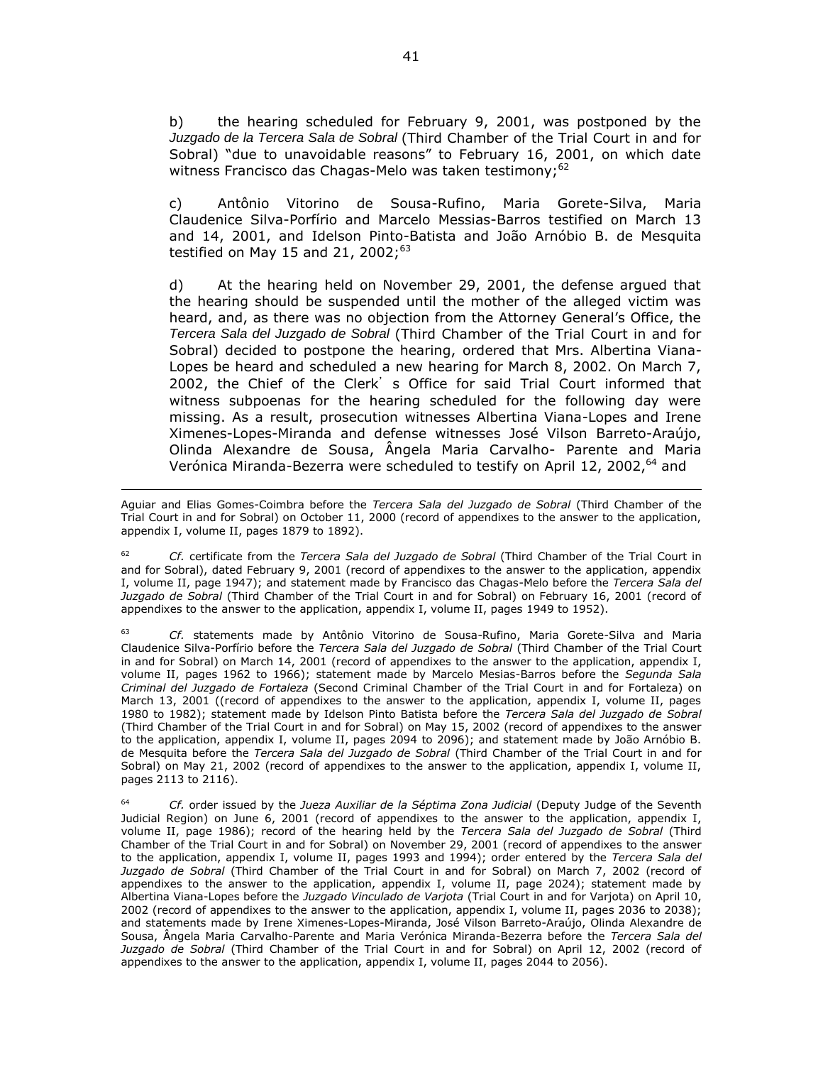b) the hearing scheduled for February 9, 2001, was postponed by the *Juzgado de la Tercera Sala de Sobral* (Third Chamber of the Trial Court in and for Sobral) "due to unavoidable reasons" to February 16, 2001, on which date witness Francisco das Chagas-Melo was taken testimony;[62]

c) Antônio Vitorino de Sousa-Rufino, Maria Gorete-Silva, Maria Claudenice Silva-Porfírio and Marcelo Messias-Barros testified on March 13 and 14, 2001, and Idelson Pinto-Batista and João Arnóbio B. de Mesquita testified on May 15 and 21, 2002;[63]

d) At the hearing held on November 29, 2001, the defense argued that the hearing should be suspended until the mother of the alleged victim was heard, and, as there was no objection from the Attorney General's Office, the *Tercera Sala del Juzgado de Sobral* (Third Chamber of the Trial Court in and for Sobral) decided to postpone the hearing, ordered that Mrs. Albertina Viana-Lopes be heard and scheduled a new hearing for March 8, 2002. On March 7, 2002, the Chief of the Clerk' s Office for said Trial Court informed that witness subpoenas for the hearing scheduled for the following day were missing. As a result, prosecution witnesses Albertina Viana-Lopes and Irene Ximenes-Lopes-Miranda and defense witnesses José Vilson Barreto-Araújo, Olinda Alexandre de Sousa, Ângela Maria Carvalho- Parente and Maria Verónica Miranda-Bezerra were scheduled to testify on April 12, 2002,[64] and

---

Aguiar and Elias Gomes-Coimbra before the *Tercera Sala del Juzgado de Sobral* (Third Chamber of the Trial Court in and for Sobral) on October 11, 2000 (record of appendixes to the answer to the application, appendix I, volume II, pages 1879 to 1892).

[62] *Cf.* certificate from the *Tercera Sala del Juzgado de Sobral* (Third Chamber of the Trial Court in and for Sobral), dated February 9, 2001 (record of appendixes to the answer to the application, appendix I, volume II, page 1947); and statement made by Francisco das Chagas-Melo before the *Tercera Sala del Juzgado de Sobral* (Third Chamber of the Trial Court in and for Sobral) on February 16, 2001 (record of appendixes to the answer to the application, appendix I, volume II, pages 1949 to 1952).

[63] *Cf.* statements made by Antônio Vitorino de Sousa-Rufino, Maria Gorete-Silva and Maria Claudenice Silva-Porfírio before the *Tercera Sala del Juzgado de Sobral* (Third Chamber of the Trial Court in and for Sobral) on March 14, 2001 (record of appendixes to the answer to the application, appendix I, volume II, pages 1962 to 1966); statement made by Marcelo Mesias-Barros before the *Segunda Sala Criminal del Juzgado de Fortaleza* (Second Criminal Chamber of the Trial Court in and for Fortaleza) on March 13, 2001 ((record of appendixes to the answer to the application, appendix I, volume II, pages 1980 to 1982); statement made by Idelson Pinto Batista before the *Tercera Sala del Juzgado de Sobral* (Third Chamber of the Trial Court in and for Sobral) on May 15, 2002 (record of appendixes to the answer to the application, appendix I, volume II, pages 2094 to 2096); and statement made by João Arnóbio B. de Mesquita before the *Tercera Sala del Juzgado de Sobral* (Third Chamber of the Trial Court in and for Sobral) on May 21, 2002 (record of appendixes to the answer to the application, appendix I, volume II, pages 2113 to 2116).

[64] *Cf.* order issued by the *Jueza Auxiliar de la Séptima Zona Judicial* (Deputy Judge of the Seventh Judicial Region) on June 6, 2001 (record of appendixes to the answer to the application, appendix I, volume II, page 1986); record of the hearing held by the *Tercera Sala del Juzgado de Sobral* (Third Chamber of the Trial Court in and for Sobral) on November 29, 2001 (record of appendixes to the answer to the application, appendix I, volume II, pages 1993 and 1994); order entered by the *Tercera Sala del Juzgado de Sobral* (Third Chamber of the Trial Court in and for Sobral) on March 7, 2002 (record of appendixes to the answer to the application, appendix I, volume II, page 2024); statement made by Albertina Viana-Lopes before the *Juzgado Vinculado de Varjota* (Trial Court in and for Varjota) on April 10, 2002 (record of appendixes to the answer to the application, appendix I, volume II, pages 2036 to 2038); and statements made by Irene Ximenes-Lopes-Miranda, José Vilson Barreto-Araújo, Olinda Alexandre de Sousa, Ângela Maria Carvalho-Parente and Maria Verónica Miranda-Bezerra before the *Tercera Sala del Juzgado de Sobral* (Third Chamber of the Trial Court in and for Sobral) on April 12, 2002 (record of appendixes to the answer to the application, appendix I, volume II, pages 2044 to 2056).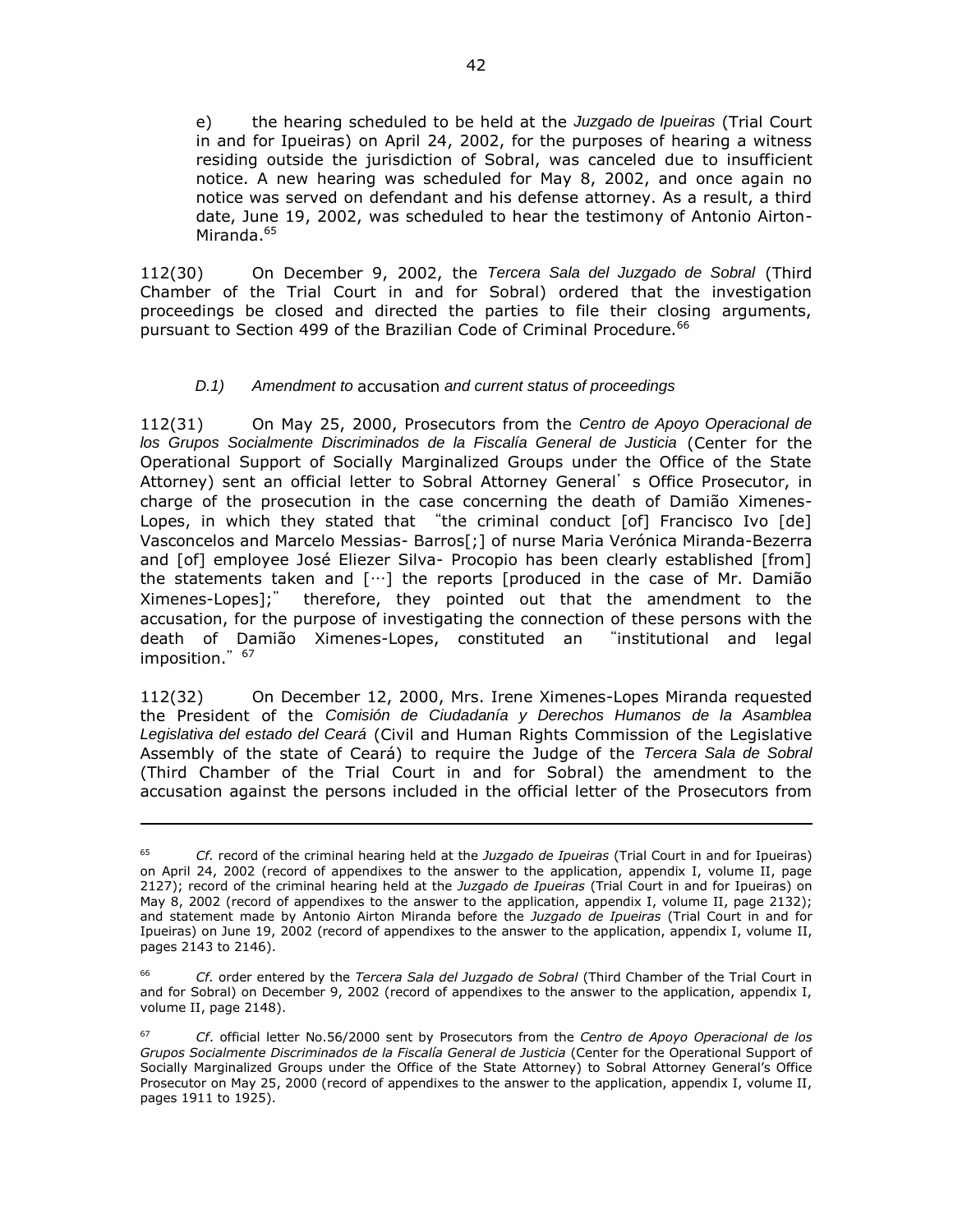e) the hearing scheduled to be held at the *Juzgado de Ipueiras* (Trial Court in and for Ipueiras) on April 24, 2002, for the purposes of hearing a witness residing outside the jurisdiction of Sobral, was canceled due to insufficient notice. A new hearing was scheduled for May 8, 2002, and once again no notice was served on defendant and his defense attorney. As a result, a third date, June 19, 2002, was scheduled to hear the testimony of Antonio Airton-Miranda.[65]

112(30) On December 9, 2002, the *Tercera Sala del Juzgado de Sobral* (Third Chamber of the Trial Court in and for Sobral) ordered that the investigation proceedings be closed and directed the parties to file their closing arguments, pursuant to Section 499 of the Brazilian Code of Criminal Procedure.[66]

### *D.1) Amendment to* accusation *and current status of proceedings*

112(31) On May 25, 2000, Prosecutors from the *Centro de Apoyo Operacional de los Grupos Socialmente Discriminados de la Fiscalía General de Justicia* (Center for the Operational Support of Socially Marginalized Groups under the Office of the State Attorney) sent an official letter to Sobral Attorney General's Office Prosecutor, in charge of the prosecution in the case concerning the death of Damião Ximenes-Lopes, in which they stated that "the criminal conduct [of] Francisco Ivo [de] Vasconcelos and Marcelo Messias- Barros[;] of nurse Maria Verónica Miranda-Bezerra and [of] employee José Eliezer Silva- Procopio has been clearly established [from] the statements taken and […] the reports [produced in the case of Mr. Damião Ximenes-Lopes];" therefore, they pointed out that the amendment to the accusation, for the purpose of investigating the connection of these persons with the death of Damião Ximenes-Lopes, constituted an "institutional and legal imposition." [67]

112(32) On December 12, 2000, Mrs. Irene Ximenes-Lopes Miranda requested the President of the *Comisión de Ciudadanía y Derechos Humanos de la Asamblea Legislativa del estado del Ceará* (Civil and Human Rights Commission of the Legislative Assembly of the state of Ceará) to require the Judge of the *Tercera Sala de Sobral* (Third Chamber of the Trial Court in and for Sobral) the amendment to the accusation against the persons included in the official letter of the Prosecutors from

---

[65] *Cf.* record of the criminal hearing held at the *Juzgado de Ipueiras* (Trial Court in and for Ipueiras) on April 24, 2002 (record of appendixes to the answer to the application, appendix I, volume II, page 2127); record of the criminal hearing held at the *Juzgado de Ipueiras* (Trial Court in and for Ipueiras) on May 8, 2002 (record of appendixes to the answer to the application, appendix I, volume II, page 2132); and statement made by Antonio Airton Miranda before the *Juzgado de Ipueiras* (Trial Court in and for Ipueiras) on June 19, 2002 (record of appendixes to the answer to the application, appendix I, volume II, pages 2143 to 2146).

[66] *Cf.* order entered by the *Tercera Sala del Juzgado de Sobral* (Third Chamber of the Trial Court in and for Sobral) on December 9, 2002 (record of appendixes to the answer to the application, appendix I, volume II, page 2148).

[67] *Cf*. official letter No.56/2000 sent by Prosecutors from the *Centro de Apoyo Operacional de los Grupos Socialmente Discriminados de la Fiscalía General de Justicia* (Center for the Operational Support of Socially Marginalized Groups under the Office of the State Attorney) to Sobral Attorney General's Office Prosecutor on May 25, 2000 (record of appendixes to the answer to the application, appendix I, volume II, pages 1911 to 1925).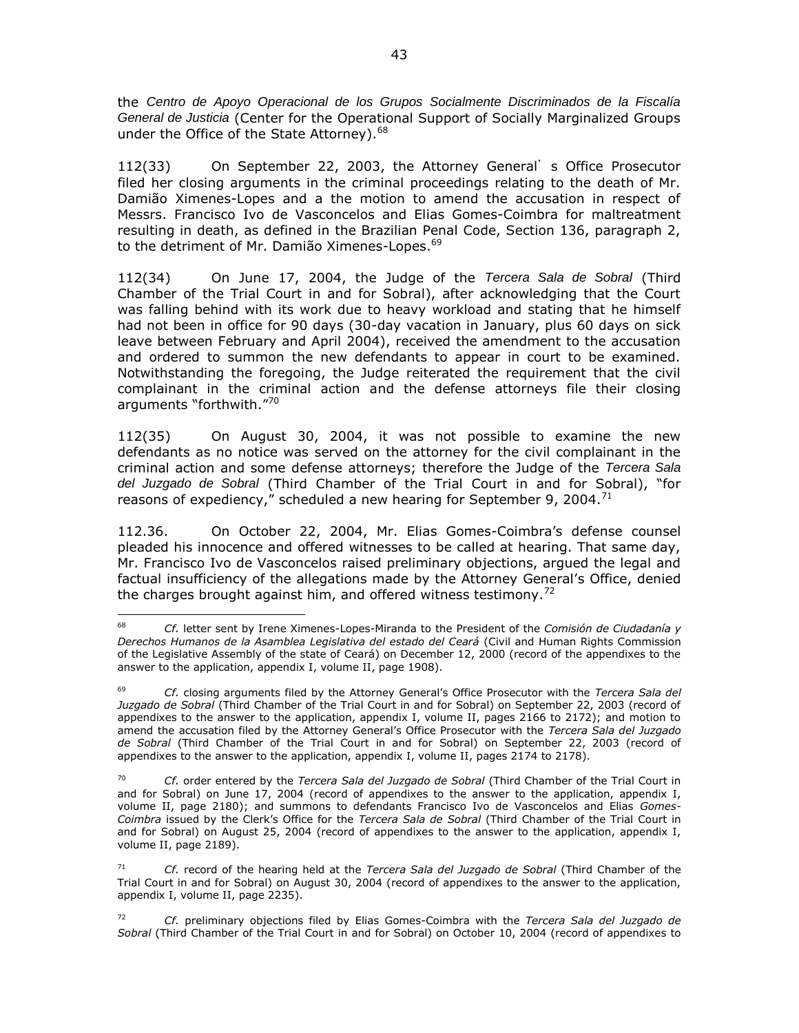the *Centro de Apoyo Operacional de los Grupos Socialmente Discriminados de la Fiscalía General de Justicia* (Center for the Operational Support of Socially Marginalized Groups under the Office of the State Attorney).[68]

112(33) On September 22, 2003, the Attorney General' s Office Prosecutor filed her closing arguments in the criminal proceedings relating to the death of Mr. Damião Ximenes-Lopes and a the motion to amend the accusation in respect of Messrs. Francisco Ivo de Vasconcelos and Elias Gomes-Coimbra for maltreatment resulting in death, as defined in the Brazilian Penal Code, Section 136, paragraph 2, to the detriment of Mr. Damião Ximenes-Lopes.[69]

112(34) On June 17, 2004, the Judge of the *Tercera Sala de Sobral* (Third Chamber of the Trial Court in and for Sobral), after acknowledging that the Court was falling behind with its work due to heavy workload and stating that he himself had not been in office for 90 days (30-day vacation in January, plus 60 days on sick leave between February and April 2004), received the amendment to the accusation and ordered to summon the new defendants to appear in court to be examined. Notwithstanding the foregoing, the Judge reiterated the requirement that the civil complainant in the criminal action and the defense attorneys file their closing arguments "forthwith."[70]

112(35) On August 30, 2004, it was not possible to examine the new defendants as no notice was served on the attorney for the civil complainant in the criminal action and some defense attorneys; therefore the Judge of the *Tercera Sala del Juzgado de Sobral* (Third Chamber of the Trial Court in and for Sobral), "for reasons of expediency," scheduled a new hearing for September 9, 2004.[71]

112.36. On October 22, 2004, Mr. Elias Gomes-Coimbra's defense counsel pleaded his innocence and offered witnesses to be called at hearing. That same day, Mr. Francisco Ivo de Vasconcelos raised preliminary objections, argued the legal and factual insufficiency of the allegations made by the Attorney General's Office, denied the charges brought against him, and offered witness testimony.[72]

---

[68] *Cf.* letter sent by Irene Ximenes-Lopes-Miranda to the President of the *Comisión de Ciudadanía y Derechos Humanos de la Asamblea Legislativa del estado del Ceará* (Civil and Human Rights Commission of the Legislative Assembly of the state of Ceará) on December 12, 2000 (record of the appendixes to the answer to the application, appendix I, volume II, page 1908).

[69] *Cf.* closing arguments filed by the Attorney General's Office Prosecutor with the *Tercera Sala del Juzgado de Sobral* (Third Chamber of the Trial Court in and for Sobral) on September 22, 2003 (record of appendixes to the answer to the application, appendix I, volume II, pages 2166 to 2172); and motion to amend the accusation filed by the Attorney General's Office Prosecutor with the *Tercera Sala del Juzgado de Sobral* (Third Chamber of the Trial Court in and for Sobral) on September 22, 2003 (record of appendixes to the answer to the application, appendix I, volume II, pages 2174 to 2178).

[70] *Cf.* order entered by the *Tercera Sala del Juzgado de Sobral* (Third Chamber of the Trial Court in and for Sobral) on June 17, 2004 (record of appendixes to the answer to the application, appendix I, volume II, page 2180); and summons to defendants Francisco Ivo de Vasconcelos and Elias *Gomes-Coimbra* issued by the Clerk's Office for the *Tercera Sala de Sobral* (Third Chamber of the Trial Court in and for Sobral) on August 25, 2004 (record of appendixes to the answer to the application, appendix I, volume II, page 2189).

[71] *Cf.* record of the hearing held at the *Tercera Sala del Juzgado de Sobral* (Third Chamber of the Trial Court in and for Sobral) on August 30, 2004 (record of appendixes to the answer to the application, appendix I, volume II, page 2235).

[72] *Cf.* preliminary objections filed by Elias Gomes-Coimbra with the *Tercera Sala del Juzgado de Sobral* (Third Chamber of the Trial Court in and for Sobral) on October 10, 2004 (record of appendixes to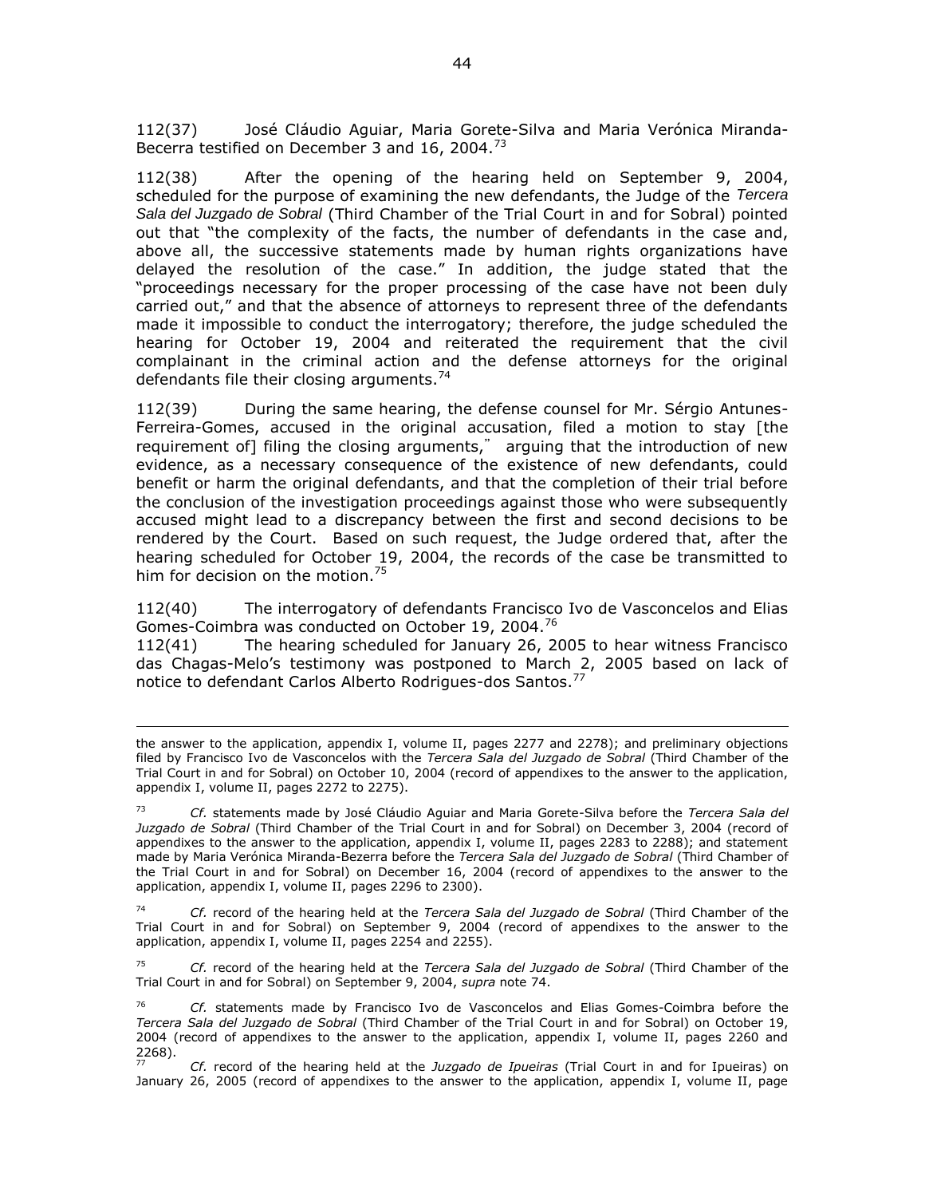112(37) José Cláudio Aguiar, Maria Gorete-Silva and Maria Verónica Miranda-Becerra testified on December 3 and 16, 2004.[73]

112(38) After the opening of the hearing held on September 9, 2004, scheduled for the purpose of examining the new defendants, the Judge of the *Tercera Sala del Juzgado de Sobral* (Third Chamber of the Trial Court in and for Sobral) pointed out that "the complexity of the facts, the number of defendants in the case and, above all, the successive statements made by human rights organizations have delayed the resolution of the case." In addition, the judge stated that the "proceedings necessary for the proper processing of the case have not been duly carried out," and that the absence of attorneys to represent three of the defendants made it impossible to conduct the interrogatory; therefore, the judge scheduled the hearing for October 19, 2004 and reiterated the requirement that the civil complainant in the criminal action and the defense attorneys for the original defendants file their closing arguments.[74]

112(39) During the same hearing, the defense counsel for Mr. Sérgio Antunes-Ferreira-Gomes, accused in the original accusation, filed a motion to stay [the requirement of] filing the closing arguments," arguing that the introduction of new evidence, as a necessary consequence of the existence of new defendants, could benefit or harm the original defendants, and that the completion of their trial before the conclusion of the investigation proceedings against those who were subsequently accused might lead to a discrepancy between the first and second decisions to be rendered by the Court. Based on such request, the Judge ordered that, after the hearing scheduled for October 19, 2004, the records of the case be transmitted to him for decision on the motion.[75]

112(40) The interrogatory of defendants Francisco Ivo de Vasconcelos and Elias Gomes-Coimbra was conducted on October 19, 2004.[76]

112(41) The hearing scheduled for January 26, 2005 to hear witness Francisco das Chagas-Melo's testimony was postponed to March 2, 2005 based on lack of notice to defendant Carlos Alberto Rodrigues-dos Santos.[77]

---

the answer to the application, appendix I, volume II, pages 2277 and 2278); and preliminary objections filed by Francisco Ivo de Vasconcelos with the *Tercera Sala del Juzgado de Sobral* (Third Chamber of the Trial Court in and for Sobral) on October 10, 2004 (record of appendixes to the answer to the application, appendix I, volume II, pages 2272 to 2275).

[73] *Cf.* statements made by José Cláudio Aguiar and Maria Gorete-Silva before the *Tercera Sala del Juzgado de Sobral* (Third Chamber of the Trial Court in and for Sobral) on December 3, 2004 (record of appendixes to the answer to the application, appendix I, volume II, pages 2283 to 2288); and statement made by Maria Verónica Miranda-Bezerra before the *Tercera Sala del Juzgado de Sobral* (Third Chamber of the Trial Court in and for Sobral) on December 16, 2004 (record of appendixes to the answer to the application, appendix I, volume II, pages 2296 to 2300).

[74] *Cf.* record of the hearing held at the *Tercera Sala del Juzgado de Sobral* (Third Chamber of the Trial Court in and for Sobral) on September 9, 2004 (record of appendixes to the answer to the application, appendix I, volume II, pages 2254 and 2255).

[75] *Cf.* record of the hearing held at the *Tercera Sala del Juzgado de Sobral* (Third Chamber of the Trial Court in and for Sobral) on September 9, 2004, *supra* note 74.

[76] *Cf.* statements made by Francisco Ivo de Vasconcelos and Elias Gomes-Coimbra before the *Tercera Sala del Juzgado de Sobral* (Third Chamber of the Trial Court in and for Sobral) on October 19, 2004 (record of appendixes to the answer to the application, appendix I, volume II, pages 2260 and 2268).

[77] *Cf.* record of the hearing held at the *Juzgado de Ipueiras* (Trial Court in and for Ipueiras) on January 26, 2005 (record of appendixes to the answer to the application, appendix I, volume II, page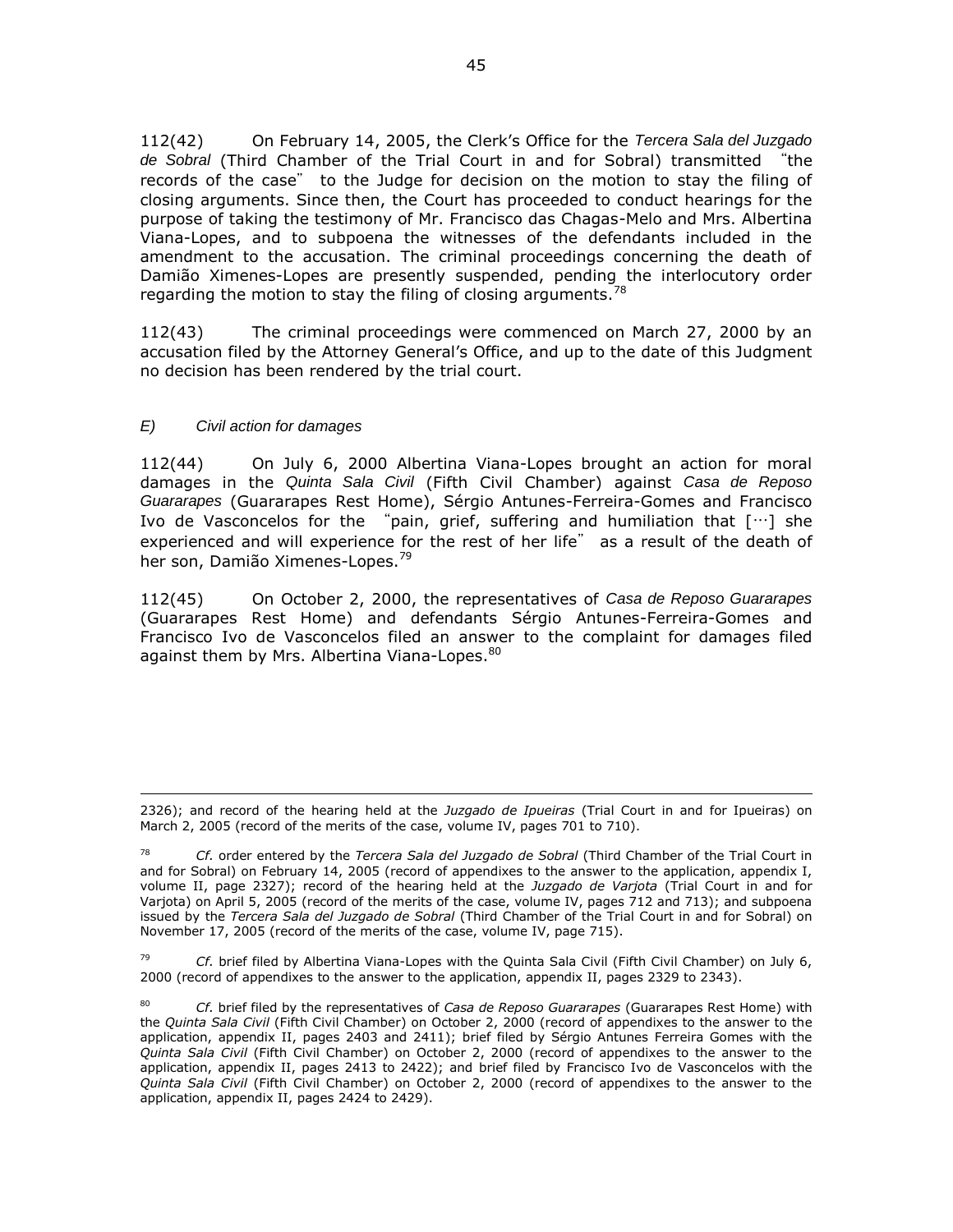112(42) On February 14, 2005, the Clerk's Office for the *Tercera Sala del Juzgado de Sobral* (Third Chamber of the Trial Court in and for Sobral) transmitted "the records of the case" to the Judge for decision on the motion to stay the filing of closing arguments. Since then, the Court has proceeded to conduct hearings for the purpose of taking the testimony of Mr. Francisco das Chagas-Melo and Mrs. Albertina Viana-Lopes, and to subpoena the witnesses of the defendants included in the amendment to the accusation. The criminal proceedings concerning the death of Damião Ximenes-Lopes are presently suspended, pending the interlocutory order regarding the motion to stay the filing of closing arguments.[78]

112(43) The criminal proceedings were commenced on March 27, 2000 by an accusation filed by the Attorney General's Office, and up to the date of this Judgment no decision has been rendered by the trial court.

*E) Civil action for damages*

112(44) On July 6, 2000 Albertina Viana-Lopes brought an action for moral damages in the *Quinta Sala Civil* (Fifth Civil Chamber) against *Casa de Reposo Guararapes* (Guararapes Rest Home), Sérgio Antunes-Ferreira-Gomes and Francisco Ivo de Vasconcelos for the "pain, grief, suffering and humiliation that […] she experienced and will experience for the rest of her life" as a result of the death of her son, Damião Ximenes-Lopes.[79]

112(45) On October 2, 2000, the representatives of *Casa de Reposo Guararapes* (Guararapes Rest Home) and defendants Sérgio Antunes-Ferreira-Gomes and Francisco Ivo de Vasconcelos filed an answer to the complaint for damages filed against them by Mrs. Albertina Viana-Lopes.[80]

---

2326); and record of the hearing held at the *Juzgado de Ipueiras* (Trial Court in and for Ipueiras) on March 2, 2005 (record of the merits of the case, volume IV, pages 701 to 710).

[78] *Cf.* order entered by the *Tercera Sala del Juzgado de Sobral* (Third Chamber of the Trial Court in and for Sobral) on February 14, 2005 (record of appendixes to the answer to the application, appendix I, volume II, page 2327); record of the hearing held at the *Juzgado de Varjota* (Trial Court in and for Varjota) on April 5, 2005 (record of the merits of the case, volume IV, pages 712 and 713); and subpoena issued by the *Tercera Sala del Juzgado de Sobral* (Third Chamber of the Trial Court in and for Sobral) on November 17, 2005 (record of the merits of the case, volume IV, page 715).

[79] *Cf.* brief filed by Albertina Viana-Lopes with the Quinta Sala Civil (Fifth Civil Chamber) on July 6, 2000 (record of appendixes to the answer to the application, appendix II, pages 2329 to 2343).

[80] *Cf.* brief filed by the representatives of *Casa de Reposo Guararapes* (Guararapes Rest Home) with the *Quinta Sala Civil* (Fifth Civil Chamber) on October 2, 2000 (record of appendixes to the answer to the application, appendix II, pages 2403 and 2411); brief filed by Sérgio Antunes Ferreira Gomes with the *Quinta Sala Civil* (Fifth Civil Chamber) on October 2, 2000 (record of appendixes to the answer to the application, appendix II, pages 2413 to 2422); and brief filed by Francisco Ivo de Vasconcelos with the *Quinta Sala Civil* (Fifth Civil Chamber) on October 2, 2000 (record of appendixes to the answer to the application, appendix II, pages 2424 to 2429).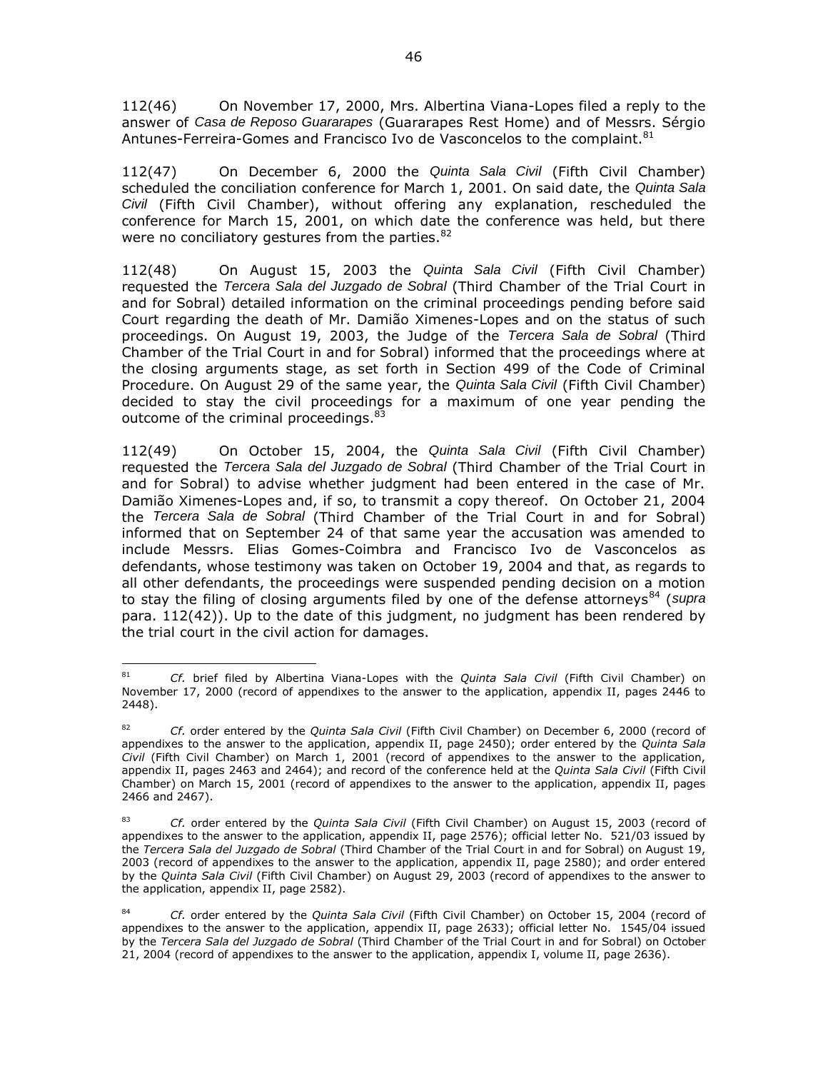112(46) On November 17, 2000, Mrs. Albertina Viana-Lopes filed a reply to the answer of *Casa de Reposo Guararapes* (Guararapes Rest Home) and of Messrs. Sérgio Antunes-Ferreira-Gomes and Francisco Ivo de Vasconcelos to the complaint.[81]

112(47) On December 6, 2000 the *Quinta Sala Civil* (Fifth Civil Chamber) scheduled the conciliation conference for March 1, 2001. On said date, the *Quinta Sala Civil* (Fifth Civil Chamber), without offering any explanation, rescheduled the conference for March 15, 2001, on which date the conference was held, but there were no conciliatory gestures from the parties.[82]

112(48) On August 15, 2003 the *Quinta Sala Civil* (Fifth Civil Chamber) requested the *Tercera Sala del Juzgado de Sobral* (Third Chamber of the Trial Court in and for Sobral) detailed information on the criminal proceedings pending before said Court regarding the death of Mr. Damião Ximenes-Lopes and on the status of such proceedings. On August 19, 2003, the Judge of the *Tercera Sala de Sobral* (Third Chamber of the Trial Court in and for Sobral) informed that the proceedings where at the closing arguments stage, as set forth in Section 499 of the Code of Criminal Procedure. On August 29 of the same year, the *Quinta Sala Civil* (Fifth Civil Chamber) decided to stay the civil proceedings for a maximum of one year pending the outcome of the criminal proceedings.[83]

112(49) On October 15, 2004, the *Quinta Sala Civil* (Fifth Civil Chamber) requested the *Tercera Sala del Juzgado de Sobral* (Third Chamber of the Trial Court in and for Sobral) to advise whether judgment had been entered in the case of Mr. Damião Ximenes-Lopes and, if so, to transmit a copy thereof. On October 21, 2004 the *Tercera Sala de Sobral* (Third Chamber of the Trial Court in and for Sobral) informed that on September 24 of that same year the accusation was amended to include Messrs. Elias Gomes-Coimbra and Francisco Ivo de Vasconcelos as defendants, whose testimony was taken on October 19, 2004 and that, as regards to all other defendants, the proceedings were suspended pending decision on a motion to stay the filing of closing arguments filed by one of the defense attorneys[84] (*supra* para. 112(42)). Up to the date of this judgment, no judgment has been rendered by the trial court in the civil action for damages.

---

[81] *Cf.* brief filed by Albertina Viana-Lopes with the *Quinta Sala Civil* (Fifth Civil Chamber) on November 17, 2000 (record of appendixes to the answer to the application, appendix II, pages 2446 to 2448).

[82] *Cf.* order entered by the *Quinta Sala Civil* (Fifth Civil Chamber) on December 6, 2000 (record of appendixes to the answer to the application, appendix II, page 2450); order entered by the *Quinta Sala Civil* (Fifth Civil Chamber) on March 1, 2001 (record of appendixes to the answer to the application, appendix II, pages 2463 and 2464); and record of the conference held at the *Quinta Sala Civil* (Fifth Civil Chamber) on March 15, 2001 (record of appendixes to the answer to the application, appendix II, pages 2466 and 2467).

[83] *Cf.* order entered by the *Quinta Sala Civil* (Fifth Civil Chamber) on August 15, 2003 (record of appendixes to the answer to the application, appendix II, page 2576); official letter No. 521/03 issued by the *Tercera Sala del Juzgado de Sobral* (Third Chamber of the Trial Court in and for Sobral) on August 19, 2003 (record of appendixes to the answer to the application, appendix II, page 2580); and order entered by the *Quinta Sala Civil* (Fifth Civil Chamber) on August 29, 2003 (record of appendixes to the answer to the application, appendix II, page 2582).

[84] *Cf.* order entered by the *Quinta Sala Civil* (Fifth Civil Chamber) on October 15, 2004 (record of appendixes to the answer to the application, appendix II, page 2633); official letter No. 1545/04 issued by the *Tercera Sala del Juzgado de Sobral* (Third Chamber of the Trial Court in and for Sobral) on October 21, 2004 (record of appendixes to the answer to the application, appendix I, volume II, page 2636).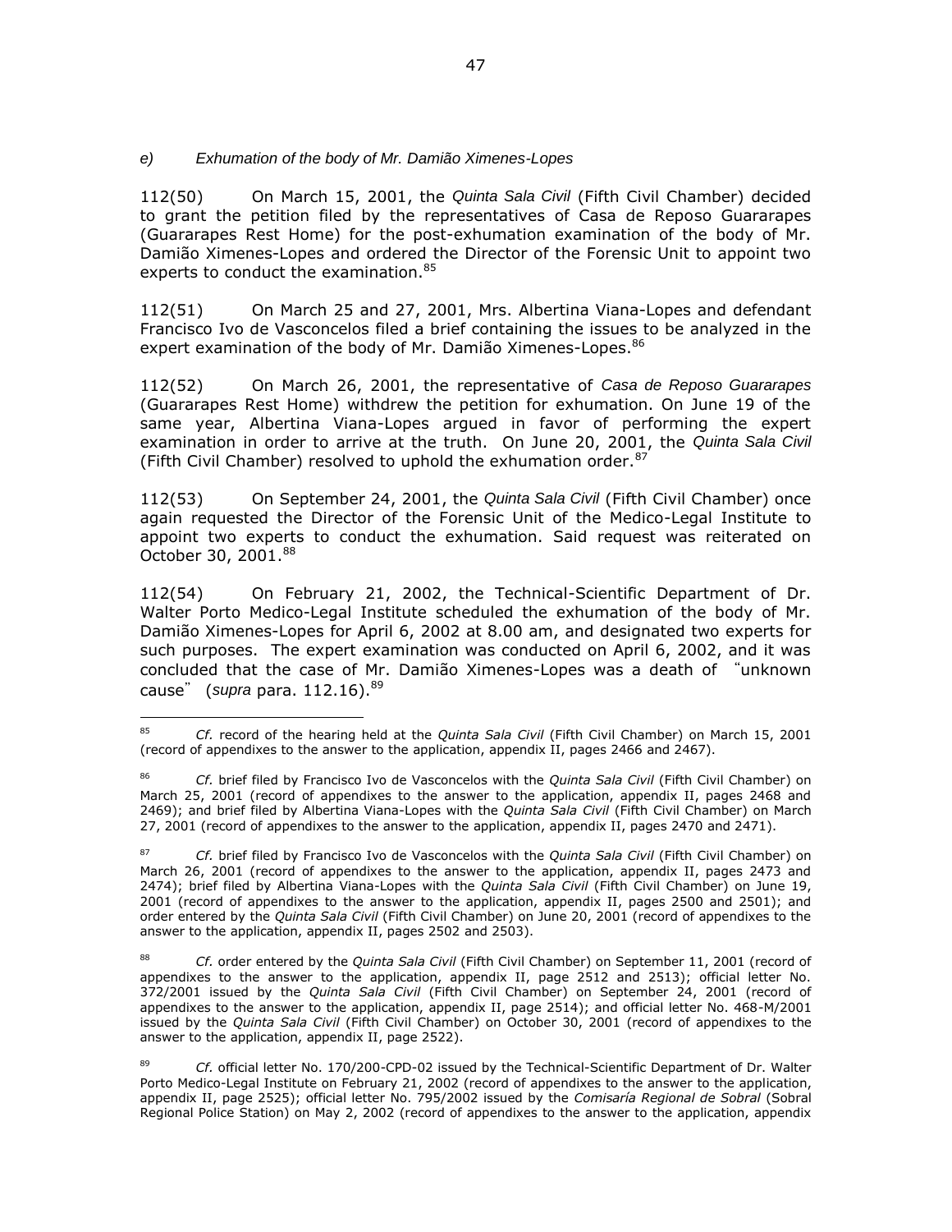*e) Exhumation of the body of Mr. Damião Ximenes-Lopes*

112(50) On March 15, 2001, the *Quinta Sala Civil* (Fifth Civil Chamber) decided to grant the petition filed by the representatives of Casa de Reposo Guararapes (Guararapes Rest Home) for the post-exhumation examination of the body of Mr. Damião Ximenes-Lopes and ordered the Director of the Forensic Unit to appoint two experts to conduct the examination.[85]

112(51) On March 25 and 27, 2001, Mrs. Albertina Viana-Lopes and defendant Francisco Ivo de Vasconcelos filed a brief containing the issues to be analyzed in the expert examination of the body of Mr. Damião Ximenes-Lopes.[86]

112(52) On March 26, 2001, the representative of *Casa de Reposo Guararapes* (Guararapes Rest Home) withdrew the petition for exhumation. On June 19 of the same year, Albertina Viana-Lopes argued in favor of performing the expert examination in order to arrive at the truth. On June 20, 2001, the *Quinta Sala Civil* (Fifth Civil Chamber) resolved to uphold the exhumation order.[87]

112(53) On September 24, 2001, the *Quinta Sala Civil* (Fifth Civil Chamber) once again requested the Director of the Forensic Unit of the Medico-Legal Institute to appoint two experts to conduct the exhumation. Said request was reiterated on October 30, 2001.[88]

112(54) On February 21, 2002, the Technical-Scientific Department of Dr. Walter Porto Medico-Legal Institute scheduled the exhumation of the body of Mr. Damião Ximenes-Lopes for April 6, 2002 at 8.00 am, and designated two experts for such purposes. The expert examination was conducted on April 6, 2002, and it was concluded that the case of Mr. Damião Ximenes-Lopes was a death of "unknown cause" (*supra* para. 112.16).[89]

---

[85] *Cf.* record of the hearing held at the *Quinta Sala Civil* (Fifth Civil Chamber) on March 15, 2001 (record of appendixes to the answer to the application, appendix II, pages 2466 and 2467).

[86] *Cf.* brief filed by Francisco Ivo de Vasconcelos with the *Quinta Sala Civil* (Fifth Civil Chamber) on March 25, 2001 (record of appendixes to the answer to the application, appendix II, pages 2468 and 2469); and brief filed by Albertina Viana-Lopes with the *Quinta Sala Civil* (Fifth Civil Chamber) on March 27, 2001 (record of appendixes to the answer to the application, appendix II, pages 2470 and 2471).

[87] *Cf.* brief filed by Francisco Ivo de Vasconcelos with the *Quinta Sala Civil* (Fifth Civil Chamber) on March 26, 2001 (record of appendixes to the answer to the application, appendix II, pages 2473 and 2474); brief filed by Albertina Viana-Lopes with the *Quinta Sala Civil* (Fifth Civil Chamber) on June 19, 2001 (record of appendixes to the answer to the application, appendix II, pages 2500 and 2501); and order entered by the *Quinta Sala Civil* (Fifth Civil Chamber) on June 20, 2001 (record of appendixes to the answer to the application, appendix II, pages 2502 and 2503).

[88] *Cf.* order entered by the *Quinta Sala Civil* (Fifth Civil Chamber) on September 11, 2001 (record of appendixes to the answer to the application, appendix II, page 2512 and 2513); official letter No. 372/2001 issued by the *Quinta Sala Civil* (Fifth Civil Chamber) on September 24, 2001 (record of appendixes to the answer to the application, appendix II, page 2514); and official letter No. 468-M/2001 issued by the *Quinta Sala Civil* (Fifth Civil Chamber) on October 30, 2001 (record of appendixes to the answer to the application, appendix II, page 2522).

[89] *Cf.* official letter No. 170/200-CPD-02 issued by the Technical-Scientific Department of Dr. Walter Porto Medico-Legal Institute on February 21, 2002 (record of appendixes to the answer to the application, appendix II, page 2525); official letter No. 795/2002 issued by the *Comisaría Regional de Sobral* (Sobral Regional Police Station) on May 2, 2002 (record of appendixes to the answer to the application, appendix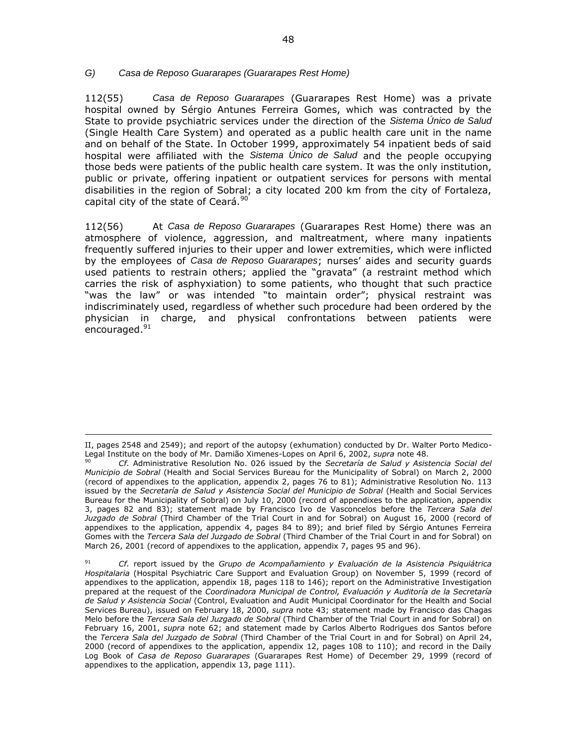### *G) Casa de Reposo Guararapes (Guararapes Rest Home)*

112(55) *Casa de Reposo Guararapes* (Guararapes Rest Home) was a private hospital owned by Sérgio Antunes Ferreira Gomes, which was contracted by the State to provide psychiatric services under the direction of the *Sistema Único de Salud* (Single Health Care System) and operated as a public health care unit in the name and on behalf of the State. In October 1999, approximately 54 inpatient beds of said hospital were affiliated with the *Sistema Único de Salud* and the people occupying those beds were patients of the public health care system. It was the only institution, public or private, offering inpatient or outpatient services for persons with mental disabilities in the region of Sobral; a city located 200 km from the city of Fortaleza, capital city of the state of Ceará.[90]

112(56) At *Casa de Reposo Guararapes* (Guararapes Rest Home) there was an atmosphere of violence, aggression, and maltreatment, where many inpatients frequently suffered injuries to their upper and lower extremities, which were inflicted by the employees of *Casa de Reposo Guararapes*; nurses' aides and security guards used patients to restrain others; applied the "gravata" (a restraint method which carries the risk of asphyxiation) to some patients, who thought that such practice "was the law" or was intended "to maintain order"; physical restraint was indiscriminately used, regardless of whether such procedure had been ordered by the physician in charge, and physical confrontations between patients were encouraged.[91]

---

II, pages 2548 and 2549); and report of the autopsy (exhumation) conducted by Dr. Walter Porto Medico-Legal Institute on the body of Mr. Damião Ximenes-Lopes on April 6, 2002, *supra* note 48.

[90] *Cf.* Administrative Resolution No. 026 issued by the *Secretaría de Salud y Asistencia Social del Municipio de Sobral* (Health and Social Services Bureau for the Municipality of Sobral) on March 2, 2000 (record of appendixes to the application, appendix 2, pages 76 to 81); Administrative Resolution No. 113 issued by the *Secretaría de Salud y Asistencia Social del Municipio de Sobral* (Health and Social Services Bureau for the Municipality of Sobral) on July 10, 2000 (record of appendixes to the application, appendix 3, pages 82 and 83); statement made by Francisco Ivo de Vasconcelos before the *Tercera Sala del Juzgado de Sobral* (Third Chamber of the Trial Court in and for Sobral) on August 16, 2000 (record of appendixes to the application, appendix 4, pages 84 to 89); and brief filed by Sérgio Antunes Ferreira Gomes with the *Tercera Sala del Juzgado de Sobral* (Third Chamber of the Trial Court in and for Sobral) on March 26, 2001 (record of appendixes to the application, appendix 7, pages 95 and 96).

[91] *Cf.* report issued by the *Grupo de Acompañamiento y Evaluación de la Asistencia Psiquiátrica Hospitalaria* (Hospital Psychiatric Care Support and Evaluation Group) on November 5, 1999 (record of appendixes to the application, appendix 18, pages 118 to 146); report on the Administrative Investigation prepared at the request of the *Coordinadora Municipal de Control, Evaluación y Auditoría de la Secretaría de Salud y Asistencia Social* (Control, Evaluation and Audit Municipal Coordinator for the Health and Social Services Bureau), issued on February 18, 2000, *supra* note 43; statement made by Francisco das Chagas Melo before the *Tercera Sala del Juzgado de Sobral* (Third Chamber of the Trial Court in and for Sobral) on February 16, 2001, *supra* note 62; and statement made by Carlos Alberto Rodrigues dos Santos before the *Tercera Sala del Juzgado de Sobral* (Third Chamber of the Trial Court in and for Sobral) on April 24, 2000 (record of appendixes to the application, appendix 12, pages 108 to 110); and record in the Daily Log Book of *Casa de Reposo Guararapes* (Guararapes Rest Home) of December 29, 1999 (record of appendixes to the application, appendix 13, page 111).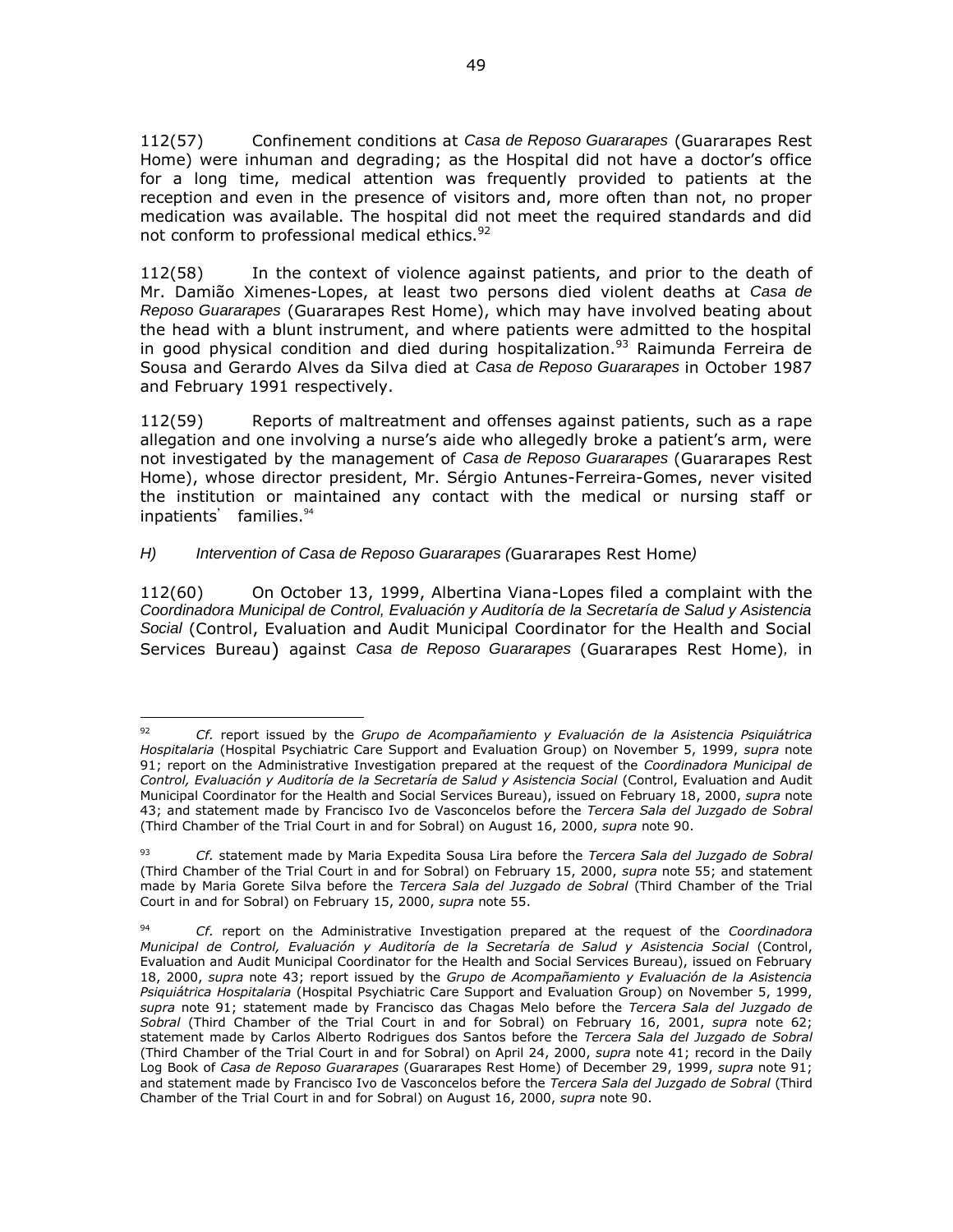112(57) Confinement conditions at *Casa de Reposo Guararapes* (Guararapes Rest Home) were inhuman and degrading; as the Hospital did not have a doctor's office for a long time, medical attention was frequently provided to patients at the reception and even in the presence of visitors and, more often than not, no proper medication was available. The hospital did not meet the required standards and did not conform to professional medical ethics.[92]

112(58) In the context of violence against patients, and prior to the death of Mr. Damião Ximenes-Lopes, at least two persons died violent deaths at *Casa de Reposo Guararapes* (Guararapes Rest Home), which may have involved beating about the head with a blunt instrument, and where patients were admitted to the hospital in good physical condition and died during hospitalization.[93] Raimunda Ferreira de Sousa and Gerardo Alves da Silva died at *Casa de Reposo Guararapes* in October 1987 and February 1991 respectively.

112(59) Reports of maltreatment and offenses against patients, such as a rape allegation and one involving a nurse's aide who allegedly broke a patient's arm, were not investigated by the management of *Casa de Reposo Guararapes* (Guararapes Rest Home), whose director president, Mr. Sérgio Antunes-Ferreira-Gomes, never visited the institution or maintained any contact with the medical or nursing staff or inpatients' families.[94]

*H) Intervention of Casa de Reposo Guararapes (*Guararapes Rest Home*)*

112(60) On October 13, 1999, Albertina Viana-Lopes filed a complaint with the *Coordinadora Municipal de Control, Evaluación y Auditoría de la Secretaría de Salud y Asistencia Social* (Control, Evaluation and Audit Municipal Coordinator for the Health and Social Services Bureau) against *Casa de Reposo Guararapes* (Guararapes Rest Home), in

---

[92] *Cf.* report issued by the *Grupo de Acompañamiento y Evaluación de la Asistencia Psiquiátrica Hospitalaria* (Hospital Psychiatric Care Support and Evaluation Group) on November 5, 1999, *supra* note 91; report on the Administrative Investigation prepared at the request of the *Coordinadora Municipal de Control, Evaluación y Auditoría de la Secretaría de Salud y Asistencia Social* (Control, Evaluation and Audit Municipal Coordinator for the Health and Social Services Bureau), issued on February 18, 2000, *supra* note 43; and statement made by Francisco Ivo de Vasconcelos before the *Tercera Sala del Juzgado de Sobral* (Third Chamber of the Trial Court in and for Sobral) on August 16, 2000, *supra* note 90.

[93] *Cf.* statement made by Maria Expedita Sousa Lira before the *Tercera Sala del Juzgado de Sobral* (Third Chamber of the Trial Court in and for Sobral) on February 15, 2000, *supra* note 55; and statement made by Maria Gorete Silva before the *Tercera Sala del Juzgado de Sobral* (Third Chamber of the Trial Court in and for Sobral) on February 15, 2000, *supra* note 55.

[94] *Cf.* report on the Administrative Investigation prepared at the request of the *Coordinadora Municipal de Control, Evaluación y Auditoría de la Secretaría de Salud y Asistencia Social* (Control, Evaluation and Audit Municipal Coordinator for the Health and Social Services Bureau), issued on February 18, 2000, *supra* note 43; report issued by the *Grupo de Acompañamiento y Evaluación de la Asistencia Psiquiátrica Hospitalaria* (Hospital Psychiatric Care Support and Evaluation Group) on November 5, 1999, *supra* note 91; statement made by Francisco das Chagas Melo before the *Tercera Sala del Juzgado de Sobral* (Third Chamber of the Trial Court in and for Sobral) on February 16, 2001, *supra* note 62; statement made by Carlos Alberto Rodrigues dos Santos before the *Tercera Sala del Juzgado de Sobral* (Third Chamber of the Trial Court in and for Sobral) on April 24, 2000, *supra* note 41; record in the Daily Log Book of *Casa de Reposo Guararapes* (Guararapes Rest Home) of December 29, 1999, *supra* note 91; and statement made by Francisco Ivo de Vasconcelos before the *Tercera Sala del Juzgado de Sobral* (Third Chamber of the Trial Court in and for Sobral) on August 16, 2000, *supra* note 90.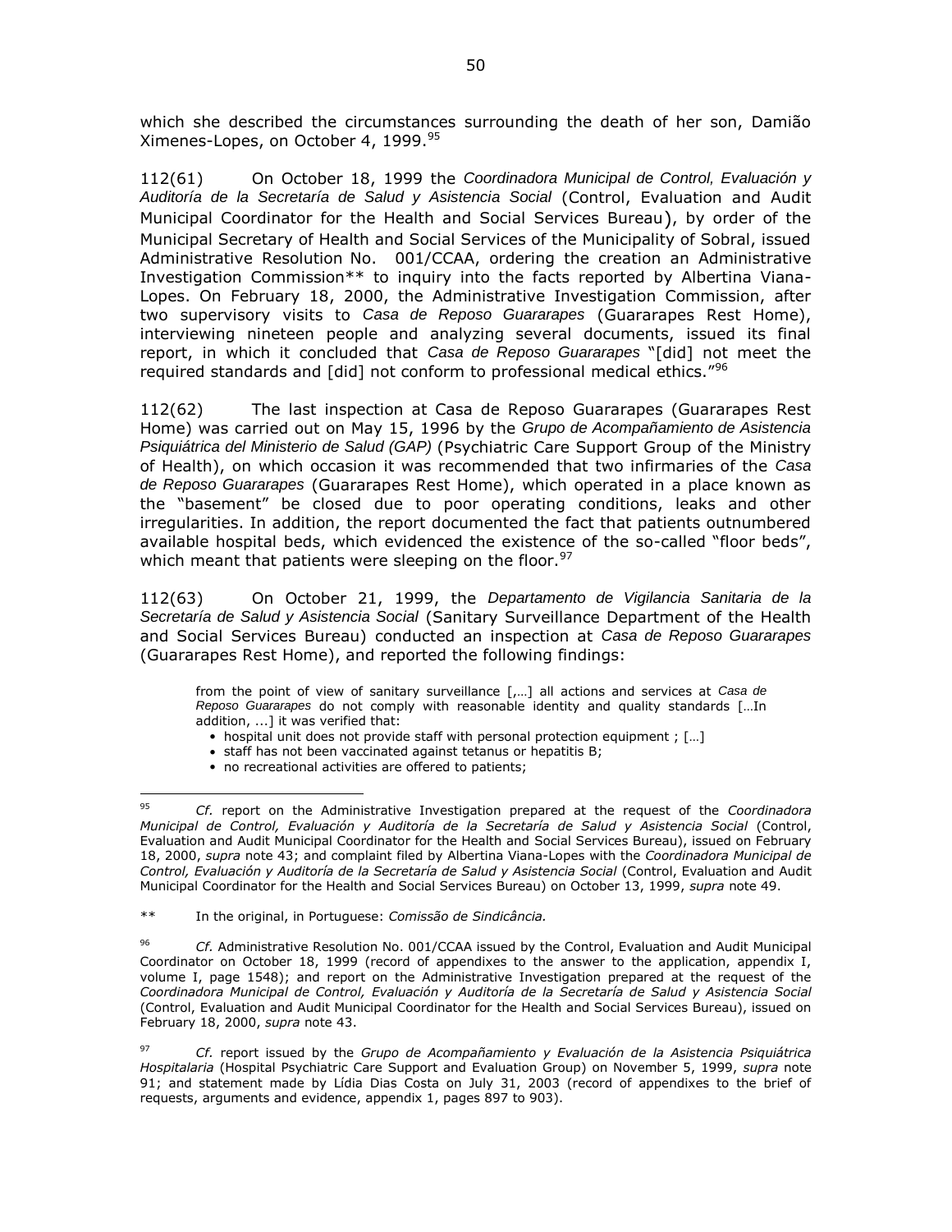which she described the circumstances surrounding the death of her son, Damião Ximenes-Lopes, on October 4, 1999.[95]

112(61) On October 18, 1999 the *Coordinadora Municipal de Control, Evaluación y Auditoría de la Secretaría de Salud y Asistencia Social* (Control, Evaluation and Audit Municipal Coordinator for the Health and Social Services Bureau), by order of the Municipal Secretary of Health and Social Services of the Municipality of Sobral, issued Administrative Resolution No. 001/CCAA, ordering the creation an Administrative Investigation Commission** to inquiry into the facts reported by Albertina Viana-Lopes. On February 18, 2000, the Administrative Investigation Commission, after two supervisory visits to *Casa de Reposo Guararapes* (Guararapes Rest Home), interviewing nineteen people and analyzing several documents, issued its final report, in which it concluded that *Casa de Reposo Guararapes* "[did] not meet the required standards and [did] not conform to professional medical ethics."[96]

112(62) The last inspection at Casa de Reposo Guararapes (Guararapes Rest Home) was carried out on May 15, 1996 by the *Grupo de Acompañamiento de Asistencia Psiquiátrica del Ministerio de Salud (GAP)* (Psychiatric Care Support Group of the Ministry of Health), on which occasion it was recommended that two infirmaries of the *Casa de Reposo Guararapes* (Guararapes Rest Home), which operated in a place known as the "basement" be closed due to poor operating conditions, leaks and other irregularities. In addition, the report documented the fact that patients outnumbered available hospital beds, which evidenced the existence of the so-called "floor beds", which meant that patients were sleeping on the floor.[97]

112(63) On October 21, 1999, the *Departamento de Vigilancia Sanitaria de la Secretaría de Salud y Asistencia Social* (Sanitary Surveillance Department of the Health and Social Services Bureau) conducted an inspection at *Casa de Reposo Guararapes* (Guararapes Rest Home), and reported the following findings:

> from the point of view of sanitary surveillance [,…] all actions and services at *Casa de Reposo Guararapes* do not comply with reasonable identity and quality standards […In addition, ...] it was verified that:
>
> - hospital unit does not provide staff with personal protection equipment ; […]
> - staff has not been vaccinated against tetanus or hepatitis B;
> - no recreational activities are offered to patients;

---

[95] *Cf.* report on the Administrative Investigation prepared at the request of the *Coordinadora Municipal de Control, Evaluación y Auditoría de la Secretaría de Salud y Asistencia Social* (Control, Evaluation and Audit Municipal Coordinator for the Health and Social Services Bureau), issued on February 18, 2000, *supra* note 43; and complaint filed by Albertina Viana-Lopes with the *Coordinadora Municipal de Control, Evaluación y Auditoría de la Secretaría de Salud y Asistencia Social* (Control, Evaluation and Audit Municipal Coordinator for the Health and Social Services Bureau) on October 13, 1999, *supra* note 49.

** In the original, in Portuguese: *Comissão de Sindicância.*

[96] *Cf.* Administrative Resolution No. 001/CCAA issued by the Control, Evaluation and Audit Municipal Coordinator on October 18, 1999 (record of appendixes to the answer to the application, appendix I, volume I, page 1548); and report on the Administrative Investigation prepared at the request of the *Coordinadora Municipal de Control, Evaluación y Auditoría de la Secretaría de Salud y Asistencia Social* (Control, Evaluation and Audit Municipal Coordinator for the Health and Social Services Bureau), issued on February 18, 2000, *supra* note 43.

[97] *Cf.* report issued by the *Grupo de Acompañamiento y Evaluación de la Asistencia Psiquiátrica Hospitalaria* (Hospital Psychiatric Care Support and Evaluation Group) on November 5, 1999, *supra* note 91; and statement made by Lídia Dias Costa on July 31, 2003 (record of appendixes to the brief of requests, arguments and evidence, appendix 1, pages 897 to 903).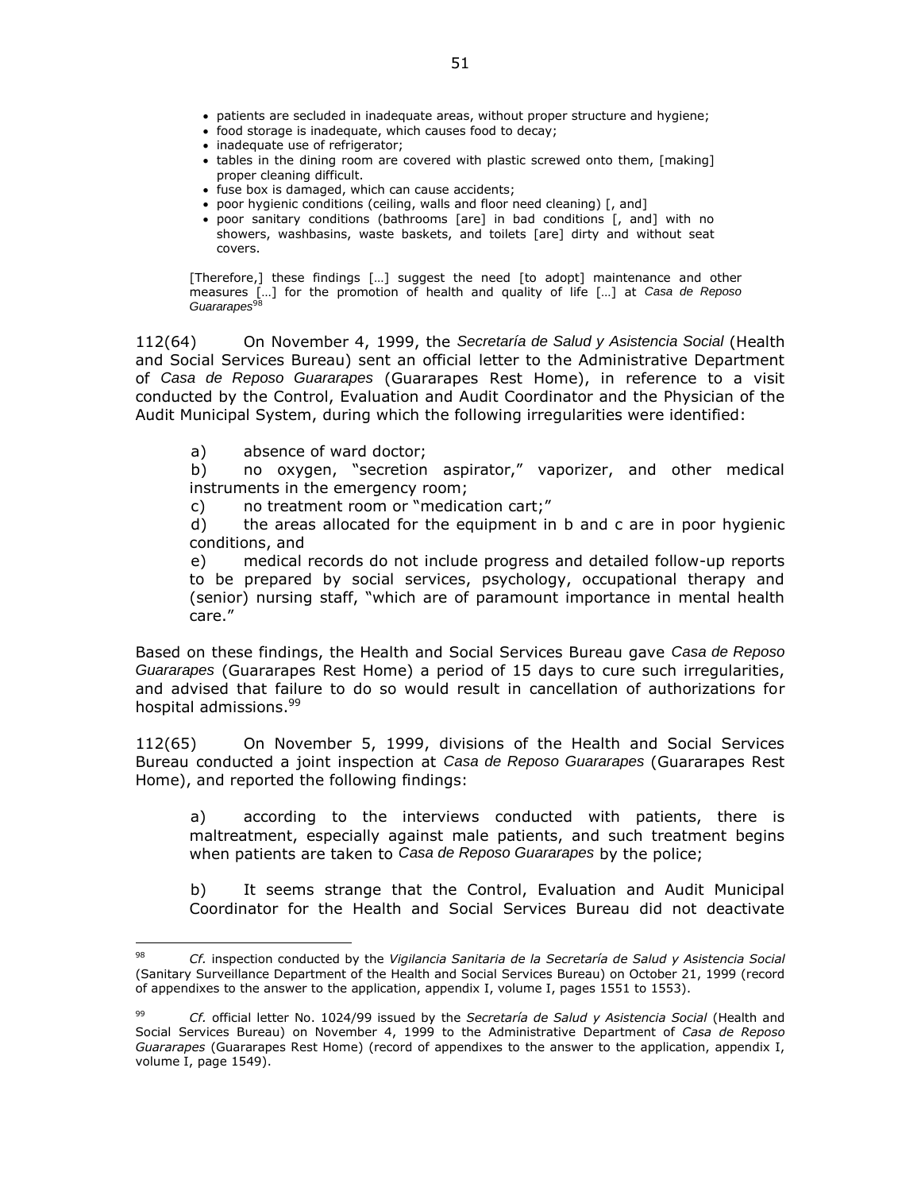- patients are secluded in inadequate areas, without proper structure and hygiene;
- food storage is inadequate, which causes food to decay;
- inadequate use of refrigerator;
- tables in the dining room are covered with plastic screwed onto them, [making] proper cleaning difficult.
- fuse box is damaged, which can cause accidents;
- poor hygienic conditions (ceiling, walls and floor need cleaning) [, and]
- poor sanitary conditions (bathrooms [are] in bad conditions [, and] with no showers, washbasins, waste baskets, and toilets [are] dirty and without seat covers.

> [Therefore,] these findings […] suggest the need [to adopt] maintenance and other measures […] for the promotion of health and quality of life […] at *Casa de Reposo Guararapes*[98]

112(64) On November 4, 1999, the *Secretaría de Salud y Asistencia Social* (Health and Social Services Bureau) sent an official letter to the Administrative Department of *Casa de Reposo Guararapes* (Guararapes Rest Home), in reference to a visit conducted by the Control, Evaluation and Audit Coordinator and the Physician of the Audit Municipal System, during which the following irregularities were identified:

> a) absence of ward doctor;
>
> b) no oxygen, "secretion aspirator," vaporizer, and other medical instruments in the emergency room;
>
> c) no treatment room or "medication cart;"
>
> d) the areas allocated for the equipment in b and c are in poor hygienic conditions, and
>
> e) medical records do not include progress and detailed follow-up reports to be prepared by social services, psychology, occupational therapy and (senior) nursing staff, "which are of paramount importance in mental health care."

Based on these findings, the Health and Social Services Bureau gave *Casa de Reposo Guararapes* (Guararapes Rest Home) a period of 15 days to cure such irregularities, and advised that failure to do so would result in cancellation of authorizations for hospital admissions.[99]

112(65) On November 5, 1999, divisions of the Health and Social Services Bureau conducted a joint inspection at *Casa de Reposo Guararapes* (Guararapes Rest Home), and reported the following findings:

> a) according to the interviews conducted with patients, there is maltreatment, especially against male patients, and such treatment begins when patients are taken to *Casa de Reposo Guararapes* by the police;
>
> b) It seems strange that the Control, Evaluation and Audit Municipal Coordinator for the Health and Social Services Bureau did not deactivate

---

[98] *Cf.* inspection conducted by the *Vigilancia Sanitaria de la Secretaría de Salud y Asistencia Social* (Sanitary Surveillance Department of the Health and Social Services Bureau) on October 21, 1999 (record of appendixes to the answer to the application, appendix I, volume I, pages 1551 to 1553).

[99] *Cf.* official letter No. 1024/99 issued by the *Secretaría de Salud y Asistencia Social* (Health and Social Services Bureau) on November 4, 1999 to the Administrative Department of *Casa de Reposo Guararapes* (Guararapes Rest Home) (record of appendixes to the answer to the application, appendix I, volume I, page 1549).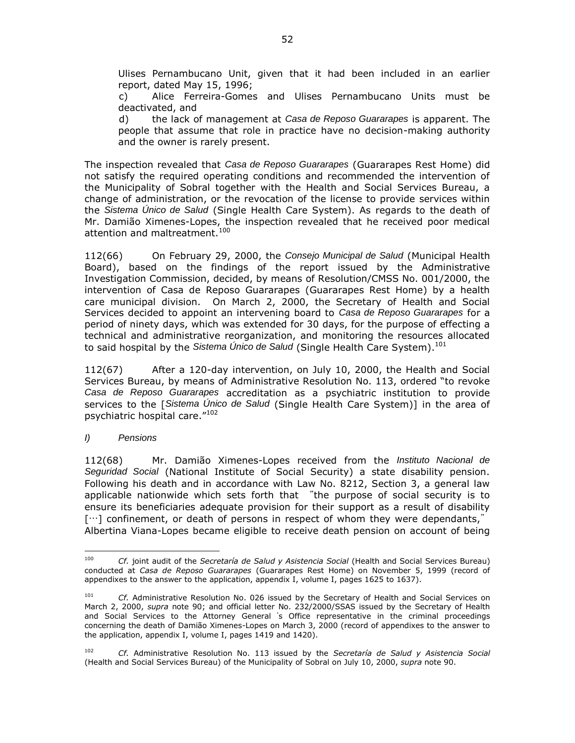Ulises Pernambucano Unit, given that it had been included in an earlier report, dated May 15, 1996;

c) Alice Ferreira-Gomes and Ulises Pernambucano Units must be deactivated, and

d) the lack of management at *Casa de Reposo Guararapes* is apparent. The people that assume that role in practice have no decision-making authority and the owner is rarely present.

The inspection revealed that *Casa de Reposo Guararapes* (Guararapes Rest Home) did not satisfy the required operating conditions and recommended the intervention of the Municipality of Sobral together with the Health and Social Services Bureau, a change of administration, or the revocation of the license to provide services within the *Sistema Único de Salud* (Single Health Care System). As regards to the death of Mr. Damião Ximenes-Lopes, the inspection revealed that he received poor medical attention and maltreatment.[100]

112(66) On February 29, 2000, the *Consejo Municipal de Salud* (Municipal Health Board), based on the findings of the report issued by the Administrative Investigation Commission, decided, by means of Resolution/CMSS No. 001/2000, the intervention of Casa de Reposo Guararapes (Guararapes Rest Home) by a health care municipal division. On March 2, 2000, the Secretary of Health and Social Services decided to appoint an intervening board to *Casa de Reposo Guararapes* for a period of ninety days, which was extended for 30 days, for the purpose of effecting a technical and administrative reorganization, and monitoring the resources allocated to said hospital by the *Sistema Único de Salud* (Single Health Care System).[101]

112(67) After a 120-day intervention, on July 10, 2000, the Health and Social Services Bureau, by means of Administrative Resolution No. 113, ordered "to revoke *Casa de Reposo Guararapes* accreditation as a psychiatric institution to provide services to the [*Sistema Único de Salud* (Single Health Care System)] in the area of psychiatric hospital care."[102]

*l) Pensions*

112(68) Mr. Damião Ximenes-Lopes received from the *Instituto Nacional de Seguridad Social* (National Institute of Social Security) a state disability pension. Following his death and in accordance with Law No. 8212, Section 3, a general law applicable nationwide which sets forth that "the purpose of social security is to ensure its beneficiaries adequate provision for their support as a result of disability [...] confinement, or death of persons in respect of whom they were dependants," Albertina Viana-Lopes became eligible to receive death pension on account of being

---

[100] *Cf.* joint audit of the *Secretaría de Salud y Asistencia Social* (Health and Social Services Bureau) conducted at *Casa de Reposo Guararapes* (Guararapes Rest Home) on November 5, 1999 (record of appendixes to the answer to the application, appendix I, volume I, pages 1625 to 1637).

[101] *Cf.* Administrative Resolution No. 026 issued by the Secretary of Health and Social Services on March 2, 2000, *supra* note 90; and official letter No. 232/2000/SSAS issued by the Secretary of Health and Social Services to the Attorney General's Office representative in the criminal proceedings concerning the death of Damião Ximenes-Lopes on March 3, 2000 (record of appendixes to the answer to the application, appendix I, volume I, pages 1419 and 1420).

[102] *Cf.* Administrative Resolution No. 113 issued by the *Secretaría de Salud y Asistencia Social* (Health and Social Services Bureau) of the Municipality of Sobral on July 10, 2000, *supra* note 90.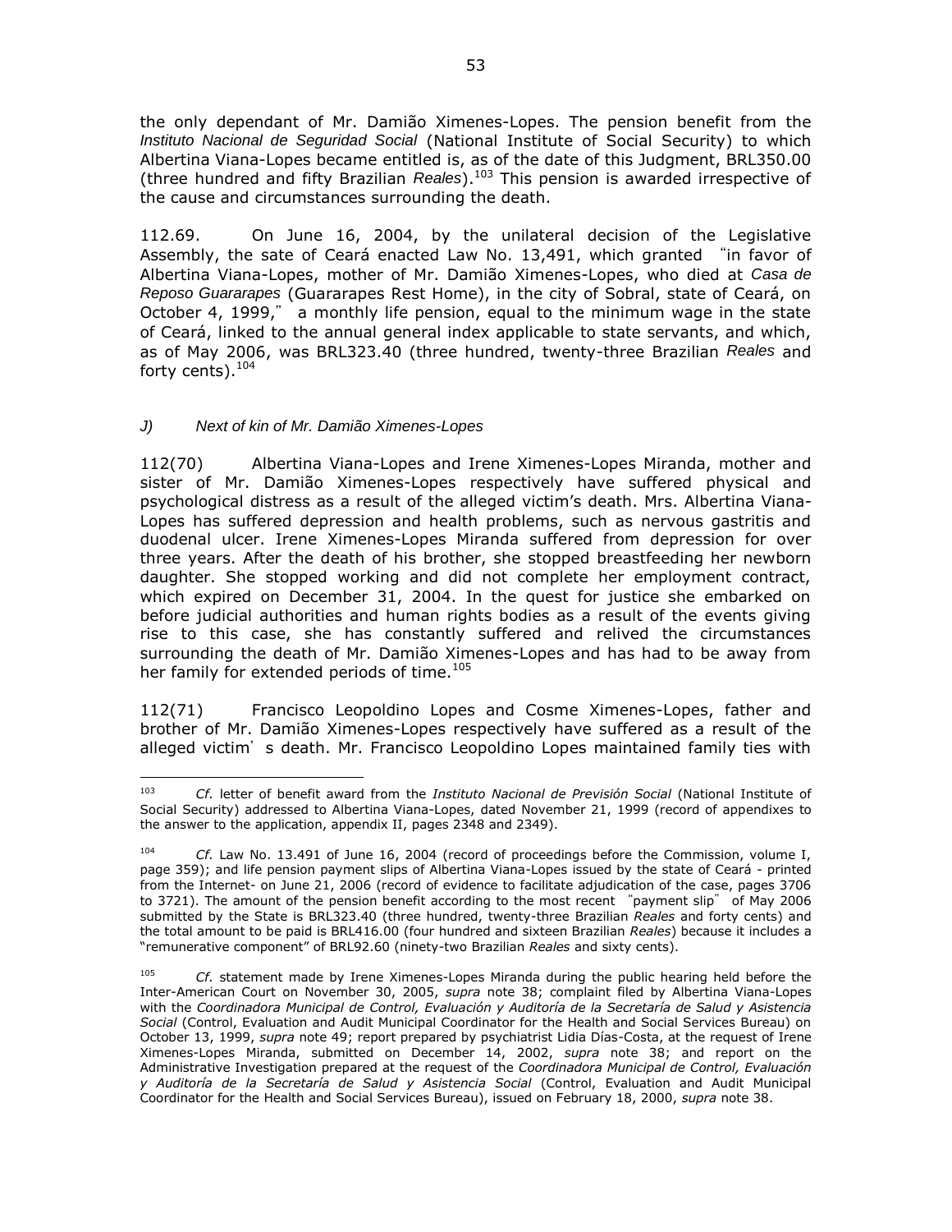the only dependant of Mr. Damião Ximenes-Lopes. The pension benefit from the *Instituto Nacional de Seguridad Social* (National Institute of Social Security) to which Albertina Viana-Lopes became entitled is, as of the date of this Judgment, BRL350.00 (three hundred and fifty Brazilian *Reales*).[103] This pension is awarded irrespective of the cause and circumstances surrounding the death.

112.69. On June 16, 2004, by the unilateral decision of the Legislative Assembly, the sate of Ceará enacted Law No. 13,491, which granted "in favor of Albertina Viana-Lopes, mother of Mr. Damião Ximenes-Lopes, who died at *Casa de Reposo Guararapes* (Guararapes Rest Home), in the city of Sobral, state of Ceará, on October 4, 1999," a monthly life pension, equal to the minimum wage in the state of Ceará, linked to the annual general index applicable to state servants, and which, as of May 2006, was BRL323.40 (three hundred, twenty-three Brazilian *Reales* and forty cents).[104]

### *J) Next of kin of Mr. Damião Ximenes-Lopes*

112(70) Albertina Viana-Lopes and Irene Ximenes-Lopes Miranda, mother and sister of Mr. Damião Ximenes-Lopes respectively have suffered physical and psychological distress as a result of the alleged victim's death. Mrs. Albertina Viana-Lopes has suffered depression and health problems, such as nervous gastritis and duodenal ulcer. Irene Ximenes-Lopes Miranda suffered from depression for over three years. After the death of his brother, she stopped breastfeeding her newborn daughter. She stopped working and did not complete her employment contract, which expired on December 31, 2004. In the quest for justice she embarked on before judicial authorities and human rights bodies as a result of the events giving rise to this case, she has constantly suffered and relived the circumstances surrounding the death of Mr. Damião Ximenes-Lopes and has had to be away from her family for extended periods of time.[105]

112(71) Francisco Leopoldino Lopes and Cosme Ximenes-Lopes, father and brother of Mr. Damião Ximenes-Lopes respectively have suffered as a result of the alleged victim's death. Mr. Francisco Leopoldino Lopes maintained family ties with

---

[103] *Cf.* letter of benefit award from the *Instituto Nacional de Previsión Social* (National Institute of Social Security) addressed to Albertina Viana-Lopes, dated November 21, 1999 (record of appendixes to the answer to the application, appendix II, pages 2348 and 2349).

[104] *Cf.* Law No. 13.491 of June 16, 2004 (record of proceedings before the Commission, volume I, page 359); and life pension payment slips of Albertina Viana-Lopes issued by the state of Ceará - printed from the Internet- on June 21, 2006 (record of evidence to facilitate adjudication of the case, pages 3706 to 3721). The amount of the pension benefit according to the most recent "payment slip" of May 2006 submitted by the State is BRL323.40 (three hundred, twenty-three Brazilian *Reales* and forty cents) and the total amount to be paid is BRL416.00 (four hundred and sixteen Brazilian *Reales*) because it includes a "remunerative component" of BRL92.60 (ninety-two Brazilian *Reales* and sixty cents).

[105] *Cf.* statement made by Irene Ximenes-Lopes Miranda during the public hearing held before the Inter-American Court on November 30, 2005, *supra* note 38; complaint filed by Albertina Viana-Lopes with the *Coordinadora Municipal de Control, Evaluación y Auditoría de la Secretaría de Salud y Asistencia Social* (Control, Evaluation and Audit Municipal Coordinator for the Health and Social Services Bureau) on October 13, 1999, *supra* note 49; report prepared by psychiatrist Lidia Días-Costa, at the request of Irene Ximenes-Lopes Miranda, submitted on December 14, 2002, *supra* note 38; and report on the Administrative Investigation prepared at the request of the *Coordinadora Municipal de Control, Evaluación y Auditoría de la Secretaría de Salud y Asistencia Social* (Control, Evaluation and Audit Municipal Coordinator for the Health and Social Services Bureau), issued on February 18, 2000, *supra* note 38.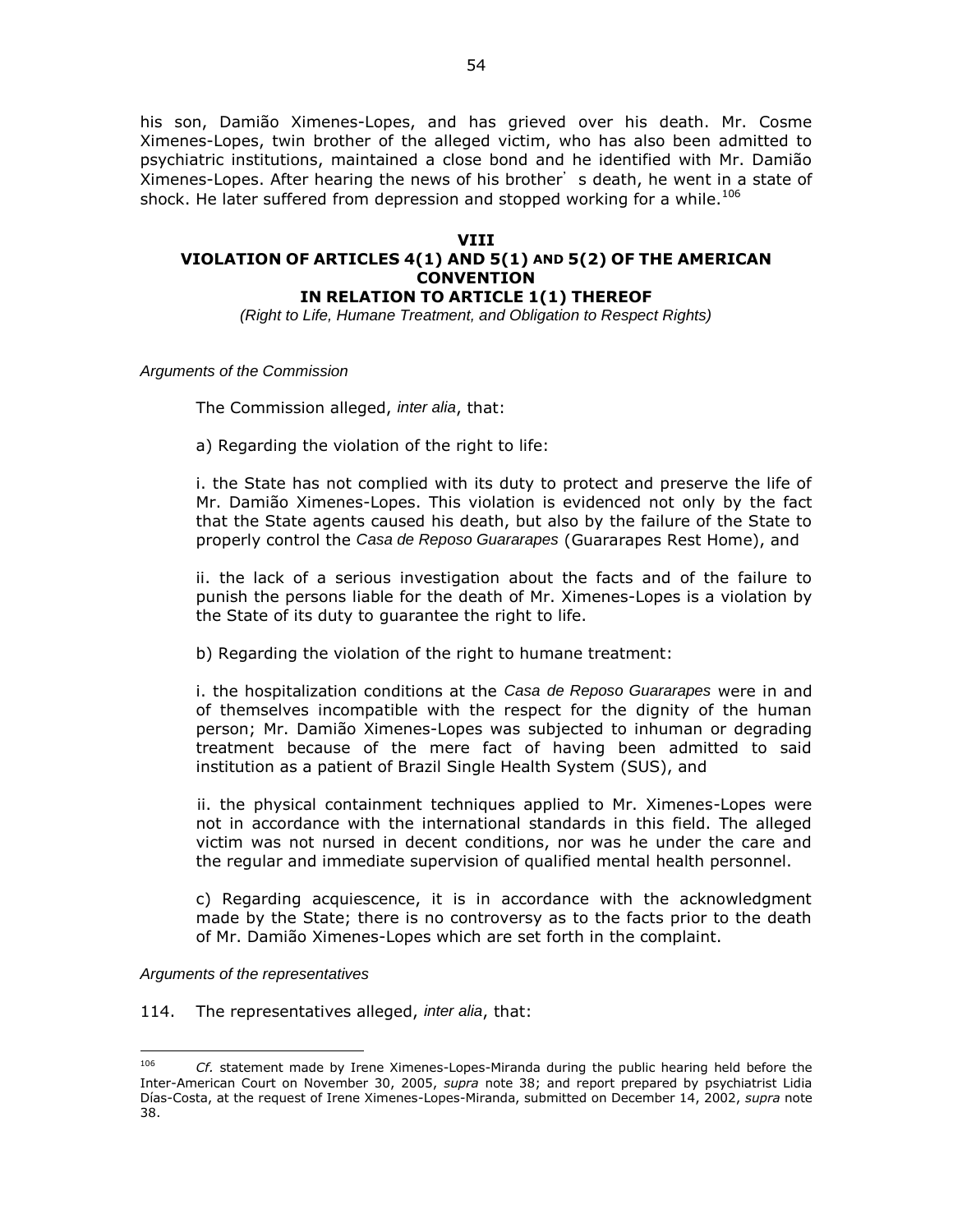his son, Damião Ximenes-Lopes, and has grieved over his death. Mr. Cosme Ximenes-Lopes, twin brother of the alleged victim, who has also been admitted to psychiatric institutions, maintained a close bond and he identified with Mr. Damião Ximenes-Lopes. After hearing the news of his brother's death, he went in a state of shock. He later suffered from depression and stopped working for a while.[106]

## VIII
## VIOLATION OF ARTICLES 4(1) AND 5(1) AND 5(2) OF THE AMERICAN CONVENTION IN RELATION TO ARTICLE 1(1) THEREOF

*(Right to Life, Humane Treatment, and Obligation to Respect Rights)*

*Arguments of the Commission*

The Commission alleged, *inter alia*, that:

a) Regarding the violation of the right to life:

i. the State has not complied with its duty to protect and preserve the life of Mr. Damião Ximenes-Lopes. This violation is evidenced not only by the fact that the State agents caused his death, but also by the failure of the State to properly control the *Casa de Reposo Guararapes* (Guararapes Rest Home), and

ii. the lack of a serious investigation about the facts and of the failure to punish the persons liable for the death of Mr. Ximenes-Lopes is a violation by the State of its duty to guarantee the right to life.

b) Regarding the violation of the right to humane treatment:

i. the hospitalization conditions at the *Casa de Reposo Guararapes* were in and of themselves incompatible with the respect for the dignity of the human person; Mr. Damião Ximenes-Lopes was subjected to inhuman or degrading treatment because of the mere fact of having been admitted to said institution as a patient of Brazil Single Health System (SUS), and

ii. the physical containment techniques applied to Mr. Ximenes-Lopes were not in accordance with the international standards in this field. The alleged victim was not nursed in decent conditions, nor was he under the care and the regular and immediate supervision of qualified mental health personnel.

c) Regarding acquiescence, it is in accordance with the acknowledgment made by the State; there is no controversy as to the facts prior to the death of Mr. Damião Ximenes-Lopes which are set forth in the complaint.

*Arguments of the representatives*

114. The representatives alleged, *inter alia*, that:

---

[106] *Cf.* statement made by Irene Ximenes-Lopes-Miranda during the public hearing held before the Inter-American Court on November 30, 2005, *supra* note 38; and report prepared by psychiatrist Lidia Días-Costa, at the request of Irene Ximenes-Lopes-Miranda, submitted on December 14, 2002, *supra* note 38.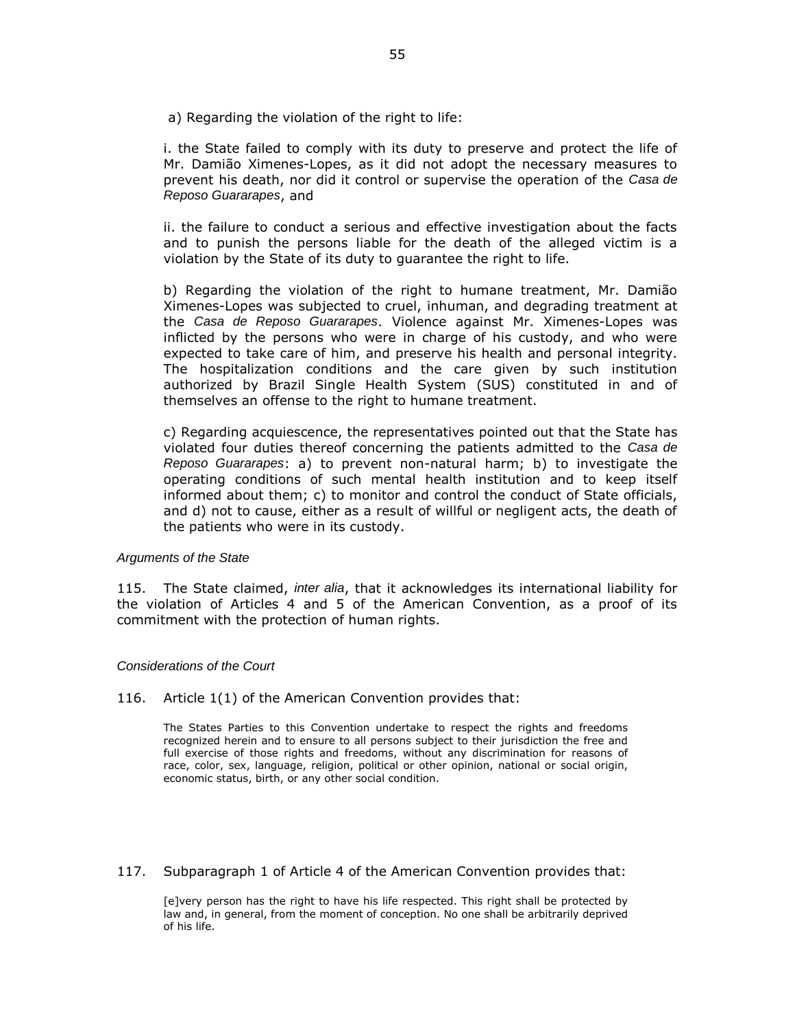a) Regarding the violation of the right to life:

i. the State failed to comply with its duty to preserve and protect the life of Mr. Damião Ximenes-Lopes, as it did not adopt the necessary measures to prevent his death, nor did it control or supervise the operation of the *Casa de Reposo Guararapes*, and

ii. the failure to conduct a serious and effective investigation about the facts and to punish the persons liable for the death of the alleged victim is a violation by the State of its duty to guarantee the right to life.

b) Regarding the violation of the right to humane treatment, Mr. Damião Ximenes-Lopes was subjected to cruel, inhuman, and degrading treatment at the *Casa de Reposo Guararapes*. Violence against Mr. Ximenes-Lopes was inflicted by the persons who were in charge of his custody, and who were expected to take care of him, and preserve his health and personal integrity. The hospitalization conditions and the care given by such institution authorized by Brazil Single Health System (SUS) constituted in and of themselves an offense to the right to humane treatment.

c) Regarding acquiescence, the representatives pointed out that the State has violated four duties thereof concerning the patients admitted to the *Casa de Reposo Guararapes*: a) to prevent non-natural harm; b) to investigate the operating conditions of such mental health institution and to keep itself informed about them; c) to monitor and control the conduct of State officials, and d) not to cause, either as a result of willful or negligent acts, the death of the patients who were in its custody.

*Arguments of the State*

115. The State claimed, *inter alia*, that it acknowledges its international liability for the violation of Articles 4 and 5 of the American Convention, as a proof of its commitment with the protection of human rights.

*Considerations of the Court*

116. Article 1(1) of the American Convention provides that:

> The States Parties to this Convention undertake to respect the rights and freedoms recognized herein and to ensure to all persons subject to their jurisdiction the free and full exercise of those rights and freedoms, without any discrimination for reasons of race, color, sex, language, religion, political or other opinion, national or social origin, economic status, birth, or any other social condition.

117. Subparagraph 1 of Article 4 of the American Convention provides that:

> [e]very person has the right to have his life respected. This right shall be protected by law and, in general, from the moment of conception. No one shall be arbitrarily deprived of his life.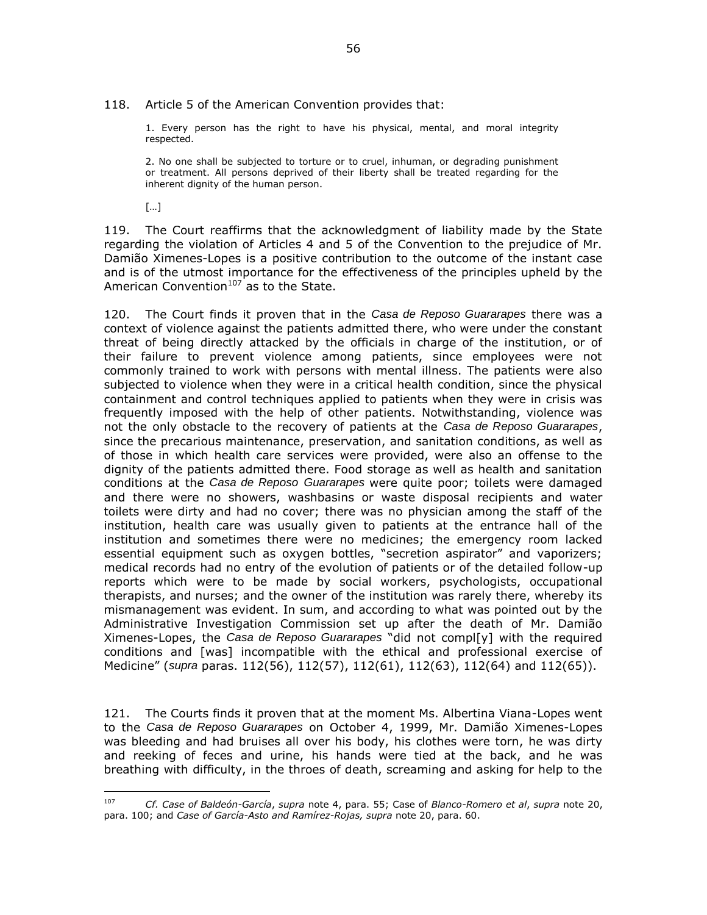118. Article 5 of the American Convention provides that:

> 1. Every person has the right to have his physical, mental, and moral integrity respected.
>
> 2. No one shall be subjected to torture or to cruel, inhuman, or degrading punishment or treatment. All persons deprived of their liberty shall be treated regarding for the inherent dignity of the human person.
>
> […]

119. The Court reaffirms that the acknowledgment of liability made by the State regarding the violation of Articles 4 and 5 of the Convention to the prejudice of Mr. Damião Ximenes-Lopes is a positive contribution to the outcome of the instant case and is of the utmost importance for the effectiveness of the principles upheld by the American Convention[107] as to the State.

120. The Court finds it proven that in the *Casa de Reposo Guararapes* there was a context of violence against the patients admitted there, who were under the constant threat of being directly attacked by the officials in charge of the institution, or of their failure to prevent violence among patients, since employees were not commonly trained to work with persons with mental illness. The patients were also subjected to violence when they were in a critical health condition, since the physical containment and control techniques applied to patients when they were in crisis was frequently imposed with the help of other patients. Notwithstanding, violence was not the only obstacle to the recovery of patients at the *Casa de Reposo Guararapes*, since the precarious maintenance, preservation, and sanitation conditions, as well as of those in which health care services were provided, were also an offense to the dignity of the patients admitted there. Food storage as well as health and sanitation conditions at the *Casa de Reposo Guararapes* were quite poor; toilets were damaged and there were no showers, washbasins or waste disposal recipients and water toilets were dirty and had no cover; there was no physician among the staff of the institution, health care was usually given to patients at the entrance hall of the institution and sometimes there were no medicines; the emergency room lacked essential equipment such as oxygen bottles, "secretion aspirator" and vaporizers; medical records had no entry of the evolution of patients or of the detailed follow-up reports which were to be made by social workers, psychologists, occupational therapists, and nurses; and the owner of the institution was rarely there, whereby its mismanagement was evident. In sum, and according to what was pointed out by the Administrative Investigation Commission set up after the death of Mr. Damião Ximenes-Lopes, the *Casa de Reposo Guararapes* "did not compl[y] with the required conditions and [was] incompatible with the ethical and professional exercise of Medicine" (*supra* paras. 112(56), 112(57), 112(61), 112(63), 112(64) and 112(65)).

121. The Courts finds it proven that at the moment Ms. Albertina Viana-Lopes went to the *Casa de Reposo Guararapes* on October 4, 1999, Mr. Damião Ximenes-Lopes was bleeding and had bruises all over his body, his clothes were torn, he was dirty and reeking of feces and urine, his hands were tied at the back, and he was breathing with difficulty, in the throes of death, screaming and asking for help to the

---

[107] *Cf. Case of Baldeón-García*, *supra* note 4, para. 55; Case of *Blanco-Romero et al*, *supra* note 20, para. 100; and *Case of García-Asto and Ramírez-Rojas, supra* note 20, para. 60.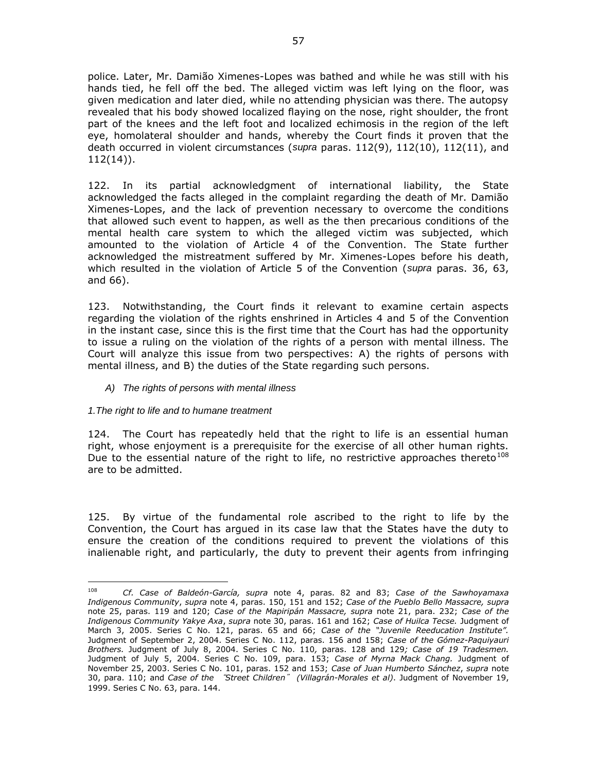police. Later, Mr. Damião Ximenes-Lopes was bathed and while he was still with his hands tied, he fell off the bed. The alleged victim was left lying on the floor, was given medication and later died, while no attending physician was there. The autopsy revealed that his body showed localized flaying on the nose, right shoulder, the front part of the knees and the left foot and localized echimosis in the region of the left eye, homolateral shoulder and hands, whereby the Court finds it proven that the death occurred in violent circumstances (*supra* paras. 112(9), 112(10), 112(11), and 112(14)).

122. In its partial acknowledgment of international liability, the State acknowledged the facts alleged in the complaint regarding the death of Mr. Damião Ximenes-Lopes, and the lack of prevention necessary to overcome the conditions that allowed such event to happen, as well as the then precarious conditions of the mental health care system to which the alleged victim was subjected, which amounted to the violation of Article 4 of the Convention. The State further acknowledged the mistreatment suffered by Mr. Ximenes-Lopes before his death, which resulted in the violation of Article 5 of the Convention (*supra* paras. 36, 63, and 66).

123. Notwithstanding, the Court finds it relevant to examine certain aspects regarding the violation of the rights enshrined in Articles 4 and 5 of the Convention in the instant case, since this is the first time that the Court has had the opportunity to issue a ruling on the violation of the rights of a person with mental illness. The Court will analyze this issue from two perspectives: A) the rights of persons with mental illness, and B) the duties of the State regarding such persons.

*A) The rights of persons with mental illness*

*1.The right to life and to humane treatment*

124. The Court has repeatedly held that the right to life is an essential human right, whose enjoyment is a prerequisite for the exercise of all other human rights. Due to the essential nature of the right to life, no restrictive approaches thereto[108] are to be admitted.

125. By virtue of the fundamental role ascribed to the right to life by the Convention, the Court has argued in its case law that the States have the duty to ensure the creation of the conditions required to prevent the violations of this inalienable right, and particularly, the duty to prevent their agents from infringing

---

[108] *Cf. Case of Baldeón-García, supra* note 4, paras. 82 and 83; *Case of the Sawhoyamaxa Indigenous Community*, *supra* note 4, paras. 150, 151 and 152; *Case of the Pueblo Bello Massacre, supra* note 25, paras. 119 and 120; *Case of the Mapiripán Massacre, supra* note 21, para. 232; *Case of the Indigenous Community Yakye Axa*, *supra* note 30, paras. 161 and 162; *Case of Huilca Tecse.* Judgment of March 3, 2005. Series C No. 121, paras. 65 and 66; *Case of the "Juvenile Reeducation Institute".* Judgment of September 2, 2004. Series C No. 112, paras. 156 and 158; *Case of the Gómez-Paquiyauri Brothers.* Judgment of July 8, 2004. Series C No. 110, paras. 128 and 129*; Case of 19 Tradesmen.* Judgment of July 5, 2004. Series C No. 109, para. 153; *Case of Myrna Mack Chang.* Judgment of November 25, 2003. Series C No. 101, paras. 152 and 153; *Case of Juan Humberto Sánchez*, *supra* note 30, para. 110; and *Case of the "Street Children" (Villagrán-Morales et al)*. Judgment of November 19, 1999. Series C No. 63, para. 144.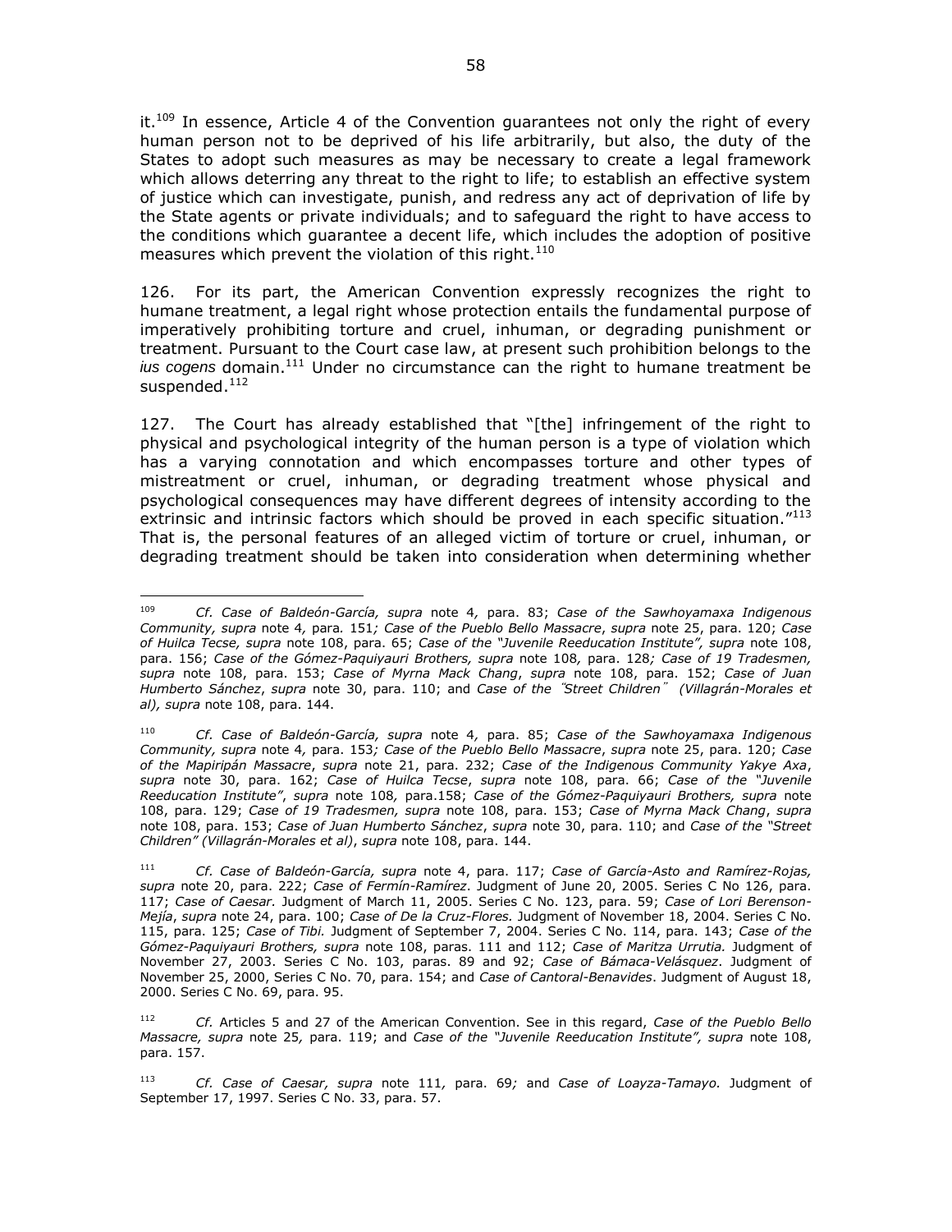it.[109] In essence, Article 4 of the Convention guarantees not only the right of every human person not to be deprived of his life arbitrarily, but also, the duty of the States to adopt such measures as may be necessary to create a legal framework which allows deterring any threat to the right to life; to establish an effective system of justice which can investigate, punish, and redress any act of deprivation of life by the State agents or private individuals; and to safeguard the right to have access to the conditions which guarantee a decent life, which includes the adoption of positive measures which prevent the violation of this right.[110]

126. For its part, the American Convention expressly recognizes the right to humane treatment, a legal right whose protection entails the fundamental purpose of imperatively prohibiting torture and cruel, inhuman, or degrading punishment or treatment. Pursuant to the Court case law, at present such prohibition belongs to the *ius cogens* domain.[111] Under no circumstance can the right to humane treatment be suspended.[112]

127. The Court has already established that "[the] infringement of the right to physical and psychological integrity of the human person is a type of violation which has a varying connotation and which encompasses torture and other types of mistreatment or cruel, inhuman, or degrading treatment whose physical and psychological consequences may have different degrees of intensity according to the extrinsic and intrinsic factors which should be proved in each specific situation."[113] That is, the personal features of an alleged victim of torture or cruel, inhuman, or degrading treatment should be taken into consideration when determining whether

---

[109] *Cf. Case of Baldeón-García, supra* note 4*,* para. 83; *Case of the Sawhoyamaxa Indigenous Community, supra* note 4*,* para*.* 151*; Case of the Pueblo Bello Massacre*, *supra* note 25, para. 120; *Case of Huilca Tecse, supra* note 108, para. 65; *Case of the "Juvenile Reeducation Institute", supra* note 108, para. 156; *Case of the Gómez-Paquiyauri Brothers, supra* note 108*,* para. 128*; Case of 19 Tradesmen, supra* note 108, para. 153; *Case of Myrna Mack Chang*, *supra* note 108, para. 152; *Case of Juan Humberto Sánchez*, *supra* note 30, para. 110; and *Case of the "Street Children" (Villagrán-Morales et al), supra* note 108, para. 144.

[110] *Cf. Case of Baldeón-García, supra* note 4*,* para. 85; *Case of the Sawhoyamaxa Indigenous Community, supra* note 4*,* para. 153*; Case of the Pueblo Bello Massacre*, *supra* note 25, para. 120; *Case of the Mapiripán Massacre*, *supra* note 21, para. 232; *Case of the Indigenous Community Yakye Axa*, *supra* note 30, para. 162; *Case of Huilca Tecse*, *supra* note 108, para. 66; *Case of the "Juvenile Reeducation Institute"*, *supra* note 108*,* para.158; *Case of the Gómez-Paquiyauri Brothers, supra* note 108, para. 129; *Case of 19 Tradesmen, supra* note 108, para. 153; *Case of Myrna Mack Chang*, *supra* note 108, para. 153; *Case of Juan Humberto Sánchez*, *supra* note 30, para. 110; and *Case of the "Street Children" (Villagrán-Morales et al)*, *supra* note 108, para. 144.

[111] *Cf. Case of Baldeón-García, supra* note 4, para. 117; *Case of García-Asto and Ramírez-Rojas, supra* note 20, para. 222; *Case of Fermín-Ramírez*. Judgment of June 20, 2005. Series C No 126, para. 117; *Case of Caesar.* Judgment of March 11, 2005. Series C No. 123, para. 59; *Case of Lori Berenson-Mejía*, *supra* note 24, para. 100; *Case of De la Cruz-Flores.* Judgment of November 18, 2004. Series C No. 115, para. 125; *Case of Tibi.* Judgment of September 7, 2004. Series C No. 114, para. 143; *Case of the Gómez-Paquiyauri Brothers, supra* note 108, paras. 111 and 112; *Case of Maritza Urrutia.* Judgment of November 27, 2003. Series C No. 103, paras. 89 and 92; *Case of Bámaca-Velásquez*. Judgment of November 25, 2000, Series C No. 70, para. 154; and *Case of Cantoral-Benavides*. Judgment of August 18, 2000. Series C No. 69, para. 95.

[112] *Cf.* Articles 5 and 27 of the American Convention. See in this regard, *Case of the Pueblo Bello Massacre, supra* note 25*,* para. 119; and *Case of the "Juvenile Reeducation Institute", supra* note 108, para. 157.

[113] *Cf. Case of Caesar, supra* note 111*,* para. 69*;* and *Case of Loayza-Tamayo*. Judgment of September 17, 1997. Series C No. 33, para. 57.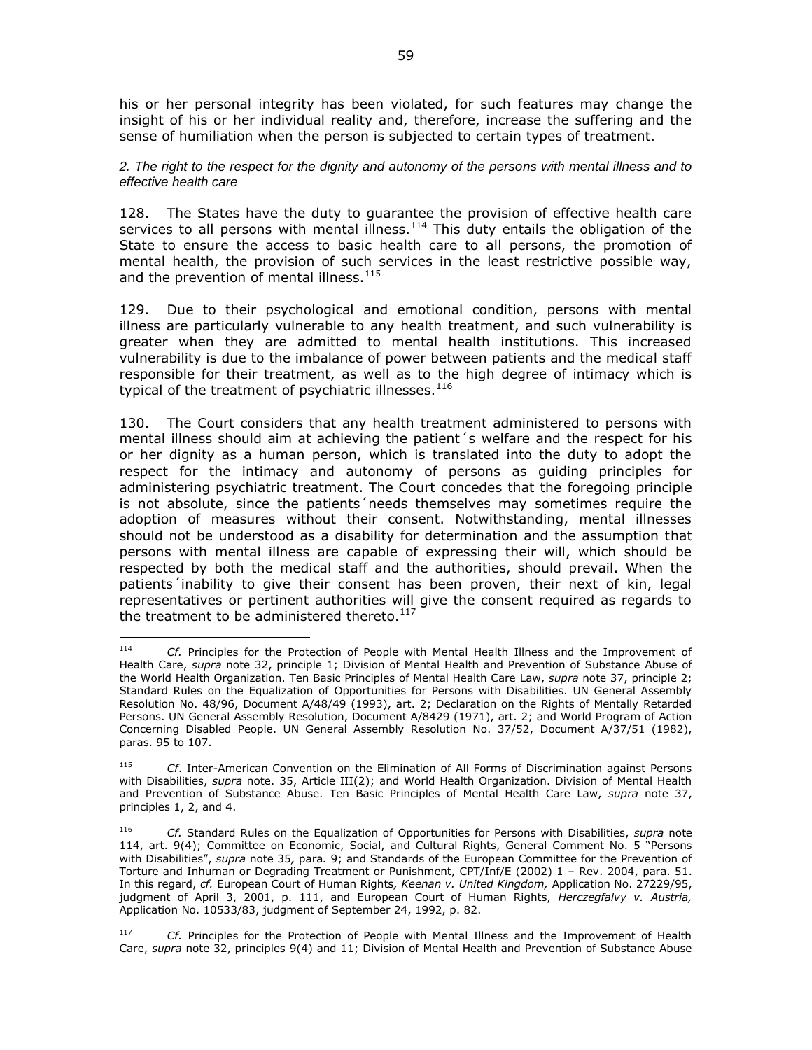his or her personal integrity has been violated, for such features may change the insight of his or her individual reality and, therefore, increase the suffering and the sense of humiliation when the person is subjected to certain types of treatment.

*2. The right to the respect for the dignity and autonomy of the persons with mental illness and to effective health care*

128. The States have the duty to guarantee the provision of effective health care services to all persons with mental illness.[114] This duty entails the obligation of the State to ensure the access to basic health care to all persons, the promotion of mental health, the provision of such services in the least restrictive possible way, and the prevention of mental illness.[115]

129. Due to their psychological and emotional condition, persons with mental illness are particularly vulnerable to any health treatment, and such vulnerability is greater when they are admitted to mental health institutions. This increased vulnerability is due to the imbalance of power between patients and the medical staff responsible for their treatment, as well as to the high degree of intimacy which is typical of the treatment of psychiatric illnesses.[116]

130. The Court considers that any health treatment administered to persons with mental illness should aim at achieving the patient´s welfare and the respect for his or her dignity as a human person, which is translated into the duty to adopt the respect for the intimacy and autonomy of persons as guiding principles for administering psychiatric treatment. The Court concedes that the foregoing principle is not absolute, since the patients´needs themselves may sometimes require the adoption of measures without their consent. Notwithstanding, mental illnesses should not be understood as a disability for determination and the assumption that persons with mental illness are capable of expressing their will, which should be respected by both the medical staff and the authorities, should prevail. When the patients´inability to give their consent has been proven, their next of kin, legal representatives or pertinent authorities will give the consent required as regards to the treatment to be administered thereto.[117]

---

[114] *Cf.* Principles for the Protection of People with Mental Health Illness and the Improvement of Health Care, *supra* note 32, principle 1; Division of Mental Health and Prevention of Substance Abuse of the World Health Organization. Ten Basic Principles of Mental Health Care Law, *supra* note 37, principle 2; Standard Rules on the Equalization of Opportunities for Persons with Disabilities. UN General Assembly Resolution No. 48/96, Document A/48/49 (1993), art. 2; Declaration on the Rights of Mentally Retarded Persons. UN General Assembly Resolution, Document A/8429 (1971), art. 2; and World Program of Action Concerning Disabled People. UN General Assembly Resolution No. 37/52, Document A/37/51 (1982), paras. 95 to 107.

[115] *Cf*. Inter-American Convention on the Elimination of All Forms of Discrimination against Persons with Disabilities, *supra* note. 35, Article III(2); and World Health Organization. Division of Mental Health and Prevention of Substance Abuse. Ten Basic Principles of Mental Health Care Law, *supra* note 37, principles 1, 2, and 4.

[116] *Cf.* Standard Rules on the Equalization of Opportunities for Persons with Disabilities, *supra* note 114, art. 9(4); Committee on Economic, Social, and Cultural Rights, General Comment No. 5 "Persons with Disabilities", *supra* note 35*,* para*.* 9; and Standards of the European Committee for the Prevention of Torture and Inhuman or Degrading Treatment or Punishment, CPT/Inf/E (2002) 1 – Rev. 2004, para. 51. In this regard, *cf.* European Court of Human Rights*, Keenan v. United Kingdom,* Application No. 27229/95, judgment of April 3, 2001, p. 111, and European Court of Human Rights, *Herczegfalvy v. Austria,* Application No. 10533/83, judgment of September 24, 1992, p. 82.

[117] *Cf.* Principles for the Protection of People with Mental Illness and the Improvement of Health Care, *supra* note 32, principles 9(4) and 11; Division of Mental Health and Prevention of Substance Abuse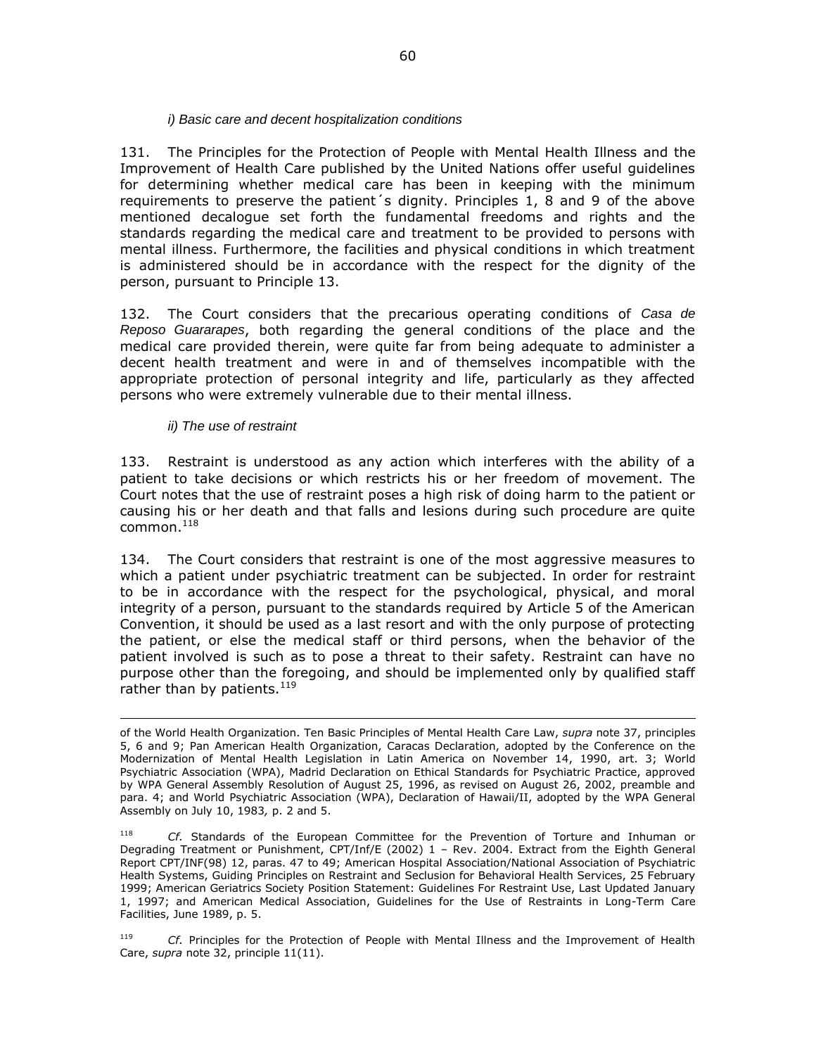*i) Basic care and decent hospitalization conditions*

131. The Principles for the Protection of People with Mental Health Illness and the Improvement of Health Care published by the United Nations offer useful guidelines for determining whether medical care has been in keeping with the minimum requirements to preserve the patient´s dignity. Principles 1, 8 and 9 of the above mentioned decalogue set forth the fundamental freedoms and rights and the standards regarding the medical care and treatment to be provided to persons with mental illness. Furthermore, the facilities and physical conditions in which treatment is administered should be in accordance with the respect for the dignity of the person, pursuant to Principle 13.

132. The Court considers that the precarious operating conditions of *Casa de Reposo Guararapes*, both regarding the general conditions of the place and the medical care provided therein, were quite far from being adequate to administer a decent health treatment and were in and of themselves incompatible with the appropriate protection of personal integrity and life, particularly as they affected persons who were extremely vulnerable due to their mental illness.

*ii) The use of restraint*

133. Restraint is understood as any action which interferes with the ability of a patient to take decisions or which restricts his or her freedom of movement. The Court notes that the use of restraint poses a high risk of doing harm to the patient or causing his or her death and that falls and lesions during such procedure are quite common.[118]

134. The Court considers that restraint is one of the most aggressive measures to which a patient under psychiatric treatment can be subjected. In order for restraint to be in accordance with the respect for the psychological, physical, and moral integrity of a person, pursuant to the standards required by Article 5 of the American Convention, it should be used as a last resort and with the only purpose of protecting the patient, or else the medical staff or third persons, when the behavior of the patient involved is such as to pose a threat to their safety. Restraint can have no purpose other than the foregoing, and should be implemented only by qualified staff rather than by patients.[119]

---

of the World Health Organization. Ten Basic Principles of Mental Health Care Law, *supra* note 37, principles 5, 6 and 9; Pan American Health Organization, Caracas Declaration, adopted by the Conference on the Modernization of Mental Health Legislation in Latin America on November 14, 1990, art. 3; World Psychiatric Association (WPA), Madrid Declaration on Ethical Standards for Psychiatric Practice, approved by WPA General Assembly Resolution of August 25, 1996, as revised on August 26, 2002, preamble and para. 4; and World Psychiatric Association (WPA), Declaration of Hawaii/II, adopted by the WPA General Assembly on July 10, 1983, p. 2 and 5.

[118] *Cf.* Standards of the European Committee for the Prevention of Torture and Inhuman or Degrading Treatment or Punishment, CPT/Inf/E (2002) 1 – Rev. 2004. Extract from the Eighth General Report CPT/INF(98) 12, paras. 47 to 49; American Hospital Association/National Association of Psychiatric Health Systems, Guiding Principles on Restraint and Seclusion for Behavioral Health Services, 25 February 1999; American Geriatrics Society Position Statement: Guidelines For Restraint Use, Last Updated January 1, 1997; and American Medical Association, Guidelines for the Use of Restraints in Long-Term Care Facilities, June 1989, p. 5.

[119] *Cf.* Principles for the Protection of People with Mental Illness and the Improvement of Health Care, *supra* note 32, principle 11(11).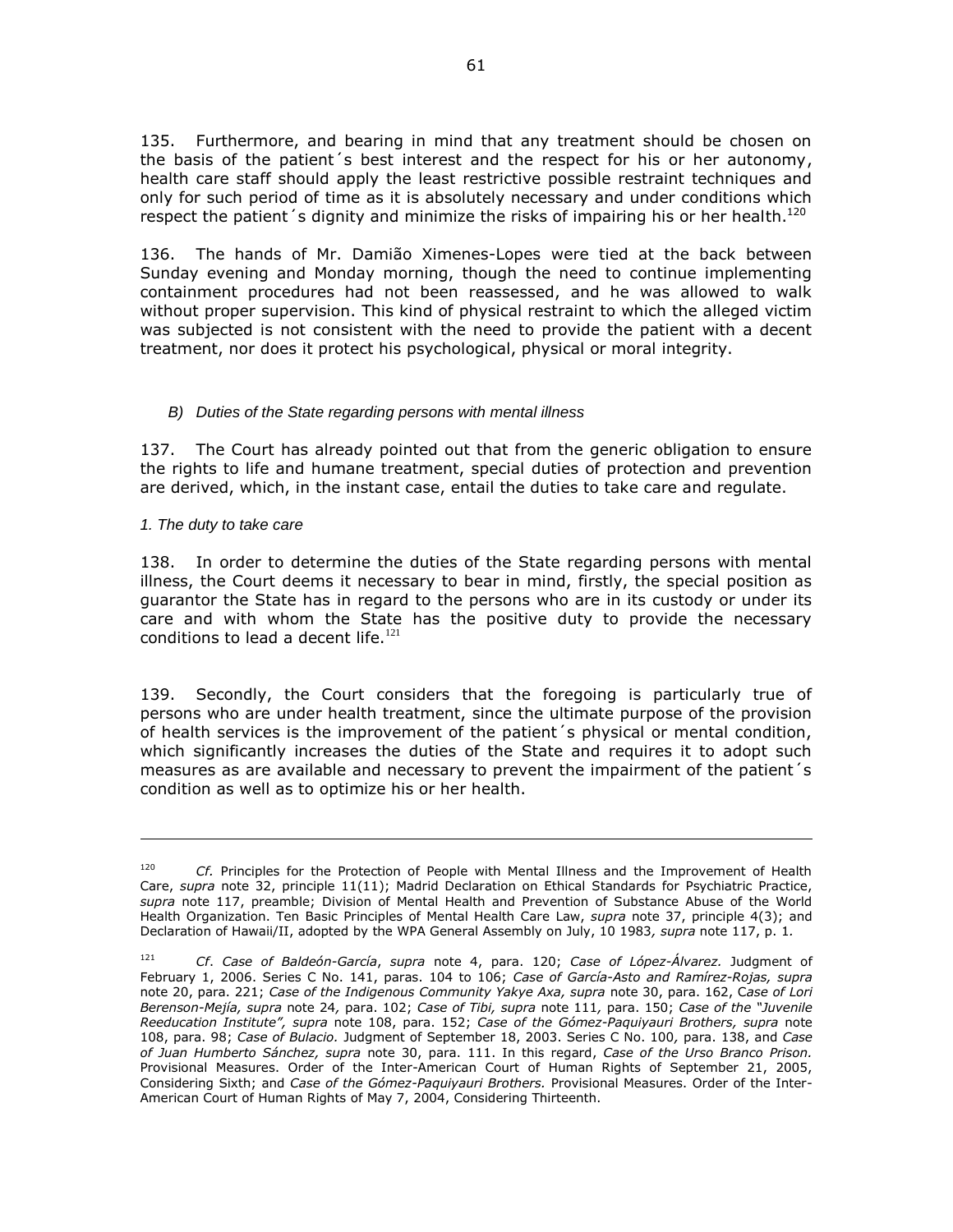135. Furthermore, and bearing in mind that any treatment should be chosen on the basis of the patient´s best interest and the respect for his or her autonomy, health care staff should apply the least restrictive possible restraint techniques and only for such period of time as it is absolutely necessary and under conditions which respect the patient´s dignity and minimize the risks of impairing his or her health.[120]

136. The hands of Mr. Damião Ximenes-Lopes were tied at the back between Sunday evening and Monday morning, though the need to continue implementing containment procedures had not been reassessed, and he was allowed to walk without proper supervision. This kind of physical restraint to which the alleged victim was subjected is not consistent with the need to provide the patient with a decent treatment, nor does it protect his psychological, physical or moral integrity.

### *B) Duties of the State regarding persons with mental illness*

137. The Court has already pointed out that from the generic obligation to ensure the rights to life and humane treatment, special duties of protection and prevention are derived, which, in the instant case, entail the duties to take care and regulate.

#### *1. The duty to take care*

138. In order to determine the duties of the State regarding persons with mental illness, the Court deems it necessary to bear in mind, firstly, the special position as guarantor the State has in regard to the persons who are in its custody or under its care and with whom the State has the positive duty to provide the necessary conditions to lead a decent life.[121]

139. Secondly, the Court considers that the foregoing is particularly true of persons who are under health treatment, since the ultimate purpose of the provision of health services is the improvement of the patient´s physical or mental condition, which significantly increases the duties of the State and requires it to adopt such measures as are available and necessary to prevent the impairment of the patient´s condition as well as to optimize his or her health.

---

[120] *Cf.* Principles for the Protection of People with Mental Illness and the Improvement of Health Care, *supra* note 32, principle 11(11); Madrid Declaration on Ethical Standards for Psychiatric Practice, *supra* note 117, preamble; Division of Mental Health and Prevention of Substance Abuse of the World Health Organization. Ten Basic Principles of Mental Health Care Law, *supra* note 37, principle 4(3); and Declaration of Hawaii/II, adopted by the WPA General Assembly on July, 10 1983*, supra* note 117, p. 1.

[121] *Cf*. *Case of Baldeón-García*, *supra* note 4, para. 120; *Case of López-Álvarez.* Judgment of February 1, 2006. Series C No. 141, paras. 104 to 106; *Case of García-Asto and Ramírez-Rojas, supra* note 20, para. 221; *Case of the Indigenous Community Yakye Axa, supra* note 30, para. 162, *Case of Lori Berenson-Mejía, supra* note 24*,* para. 102; *Case of Tibi, supra* note 111*,* para. 150; *Case of the "Juvenile Reeducation Institute", supra* note 108, para. 152; *Case of the Gómez-Paquiyauri Brothers, supra* note 108, para. 98; *Case of Bulacio.* Judgment of September 18, 2003. Series C No. 100*,* para. 138, and *Case of Juan Humberto Sánchez, supra* note 30, para. 111. In this regard, *Case of the Urso Branco Prison.* Provisional Measures. Order of the Inter-American Court of Human Rights of September 21, 2005, Considering Sixth; and *Case of the Gómez-Paquiyauri Brothers.* Provisional Measures. Order of the Inter-American Court of Human Rights of May 7, 2004, Considering Thirteenth.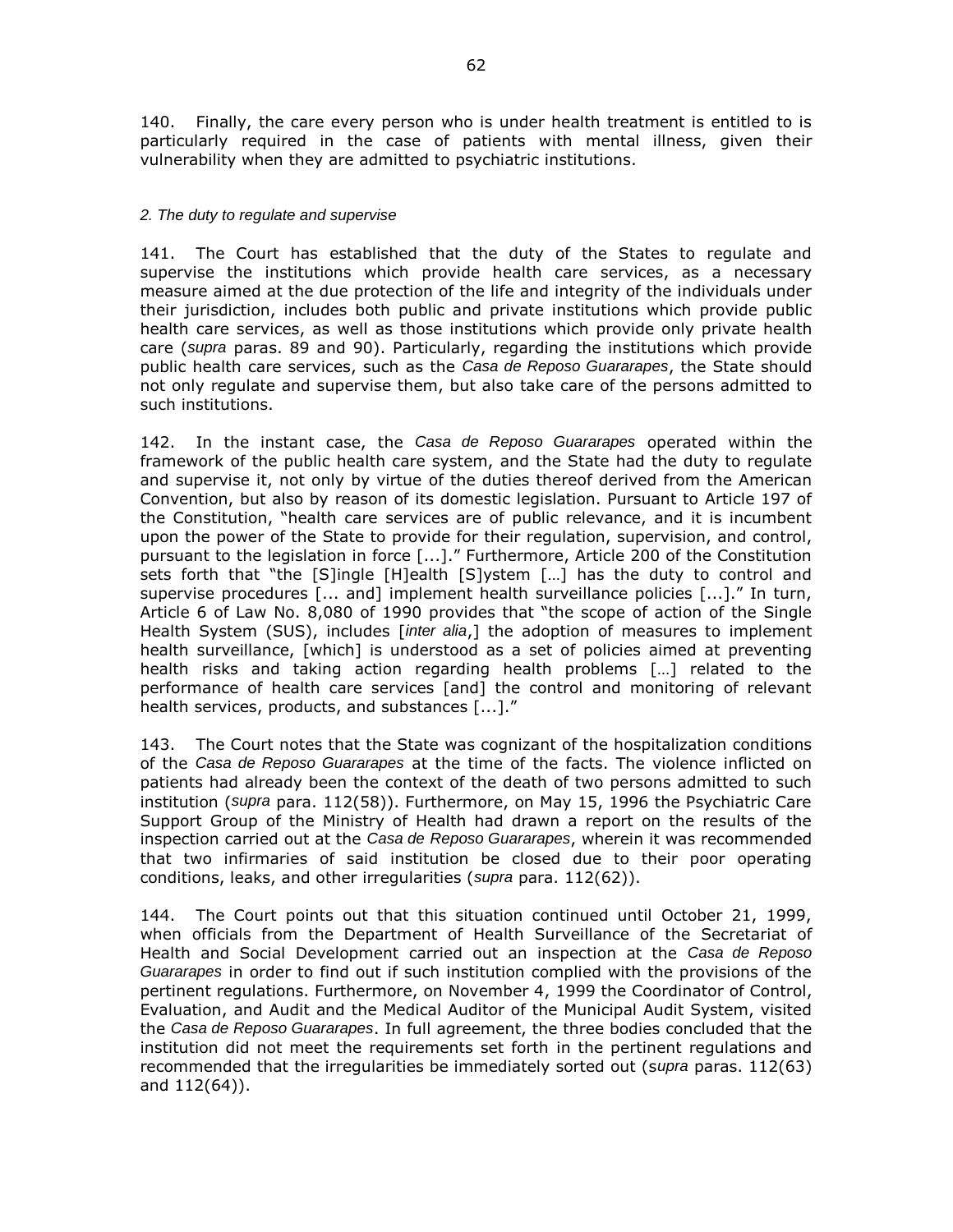140. Finally, the care every person who is under health treatment is entitled to is particularly required in the case of patients with mental illness, given their vulnerability when they are admitted to psychiatric institutions.

*2. The duty to regulate and supervise*

141. The Court has established that the duty of the States to regulate and supervise the institutions which provide health care services, as a necessary measure aimed at the due protection of the life and integrity of the individuals under their jurisdiction, includes both public and private institutions which provide public health care services, as well as those institutions which provide only private health care (*supra* paras. 89 and 90). Particularly, regarding the institutions which provide public health care services, such as the *Casa de Reposo Guararapes*, the State should not only regulate and supervise them, but also take care of the persons admitted to such institutions.

142. In the instant case, the *Casa de Reposo Guararapes* operated within the framework of the public health care system, and the State had the duty to regulate and supervise it, not only by virtue of the duties thereof derived from the American Convention, but also by reason of its domestic legislation. Pursuant to Article 197 of the Constitution, "health care services are of public relevance, and it is incumbent upon the power of the State to provide for their regulation, supervision, and control, pursuant to the legislation in force [...]." Furthermore, Article 200 of the Constitution sets forth that "the [S]ingle [H]ealth [S]ystem […] has the duty to control and supervise procedures [... and] implement health surveillance policies [...]." In turn, Article 6 of Law No. 8,080 of 1990 provides that "the scope of action of the Single Health System (SUS), includes [*inter alia*,] the adoption of measures to implement health surveillance, [which] is understood as a set of policies aimed at preventing health risks and taking action regarding health problems […] related to the performance of health care services [and] the control and monitoring of relevant health services, products, and substances [...]."

143. The Court notes that the State was cognizant of the hospitalization conditions of the *Casa de Reposo Guararapes* at the time of the facts. The violence inflicted on patients had already been the context of the death of two persons admitted to such institution (*supra* para. 112(58)). Furthermore, on May 15, 1996 the Psychiatric Care Support Group of the Ministry of Health had drawn a report on the results of the inspection carried out at the *Casa de Reposo Guararapes*, wherein it was recommended that two infirmaries of said institution be closed due to their poor operating conditions, leaks, and other irregularities (*supra* para. 112(62)).

144. The Court points out that this situation continued until October 21, 1999, when officials from the Department of Health Surveillance of the Secretariat of Health and Social Development carried out an inspection at the *Casa de Reposo Guararapes* in order to find out if such institution complied with the provisions of the pertinent regulations. Furthermore, on November 4, 1999 the Coordinator of Control, Evaluation, and Audit and the Medical Auditor of the Municipal Audit System, visited the *Casa de Reposo Guararapes*. In full agreement, the three bodies concluded that the institution did not meet the requirements set forth in the pertinent regulations and recommended that the irregularities be immediately sorted out (*supra* paras. 112(63) and 112(64)).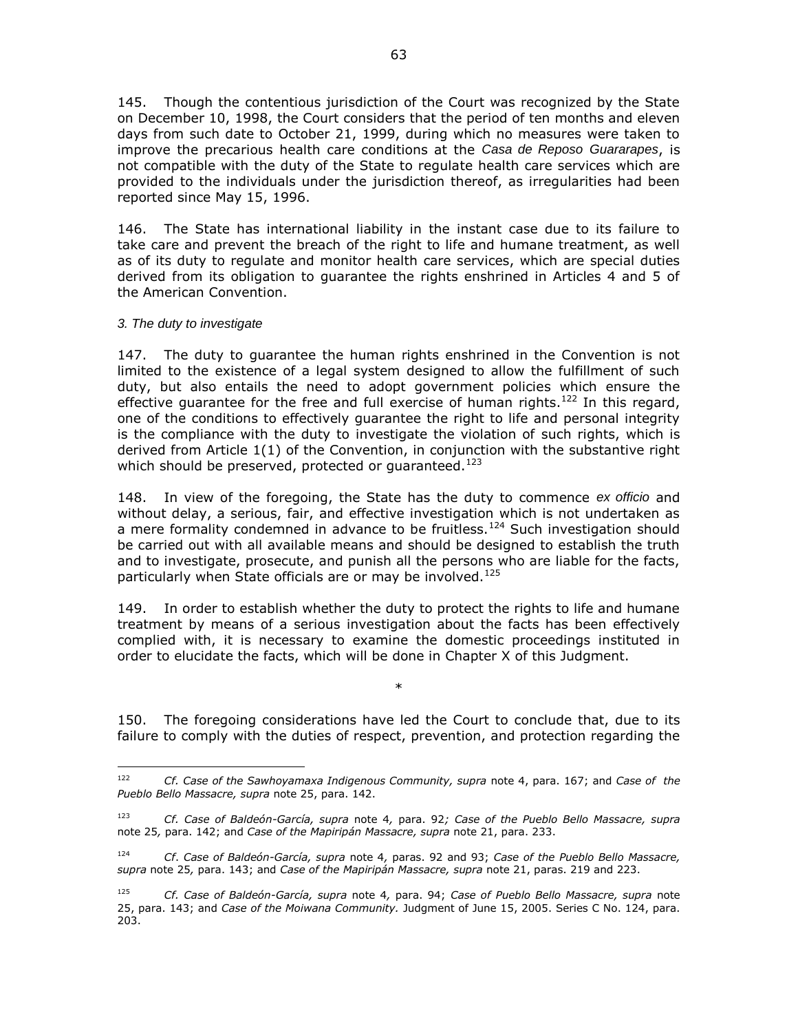145. Though the contentious jurisdiction of the Court was recognized by the State on December 10, 1998, the Court considers that the period of ten months and eleven days from such date to October 21, 1999, during which no measures were taken to improve the precarious health care conditions at the *Casa de Reposo Guararapes*, is not compatible with the duty of the State to regulate health care services which are provided to the individuals under the jurisdiction thereof, as irregularities had been reported since May 15, 1996.

146. The State has international liability in the instant case due to its failure to take care and prevent the breach of the right to life and humane treatment, as well as of its duty to regulate and monitor health care services, which are special duties derived from its obligation to guarantee the rights enshrined in Articles 4 and 5 of the American Convention.

*3. The duty to investigate*

147. The duty to guarantee the human rights enshrined in the Convention is not limited to the existence of a legal system designed to allow the fulfillment of such duty, but also entails the need to adopt government policies which ensure the effective guarantee for the free and full exercise of human rights.[122] In this regard, one of the conditions to effectively guarantee the right to life and personal integrity is the compliance with the duty to investigate the violation of such rights, which is derived from Article 1(1) of the Convention, in conjunction with the substantive right which should be preserved, protected or guaranteed.[123]

148. In view of the foregoing, the State has the duty to commence *ex officio* and without delay, a serious, fair, and effective investigation which is not undertaken as a mere formality condemned in advance to be fruitless.[124] Such investigation should be carried out with all available means and should be designed to establish the truth and to investigate, prosecute, and punish all the persons who are liable for the facts, particularly when State officials are or may be involved.[125]

149. In order to establish whether the duty to protect the rights to life and humane treatment by means of a serious investigation about the facts has been effectively complied with, it is necessary to examine the domestic proceedings instituted in order to elucidate the facts, which will be done in Chapter X of this Judgment.

*

150. The foregoing considerations have led the Court to conclude that, due to its failure to comply with the duties of respect, prevention, and protection regarding the

---

[122] *Cf. Case of the Sawhoyamaxa Indigenous Community, supra* note 4, para. 167; and *Case of the Pueblo Bello Massacre, supra* note 25, para. 142.

[123] *Cf. Case of Baldeón-García, supra* note 4*,* para. 92*; Case of the Pueblo Bello Massacre, supra* note 25*,* para. 142; and *Case of the Mapiripán Massacre, supra* note 21, para. 233.

[124] *Cf*. *Case of Baldeón-García, supra* note 4*,* paras. 92 and 93; *Case of the Pueblo Bello Massacre, supra* note 25*,* para. 143; and *Case of the Mapiripán Massacre, supra* note 21, paras. 219 and 223.

[125] *Cf. Case of Baldeón-García, supra* note 4*,* para. 94; *Case of Pueblo Bello Massacre, supra* note 25, para. 143; and *Case of the Moiwana Community.* Judgment of June 15, 2005. Series C No. 124, para. 203.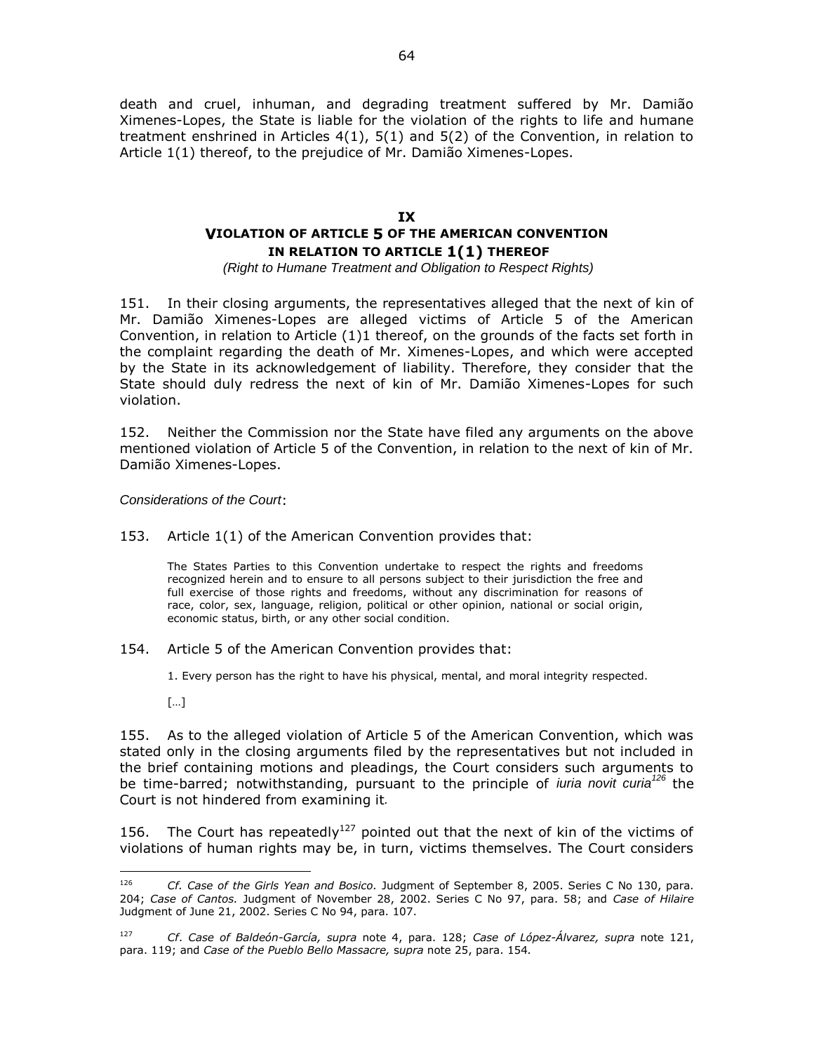death and cruel, inhuman, and degrading treatment suffered by Mr. Damião Ximenes-Lopes, the State is liable for the violation of the rights to life and humane treatment enshrined in Articles 4(1), 5(1) and 5(2) of the Convention, in relation to Article 1(1) thereof, to the prejudice of Mr. Damião Ximenes-Lopes.

## IX
## VIOLATION OF ARTICLE 5 OF THE AMERICAN CONVENTION IN RELATION TO ARTICLE 1(1) THEREOF

*(Right to Humane Treatment and Obligation to Respect Rights)*

151. In their closing arguments, the representatives alleged that the next of kin of Mr. Damião Ximenes-Lopes are alleged victims of Article 5 of the American Convention, in relation to Article (1)1 thereof, on the grounds of the facts set forth in the complaint regarding the death of Mr. Ximenes-Lopes, and which were accepted by the State in its acknowledgement of liability. Therefore, they consider that the State should duly redress the next of kin of Mr. Damião Ximenes-Lopes for such violation.

152. Neither the Commission nor the State have filed any arguments on the above mentioned violation of Article 5 of the Convention, in relation to the next of kin of Mr. Damião Ximenes-Lopes.

*Considerations of the Court*:

153. Article 1(1) of the American Convention provides that:

> The States Parties to this Convention undertake to respect the rights and freedoms recognized herein and to ensure to all persons subject to their jurisdiction the free and full exercise of those rights and freedoms, without any discrimination for reasons of race, color, sex, language, religion, political or other opinion, national or social origin, economic status, birth, or any other social condition.

154. Article 5 of the American Convention provides that:

> 1. Every person has the right to have his physical, mental, and moral integrity respected.
>
> […]

155. As to the alleged violation of Article 5 of the American Convention, which was stated only in the closing arguments filed by the representatives but not included in the brief containing motions and pleadings, the Court considers such arguments to be time-barred; notwithstanding, pursuant to the principle of *iuria novit curia*[126] the Court is not hindered from examining it.

156. The Court has repeatedly[127] pointed out that the next of kin of the victims of violations of human rights may be, in turn, victims themselves. The Court considers

---

[126] *Cf. Case of the Girls Yean and Bosico.* Judgment of September 8, 2005. Series C No 130, para. 204; *Case of Cantos.* Judgment of November 28, 2002. Series C No 97, para. 58; and *Case of Hilaire* Judgment of June 21, 2002. Series C No 94, para. 107.

[127] *Cf. Case of Baldeón-García, supra* note 4, para. 128; *Case of López-Álvarez, supra* note 121, para. 119; and *Case of the Pueblo Bello Massacre, supra* note 25, para. 154.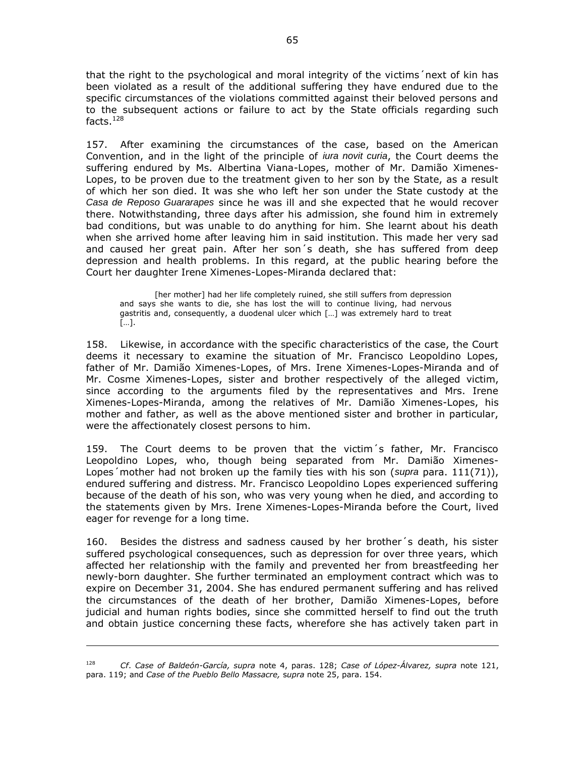that the right to the psychological and moral integrity of the victims´next of kin has been violated as a result of the additional suffering they have endured due to the specific circumstances of the violations committed against their beloved persons and to the subsequent actions or failure to act by the State officials regarding such facts.[128]

157. After examining the circumstances of the case, based on the American Convention, and in the light of the principle of *iura novit curia*, the Court deems the suffering endured by Ms. Albertina Viana-Lopes, mother of Mr. Damião Ximenes-Lopes, to be proven due to the treatment given to her son by the State, as a result of which her son died. It was she who left her son under the State custody at the *Casa de Reposo Guararapes* since he was ill and she expected that he would recover there. Notwithstanding, three days after his admission, she found him in extremely bad conditions, but was unable to do anything for him. She learnt about his death when she arrived home after leaving him in said institution. This made her very sad and caused her great pain. After her son´s death, she has suffered from deep depression and health problems. In this regard, at the public hearing before the Court her daughter Irene Ximenes-Lopes-Miranda declared that:

> [her mother] had her life completely ruined, she still suffers from depression and says she wants to die, she has lost the will to continue living, had nervous gastritis and, consequently, a duodenal ulcer which […] was extremely hard to treat […].

158. Likewise, in accordance with the specific characteristics of the case, the Court deems it necessary to examine the situation of Mr. Francisco Leopoldino Lopes, father of Mr. Damião Ximenes-Lopes, of Mrs. Irene Ximenes-Lopes-Miranda and of Mr. Cosme Ximenes-Lopes, sister and brother respectively of the alleged victim, since according to the arguments filed by the representatives and Mrs. Irene Ximenes-Lopes-Miranda, among the relatives of Mr. Damião Ximenes-Lopes, his mother and father, as well as the above mentioned sister and brother in particular, were the affectionately closest persons to him.

159. The Court deems to be proven that the victim´s father, Mr. Francisco Leopoldino Lopes, who, though being separated from Mr. Damião Ximenes-Lopes´mother had not broken up the family ties with his son (*supra* para. 111(71)), endured suffering and distress. Mr. Francisco Leopoldino Lopes experienced suffering because of the death of his son, who was very young when he died, and according to the statements given by Mrs. Irene Ximenes-Lopes-Miranda before the Court, lived eager for revenge for a long time.

160. Besides the distress and sadness caused by her brother´s death, his sister suffered psychological consequences, such as depression for over three years, which affected her relationship with the family and prevented her from breastfeeding her newly-born daughter. She further terminated an employment contract which was to expire on December 31, 2004. She has endured permanent suffering and has relived the circumstances of the death of her brother, Damião Ximenes-Lopes, before judicial and human rights bodies, since she committed herself to find out the truth and obtain justice concerning these facts, wherefore she has actively taken part in

---

[128] *Cf*. *Case of Baldeón-García, supra* note 4, paras. 128; *Case of López-Álvarez, supra* note 121, para. 119; and *Case of the Pueblo Bello Massacre, supra* note 25, para. 154.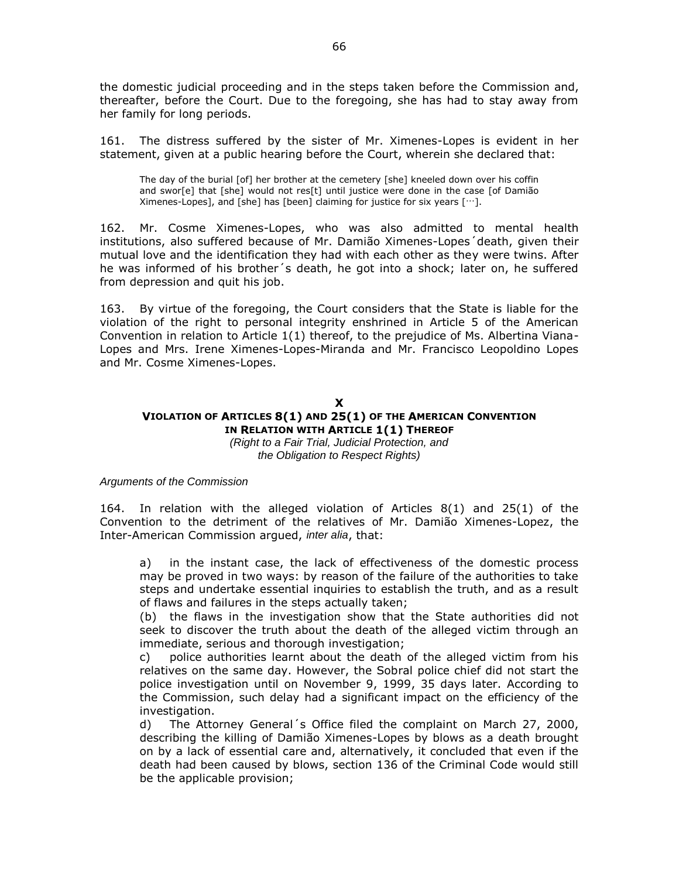the domestic judicial proceeding and in the steps taken before the Commission and, thereafter, before the Court. Due to the foregoing, she has had to stay away from her family for long periods.

161. The distress suffered by the sister of Mr. Ximenes-Lopes is evident in her statement, given at a public hearing before the Court, wherein she declared that:

> The day of the burial [of] her brother at the cemetery [she] kneeled down over his coffin and swor[e] that [she] would not res[t] until justice were done in the case [of Damião Ximenes-Lopes], and [she] has [been] claiming for justice for six years […].

162. Mr. Cosme Ximenes-Lopes, who was also admitted to mental health institutions, also suffered because of Mr. Damião Ximenes-Lopes´death, given their mutual love and the identification they had with each other as they were twins. After he was informed of his brother´s death, he got into a shock; later on, he suffered from depression and quit his job.

163. By virtue of the foregoing, the Court considers that the State is liable for the violation of the right to personal integrity enshrined in Article 5 of the American Convention in relation to Article 1(1) thereof, to the prejudice of Ms. Albertina Viana-Lopes and Mrs. Irene Ximenes-Lopes-Miranda and Mr. Francisco Leopoldino Lopes and Mr. Cosme Ximenes-Lopes.

## X
## VIOLATION OF ARTICLES 8(1) AND 25(1) OF THE AMERICAN CONVENTION IN RELATION WITH ARTICLE 1(1) THEREOF

*(Right to a Fair Trial, Judicial Protection, and the Obligation to Respect Rights)*

*Arguments of the Commission*

164. In relation with the alleged violation of Articles 8(1) and 25(1) of the Convention to the detriment of the relatives of Mr. Damião Ximenes-Lopez, the Inter-American Commission argued, *inter alia*, that:

a) in the instant case, the lack of effectiveness of the domestic process may be proved in two ways: by reason of the failure of the authorities to take steps and undertake essential inquiries to establish the truth, and as a result of flaws and failures in the steps actually taken;

(b) the flaws in the investigation show that the State authorities did not seek to discover the truth about the death of the alleged victim through an immediate, serious and thorough investigation;

c) police authorities learnt about the death of the alleged victim from his relatives on the same day. However, the Sobral police chief did not start the police investigation until on November 9, 1999, 35 days later. According to the Commission, such delay had a significant impact on the efficiency of the investigation.

d) The Attorney General´s Office filed the complaint on March 27, 2000, describing the killing of Damião Ximenes-Lopes by blows as a death brought on by a lack of essential care and, alternatively, it concluded that even if the death had been caused by blows, section 136 of the Criminal Code would still be the applicable provision;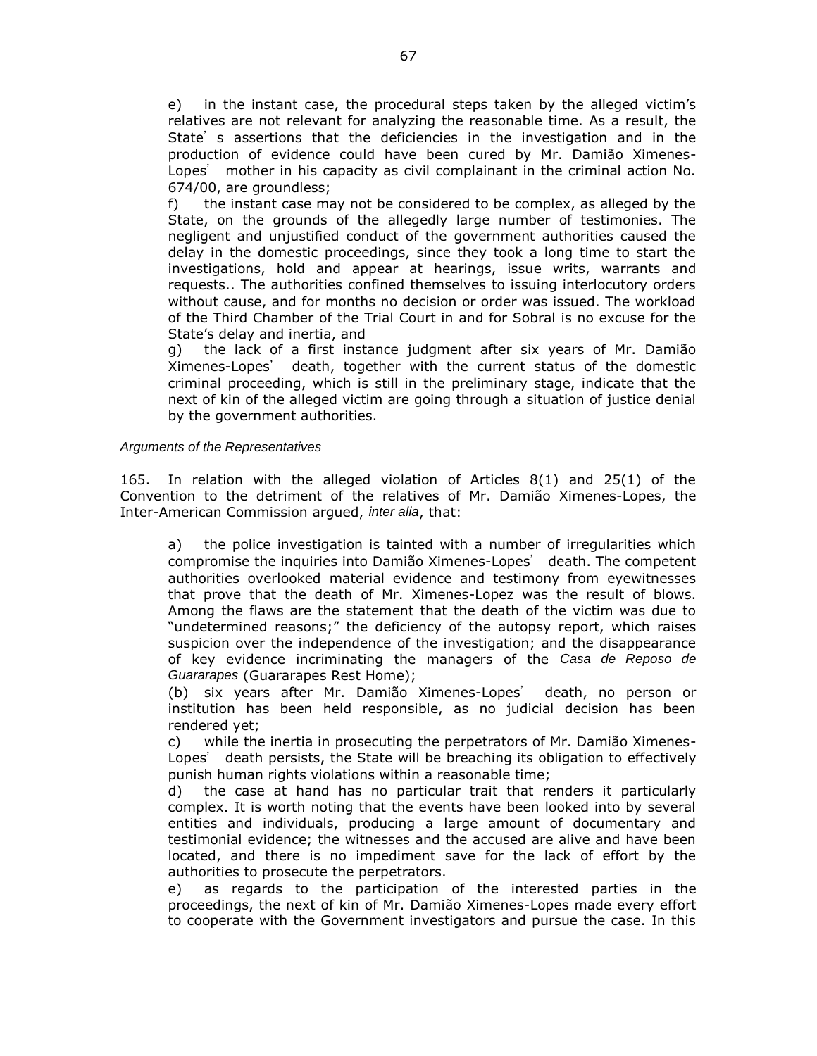e) in the instant case, the procedural steps taken by the alleged victim's relatives are not relevant for analyzing the reasonable time. As a result, the State's assertions that the deficiencies in the investigation and in the production of evidence could have been cured by Mr. Damião Ximenes-Lopes' mother in his capacity as civil complainant in the criminal action No. 674/00, are groundless;

f) the instant case may not be considered to be complex, as alleged by the State, on the grounds of the allegedly large number of testimonies. The negligent and unjustified conduct of the government authorities caused the delay in the domestic proceedings, since they took a long time to start the investigations, hold and appear at hearings, issue writs, warrants and requests.. The authorities confined themselves to issuing interlocutory orders without cause, and for months no decision or order was issued. The workload of the Third Chamber of the Trial Court in and for Sobral is no excuse for the State's delay and inertia, and

g) the lack of a first instance judgment after six years of Mr. Damião Ximenes-Lopes' death, together with the current status of the domestic criminal proceeding, which is still in the preliminary stage, indicate that the next of kin of the alleged victim are going through a situation of justice denial by the government authorities.

*Arguments of the Representatives*

165. In relation with the alleged violation of Articles 8(1) and 25(1) of the Convention to the detriment of the relatives of Mr. Damião Ximenes-Lopes, the Inter-American Commission argued, *inter alia*, that:

a) the police investigation is tainted with a number of irregularities which compromise the inquiries into Damião Ximenes-Lopes' death. The competent authorities overlooked material evidence and testimony from eyewitnesses that prove that the death of Mr. Ximenes-Lopez was the result of blows. Among the flaws are the statement that the death of the victim was due to "undetermined reasons;" the deficiency of the autopsy report, which raises suspicion over the independence of the investigation; and the disappearance of key evidence incriminating the managers of the *Casa de Reposo de Guararapes* (Guararapes Rest Home);

(b) six years after Mr. Damião Ximenes-Lopes' death, no person or institution has been held responsible, as no judicial decision has been rendered yet;

c) while the inertia in prosecuting the perpetrators of Mr. Damião Ximenes-Lopes' death persists, the State will be breaching its obligation to effectively punish human rights violations within a reasonable time;

d) the case at hand has no particular trait that renders it particularly complex. It is worth noting that the events have been looked into by several entities and individuals, producing a large amount of documentary and testimonial evidence; the witnesses and the accused are alive and have been located, and there is no impediment save for the lack of effort by the authorities to prosecute the perpetrators.

e) as regards to the participation of the interested parties in the proceedings, the next of kin of Mr. Damião Ximenes-Lopes made every effort to cooperate with the Government investigators and pursue the case. In this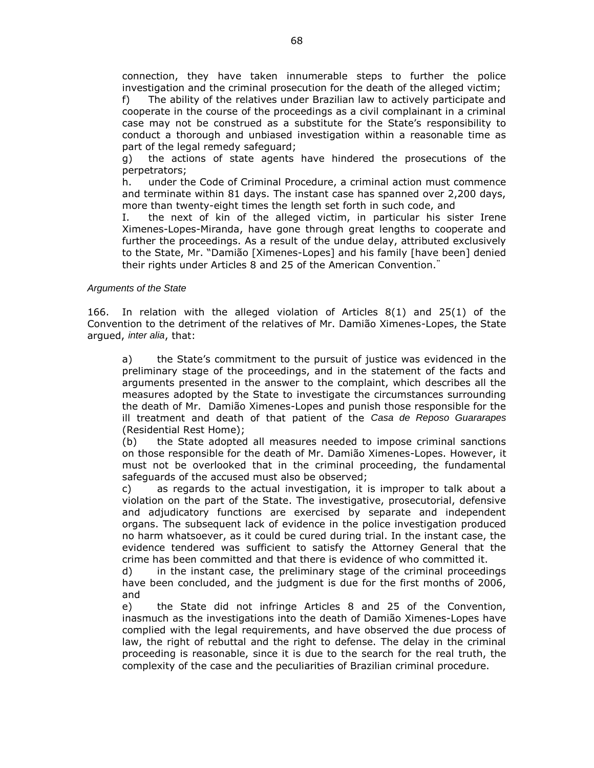connection, they have taken innumerable steps to further the police investigation and the criminal prosecution for the death of the alleged victim;

f) The ability of the relatives under Brazilian law to actively participate and cooperate in the course of the proceedings as a civil complainant in a criminal case may not be construed as a substitute for the State's responsibility to conduct a thorough and unbiased investigation within a reasonable time as part of the legal remedy safeguard;

g) the actions of state agents have hindered the prosecutions of the perpetrators;

h. under the Code of Criminal Procedure, a criminal action must commence and terminate within 81 days. The instant case has spanned over 2,200 days, more than twenty-eight times the length set forth in such code, and

I. the next of kin of the alleged victim, in particular his sister Irene Ximenes-Lopes-Miranda, have gone through great lengths to cooperate and further the proceedings. As a result of the undue delay, attributed exclusively to the State, Mr. "Damião [Ximenes-Lopes] and his family [have been] denied their rights under Articles 8 and 25 of the American Convention."

*Arguments of the State*

166. In relation with the alleged violation of Articles 8(1) and 25(1) of the Convention to the detriment of the relatives of Mr. Damião Ximenes-Lopes, the State argued, *inter alia*, that:

a) the State's commitment to the pursuit of justice was evidenced in the preliminary stage of the proceedings, and in the statement of the facts and arguments presented in the answer to the complaint, which describes all the measures adopted by the State to investigate the circumstances surrounding the death of Mr. Damião Ximenes-Lopes and punish those responsible for the ill treatment and death of that patient of the *Casa de Reposo Guararapes* (Residential Rest Home);

(b) the State adopted all measures needed to impose criminal sanctions on those responsible for the death of Mr. Damião Ximenes-Lopes. However, it must not be overlooked that in the criminal proceeding, the fundamental safeguards of the accused must also be observed;

c) as regards to the actual investigation, it is improper to talk about a violation on the part of the State. The investigative, prosecutorial, defensive and adjudicatory functions are exercised by separate and independent organs. The subsequent lack of evidence in the police investigation produced no harm whatsoever, as it could be cured during trial. In the instant case, the evidence tendered was sufficient to satisfy the Attorney General that the crime has been committed and that there is evidence of who committed it.

d) in the instant case, the preliminary stage of the criminal proceedings have been concluded, and the judgment is due for the first months of 2006, and

e) the State did not infringe Articles 8 and 25 of the Convention, inasmuch as the investigations into the death of Damião Ximenes-Lopes have complied with the legal requirements, and have observed the due process of law, the right of rebuttal and the right to defense. The delay in the criminal proceeding is reasonable, since it is due to the search for the real truth, the complexity of the case and the peculiarities of Brazilian criminal procedure.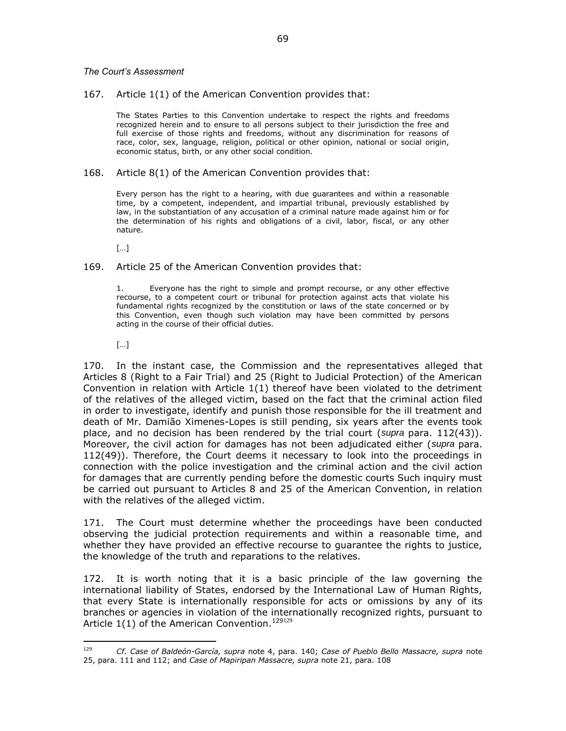*The Court's Assessment*

167. Article 1(1) of the American Convention provides that:

> The States Parties to this Convention undertake to respect the rights and freedoms recognized herein and to ensure to all persons subject to their jurisdiction the free and full exercise of those rights and freedoms, without any discrimination for reasons of race, color, sex, language, religion, political or other opinion, national or social origin, economic status, birth, or any other social condition.

168. Article 8(1) of the American Convention provides that:

> Every person has the right to a hearing, with due guarantees and within a reasonable time, by a competent, independent, and impartial tribunal, previously established by law, in the substantiation of any accusation of a criminal nature made against him or for the determination of his rights and obligations of a civil, labor, fiscal, or any other nature.
>
> […]

169. Article 25 of the American Convention provides that:

> 1. Everyone has the right to simple and prompt recourse, or any other effective recourse, to a competent court or tribunal for protection against acts that violate his fundamental rights recognized by the constitution or laws of the state concerned or by this Convention, even though such violation may have been committed by persons acting in the course of their official duties.
>
> […]

170. In the instant case, the Commission and the representatives alleged that Articles 8 (Right to a Fair Trial) and 25 (Right to Judicial Protection) of the American Convention in relation with Article 1(1) thereof have been violated to the detriment of the relatives of the alleged victim, based on the fact that the criminal action filed in order to investigate, identify and punish those responsible for the ill treatment and death of Mr. Damião Ximenes-Lopes is still pending, six years after the events took place, and no decision has been rendered by the trial court (*supra* para. 112(43)). Moreover, the civil action for damages has not been adjudicated either (*supra* para. 112(49)). Therefore, the Court deems it necessary to look into the proceedings in connection with the police investigation and the criminal action and the civil action for damages that are currently pending before the domestic courts Such inquiry must be carried out pursuant to Articles 8 and 25 of the American Convention, in relation with the relatives of the alleged victim.

171. The Court must determine whether the proceedings have been conducted observing the judicial protection requirements and within a reasonable time, and whether they have provided an effective recourse to guarantee the rights to justice, the knowledge of the truth and reparations to the relatives.

172. It is worth noting that it is a basic principle of the law governing the international liability of States, endorsed by the International Law of Human Rights, that every State is internationally responsible for acts or omissions by any of its branches or agencies in violation of the internationally recognized rights, pursuant to Article 1(1) of the American Convention.[129]

---

[129] *Cf. Case of Baldeón-García, supra* note 4, para. 140; *Case of Pueblo Bello Massacre, supra* note 25, para. 111 and 112; and *Case of Mapiripan Massacre, supra* note 21, para. 108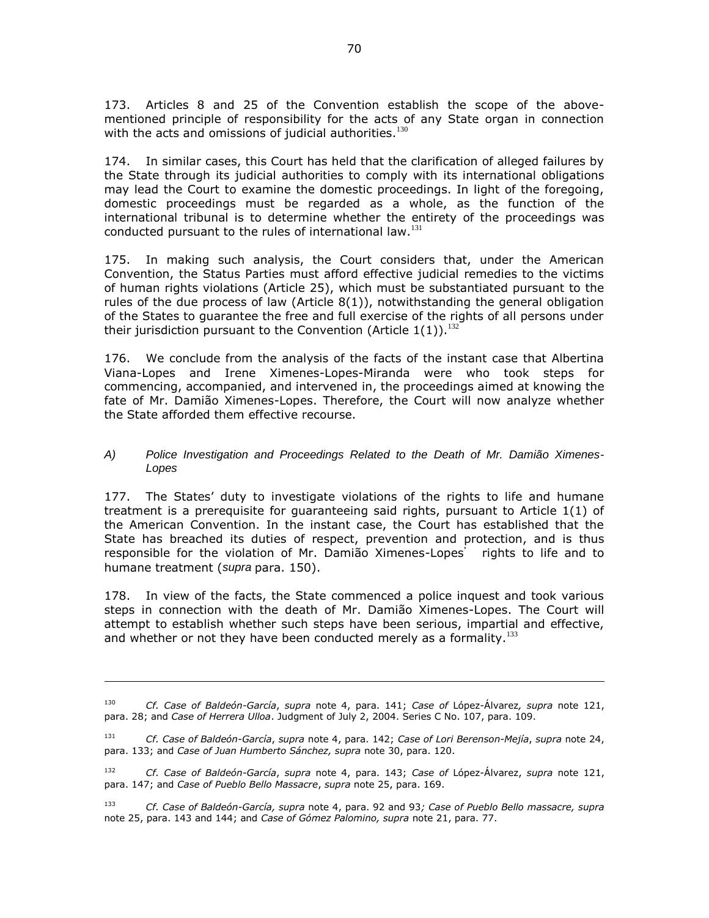173. Articles 8 and 25 of the Convention establish the scope of the above-mentioned principle of responsibility for the acts of any State organ in connection with the acts and omissions of judicial authorities.[130]

174. In similar cases, this Court has held that the clarification of alleged failures by the State through its judicial authorities to comply with its international obligations may lead the Court to examine the domestic proceedings. In light of the foregoing, domestic proceedings must be regarded as a whole, as the function of the international tribunal is to determine whether the entirety of the proceedings was conducted pursuant to the rules of international law.[131]

175. In making such analysis, the Court considers that, under the American Convention, the Status Parties must afford effective judicial remedies to the victims of human rights violations (Article 25), which must be substantiated pursuant to the rules of the due process of law (Article 8(1)), notwithstanding the general obligation of the States to guarantee the free and full exercise of the rights of all persons under their jurisdiction pursuant to the Convention (Article 1(1)).[132]

176. We conclude from the analysis of the facts of the instant case that Albertina Viana-Lopes and Irene Ximenes-Lopes-Miranda were who took steps for commencing, accompanied, and intervened in, the proceedings aimed at knowing the fate of Mr. Damião Ximenes-Lopes. Therefore, the Court will now analyze whether the State afforded them effective recourse.

### *A) Police Investigation and Proceedings Related to the Death of Mr. Damião Ximenes-Lopes*

177. The States' duty to investigate violations of the rights to life and humane treatment is a prerequisite for guaranteeing said rights, pursuant to Article 1(1) of the American Convention. In the instant case, the Court has established that the State has breached its duties of respect, prevention and protection, and is thus responsible for the violation of Mr. Damião Ximenes-Lopes' rights to life and to humane treatment (*supra* para. 150).

178. In view of the facts, the State commenced a police inquest and took various steps in connection with the death of Mr. Damião Ximenes-Lopes. The Court will attempt to establish whether such steps have been serious, impartial and effective, and whether or not they have been conducted merely as a formality.[133]

---

[130] *Cf. Case of Baldeón-García*, *supra* note 4, para. 141; *Case of* López-Álvarez*, supra* note 121, para. 28; and *Case of Herrera Ulloa*. Judgment of July 2, 2004. Series C No. 107, para. 109.

[131] *Cf. Case of Baldeón-García*, *supra* note 4, para. 142; *Case of Lori Berenson-Mejía*, *supra* note 24, para. 133; and *Case of Juan Humberto Sánchez, supra* note 30, para. 120.

[132] *Cf. Case of Baldeón-García*, *supra* note 4, para. 143; *Case of* López-Álvarez, *supra* note 121, para. 147; and *Case of Pueblo Bello Massacre*, *supra* note 25, para. 169.

[133] *Cf. Case of Baldeón-García, supra* note 4, para. 92 and 93*; Case of Pueblo Bello massacre, supra* note 25, para. 143 and 144; and *Case of Gómez Palomino, supra* note 21, para. 77.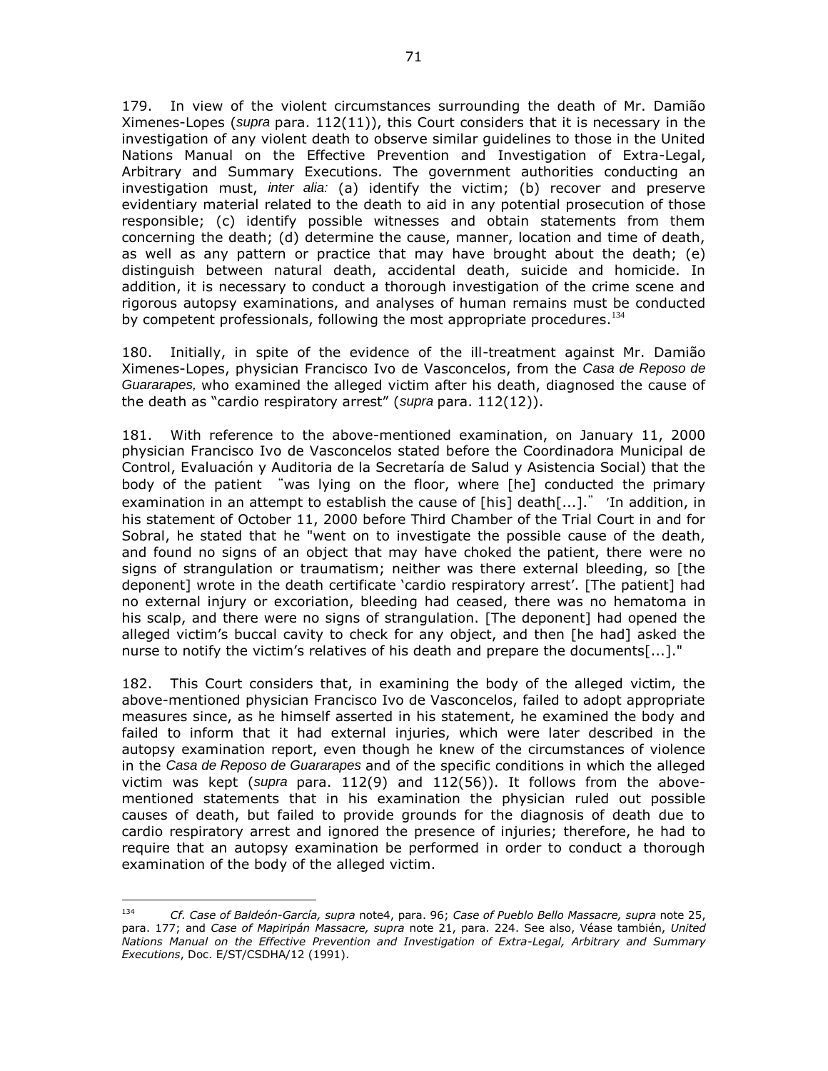179. In view of the violent circumstances surrounding the death of Mr. Damião Ximenes-Lopes (*supra* para. 112(11)), this Court considers that it is necessary in the investigation of any violent death to observe similar guidelines to those in the United Nations Manual on the Effective Prevention and Investigation of Extra-Legal, Arbitrary and Summary Executions. The government authorities conducting an investigation must, *inter alia:* (a) identify the victim; (b) recover and preserve evidentiary material related to the death to aid in any potential prosecution of those responsible; (c) identify possible witnesses and obtain statements from them concerning the death; (d) determine the cause, manner, location and time of death, as well as any pattern or practice that may have brought about the death; (e) distinguish between natural death, accidental death, suicide and homicide. In addition, it is necessary to conduct a thorough investigation of the crime scene and rigorous autopsy examinations, and analyses of human remains must be conducted by competent professionals, following the most appropriate procedures.[134]

180. Initially, in spite of the evidence of the ill-treatment against Mr. Damião Ximenes-Lopes, physician Francisco Ivo de Vasconcelos, from the *Casa de Reposo de Guararapes,* who examined the alleged victim after his death, diagnosed the cause of the death as "cardio respiratory arrest" (*supra* para. 112(12)).

181. With reference to the above-mentioned examination, on January 11, 2000 physician Francisco Ivo de Vasconcelos stated before the Coordinadora Municipal de Control, Evaluación y Auditoria de la Secretaría de Salud y Asistencia Social) that the body of the patient "was lying on the floor, where [he] conducted the primary examination in an attempt to establish the cause of [his] death[...]." 'In addition, in his statement of October 11, 2000 before Third Chamber of the Trial Court in and for Sobral, he stated that he "went on to investigate the possible cause of the death, and found no signs of an object that may have choked the patient, there were no signs of strangulation or traumatism; neither was there external bleeding, so [the deponent] wrote in the death certificate 'cardio respiratory arrest'. [The patient] had no external injury or excoriation, bleeding had ceased, there was no hematoma in his scalp, and there were no signs of strangulation. [The deponent] had opened the alleged victim's buccal cavity to check for any object, and then [he had] asked the nurse to notify the victim's relatives of his death and prepare the documents[...]."

182. This Court considers that, in examining the body of the alleged victim, the above-mentioned physician Francisco Ivo de Vasconcelos, failed to adopt appropriate measures since, as he himself asserted in his statement, he examined the body and failed to inform that it had external injuries, which were later described in the autopsy examination report, even though he knew of the circumstances of violence in the *Casa de Reposo de Guararapes* and of the specific conditions in which the alleged victim was kept (*supra* para. 112(9) and 112(56)). It follows from the above-mentioned statements that in his examination the physician ruled out possible causes of death, but failed to provide grounds for the diagnosis of death due to cardio respiratory arrest and ignored the presence of injuries; therefore, he had to require that an autopsy examination be performed in order to conduct a thorough examination of the body of the alleged victim.

---

[134] *Cf. Case of Baldeón-García, supra* note4, para. 96; *Case of Pueblo Bello Massacre, supra* note 25, para. 177; and *Case of Mapiripán Massacre, supra* note 21, para. 224. See also, Véase también, *United Nations Manual on the Effective Prevention and Investigation of Extra-Legal, Arbitrary and Summary Executions*, Doc. E/ST/CSDHA/12 (1991).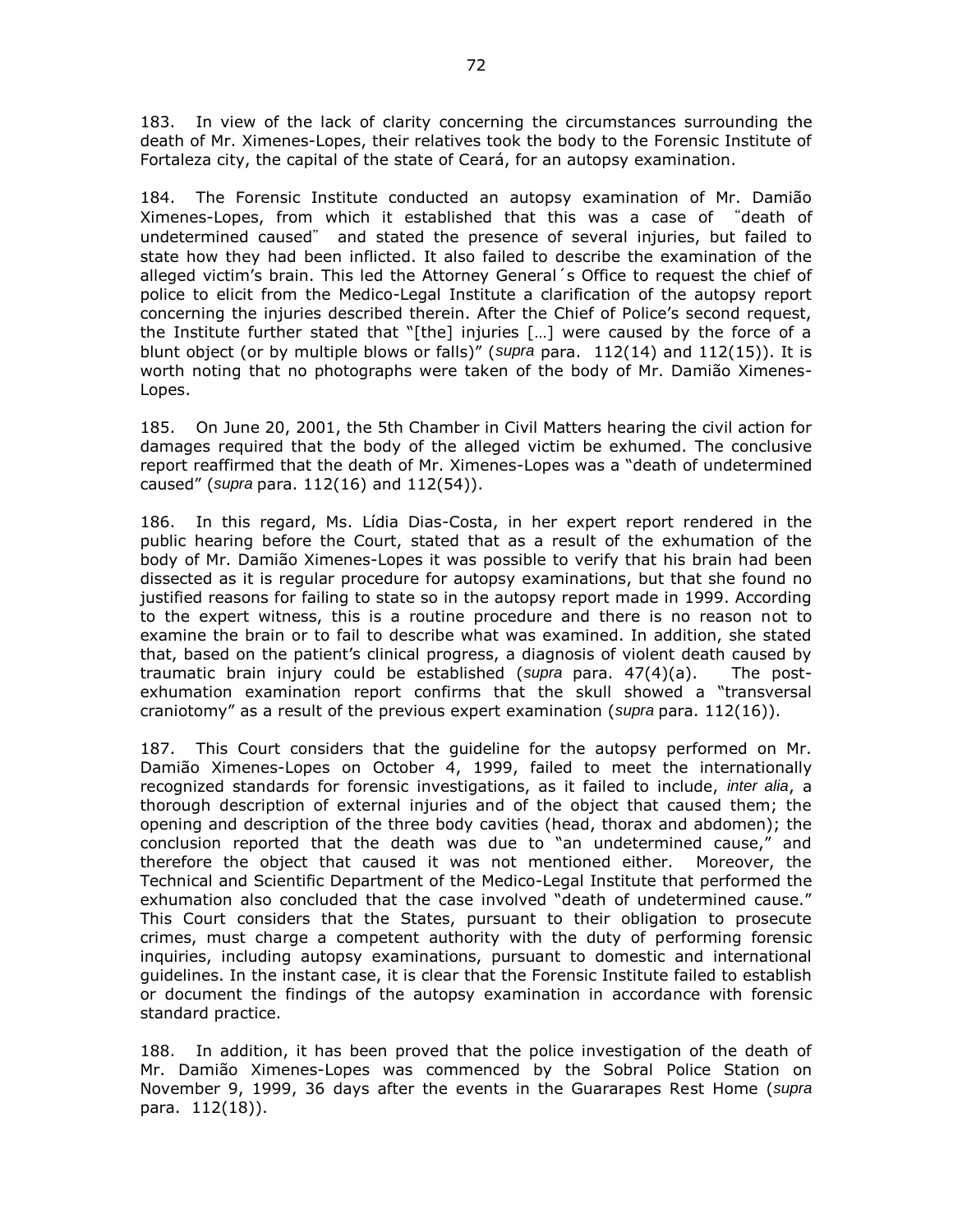183. In view of the lack of clarity concerning the circumstances surrounding the death of Mr. Ximenes-Lopes, their relatives took the body to the Forensic Institute of Fortaleza city, the capital of the state of Ceará, for an autopsy examination.

184. The Forensic Institute conducted an autopsy examination of Mr. Damião Ximenes-Lopes, from which it established that this was a case of "death of undetermined caused" and stated the presence of several injuries, but failed to state how they had been inflicted. It also failed to describe the examination of the alleged victim's brain. This led the Attorney General´s Office to request the chief of police to elicit from the Medico-Legal Institute a clarification of the autopsy report concerning the injuries described therein. After the Chief of Police's second request, the Institute further stated that "[the] injuries […] were caused by the force of a blunt object (or by multiple blows or falls)" (*supra* para. 112(14) and 112(15)). It is worth noting that no photographs were taken of the body of Mr. Damião Ximenes-Lopes.

185. On June 20, 2001, the 5th Chamber in Civil Matters hearing the civil action for damages required that the body of the alleged victim be exhumed. The conclusive report reaffirmed that the death of Mr. Ximenes-Lopes was a "death of undetermined caused" (*supra* para. 112(16) and 112(54)).

186. In this regard, Ms. Lídia Dias-Costa, in her expert report rendered in the public hearing before the Court, stated that as a result of the exhumation of the body of Mr. Damião Ximenes-Lopes it was possible to verify that his brain had been dissected as it is regular procedure for autopsy examinations, but that she found no justified reasons for failing to state so in the autopsy report made in 1999. According to the expert witness, this is a routine procedure and there is no reason not to examine the brain or to fail to describe what was examined. In addition, she stated that, based on the patient's clinical progress, a diagnosis of violent death caused by traumatic brain injury could be established (*supra* para. 47(4)(a). The post-exhumation examination report confirms that the skull showed a "transversal craniotomy" as a result of the previous expert examination (*supra* para. 112(16)).

187. This Court considers that the guideline for the autopsy performed on Mr. Damião Ximenes-Lopes on October 4, 1999, failed to meet the internationally recognized standards for forensic investigations, as it failed to include, *inter alia*, a thorough description of external injuries and of the object that caused them; the opening and description of the three body cavities (head, thorax and abdomen); the conclusion reported that the death was due to "an undetermined cause," and therefore the object that caused it was not mentioned either. Moreover, the Technical and Scientific Department of the Medico-Legal Institute that performed the exhumation also concluded that the case involved "death of undetermined cause." This Court considers that the States, pursuant to their obligation to prosecute crimes, must charge a competent authority with the duty of performing forensic inquiries, including autopsy examinations, pursuant to domestic and international guidelines. In the instant case, it is clear that the Forensic Institute failed to establish or document the findings of the autopsy examination in accordance with forensic standard practice.

188. In addition, it has been proved that the police investigation of the death of Mr. Damião Ximenes-Lopes was commenced by the Sobral Police Station on November 9, 1999, 36 days after the events in the Guararapes Rest Home (*supra* para. 112(18)).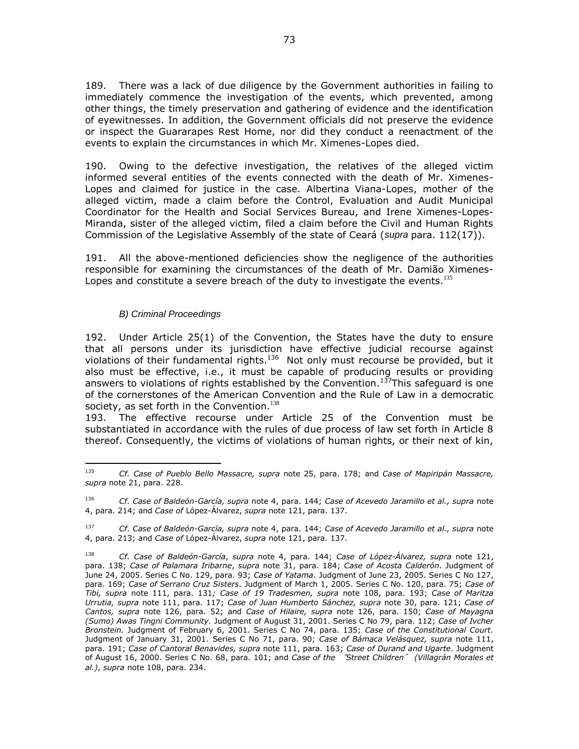189. There was a lack of due diligence by the Government authorities in failing to immediately commence the investigation of the events, which prevented, among other things, the timely preservation and gathering of evidence and the identification of eyewitnesses. In addition, the Government officials did not preserve the evidence or inspect the Guararapes Rest Home, nor did they conduct a reenactment of the events to explain the circumstances in which Mr. Ximenes-Lopes died.

190. Owing to the defective investigation, the relatives of the alleged victim informed several entities of the events connected with the death of Mr. Ximenes-Lopes and claimed for justice in the case. Albertina Viana-Lopes, mother of the alleged victim, made a claim before the Control, Evaluation and Audit Municipal Coordinator for the Health and Social Services Bureau, and Irene Ximenes-Lopes-Miranda, sister of the alleged victim, filed a claim before the Civil and Human Rights Commission of the Legislative Assembly of the state of Ceará (*supra* para. 112(17)).

191. All the above-mentioned deficiencies show the negligence of the authorities responsible for examining the circumstances of the death of Mr. Damião Ximenes-Lopes and constitute a severe breach of the duty to investigate the events.[135]

### *B) Criminal Proceedings*

192. Under Article 25(1) of the Convention, the States have the duty to ensure that all persons under its jurisdiction have effective judicial recourse against violations of their fundamental rights.[136] Not only must recourse be provided, but it also must be effective, i.e., it must be capable of producing results or providing answers to violations of rights established by the Convention.[137] This safeguard is one of the cornerstones of the American Convention and the Rule of Law in a democratic society, as set forth in the Convention.[138]

193. The effective recourse under Article 25 of the Convention must be substantiated in accordance with the rules of due process of law set forth in Article 8 thereof. Consequently, the victims of violations of human rights, or their next of kin,

---

[135] *Cf. Case of Pueblo Bello Massacre, supra* note 25, para. 178; and *Case of Mapiripán Massacre, supra* note 21, para. 228.

[136] *Cf. Case of Baldeón-García, supra* note 4, para. 144; *Case of Acevedo Jaramillo et al., supra* note 4, para. 214; and *Case of* López-Álvarez, *supra* note 121, para. 137.

[137] *Cf. Case of Baldeón-García, supra* note 4, para. 144; *Case of Acevedo Jaramillo et al., supra* note 4, para. 213; and *Case of* López-Álvarez, *supra* note 121, para. 137.

[138] *Cf. Case of Baldeón-García*, *supra* note 4, para. 144; *Case of López-Álvarez, supra* note 121, para. 138; *Case of Palamara Iribarne*, *supra* note 31, para. 184; *Case of Acosta Calderón*. Judgment of June 24, 2005. Series C No. 129, para. 93; *Case of Yatama*. Judgment of June 23, 2005. Series C No 127, para. 169; *Case of Serrano Cruz Sisters*. Judgment of March 1, 2005. Series C No. 120, para. 75; *Case of Tibi, supra* note 111, para. 131*; Case of 19 Tradesmen, supra* note 108, para. 193; *Case of Maritza Urrutia, supra* note 111, para. 117; *Case of Juan Humberto Sánchez, supra* note 30, para. 121; *Case of Cantos, supra* note 126, para. 52; and *Case of Hilaire, supra* note 126, para. 150; *Case of Mayagna (Sumo) Awas Tingni Community*. Judgment of August 31, 2001. Series C No 79, para. 112; *Case of Ivcher Bronstein.* Judgment of February 6, 2001. Series C No 74, para. 135; *Case of the Constitutional Court.* Judgment of January 31, 2001. Series C No 71, para. 90; *Case of Bámaca Velásquez, supra* note 111, para. 191; *Case of Cantoral Benavides, supra* note 111, para. 163; *Case of Durand and Ugarte*. Judgment of August 16, 2000. Series C No. 68, para. 101; and *Case of the "Street Children" (Villagrán Morales et al.)*, *supra* note 108, para. 234.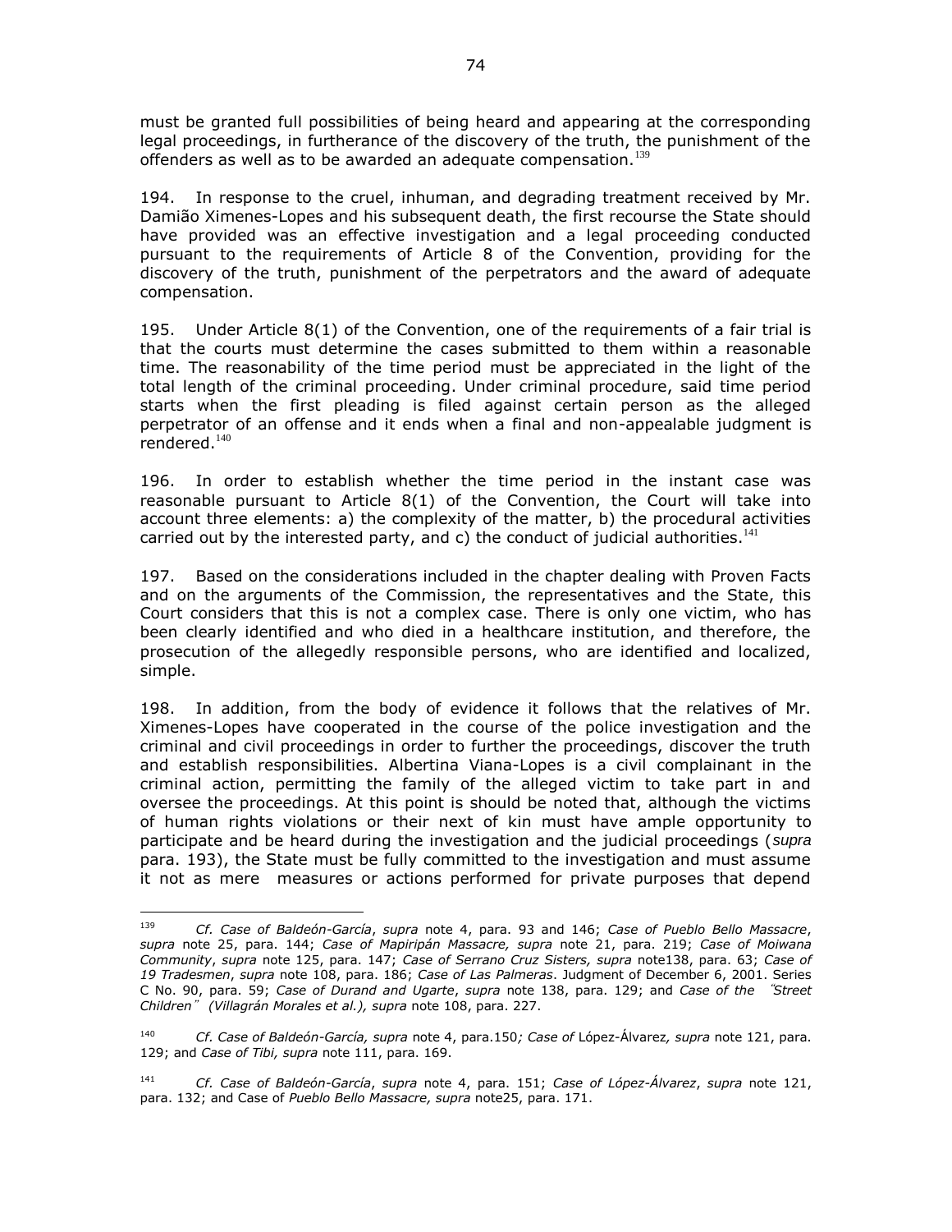must be granted full possibilities of being heard and appearing at the corresponding legal proceedings, in furtherance of the discovery of the truth, the punishment of the offenders as well as to be awarded an adequate compensation.[139]

194. In response to the cruel, inhuman, and degrading treatment received by Mr. Damião Ximenes-Lopes and his subsequent death, the first recourse the State should have provided was an effective investigation and a legal proceeding conducted pursuant to the requirements of Article 8 of the Convention, providing for the discovery of the truth, punishment of the perpetrators and the award of adequate compensation.

195. Under Article 8(1) of the Convention, one of the requirements of a fair trial is that the courts must determine the cases submitted to them within a reasonable time. The reasonability of the time period must be appreciated in the light of the total length of the criminal proceeding. Under criminal procedure, said time period starts when the first pleading is filed against certain person as the alleged perpetrator of an offense and it ends when a final and non-appealable judgment is rendered.[140]

196. In order to establish whether the time period in the instant case was reasonable pursuant to Article 8(1) of the Convention, the Court will take into account three elements: a) the complexity of the matter, b) the procedural activities carried out by the interested party, and c) the conduct of judicial authorities.[141]

197. Based on the considerations included in the chapter dealing with Proven Facts and on the arguments of the Commission, the representatives and the State, this Court considers that this is not a complex case. There is only one victim, who has been clearly identified and who died in a healthcare institution, and therefore, the prosecution of the allegedly responsible persons, who are identified and localized, simple.

198. In addition, from the body of evidence it follows that the relatives of Mr. Ximenes-Lopes have cooperated in the course of the police investigation and the criminal and civil proceedings in order to further the proceedings, discover the truth and establish responsibilities. Albertina Viana-Lopes is a civil complainant in the criminal action, permitting the family of the alleged victim to take part in and oversee the proceedings. At this point is should be noted that, although the victims of human rights violations or their next of kin must have ample opportunity to participate and be heard during the investigation and the judicial proceedings (*supra* para. 193), the State must be fully committed to the investigation and must assume it not as mere measures or actions performed for private purposes that depend

---

[139] *Cf. Case of Baldeón-García*, *supra* note 4, para. 93 and 146; *Case of Pueblo Bello Massacre*, *supra* note 25, para. 144; *Case of Mapiripán Massacre, supra* note 21, para. 219; *Case of Moiwana Community*, *supra* note 125, para. 147; *Case of Serrano Cruz Sisters, supra* note138, para. 63; *Case of 19 Tradesmen*, *supra* note 108, para. 186; *Case of Las Palmeras*. Judgment of December 6, 2001. Series C No. 90, para. 59; *Case of Durand and Ugarte*, *supra* note 138, para. 129; and *Case of the "Street Children" (Villagrán Morales et al.), supra* note 108, para. 227.

[140] *Cf. Case of Baldeón-García, supra* note 4, para.150*; Case of* López-Álvarez*, supra* note 121, para. 129; and *Case of Tibi, supra* note 111, para. 169.

[141] *Cf. Case of Baldeón-García*, *supra* note 4, para. 151; *Case of López-Álvarez*, *supra* note 121, para. 132; and Case of *Pueblo Bello Massacre, supra* note25, para. 171.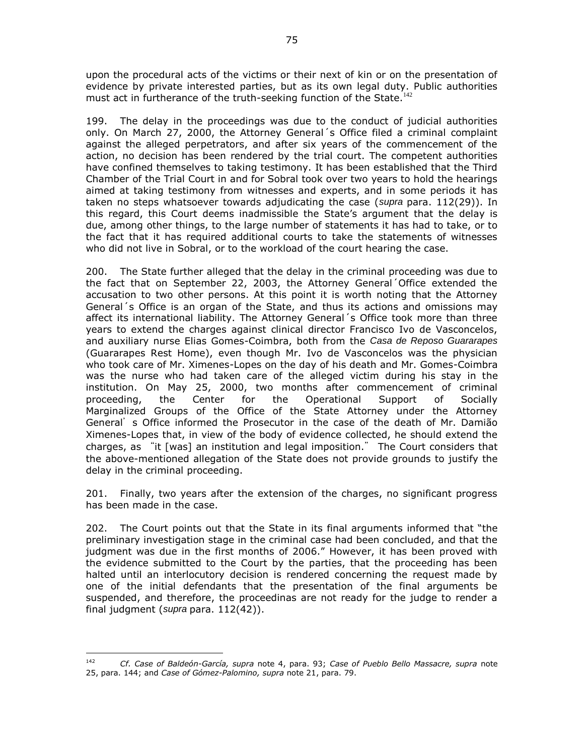upon the procedural acts of the victims or their next of kin or on the presentation of evidence by private interested parties, but as its own legal duty. Public authorities must act in furtherance of the truth-seeking function of the State.[142]

199. The delay in the proceedings was due to the conduct of judicial authorities only. On March 27, 2000, the Attorney General´s Office filed a criminal complaint against the alleged perpetrators, and after six years of the commencement of the action, no decision has been rendered by the trial court. The competent authorities have confined themselves to taking testimony. It has been established that the Third Chamber of the Trial Court in and for Sobral took over two years to hold the hearings aimed at taking testimony from witnesses and experts, and in some periods it has taken no steps whatsoever towards adjudicating the case (*supra* para. 112(29)). In this regard, this Court deems inadmissible the State's argument that the delay is due, among other things, to the large number of statements it has had to take, or to the fact that it has required additional courts to take the statements of witnesses who did not live in Sobral, or to the workload of the court hearing the case.

200. The State further alleged that the delay in the criminal proceeding was due to the fact that on September 22, 2003, the Attorney General´Office extended the accusation to two other persons. At this point it is worth noting that the Attorney General´s Office is an organ of the State, and thus its actions and omissions may affect its international liability. The Attorney General´s Office took more than three years to extend the charges against clinical director Francisco Ivo de Vasconcelos, and auxiliary nurse Elias Gomes-Coimbra, both from the *Casa de Reposo Guararapes* (Guararapes Rest Home), even though Mr. Ivo de Vasconcelos was the physician who took care of Mr. Ximenes-Lopes on the day of his death and Mr. Gomes-Coimbra was the nurse who had taken care of the alleged victim during his stay in the institution. On May 25, 2000, two months after commencement of criminal proceeding, the Center for the Operational Support of Socially Marginalized Groups of the Office of the State Attorney under the Attorney General's Office informed the Prosecutor in the case of the death of Mr. Damião Ximenes-Lopes that, in view of the body of evidence collected, he should extend the charges, as "it [was] an institution and legal imposition." The Court considers that the above-mentioned allegation of the State does not provide grounds to justify the delay in the criminal proceeding.

201. Finally, two years after the extension of the charges, no significant progress has been made in the case.

202. The Court points out that the State in its final arguments informed that "the preliminary investigation stage in the criminal case had been concluded, and that the judgment was due in the first months of 2006." However, it has been proved with the evidence submitted to the Court by the parties, that the proceeding has been halted until an interlocutory decision is rendered concerning the request made by one of the initial defendants that the presentation of the final arguments be suspended, and therefore, the proceedinas are not ready for the judge to render a final judgment (*supra* para. 112(42)).

---

[142] *Cf. Case of Baldeón-García, supra* note 4, para. 93; *Case of Pueblo Bello Massacre, supra* note 25, para. 144; and *Case of Gómez-Palomino, supra* note 21, para. 79.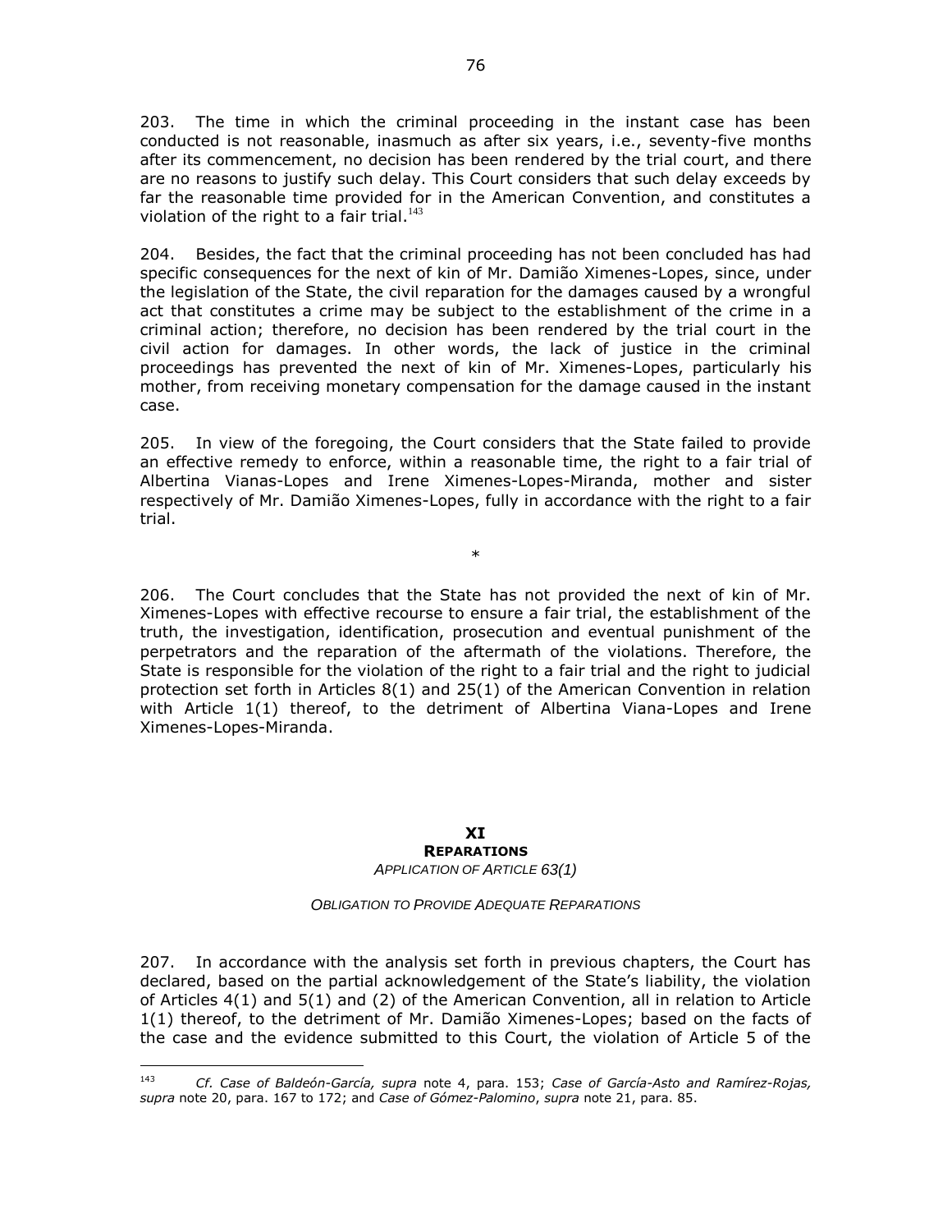203. The time in which the criminal proceeding in the instant case has been conducted is not reasonable, inasmuch as after six years, i.e., seventy-five months after its commencement, no decision has been rendered by the trial court, and there are no reasons to justify such delay. This Court considers that such delay exceeds by far the reasonable time provided for in the American Convention, and constitutes a violation of the right to a fair trial.[143]

204. Besides, the fact that the criminal proceeding has not been concluded has had specific consequences for the next of kin of Mr. Damião Ximenes-Lopes, since, under the legislation of the State, the civil reparation for the damages caused by a wrongful act that constitutes a crime may be subject to the establishment of the crime in a criminal action; therefore, no decision has been rendered by the trial court in the civil action for damages. In other words, the lack of justice in the criminal proceedings has prevented the next of kin of Mr. Ximenes-Lopes, particularly his mother, from receiving monetary compensation for the damage caused in the instant case.

205. In view of the foregoing, the Court considers that the State failed to provide an effective remedy to enforce, within a reasonable time, the right to a fair trial of Albertina Vianas-Lopes and Irene Ximenes-Lopes-Miranda, mother and sister respectively of Mr. Damião Ximenes-Lopes, fully in accordance with the right to a fair trial.

*

206. The Court concludes that the State has not provided the next of kin of Mr. Ximenes-Lopes with effective recourse to ensure a fair trial, the establishment of the truth, the investigation, identification, prosecution and eventual punishment of the perpetrators and the reparation of the aftermath of the violations. Therefore, the State is responsible for the violation of the right to a fair trial and the right to judicial protection set forth in Articles 8(1) and 25(1) of the American Convention in relation with Article 1(1) thereof, to the detriment of Albertina Viana-Lopes and Irene Ximenes-Lopes-Miranda.

## XI
## REPARATIONS
### *APPLICATION OF ARTICLE 63(1)*

#### *OBLIGATION TO PROVIDE ADEQUATE REPARATIONS*

207. In accordance with the analysis set forth in previous chapters, the Court has declared, based on the partial acknowledgement of the State's liability, the violation of Articles 4(1) and 5(1) and (2) of the American Convention, all in relation to Article 1(1) thereof, to the detriment of Mr. Damião Ximenes-Lopes; based on the facts of the case and the evidence submitted to this Court, the violation of Article 5 of the

---

[143] *Cf. Case of Baldeón-García, supra* note 4, para. 153; *Case of García-Asto and Ramírez-Rojas, supra* note 20, para. 167 to 172; and *Case of Gómez-Palomino*, *supra* note 21, para. 85.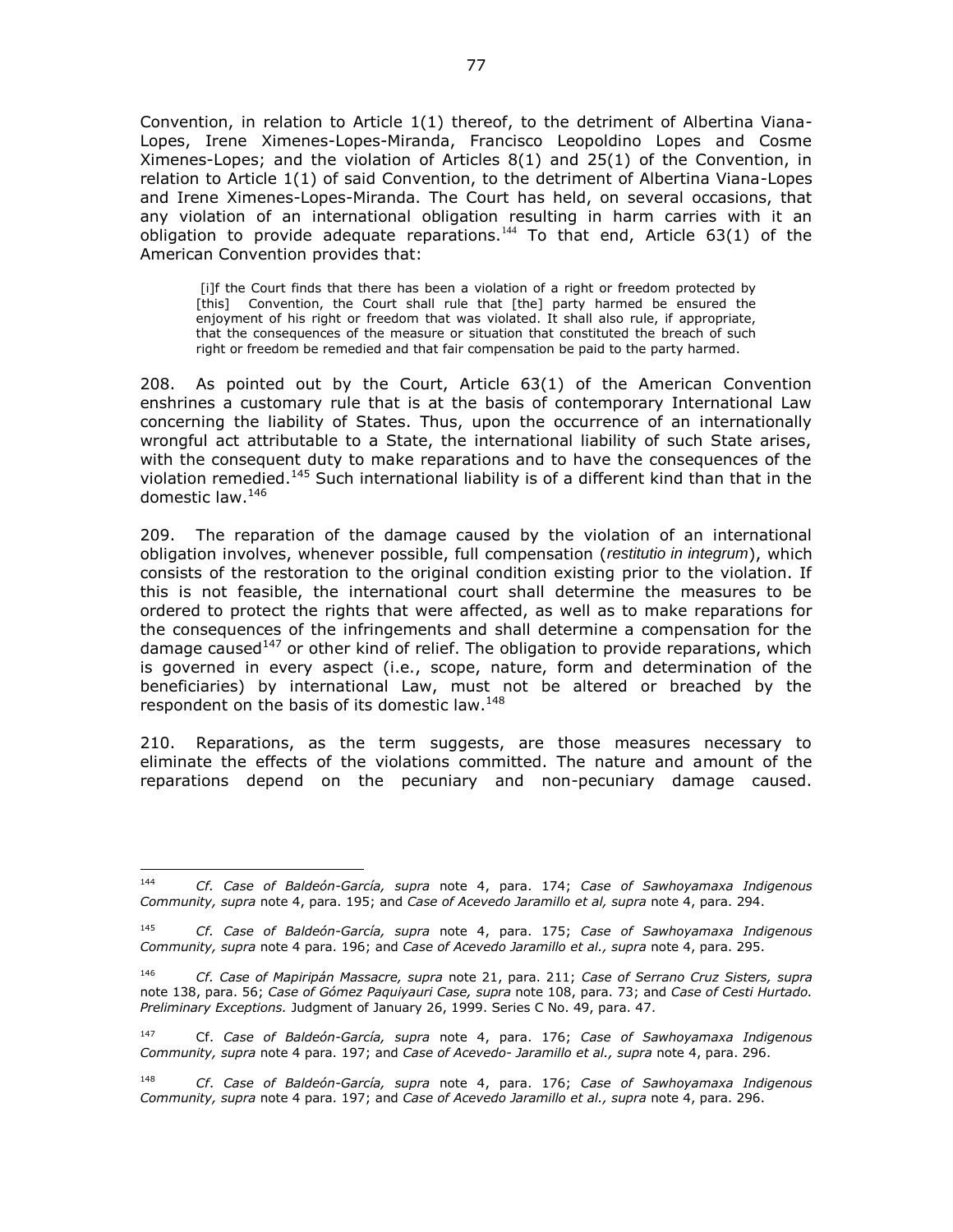Convention, in relation to Article 1(1) thereof, to the detriment of Albertina Viana-Lopes, Irene Ximenes-Lopes-Miranda, Francisco Leopoldino Lopes and Cosme Ximenes-Lopes; and the violation of Articles 8(1) and 25(1) of the Convention, in relation to Article 1(1) of said Convention, to the detriment of Albertina Viana-Lopes and Irene Ximenes-Lopes-Miranda. The Court has held, on several occasions, that any violation of an international obligation resulting in harm carries with it an obligation to provide adequate reparations.[144] To that end, Article 63(1) of the American Convention provides that:

> [i]f the Court finds that there has been a violation of a right or freedom protected by [this] Convention, the Court shall rule that [the] party harmed be ensured the enjoyment of his right or freedom that was violated. It shall also rule, if appropriate, that the consequences of the measure or situation that constituted the breach of such right or freedom be remedied and that fair compensation be paid to the party harmed.

208. As pointed out by the Court, Article 63(1) of the American Convention enshrines a customary rule that is at the basis of contemporary International Law concerning the liability of States. Thus, upon the occurrence of an internationally wrongful act attributable to a State, the international liability of such State arises, with the consequent duty to make reparations and to have the consequences of the violation remedied.[145] Such international liability is of a different kind than that in the domestic law.[146]

209. The reparation of the damage caused by the violation of an international obligation involves, whenever possible, full compensation (*restitutio in integrum*), which consists of the restoration to the original condition existing prior to the violation. If this is not feasible, the international court shall determine the measures to be ordered to protect the rights that were affected, as well as to make reparations for the consequences of the infringements and shall determine a compensation for the damage caused[147] or other kind of relief. The obligation to provide reparations, which is governed in every aspect (i.e., scope, nature, form and determination of the beneficiaries) by international Law, must not be altered or breached by the respondent on the basis of its domestic law.[148]

210. Reparations, as the term suggests, are those measures necessary to eliminate the effects of the violations committed. The nature and amount of the reparations depend on the pecuniary and non-pecuniary damage caused.

---

[144] *Cf. Case of Baldeón-García, supra* note 4, para. 174; *Case of Sawhoyamaxa Indigenous Community, supra* note 4, para. 195; and *Case of Acevedo Jaramillo et al, supra* note 4, para. 294.

[145] *Cf. Case of Baldeón-García, supra* note 4, para. 175; *Case of Sawhoyamaxa Indigenous Community, supra* note 4 para. 196; and *Case of Acevedo Jaramillo et al., supra* note 4, para. 295.

[146] *Cf. Case of Mapiripán Massacre, supra* note 21, para. 211; *Case of Serrano Cruz Sisters, supra* note 138, para. 56; *Case of Gómez Paquiyauri Case, supra* note 108, para. 73; and *Case of Cesti Hurtado. Preliminary Exceptions.* Judgment of January 26, 1999. Series C No. 49, para. 47.

[147] Cf. *Case of Baldeón-García, supra* note 4, para. 176; *Case of Sawhoyamaxa Indigenous Community, supra* note 4 para. 197; and *Case of Acevedo- Jaramillo et al., supra* note 4, para. 296.

[148] *Cf. Case of Baldeón-García, supra* note 4, para. 176; *Case of Sawhoyamaxa Indigenous Community, supra* note 4 para. 197; and *Case of Acevedo Jaramillo et al., supra* note 4, para. 296.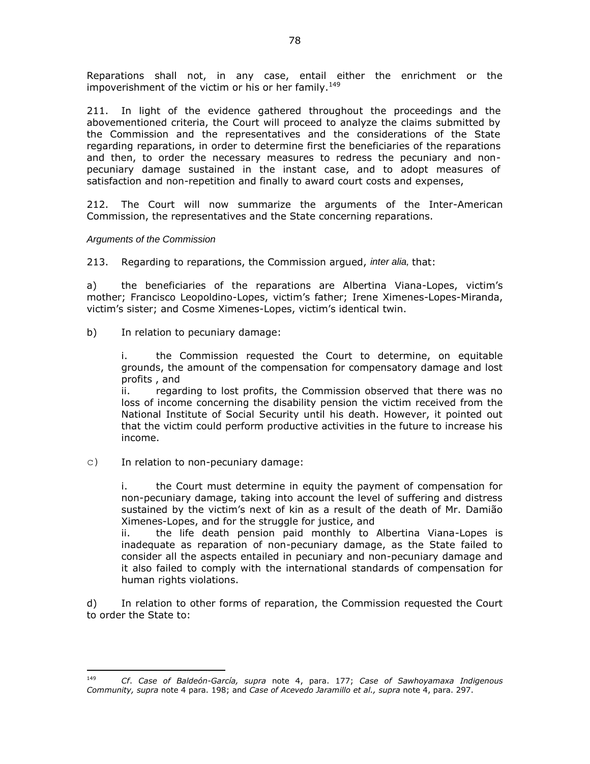Reparations shall not, in any case, entail either the enrichment or the impoverishment of the victim or his or her family.[149]

211. In light of the evidence gathered throughout the proceedings and the abovementioned criteria, the Court will proceed to analyze the claims submitted by the Commission and the representatives and the considerations of the State regarding reparations, in order to determine first the beneficiaries of the reparations and then, to order the necessary measures to redress the pecuniary and non-pecuniary damage sustained in the instant case, and to adopt measures of satisfaction and non-repetition and finally to award court costs and expenses,

212. The Court will now summarize the arguments of the Inter-American Commission, the representatives and the State concerning reparations.

*Arguments of the Commission*

213. Regarding to reparations, the Commission argued, *inter alia*, that:

a) the beneficiaries of the reparations are Albertina Viana-Lopes, victim's mother; Francisco Leopoldino-Lopes, victim's father; Irene Ximenes-Lopes-Miranda, victim's sister; and Cosme Ximenes-Lopes, victim's identical twin.

b) In relation to pecuniary damage:

i. the Commission requested the Court to determine, on equitable grounds, the amount of the compensation for compensatory damage and lost profits , and

ii. regarding to lost profits, the Commission observed that there was no loss of income concerning the disability pension the victim received from the National Institute of Social Security until his death. However, it pointed out that the victim could perform productive activities in the future to increase his income.

c) In relation to non-pecuniary damage:

i. the Court must determine in equity the payment of compensation for non-pecuniary damage, taking into account the level of suffering and distress sustained by the victim's next of kin as a result of the death of Mr. Damião Ximenes-Lopes, and for the struggle for justice, and

ii. the life death pension paid monthly to Albertina Viana-Lopes is inadequate as reparation of non-pecuniary damage, as the State failed to consider all the aspects entailed in pecuniary and non-pecuniary damage and it also failed to comply with the international standards of compensation for human rights violations.

d) In relation to other forms of reparation, the Commission requested the Court to order the State to:

---

[149] *Cf*. *Case of Baldeón-García, supra* note 4, para. 177; *Case of Sawhoyamaxa Indigenous Community, supra* note 4 para. 198; and *Case of Acevedo Jaramillo et al., supra* note 4, para. 297.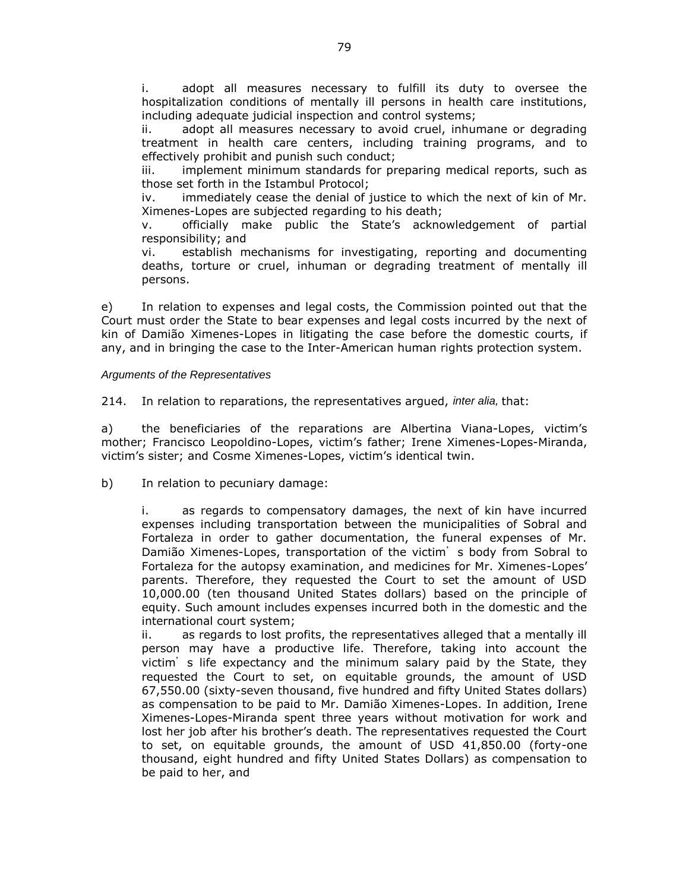i. adopt all measures necessary to fulfill its duty to oversee the hospitalization conditions of mentally ill persons in health care institutions, including adequate judicial inspection and control systems;

ii. adopt all measures necessary to avoid cruel, inhumane or degrading treatment in health care centers, including training programs, and to effectively prohibit and punish such conduct;

iii. implement minimum standards for preparing medical reports, such as those set forth in the Istambul Protocol;

iv. immediately cease the denial of justice to which the next of kin of Mr. Ximenes-Lopes are subjected regarding to his death;

v. officially make public the State's acknowledgement of partial responsibility; and

vi. establish mechanisms for investigating, reporting and documenting deaths, torture or cruel, inhuman or degrading treatment of mentally ill persons.

e) In relation to expenses and legal costs, the Commission pointed out that the Court must order the State to bear expenses and legal costs incurred by the next of kin of Damião Ximenes-Lopes in litigating the case before the domestic courts, if any, and in bringing the case to the Inter-American human rights protection system.

*Arguments of the Representatives*

214. In relation to reparations, the representatives argued, *inter alia,* that:

a) the beneficiaries of the reparations are Albertina Viana-Lopes, victim's mother; Francisco Leopoldino-Lopes, victim's father; Irene Ximenes-Lopes-Miranda, victim's sister; and Cosme Ximenes-Lopes, victim's identical twin.

b) In relation to pecuniary damage:

i. as regards to compensatory damages, the next of kin have incurred expenses including transportation between the municipalities of Sobral and Fortaleza in order to gather documentation, the funeral expenses of Mr. Damião Ximenes-Lopes, transportation of the victim's body from Sobral to Fortaleza for the autopsy examination, and medicines for Mr. Ximenes-Lopes' parents. Therefore, they requested the Court to set the amount of USD 10,000.00 (ten thousand United States dollars) based on the principle of equity. Such amount includes expenses incurred both in the domestic and the international court system;

ii. as regards to lost profits, the representatives alleged that a mentally ill person may have a productive life. Therefore, taking into account the victim's life expectancy and the minimum salary paid by the State, they requested the Court to set, on equitable grounds, the amount of USD 67,550.00 (sixty-seven thousand, five hundred and fifty United States dollars) as compensation to be paid to Mr. Damião Ximenes-Lopes. In addition, Irene Ximenes-Lopes-Miranda spent three years without motivation for work and lost her job after his brother's death. The representatives requested the Court to set, on equitable grounds, the amount of USD 41,850.00 (forty-one thousand, eight hundred and fifty United States Dollars) as compensation to be paid to her, and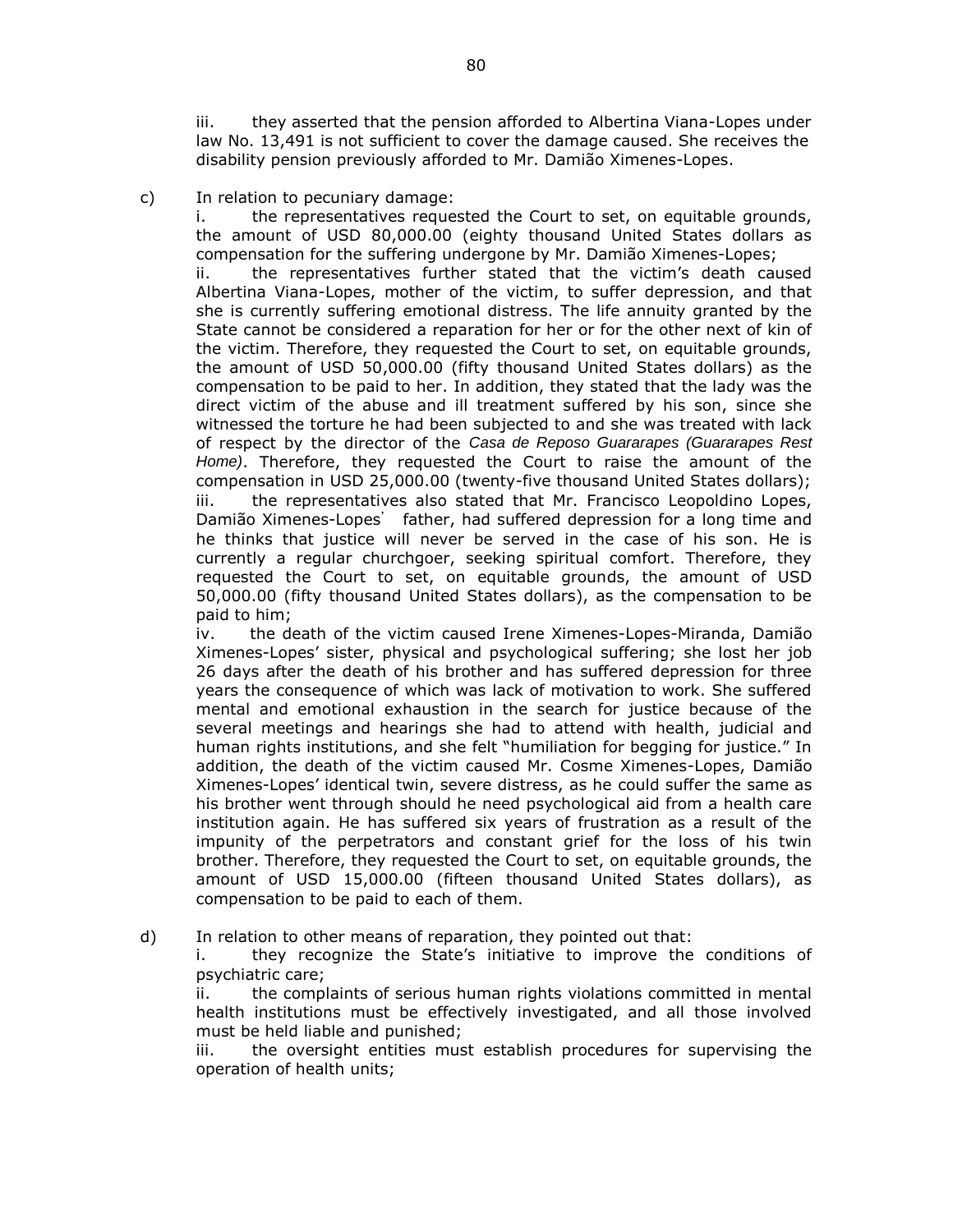iii. they asserted that the pension afforded to Albertina Viana-Lopes under law No. 13,491 is not sufficient to cover the damage caused. She receives the disability pension previously afforded to Mr. Damião Ximenes-Lopes.

c) In relation to pecuniary damage:

i. the representatives requested the Court to set, on equitable grounds, the amount of USD 80,000.00 (eighty thousand United States dollars as compensation for the suffering undergone by Mr. Damião Ximenes-Lopes;

ii. the representatives further stated that the victim's death caused Albertina Viana-Lopes, mother of the victim, to suffer depression, and that she is currently suffering emotional distress. The life annuity granted by the State cannot be considered a reparation for her or for the other next of kin of the victim. Therefore, they requested the Court to set, on equitable grounds, the amount of USD 50,000.00 (fifty thousand United States dollars) as the compensation to be paid to her. In addition, they stated that the lady was the direct victim of the abuse and ill treatment suffered by his son, since she witnessed the torture he had been subjected to and she was treated with lack of respect by the director of the *Casa de Reposo Guararapes (Guararapes Rest Home)*. Therefore, they requested the Court to raise the amount of the compensation in USD 25,000.00 (twenty-five thousand United States dollars);

iii. the representatives also stated that Mr. Francisco Leopoldino Lopes, Damião Ximenes-Lopes' father, had suffered depression for a long time and he thinks that justice will never be served in the case of his son. He is currently a regular churchgoer, seeking spiritual comfort. Therefore, they requested the Court to set, on equitable grounds, the amount of USD 50,000.00 (fifty thousand United States dollars), as the compensation to be paid to him;

iv. the death of the victim caused Irene Ximenes-Lopes-Miranda, Damião Ximenes-Lopes' sister, physical and psychological suffering; she lost her job 26 days after the death of his brother and has suffered depression for three years the consequence of which was lack of motivation to work. She suffered mental and emotional exhaustion in the search for justice because of the several meetings and hearings she had to attend with health, judicial and human rights institutions, and she felt "humiliation for begging for justice." In addition, the death of the victim caused Mr. Cosme Ximenes-Lopes, Damião Ximenes-Lopes' identical twin, severe distress, as he could suffer the same as his brother went through should he need psychological aid from a health care institution again. He has suffered six years of frustration as a result of the impunity of the perpetrators and constant grief for the loss of his twin brother. Therefore, they requested the Court to set, on equitable grounds, the amount of USD 15,000.00 (fifteen thousand United States dollars), as compensation to be paid to each of them.

d) In relation to other means of reparation, they pointed out that:

i. they recognize the State's initiative to improve the conditions of psychiatric care;

ii. the complaints of serious human rights violations committed in mental health institutions must be effectively investigated, and all those involved must be held liable and punished;

iii. the oversight entities must establish procedures for supervising the operation of health units;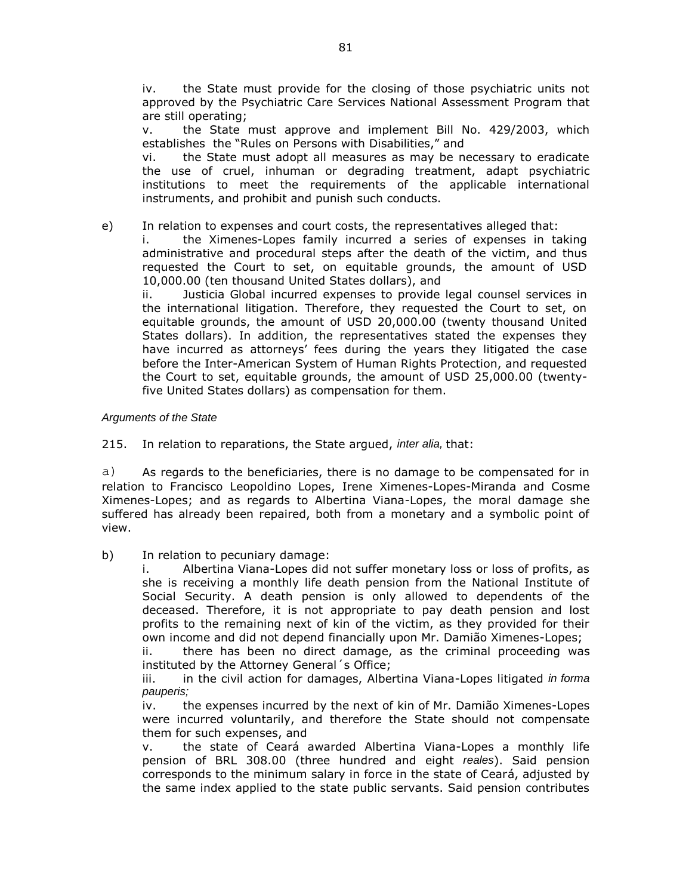iv. the State must provide for the closing of those psychiatric units not approved by the Psychiatric Care Services National Assessment Program that are still operating;

v. the State must approve and implement Bill No. 429/2003, which establishes the "Rules on Persons with Disabilities," and

vi. the State must adopt all measures as may be necessary to eradicate the use of cruel, inhuman or degrading treatment, adapt psychiatric institutions to meet the requirements of the applicable international instruments, and prohibit and punish such conducts.

e) In relation to expenses and court costs, the representatives alleged that:

i. the Ximenes-Lopes family incurred a series of expenses in taking administrative and procedural steps after the death of the victim, and thus requested the Court to set, on equitable grounds, the amount of USD 10,000.00 (ten thousand United States dollars), and

ii. Justicia Global incurred expenses to provide legal counsel services in the international litigation. Therefore, they requested the Court to set, on equitable grounds, the amount of USD 20,000.00 (twenty thousand United States dollars). In addition, the representatives stated the expenses they have incurred as attorneys' fees during the years they litigated the case before the Inter-American System of Human Rights Protection, and requested the Court to set, equitable grounds, the amount of USD 25,000.00 (twenty-five United States dollars) as compensation for them.

*Arguments of the State*

215. In relation to reparations, the State argued, *inter alia,* that:

a) As regards to the beneficiaries, there is no damage to be compensated for in relation to Francisco Leopoldino Lopes, Irene Ximenes-Lopes-Miranda and Cosme Ximenes-Lopes; and as regards to Albertina Viana-Lopes, the moral damage she suffered has already been repaired, both from a monetary and a symbolic point of view.

b) In relation to pecuniary damage:

i. Albertina Viana-Lopes did not suffer monetary loss or loss of profits, as she is receiving a monthly life death pension from the National Institute of Social Security. A death pension is only allowed to dependents of the deceased. Therefore, it is not appropriate to pay death pension and lost profits to the remaining next of kin of the victim, as they provided for their own income and did not depend financially upon Mr. Damião Ximenes-Lopes;

ii. there has been no direct damage, as the criminal proceeding was instituted by the Attorney General´s Office;

iii. in the civil action for damages, Albertina Viana-Lopes litigated *in forma pauperis;*

iv. the expenses incurred by the next of kin of Mr. Damião Ximenes-Lopes were incurred voluntarily, and therefore the State should not compensate them for such expenses, and

v. the state of Ceará awarded Albertina Viana-Lopes a monthly life pension of BRL 308.00 (three hundred and eight *reales*). Said pension corresponds to the minimum salary in force in the state of Ceará, adjusted by the same index applied to the state public servants. Said pension contributes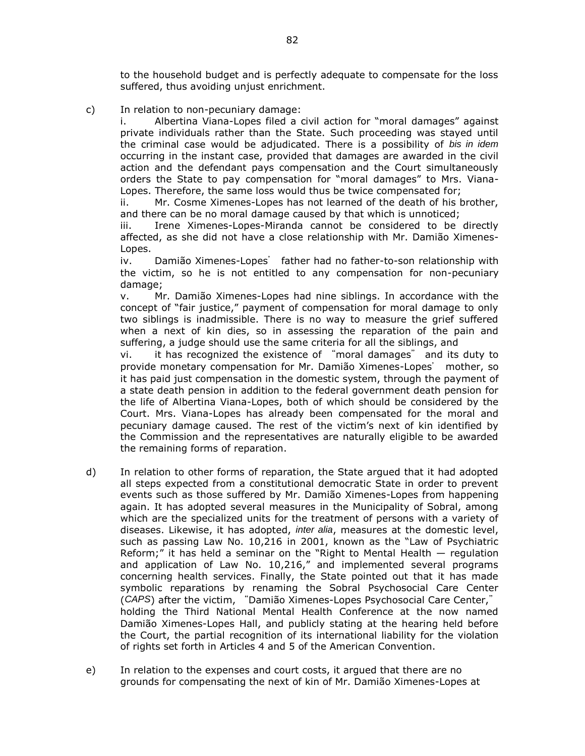to the household budget and is perfectly adequate to compensate for the loss suffered, thus avoiding unjust enrichment.

c) In relation to non-pecuniary damage:

i. Albertina Viana-Lopes filed a civil action for "moral damages" against private individuals rather than the State. Such proceeding was stayed until the criminal case would be adjudicated. There is a possibility of *bis in idem* occurring in the instant case, provided that damages are awarded in the civil action and the defendant pays compensation and the Court simultaneously orders the State to pay compensation for "moral damages" to Mrs. Viana-Lopes. Therefore, the same loss would thus be twice compensated for;

ii. Mr. Cosme Ximenes-Lopes has not learned of the death of his brother, and there can be no moral damage caused by that which is unnoticed;

iii. Irene Ximenes-Lopes-Miranda cannot be considered to be directly affected, as she did not have a close relationship with Mr. Damião Ximenes-Lopes.

iv. Damião Ximenes-Lopes' father had no father-to-son relationship with the victim, so he is not entitled to any compensation for non-pecuniary damage;

v. Mr. Damião Ximenes-Lopes had nine siblings. In accordance with the concept of "fair justice," payment of compensation for moral damage to only two siblings is inadmissible. There is no way to measure the grief suffered when a next of kin dies, so in assessing the reparation of the pain and suffering, a judge should use the same criteria for all the siblings, and

vi. it has recognized the existence of "moral damages" and its duty to provide monetary compensation for Mr. Damião Ximenes-Lopes' mother, so it has paid just compensation in the domestic system, through the payment of a state death pension in addition to the federal government death pension for the life of Albertina Viana-Lopes, both of which should be considered by the Court. Mrs. Viana-Lopes has already been compensated for the moral and pecuniary damage caused. The rest of the victim's next of kin identified by the Commission and the representatives are naturally eligible to be awarded the remaining forms of reparation.

d) In relation to other forms of reparation, the State argued that it had adopted all steps expected from a constitutional democratic State in order to prevent events such as those suffered by Mr. Damião Ximenes-Lopes from happening again. It has adopted several measures in the Municipality of Sobral, among which are the specialized units for the treatment of persons with a variety of diseases. Likewise, it has adopted, *inter alia*, measures at the domestic level, such as passing Law No. 10,216 in 2001, known as the "Law of Psychiatric Reform;" it has held a seminar on the "Right to Mental Health — regulation and application of Law No. 10,216," and implemented several programs concerning health services. Finally, the State pointed out that it has made symbolic reparations by renaming the Sobral Psychosocial Care Center (*CAPS*) after the victim, "Damião Ximenes-Lopes Psychosocial Care Center," holding the Third National Mental Health Conference at the now named Damião Ximenes-Lopes Hall, and publicly stating at the hearing held before the Court, the partial recognition of its international liability for the violation of rights set forth in Articles 4 and 5 of the American Convention.

e) In relation to the expenses and court costs, it argued that there are no grounds for compensating the next of kin of Mr. Damião Ximenes-Lopes at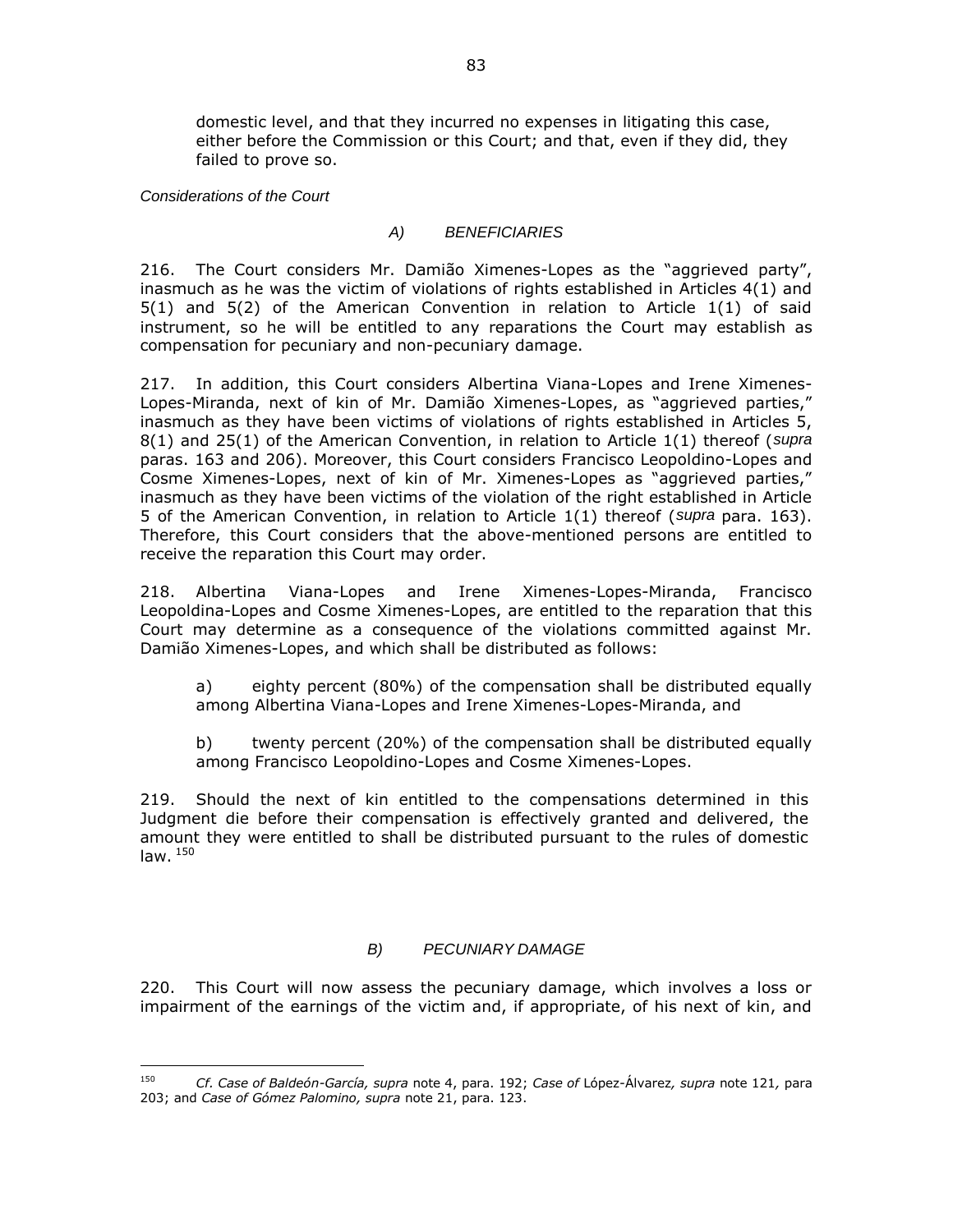domestic level, and that they incurred no expenses in litigating this case, either before the Commission or this Court; and that, even if they did, they failed to prove so.

*Considerations of the Court*

### *A) BENEFICIARIES*

216. The Court considers Mr. Damião Ximenes-Lopes as the "aggrieved party", inasmuch as he was the victim of violations of rights established in Articles 4(1) and 5(1) and 5(2) of the American Convention in relation to Article 1(1) of said instrument, so he will be entitled to any reparations the Court may establish as compensation for pecuniary and non-pecuniary damage.

217. In addition, this Court considers Albertina Viana-Lopes and Irene Ximenes-Lopes-Miranda, next of kin of Mr. Damião Ximenes-Lopes, as "aggrieved parties," inasmuch as they have been victims of violations of rights established in Articles 5, 8(1) and 25(1) of the American Convention, in relation to Article 1(1) thereof (*supra* paras. 163 and 206). Moreover, this Court considers Francisco Leopoldino-Lopes and Cosme Ximenes-Lopes, next of kin of Mr. Ximenes-Lopes as "aggrieved parties," inasmuch as they have been victims of the violation of the right established in Article 5 of the American Convention, in relation to Article 1(1) thereof (*supra* para. 163). Therefore, this Court considers that the above-mentioned persons are entitled to receive the reparation this Court may order.

218. Albertina Viana-Lopes and Irene Ximenes-Lopes-Miranda, Francisco Leopoldina-Lopes and Cosme Ximenes-Lopes, are entitled to the reparation that this Court may determine as a consequence of the violations committed against Mr. Damião Ximenes-Lopes, and which shall be distributed as follows:

a) eighty percent (80%) of the compensation shall be distributed equally among Albertina Viana-Lopes and Irene Ximenes-Lopes-Miranda, and

b) twenty percent (20%) of the compensation shall be distributed equally among Francisco Leopoldino-Lopes and Cosme Ximenes-Lopes.

219. Should the next of kin entitled to the compensations determined in this Judgment die before their compensation is effectively granted and delivered, the amount they were entitled to shall be distributed pursuant to the rules of domestic law. [150]

### *B) PECUNIARY DAMAGE*

220. This Court will now assess the pecuniary damage, which involves a loss or impairment of the earnings of the victim and, if appropriate, of his next of kin, and

---

[150] *Cf. Case of Baldeón-García, supra* note 4, para. 192; *Case of* López-Álvarez*, supra* note 121*,* para 203; and *Case of Gómez Palomino, supra* note 21, para. 123.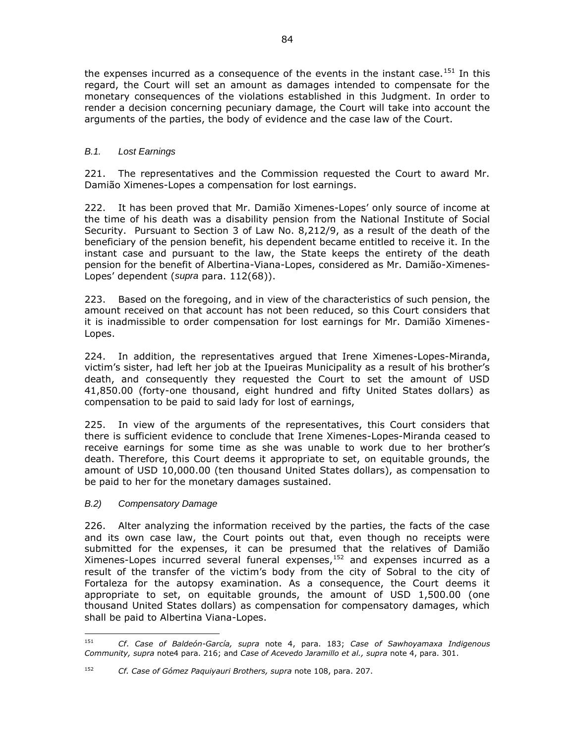the expenses incurred as a consequence of the events in the instant case.[151] In this regard, the Court will set an amount as damages intended to compensate for the monetary consequences of the violations established in this Judgment. In order to render a decision concerning pecuniary damage, the Court will take into account the arguments of the parties, the body of evidence and the case law of the Court.

### *B.1. Lost Earnings*

221. The representatives and the Commission requested the Court to award Mr. Damião Ximenes-Lopes a compensation for lost earnings.

222. It has been proved that Mr. Damião Ximenes-Lopes' only source of income at the time of his death was a disability pension from the National Institute of Social Security. Pursuant to Section 3 of Law No. 8,212/9, as a result of the death of the beneficiary of the pension benefit, his dependent became entitled to receive it. In the instant case and pursuant to the law, the State keeps the entirety of the death pension for the benefit of Albertina-Viana-Lopes, considered as Mr. Damião-Ximenes-Lopes' dependent (*supra* para. 112(68)).

223. Based on the foregoing, and in view of the characteristics of such pension, the amount received on that account has not been reduced, so this Court considers that it is inadmissible to order compensation for lost earnings for Mr. Damião Ximenes-Lopes.

224. In addition, the representatives argued that Irene Ximenes-Lopes-Miranda, victim's sister, had left her job at the Ipueiras Municipality as a result of his brother's death, and consequently they requested the Court to set the amount of USD 41,850.00 (forty-one thousand, eight hundred and fifty United States dollars) as compensation to be paid to said lady for lost of earnings,

225. In view of the arguments of the representatives, this Court considers that there is sufficient evidence to conclude that Irene Ximenes-Lopes-Miranda ceased to receive earnings for some time as she was unable to work due to her brother's death. Therefore, this Court deems it appropriate to set, on equitable grounds, the amount of USD 10,000.00 (ten thousand United States dollars), as compensation to be paid to her for the monetary damages sustained.

### *B.2) Compensatory Damage*

226. Alter analyzing the information received by the parties, the facts of the case and its own case law, the Court points out that, even though no receipts were submitted for the expenses, it can be presumed that the relatives of Damião Ximenes-Lopes incurred several funeral expenses,[152] and expenses incurred as a result of the transfer of the victim's body from the city of Sobral to the city of Fortaleza for the autopsy examination. As a consequence, the Court deems it appropriate to set, on equitable grounds, the amount of USD 1,500.00 (one thousand United States dollars) as compensation for compensatory damages, which shall be paid to Albertina Viana-Lopes.

---

[151] *Cf. Case of Baldeón-García, supra* note 4, para. 183; *Case of Sawhoyamaxa Indigenous Community, supra* note4 para. 216; and *Case of Acevedo Jaramillo et al., supra* note 4, para. 301.

[152] *Cf. Case of Gómez Paquiyauri Brothers, supra* note 108, para. 207.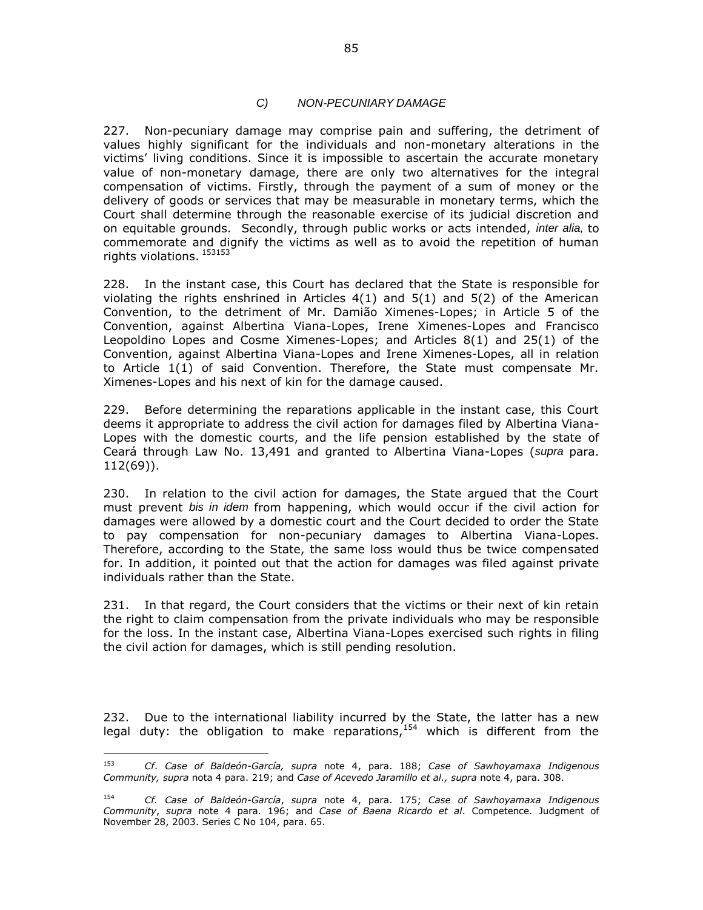### *C) NON-PECUNIARY DAMAGE*

227. Non-pecuniary damage may comprise pain and suffering, the detriment of values highly significant for the individuals and non-monetary alterations in the victims' living conditions. Since it is impossible to ascertain the accurate monetary value of non-monetary damage, there are only two alternatives for the integral compensation of victims. Firstly, through the payment of a sum of money or the delivery of goods or services that may be measurable in monetary terms, which the Court shall determine through the reasonable exercise of its judicial discretion and on equitable grounds. Secondly, through public works or acts intended, *inter alia*, to commemorate and dignify the victims as well as to avoid the repetition of human rights violations. [153153]

228. In the instant case, this Court has declared that the State is responsible for violating the rights enshrined in Articles 4(1) and 5(1) and 5(2) of the American Convention, to the detriment of Mr. Damião Ximenes-Lopes; in Article 5 of the Convention, against Albertina Viana-Lopes, Irene Ximenes-Lopes and Francisco Leopoldino Lopes and Cosme Ximenes-Lopes; and Articles 8(1) and 25(1) of the Convention, against Albertina Viana-Lopes and Irene Ximenes-Lopes, all in relation to Article 1(1) of said Convention. Therefore, the State must compensate Mr. Ximenes-Lopes and his next of kin for the damage caused.

229. Before determining the reparations applicable in the instant case, this Court deems it appropriate to address the civil action for damages filed by Albertina Viana-Lopes with the domestic courts, and the life pension established by the state of Ceará through Law No. 13,491 and granted to Albertina Viana-Lopes (*supra* para. 112(69)).

230. In relation to the civil action for damages, the State argued that the Court must prevent *bis in idem* from happening, which would occur if the civil action for damages were allowed by a domestic court and the Court decided to order the State to pay compensation for non-pecuniary damages to Albertina Viana-Lopes. Therefore, according to the State, the same loss would thus be twice compensated for. In addition, it pointed out that the action for damages was filed against private individuals rather than the State.

231. In that regard, the Court considers that the victims or their next of kin retain the right to claim compensation from the private individuals who may be responsible for the loss. In the instant case, Albertina Viana-Lopes exercised such rights in filing the civil action for damages, which is still pending resolution.

232. Due to the international liability incurred by the State, the latter has a new legal duty: the obligation to make reparations,[154] which is different from the

---

[153] *Cf*. *Case of Baldeón-García, supra* note 4, para. 188; *Case of Sawhoyamaxa Indigenous Community, supra* nota 4 para. 219; and *Case of Acevedo Jaramillo et al., supra* note 4, para. 308.

[154] *Cf. Case of Baldeón-García*, *supra* note 4, para. 175; *Case of Sawhoyamaxa Indigenous Community*, *supra* note 4 para. 196; and *Case of Baena Ricardo et al*. Competence. Judgment of November 28, 2003. Series C No 104, para. 65.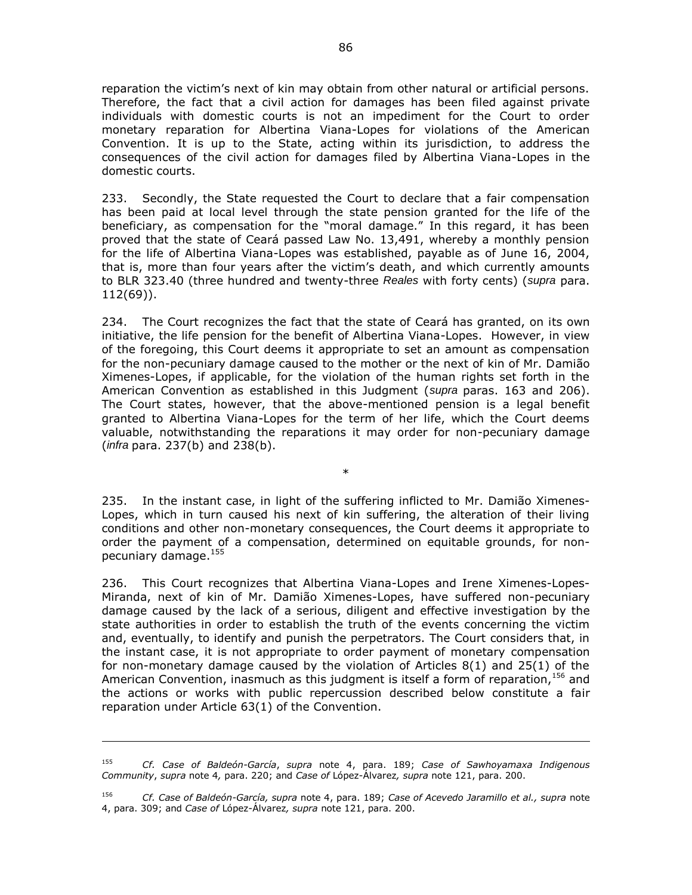reparation the victim's next of kin may obtain from other natural or artificial persons. Therefore, the fact that a civil action for damages has been filed against private individuals with domestic courts is not an impediment for the Court to order monetary reparation for Albertina Viana-Lopes for violations of the American Convention. It is up to the State, acting within its jurisdiction, to address the consequences of the civil action for damages filed by Albertina Viana-Lopes in the domestic courts.

233. Secondly, the State requested the Court to declare that a fair compensation has been paid at local level through the state pension granted for the life of the beneficiary, as compensation for the "moral damage." In this regard, it has been proved that the state of Ceará passed Law No. 13,491, whereby a monthly pension for the life of Albertina Viana-Lopes was established, payable as of June 16, 2004, that is, more than four years after the victim's death, and which currently amounts to BLR 323.40 (three hundred and twenty-three *Reales* with forty cents) (*supra* para. 112(69)).

234. The Court recognizes the fact that the state of Ceará has granted, on its own initiative, the life pension for the benefit of Albertina Viana-Lopes. However, in view of the foregoing, this Court deems it appropriate to set an amount as compensation for the non-pecuniary damage caused to the mother or the next of kin of Mr. Damião Ximenes-Lopes, if applicable, for the violation of the human rights set forth in the American Convention as established in this Judgment (*supra* paras. 163 and 206). The Court states, however, that the above-mentioned pension is a legal benefit granted to Albertina Viana-Lopes for the term of her life, which the Court deems valuable, notwithstanding the reparations it may order for non-pecuniary damage (*infra* para. 237(b) and 238(b).

*

235. In the instant case, in light of the suffering inflicted to Mr. Damião Ximenes-Lopes, which in turn caused his next of kin suffering, the alteration of their living conditions and other non-monetary consequences, the Court deems it appropriate to order the payment of a compensation, determined on equitable grounds, for non-pecuniary damage.[155]

236. This Court recognizes that Albertina Viana-Lopes and Irene Ximenes-Lopes-Miranda, next of kin of Mr. Damião Ximenes-Lopes, have suffered non-pecuniary damage caused by the lack of a serious, diligent and effective investigation by the state authorities in order to establish the truth of the events concerning the victim and, eventually, to identify and punish the perpetrators. The Court considers that, in the instant case, it is not appropriate to order payment of monetary compensation for non-monetary damage caused by the violation of Articles 8(1) and 25(1) of the American Convention, inasmuch as this judgment is itself a form of reparation,[156] and the actions or works with public repercussion described below constitute a fair reparation under Article 63(1) of the Convention.

---

[155] *Cf. Case of Baldeón-García*, *supra* note 4, para. 189; *Case of Sawhoyamaxa Indigenous Community*, *supra* note 4*,* para. 220; and *Case of* López-Álvarez*, supra* note 121, para. 200.

[156] *Cf. Case of Baldeón-García, supra* note 4, para. 189; *Case of Acevedo Jaramillo et al., supra* note 4, para. 309; and *Case of* López-Álvarez*, supra* note 121, para. 200.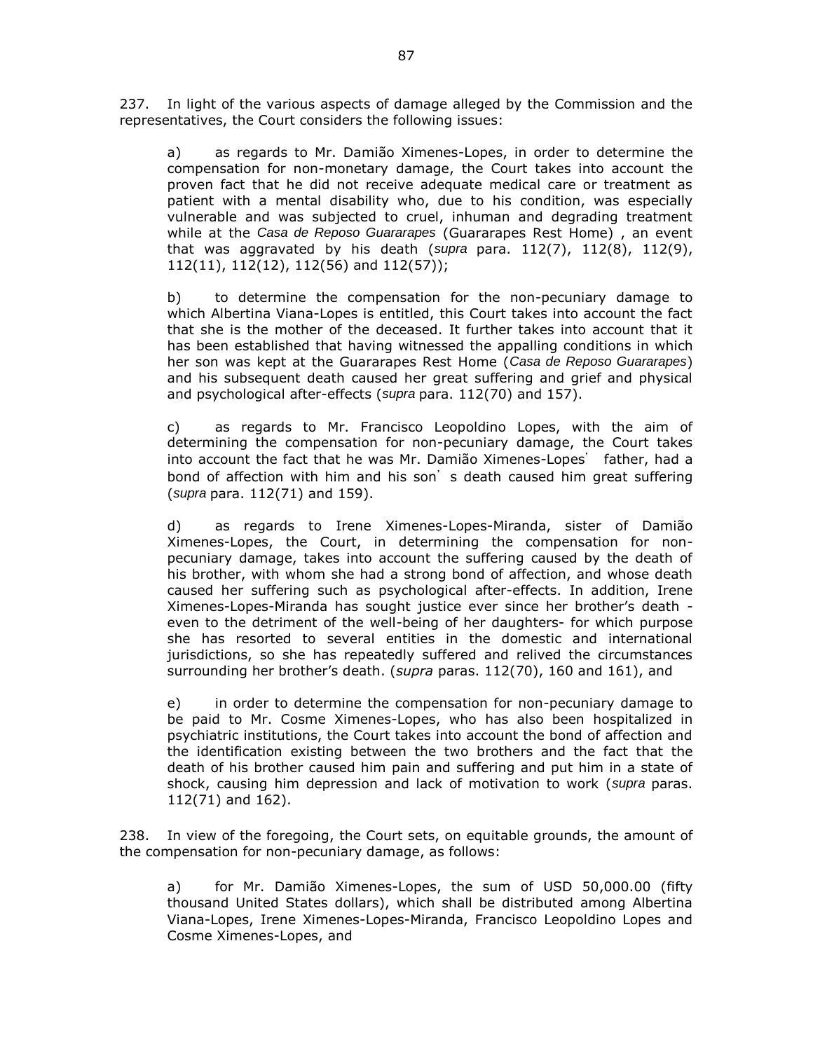237. In light of the various aspects of damage alleged by the Commission and the representatives, the Court considers the following issues:

a) as regards to Mr. Damião Ximenes-Lopes, in order to determine the compensation for non-monetary damage, the Court takes into account the proven fact that he did not receive adequate medical care or treatment as patient with a mental disability who, due to his condition, was especially vulnerable and was subjected to cruel, inhuman and degrading treatment while at the *Casa de Reposo Guararapes* (Guararapes Rest Home) , an event that was aggravated by his death (*supra* para. 112(7), 112(8), 112(9), 112(11), 112(12), 112(56) and 112(57));

b) to determine the compensation for the non-pecuniary damage to which Albertina Viana-Lopes is entitled, this Court takes into account the fact that she is the mother of the deceased. It further takes into account that it has been established that having witnessed the appalling conditions in which her son was kept at the Guararapes Rest Home (*Casa de Reposo Guararapes*) and his subsequent death caused her great suffering and grief and physical and psychological after-effects (*supra* para. 112(70) and 157).

c) as regards to Mr. Francisco Leopoldino Lopes, with the aim of determining the compensation for non-pecuniary damage, the Court takes into account the fact that he was Mr. Damião Ximenes-Lopes' father, had a bond of affection with him and his son's death caused him great suffering (*supra* para. 112(71) and 159).

d) as regards to Irene Ximenes-Lopes-Miranda, sister of Damião Ximenes-Lopes, the Court, in determining the compensation for non-pecuniary damage, takes into account the suffering caused by the death of his brother, with whom she had a strong bond of affection, and whose death caused her suffering such as psychological after-effects. In addition, Irene Ximenes-Lopes-Miranda has sought justice ever since her brother's death - even to the detriment of the well-being of her daughters- for which purpose she has resorted to several entities in the domestic and international jurisdictions, so she has repeatedly suffered and relived the circumstances surrounding her brother's death. (*supra* paras. 112(70), 160 and 161), and

e) in order to determine the compensation for non-pecuniary damage to be paid to Mr. Cosme Ximenes-Lopes, who has also been hospitalized in psychiatric institutions, the Court takes into account the bond of affection and the identification existing between the two brothers and the fact that the death of his brother caused him pain and suffering and put him in a state of shock, causing him depression and lack of motivation to work (*supra* paras. 112(71) and 162).

238. In view of the foregoing, the Court sets, on equitable grounds, the amount of the compensation for non-pecuniary damage, as follows:

a) for Mr. Damião Ximenes-Lopes, the sum of USD 50,000.00 (fifty thousand United States dollars), which shall be distributed among Albertina Viana-Lopes, Irene Ximenes-Lopes-Miranda, Francisco Leopoldino Lopes and Cosme Ximenes-Lopes, and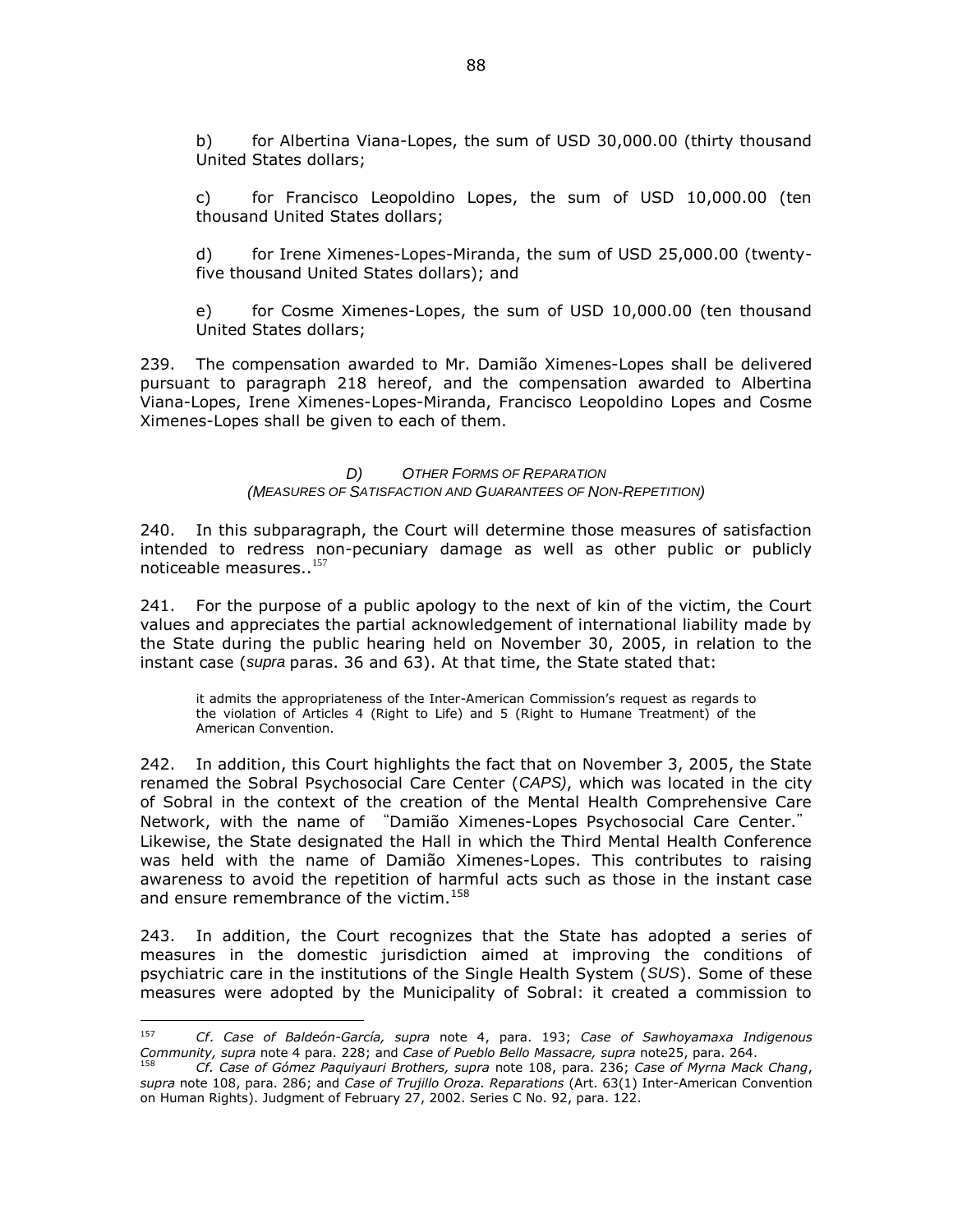b) for Albertina Viana-Lopes, the sum of USD 30,000.00 (thirty thousand United States dollars;

c) for Francisco Leopoldino Lopes, the sum of USD 10,000.00 (ten thousand United States dollars;

d) for Irene Ximenes-Lopes-Miranda, the sum of USD 25,000.00 (twenty-five thousand United States dollars); and

e) for Cosme Ximenes-Lopes, the sum of USD 10,000.00 (ten thousand United States dollars;

239. The compensation awarded to Mr. Damião Ximenes-Lopes shall be delivered pursuant to paragraph 218 hereof, and the compensation awarded to Albertina Viana-Lopes, Irene Ximenes-Lopes-Miranda, Francisco Leopoldino Lopes and Cosme Ximenes-Lopes shall be given to each of them.

### *D) OTHER FORMS OF REPARATION (MEASURES OF SATISFACTION AND GUARANTEES OF NON-REPETITION)*

240. In this subparagraph, the Court will determine those measures of satisfaction intended to redress non-pecuniary damage as well as other public or publicly noticeable measures..[157]

241. For the purpose of a public apology to the next of kin of the victim, the Court values and appreciates the partial acknowledgement of international liability made by the State during the public hearing held on November 30, 2005, in relation to the instant case (*supra* paras. 36 and 63). At that time, the State stated that:

> it admits the appropriateness of the Inter-American Commission's request as regards to the violation of Articles 4 (Right to Life) and 5 (Right to Humane Treatment) of the American Convention.

242. In addition, this Court highlights the fact that on November 3, 2005, the State renamed the Sobral Psychosocial Care Center (*CAPS)*, which was located in the city of Sobral in the context of the creation of the Mental Health Comprehensive Care Network, with the name of "Damião Ximenes-Lopes Psychosocial Care Center." Likewise, the State designated the Hall in which the Third Mental Health Conference was held with the name of Damião Ximenes-Lopes. This contributes to raising awareness to avoid the repetition of harmful acts such as those in the instant case and ensure remembrance of the victim.[158]

243. In addition, the Court recognizes that the State has adopted a series of measures in the domestic jurisdiction aimed at improving the conditions of psychiatric care in the institutions of the Single Health System (*SUS*). Some of these measures were adopted by the Municipality of Sobral: it created a commission to

---

[157] *Cf*. *Case of Baldeón-García, supra* note 4, para. 193; *Case of Sawhoyamaxa Indigenous Community, supra* note 4 para. 228; and *Case of Pueblo Bello Massacre, supra* note25, para. 264.

[158] *Cf. Case of Gómez Paquiyauri Brothers, supra* note 108, para. 236; *Case of Myrna Mack Chang*, *supra* note 108, para. 286; and *Case of Trujillo Oroza. Reparations* (Art. 63(1) Inter-American Convention on Human Rights). Judgment of February 27, 2002. Series C No. 92, para. 122.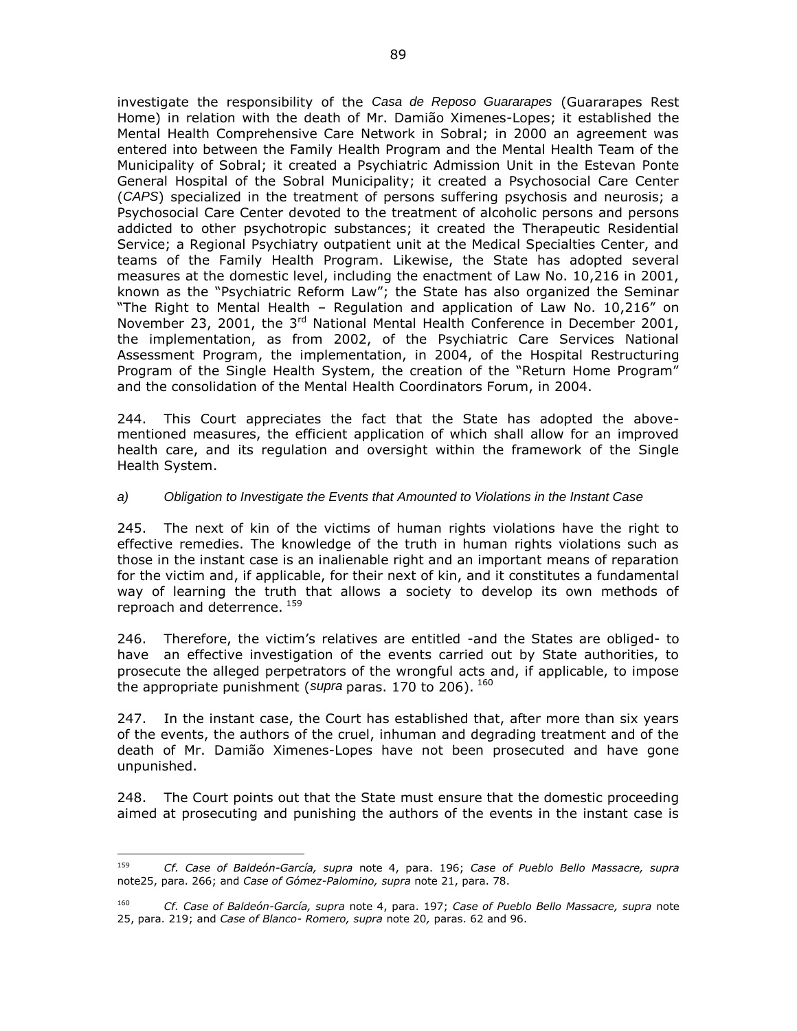investigate the responsibility of the *Casa de Reposo Guararapes* (Guararapes Rest Home) in relation with the death of Mr. Damião Ximenes-Lopes; it established the Mental Health Comprehensive Care Network in Sobral; in 2000 an agreement was entered into between the Family Health Program and the Mental Health Team of the Municipality of Sobral; it created a Psychiatric Admission Unit in the Estevan Ponte General Hospital of the Sobral Municipality; it created a Psychosocial Care Center (*CAPS*) specialized in the treatment of persons suffering psychosis and neurosis; a Psychosocial Care Center devoted to the treatment of alcoholic persons and persons addicted to other psychotropic substances; it created the Therapeutic Residential Service; a Regional Psychiatry outpatient unit at the Medical Specialties Center, and teams of the Family Health Program. Likewise, the State has adopted several measures at the domestic level, including the enactment of Law No. 10,216 in 2001, known as the "Psychiatric Reform Law"; the State has also organized the Seminar "The Right to Mental Health – Regulation and application of Law No. 10,216" on November 23, 2001, the 3rd National Mental Health Conference in December 2001, the implementation, as from 2002, of the Psychiatric Care Services National Assessment Program, the implementation, in 2004, of the Hospital Restructuring Program of the Single Health System, the creation of the "Return Home Program" and the consolidation of the Mental Health Coordinators Forum, in 2004.

244. This Court appreciates the fact that the State has adopted the above-mentioned measures, the efficient application of which shall allow for an improved health care, and its regulation and oversight within the framework of the Single Health System.

*a) Obligation to Investigate the Events that Amounted to Violations in the Instant Case*

245. The next of kin of the victims of human rights violations have the right to effective remedies. The knowledge of the truth in human rights violations such as those in the instant case is an inalienable right and an important means of reparation for the victim and, if applicable, for their next of kin, and it constitutes a fundamental way of learning the truth that allows a society to develop its own methods of reproach and deterrence. [159]

246. Therefore, the victim's relatives are entitled -and the States are obliged- to have an effective investigation of the events carried out by State authorities, to prosecute the alleged perpetrators of the wrongful acts and, if applicable, to impose the appropriate punishment (*supra* paras. 170 to 206). [160]

247. In the instant case, the Court has established that, after more than six years of the events, the authors of the cruel, inhuman and degrading treatment and of the death of Mr. Damião Ximenes-Lopes have not been prosecuted and have gone unpunished.

248. The Court points out that the State must ensure that the domestic proceeding aimed at prosecuting and punishing the authors of the events in the instant case is

---

[159] *Cf. Case of Baldeón-García, supra* note 4, para. 196; *Case of Pueblo Bello Massacre, supra* note25, para. 266; and *Case of Gómez-Palomino, supra* note 21, para. 78.

[160] *Cf. Case of Baldeón-García, supra* note 4, para. 197; *Case of Pueblo Bello Massacre, supra* note 25, para. 219; and *Case of Blanco- Romero, supra* note 20*,* paras. 62 and 96.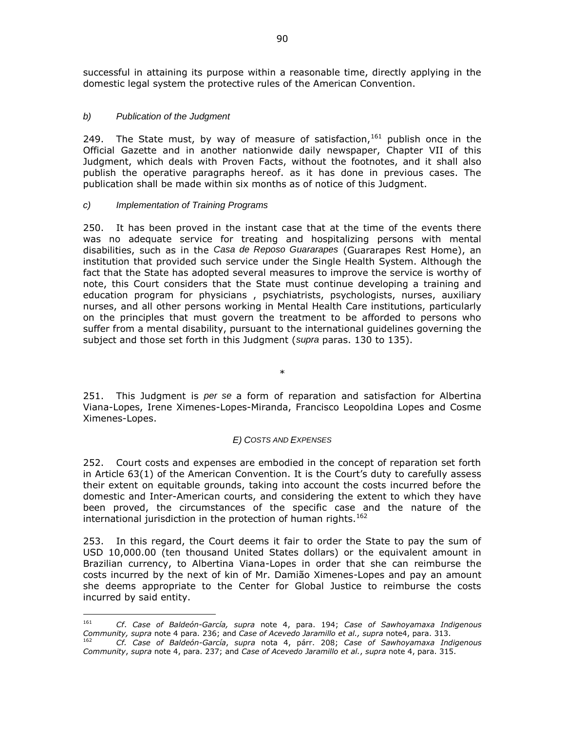successful in attaining its purpose within a reasonable time, directly applying in the domestic legal system the protective rules of the American Convention.

*b) Publication of the Judgment*

249. The State must, by way of measure of satisfaction,[161] publish once in the Official Gazette and in another nationwide daily newspaper, Chapter VII of this Judgment, which deals with Proven Facts, without the footnotes, and it shall also publish the operative paragraphs hereof. as it has done in previous cases. The publication shall be made within six months as of notice of this Judgment.

*c) Implementation of Training Programs*

250. It has been proved in the instant case that at the time of the events there was no adequate service for treating and hospitalizing persons with mental disabilities, such as in the *Casa de Reposo Guararapes* (Guararapes Rest Home), an institution that provided such service under the Single Health System. Although the fact that the State has adopted several measures to improve the service is worthy of note, this Court considers that the State must continue developing a training and education program for physicians , psychiatrists, psychologists, nurses, auxiliary nurses, and all other persons working in Mental Health Care institutions, particularly on the principles that must govern the treatment to be afforded to persons who suffer from a mental disability, pursuant to the international guidelines governing the subject and those set forth in this Judgment (*supra* paras. 130 to 135).

*

251. This Judgment is *per se* a form of reparation and satisfaction for Albertina Viana-Lopes, Irene Ximenes-Lopes-Miranda, Francisco Leopoldina Lopes and Cosme Ximenes-Lopes.

*E) COSTS AND EXPENSES*

252. Court costs and expenses are embodied in the concept of reparation set forth in Article 63(1) of the American Convention. It is the Court's duty to carefully assess their extent on equitable grounds, taking into account the costs incurred before the domestic and Inter-American courts, and considering the extent to which they have been proved, the circumstances of the specific case and the nature of the international jurisdiction in the protection of human rights.[162]

253. In this regard, the Court deems it fair to order the State to pay the sum of USD 10,000.00 (ten thousand United States dollars) or the equivalent amount in Brazilian currency, to Albertina Viana-Lopes in order that she can reimburse the costs incurred by the next of kin of Mr. Damião Ximenes-Lopes and pay an amount she deems appropriate to the Center for Global Justice to reimburse the costs incurred by said entity.

---

[161] *Cf*. *Case of Baldeón-García, supra* note 4, para. 194; *Case of Sawhoyamaxa Indigenous Community, supra* note 4 para. 236; and *Case of Acevedo Jaramillo et al., supra* note4, para. 313.

[162] *Cf. Case of Baldeón-García*, *supra* nota 4, párr. 208; *Case of Sawhoyamaxa Indigenous Community*, *supra* note 4, para. 237; and *Case of Acevedo Jaramillo et al.*, *supra* note 4, para. 315.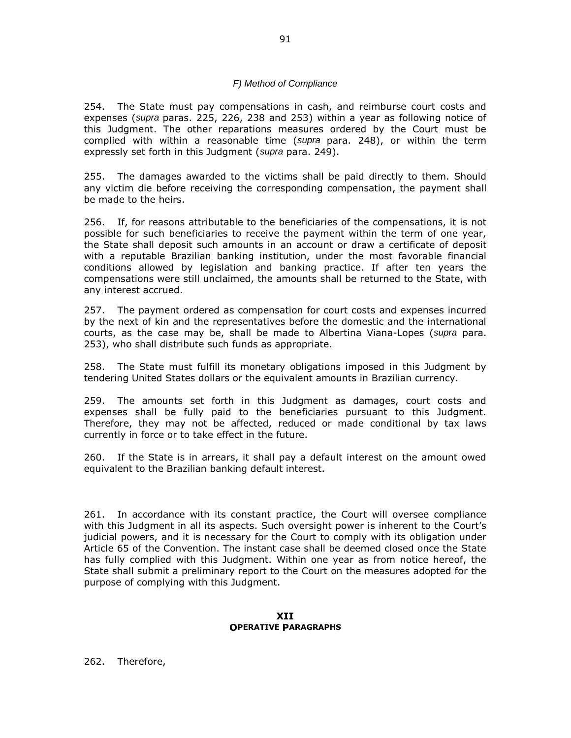### *F) Method of Compliance*

254. The State must pay compensations in cash, and reimburse court costs and expenses (*supra* paras. 225, 226, 238 and 253) within a year as following notice of this Judgment. The other reparations measures ordered by the Court must be complied with within a reasonable time (*supra* para. 248), or within the term expressly set forth in this Judgment (*supra* para. 249).

255. The damages awarded to the victims shall be paid directly to them. Should any victim die before receiving the corresponding compensation, the payment shall be made to the heirs.

256. If, for reasons attributable to the beneficiaries of the compensations, it is not possible for such beneficiaries to receive the payment within the term of one year, the State shall deposit such amounts in an account or draw a certificate of deposit with a reputable Brazilian banking institution, under the most favorable financial conditions allowed by legislation and banking practice. If after ten years the compensations were still unclaimed, the amounts shall be returned to the State, with any interest accrued.

257. The payment ordered as compensation for court costs and expenses incurred by the next of kin and the representatives before the domestic and the international courts, as the case may be, shall be made to Albertina Viana-Lopes (*supra* para. 253), who shall distribute such funds as appropriate.

258. The State must fulfill its monetary obligations imposed in this Judgment by tendering United States dollars or the equivalent amounts in Brazilian currency.

259. The amounts set forth in this Judgment as damages, court costs and expenses shall be fully paid to the beneficiaries pursuant to this Judgment. Therefore, they may not be affected, reduced or made conditional by tax laws currently in force or to take effect in the future.

260. If the State is in arrears, it shall pay a default interest on the amount owed equivalent to the Brazilian banking default interest.

261. In accordance with its constant practice, the Court will oversee compliance with this Judgment in all its aspects. Such oversight power is inherent to the Court's judicial powers, and it is necessary for the Court to comply with its obligation under Article 65 of the Convention. The instant case shall be deemed closed once the State has fully complied with this Judgment. Within one year as from notice hereof, the State shall submit a preliminary report to the Court on the measures adopted for the purpose of complying with this Judgment.

## XII
## OPERATIVE PARAGRAPHS

262. Therefore,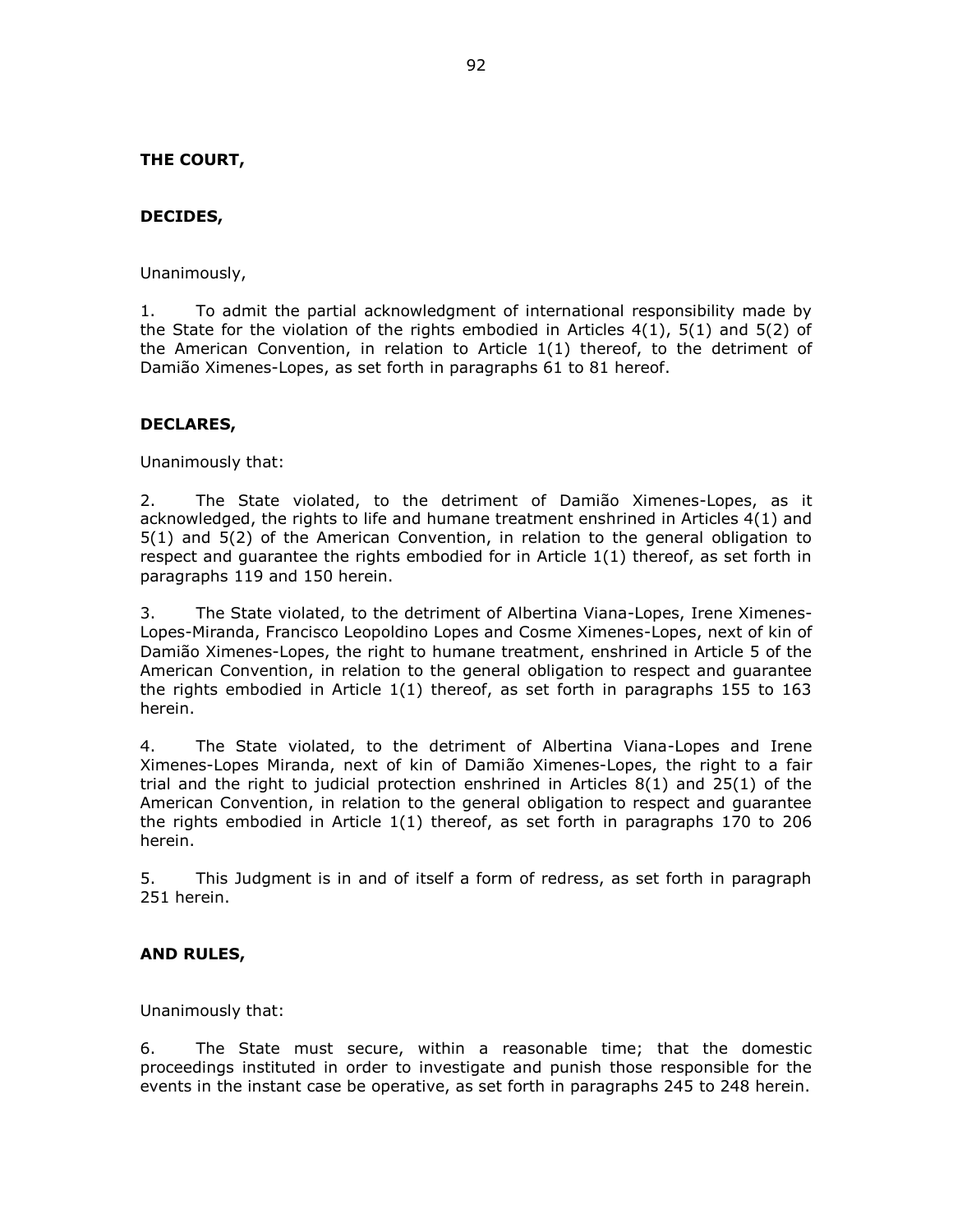**THE COURT,**

**DECIDES,**

Unanimously,

1. To admit the partial acknowledgment of international responsibility made by the State for the violation of the rights embodied in Articles 4(1), 5(1) and 5(2) of the American Convention, in relation to Article 1(1) thereof, to the detriment of Damião Ximenes-Lopes, as set forth in paragraphs 61 to 81 hereof.

**DECLARES,**

Unanimously that:

2. The State violated, to the detriment of Damião Ximenes-Lopes, as it acknowledged, the rights to life and humane treatment enshrined in Articles 4(1) and 5(1) and 5(2) of the American Convention, in relation to the general obligation to respect and guarantee the rights embodied for in Article 1(1) thereof, as set forth in paragraphs 119 and 150 herein.

3. The State violated, to the detriment of Albertina Viana-Lopes, Irene Ximenes-Lopes-Miranda, Francisco Leopoldino Lopes and Cosme Ximenes-Lopes, next of kin of Damião Ximenes-Lopes, the right to humane treatment, enshrined in Article 5 of the American Convention, in relation to the general obligation to respect and guarantee the rights embodied in Article 1(1) thereof, as set forth in paragraphs 155 to 163 herein.

4. The State violated, to the detriment of Albertina Viana-Lopes and Irene Ximenes-Lopes Miranda, next of kin of Damião Ximenes-Lopes, the right to a fair trial and the right to judicial protection enshrined in Articles 8(1) and 25(1) of the American Convention, in relation to the general obligation to respect and guarantee the rights embodied in Article 1(1) thereof, as set forth in paragraphs 170 to 206 herein.

5. This Judgment is in and of itself a form of redress, as set forth in paragraph 251 herein.

**AND RULES,**

Unanimously that:

6. The State must secure, within a reasonable time; that the domestic proceedings instituted in order to investigate and punish those responsible for the events in the instant case be operative, as set forth in paragraphs 245 to 248 herein.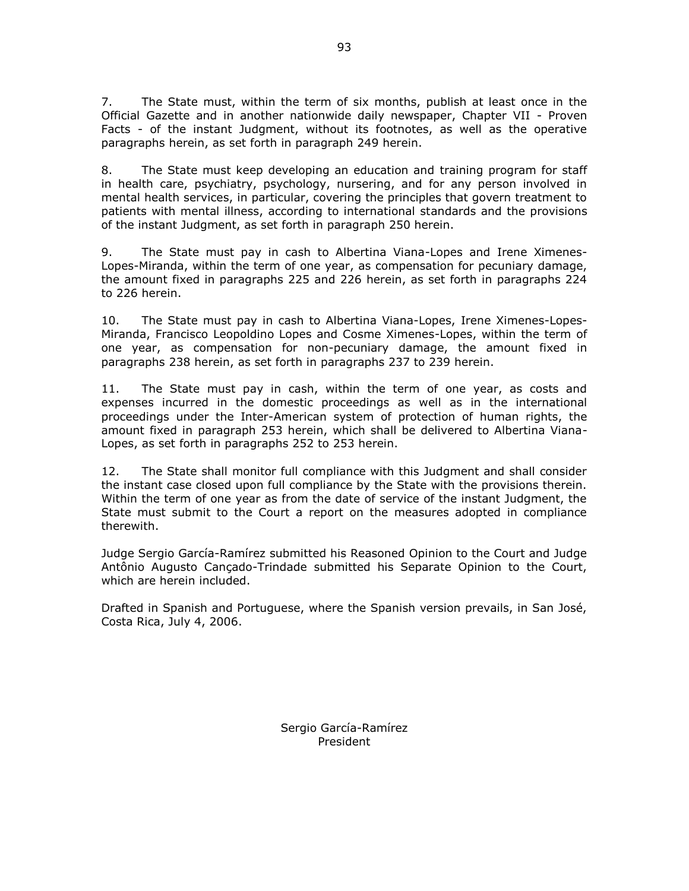7. The State must, within the term of six months, publish at least once in the Official Gazette and in another nationwide daily newspaper, Chapter VII - Proven Facts - of the instant Judgment, without its footnotes, as well as the operative paragraphs herein, as set forth in paragraph 249 herein.

8. The State must keep developing an education and training program for staff in health care, psychiatry, psychology, nursering, and for any person involved in mental health services, in particular, covering the principles that govern treatment to patients with mental illness, according to international standards and the provisions of the instant Judgment, as set forth in paragraph 250 herein.

9. The State must pay in cash to Albertina Viana-Lopes and Irene Ximenes-Lopes-Miranda, within the term of one year, as compensation for pecuniary damage, the amount fixed in paragraphs 225 and 226 herein, as set forth in paragraphs 224 to 226 herein.

10. The State must pay in cash to Albertina Viana-Lopes, Irene Ximenes-Lopes-Miranda, Francisco Leopoldino Lopes and Cosme Ximenes-Lopes, within the term of one year, as compensation for non-pecuniary damage, the amount fixed in paragraphs 238 herein, as set forth in paragraphs 237 to 239 herein.

11. The State must pay in cash, within the term of one year, as costs and expenses incurred in the domestic proceedings as well as in the international proceedings under the Inter-American system of protection of human rights, the amount fixed in paragraph 253 herein, which shall be delivered to Albertina Viana-Lopes, as set forth in paragraphs 252 to 253 herein.

12. The State shall monitor full compliance with this Judgment and shall consider the instant case closed upon full compliance by the State with the provisions therein. Within the term of one year as from the date of service of the instant Judgment, the State must submit to the Court a report on the measures adopted in compliance therewith.

Judge Sergio García-Ramírez submitted his Reasoned Opinion to the Court and Judge Antônio Augusto Cançado-Trindade submitted his Separate Opinion to the Court, which are herein included.

Drafted in Spanish and Portuguese, where the Spanish version prevails, in San José, Costa Rica, July 4, 2006.

Sergio García-Ramírez
President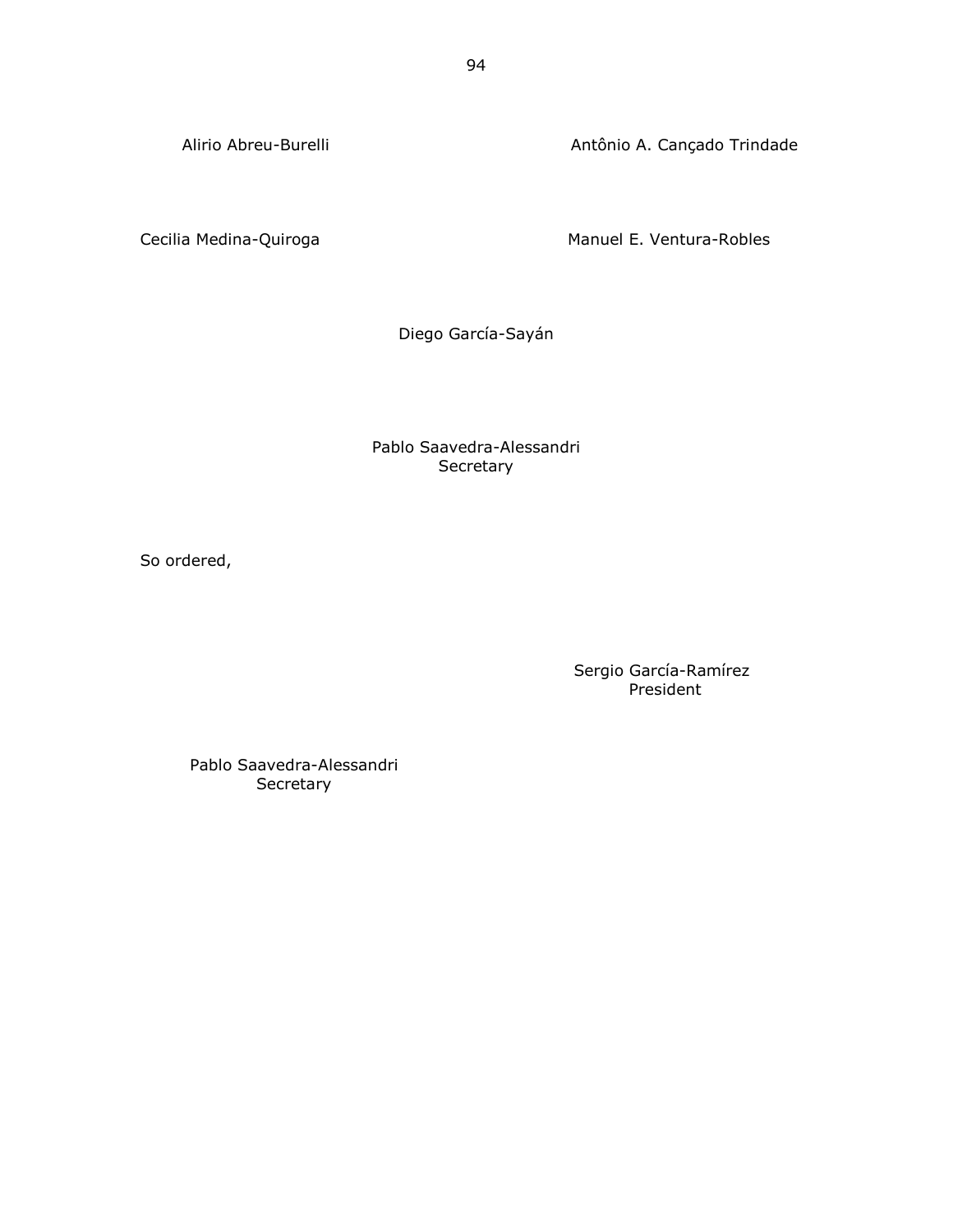Alirio Abreu-Burelli

Antônio A. Cançado Trindade

Cecilia Medina-Quiroga

Manuel E. Ventura-Robles

Diego García-Sayán

Pablo Saavedra-Alessandri
Secretary

So ordered,

Sergio García-Ramírez
President

Pablo Saavedra-Alessandri
Secretary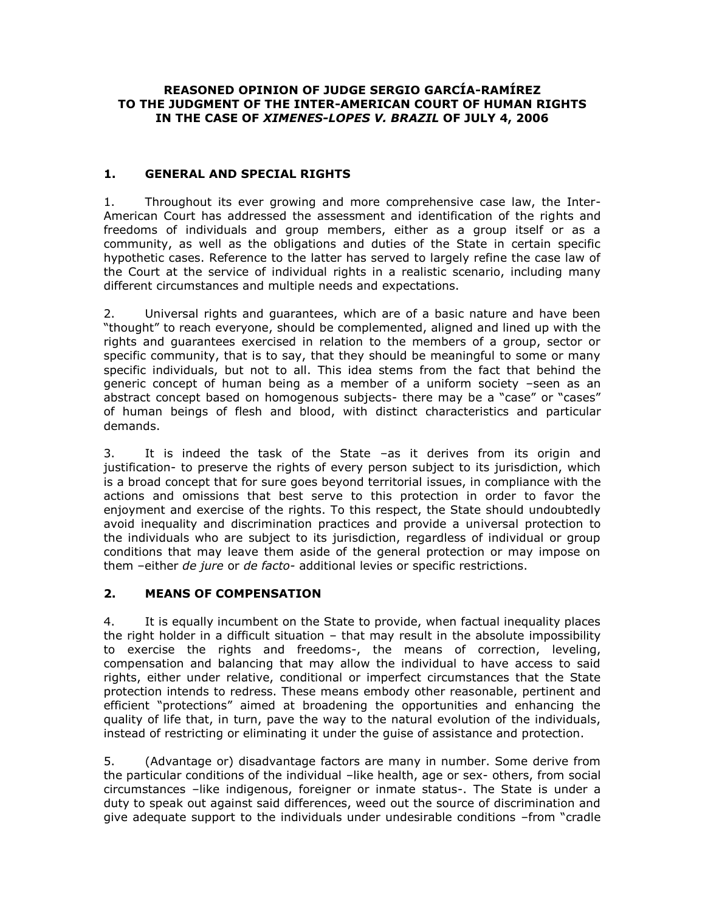**REASONED OPINION OF JUDGE SERGIO GARCÍA-RAMÍREZ TO THE JUDGMENT OF THE INTER-AMERICAN COURT OF HUMAN RIGHTS IN THE CASE OF *XIMENES-LOPES V. BRAZIL* OF JULY 4, 2006**

## 1. GENERAL AND SPECIAL RIGHTS

1. Throughout its ever growing and more comprehensive case law, the Inter-American Court has addressed the assessment and identification of the rights and freedoms of individuals and group members, either as a group itself or as a community, as well as the obligations and duties of the State in certain specific hypothetic cases. Reference to the latter has served to largely refine the case law of the Court at the service of individual rights in a realistic scenario, including many different circumstances and multiple needs and expectations.

2. Universal rights and guarantees, which are of a basic nature and have been "thought" to reach everyone, should be complemented, aligned and lined up with the rights and guarantees exercised in relation to the members of a group, sector or specific community, that is to say, that they should be meaningful to some or many specific individuals, but not to all. This idea stems from the fact that behind the generic concept of human being as a member of a uniform society –seen as an abstract concept based on homogenous subjects- there may be a "case" or "cases" of human beings of flesh and blood, with distinct characteristics and particular demands.

3. It is indeed the task of the State –as it derives from its origin and justification- to preserve the rights of every person subject to its jurisdiction, which is a broad concept that for sure goes beyond territorial issues, in compliance with the actions and omissions that best serve to this protection in order to favor the enjoyment and exercise of the rights. To this respect, the State should undoubtedly avoid inequality and discrimination practices and provide a universal protection to the individuals who are subject to its jurisdiction, regardless of individual or group conditions that may leave them aside of the general protection or may impose on them –either *de jure* or *de facto*- additional levies or specific restrictions.

## 2. MEANS OF COMPENSATION

4. It is equally incumbent on the State to provide, when factual inequality places the right holder in a difficult situation – that may result in the absolute impossibility to exercise the rights and freedoms-, the means of correction, leveling, compensation and balancing that may allow the individual to have access to said rights, either under relative, conditional or imperfect circumstances that the State protection intends to redress. These means embody other reasonable, pertinent and efficient "protections" aimed at broadening the opportunities and enhancing the quality of life that, in turn, pave the way to the natural evolution of the individuals, instead of restricting or eliminating it under the guise of assistance and protection.

5. (Advantage or) disadvantage factors are many in number. Some derive from the particular conditions of the individual –like health, age or sex- others, from social circumstances –like indigenous, foreigner or inmate status-. The State is under a duty to speak out against said differences, weed out the source of discrimination and give adequate support to the individuals under undesirable conditions –from "cradle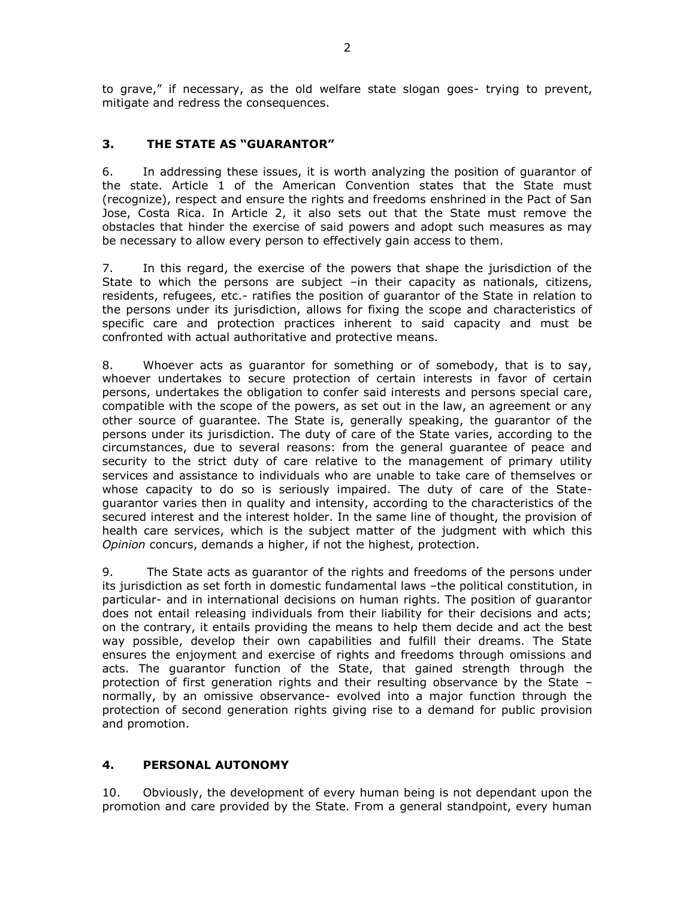to grave," if necessary, as the old welfare state slogan goes- trying to prevent, mitigate and redress the consequences.

## 3. THE STATE AS "GUARANTOR"

6. In addressing these issues, it is worth analyzing the position of guarantor of the state. Article 1 of the American Convention states that the State must (recognize), respect and ensure the rights and freedoms enshrined in the Pact of San Jose, Costa Rica. In Article 2, it also sets out that the State must remove the obstacles that hinder the exercise of said powers and adopt such measures as may be necessary to allow every person to effectively gain access to them.

7. In this regard, the exercise of the powers that shape the jurisdiction of the State to which the persons are subject –in their capacity as nationals, citizens, residents, refugees, etc.- ratifies the position of guarantor of the State in relation to the persons under its jurisdiction, allows for fixing the scope and characteristics of specific care and protection practices inherent to said capacity and must be confronted with actual authoritative and protective means.

8. Whoever acts as guarantor for something or of somebody, that is to say, whoever undertakes to secure protection of certain interests in favor of certain persons, undertakes the obligation to confer said interests and persons special care, compatible with the scope of the powers, as set out in the law, an agreement or any other source of guarantee. The State is, generally speaking, the guarantor of the persons under its jurisdiction. The duty of care of the State varies, according to the circumstances, due to several reasons: from the general guarantee of peace and security to the strict duty of care relative to the management of primary utility services and assistance to individuals who are unable to take care of themselves or whose capacity to do so is seriously impaired. The duty of care of the State-guarantor varies then in quality and intensity, according to the characteristics of the secured interest and the interest holder. In the same line of thought, the provision of health care services, which is the subject matter of the judgment with which this *Opinion* concurs, demands a higher, if not the highest, protection.

9. The State acts as guarantor of the rights and freedoms of the persons under its jurisdiction as set forth in domestic fundamental laws –the political constitution, in particular- and in international decisions on human rights. The position of guarantor does not entail releasing individuals from their liability for their decisions and acts; on the contrary, it entails providing the means to help them decide and act the best way possible, develop their own capabilities and fulfill their dreams. The State ensures the enjoyment and exercise of rights and freedoms through omissions and acts. The guarantor function of the State, that gained strength through the protection of first generation rights and their resulting observance by the State – normally, by an omissive observance- evolved into a major function through the protection of second generation rights giving rise to a demand for public provision and promotion.

## 4. PERSONAL AUTONOMY

10. Obviously, the development of every human being is not dependant upon the promotion and care provided by the State. From a general standpoint, every human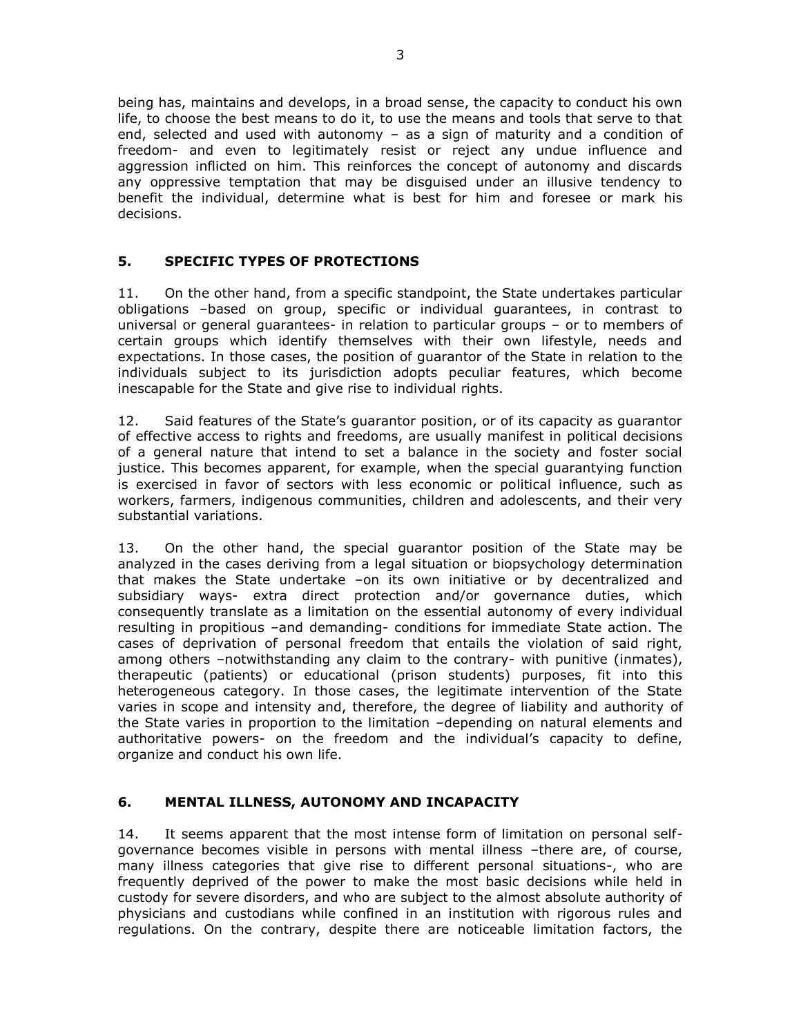being has, maintains and develops, in a broad sense, the capacity to conduct his own life, to choose the best means to do it, to use the means and tools that serve to that end, selected and used with autonomy – as a sign of maturity and a condition of freedom- and even to legitimately resist or reject any undue influence and aggression inflicted on him. This reinforces the concept of autonomy and discards any oppressive temptation that may be disguised under an illusive tendency to benefit the individual, determine what is best for him and foresee or mark his decisions.

## 5. SPECIFIC TYPES OF PROTECTIONS

11. On the other hand, from a specific standpoint, the State undertakes particular obligations –based on group, specific or individual guarantees, in contrast to universal or general guarantees- in relation to particular groups – or to members of certain groups which identify themselves with their own lifestyle, needs and expectations. In those cases, the position of guarantor of the State in relation to the individuals subject to its jurisdiction adopts peculiar features, which become inescapable for the State and give rise to individual rights.

12. Said features of the State's guarantor position, or of its capacity as guarantor of effective access to rights and freedoms, are usually manifest in political decisions of a general nature that intend to set a balance in the society and foster social justice. This becomes apparent, for example, when the special guarantying function is exercised in favor of sectors with less economic or political influence, such as workers, farmers, indigenous communities, children and adolescents, and their very substantial variations.

13. On the other hand, the special guarantor position of the State may be analyzed in the cases deriving from a legal situation or biopsychology determination that makes the State undertake –on its own initiative or by decentralized and subsidiary ways- extra direct protection and/or governance duties, which consequently translate as a limitation on the essential autonomy of every individual resulting in propitious –and demanding- conditions for immediate State action. The cases of deprivation of personal freedom that entails the violation of said right, among others –notwithstanding any claim to the contrary- with punitive (inmates), therapeutic (patients) or educational (prison students) purposes, fit into this heterogeneous category. In those cases, the legitimate intervention of the State varies in scope and intensity and, therefore, the degree of liability and authority of the State varies in proportion to the limitation –depending on natural elements and authoritative powers- on the freedom and the individual's capacity to define, organize and conduct his own life.

## 6. MENTAL ILLNESS, AUTONOMY AND INCAPACITY

14. It seems apparent that the most intense form of limitation on personal self-governance becomes visible in persons with mental illness –there are, of course, many illness categories that give rise to different personal situations-, who are frequently deprived of the power to make the most basic decisions while held in custody for severe disorders, and who are subject to the almost absolute authority of physicians and custodians while confined in an institution with rigorous rules and regulations. On the contrary, despite there are noticeable limitation factors, the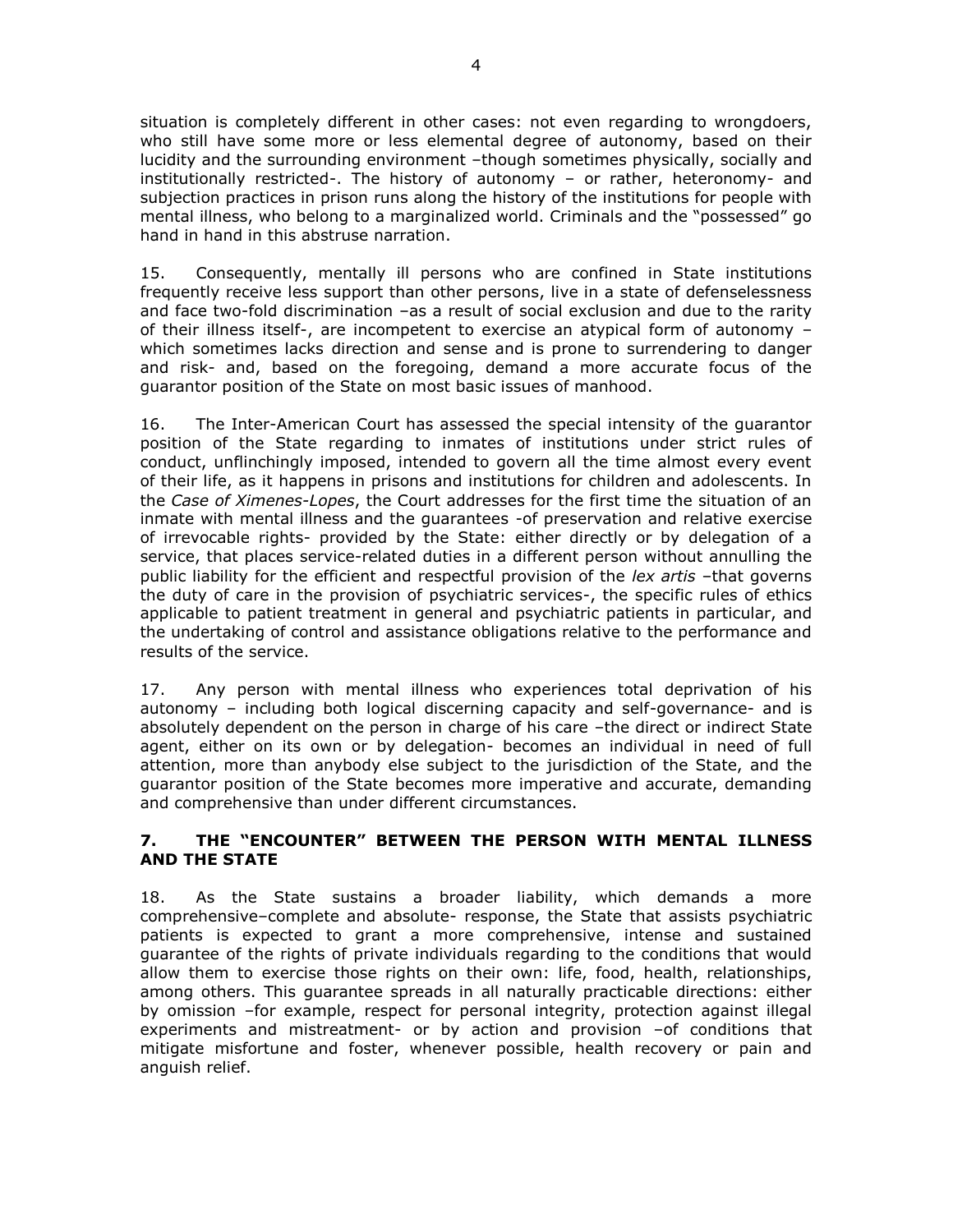situation is completely different in other cases: not even regarding to wrongdoers, who still have some more or less elemental degree of autonomy, based on their lucidity and the surrounding environment –though sometimes physically, socially and institutionally restricted-. The history of autonomy – or rather, heteronomy- and subjection practices in prison runs along the history of the institutions for people with mental illness, who belong to a marginalized world. Criminals and the "possessed" go hand in hand in this abstruse narration.

15. Consequently, mentally ill persons who are confined in State institutions frequently receive less support than other persons, live in a state of defenselessness and face two-fold discrimination –as a result of social exclusion and due to the rarity of their illness itself-, are incompetent to exercise an atypical form of autonomy –which sometimes lacks direction and sense and is prone to surrendering to danger and risk- and, based on the foregoing, demand a more accurate focus of the guarantor position of the State on most basic issues of manhood.

16. The Inter-American Court has assessed the special intensity of the guarantor position of the State regarding to inmates of institutions under strict rules of conduct, unflinchingly imposed, intended to govern all the time almost every event of their life, as it happens in prisons and institutions for children and adolescents. In the *Case of Ximenes-Lopes*, the Court addresses for the first time the situation of an inmate with mental illness and the guarantees -of preservation and relative exercise of irrevocable rights- provided by the State: either directly or by delegation of a service, that places service-related duties in a different person without annulling the public liability for the efficient and respectful provision of the *lex artis* –that governs the duty of care in the provision of psychiatric services-, the specific rules of ethics applicable to patient treatment in general and psychiatric patients in particular, and the undertaking of control and assistance obligations relative to the performance and results of the service.

17. Any person with mental illness who experiences total deprivation of his autonomy – including both logical discerning capacity and self-governance- and is absolutely dependent on the person in charge of his care –the direct or indirect State agent, either on its own or by delegation- becomes an individual in need of full attention, more than anybody else subject to the jurisdiction of the State, and the guarantor position of the State becomes more imperative and accurate, demanding and comprehensive than under different circumstances.

## 7. THE "ENCOUNTER" BETWEEN THE PERSON WITH MENTAL ILLNESS AND THE STATE

18. As the State sustains a broader liability, which demands a more comprehensive–complete and absolute- response, the State that assists psychiatric patients is expected to grant a more comprehensive, intense and sustained guarantee of the rights of private individuals regarding to the conditions that would allow them to exercise those rights on their own: life, food, health, relationships, among others. This guarantee spreads in all naturally practicable directions: either by omission –for example, respect for personal integrity, protection against illegal experiments and mistreatment- or by action and provision –of conditions that mitigate misfortune and foster, whenever possible, health recovery or pain and anguish relief.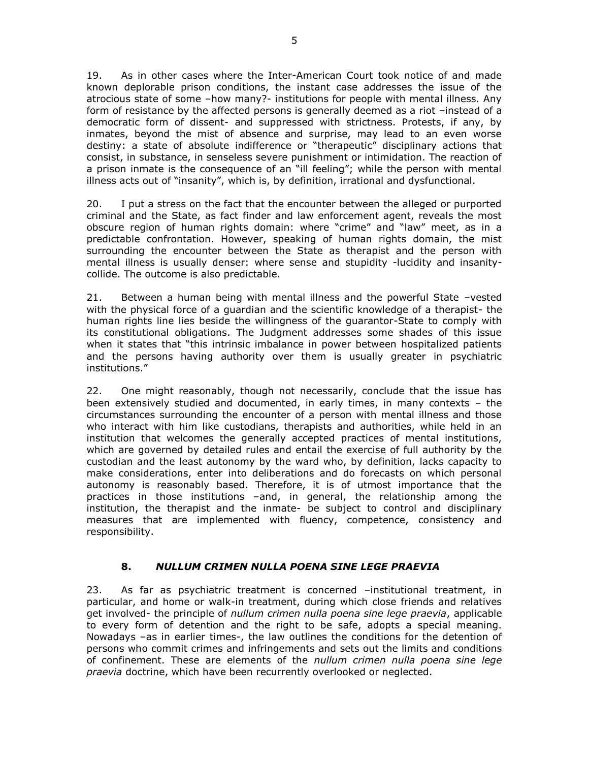19. As in other cases where the Inter-American Court took notice of and made known deplorable prison conditions, the instant case addresses the issue of the atrocious state of some –how many?- institutions for people with mental illness. Any form of resistance by the affected persons is generally deemed as a riot –instead of a democratic form of dissent- and suppressed with strictness. Protests, if any, by inmates, beyond the mist of absence and surprise, may lead to an even worse destiny: a state of absolute indifference or "therapeutic" disciplinary actions that consist, in substance, in senseless severe punishment or intimidation. The reaction of a prison inmate is the consequence of an "ill feeling"; while the person with mental illness acts out of "insanity", which is, by definition, irrational and dysfunctional.

20. I put a stress on the fact that the encounter between the alleged or purported criminal and the State, as fact finder and law enforcement agent, reveals the most obscure region of human rights domain: where "crime" and "law" meet, as in a predictable confrontation. However, speaking of human rights domain, the mist surrounding the encounter between the State as therapist and the person with mental illness is usually denser: where sense and stupidity -lucidity and insanity- collide. The outcome is also predictable.

21. Between a human being with mental illness and the powerful State –vested with the physical force of a guardian and the scientific knowledge of a therapist- the human rights line lies beside the willingness of the guarantor-State to comply with its constitutional obligations. The Judgment addresses some shades of this issue when it states that "this intrinsic imbalance in power between hospitalized patients and the persons having authority over them is usually greater in psychiatric institutions."

22. One might reasonably, though not necessarily, conclude that the issue has been extensively studied and documented, in early times, in many contexts – the circumstances surrounding the encounter of a person with mental illness and those who interact with him like custodians, therapists and authorities, while held in an institution that welcomes the generally accepted practices of mental institutions, which are governed by detailed rules and entail the exercise of full authority by the custodian and the least autonomy by the ward who, by definition, lacks capacity to make considerations, enter into deliberations and do forecasts on which personal autonomy is reasonably based. Therefore, it is of utmost importance that the practices in those institutions –and, in general, the relationship among the institution, the therapist and the inmate- be subject to control and disciplinary measures that are implemented with fluency, competence, consistency and responsibility.

## 8. *NULLUM CRIMEN NULLA POENA SINE LEGE PRAEVIA*

23. As far as psychiatric treatment is concerned –institutional treatment, in particular, and home or walk-in treatment, during which close friends and relatives get involved- the principle of *nullum crimen nulla poena sine lege praevia*, applicable to every form of detention and the right to be safe, adopts a special meaning. Nowadays –as in earlier times-, the law outlines the conditions for the detention of persons who commit crimes and infringements and sets out the limits and conditions of confinement. These are elements of the *nullum crimen nulla poena sine lege praevia* doctrine, which have been recurrently overlooked or neglected.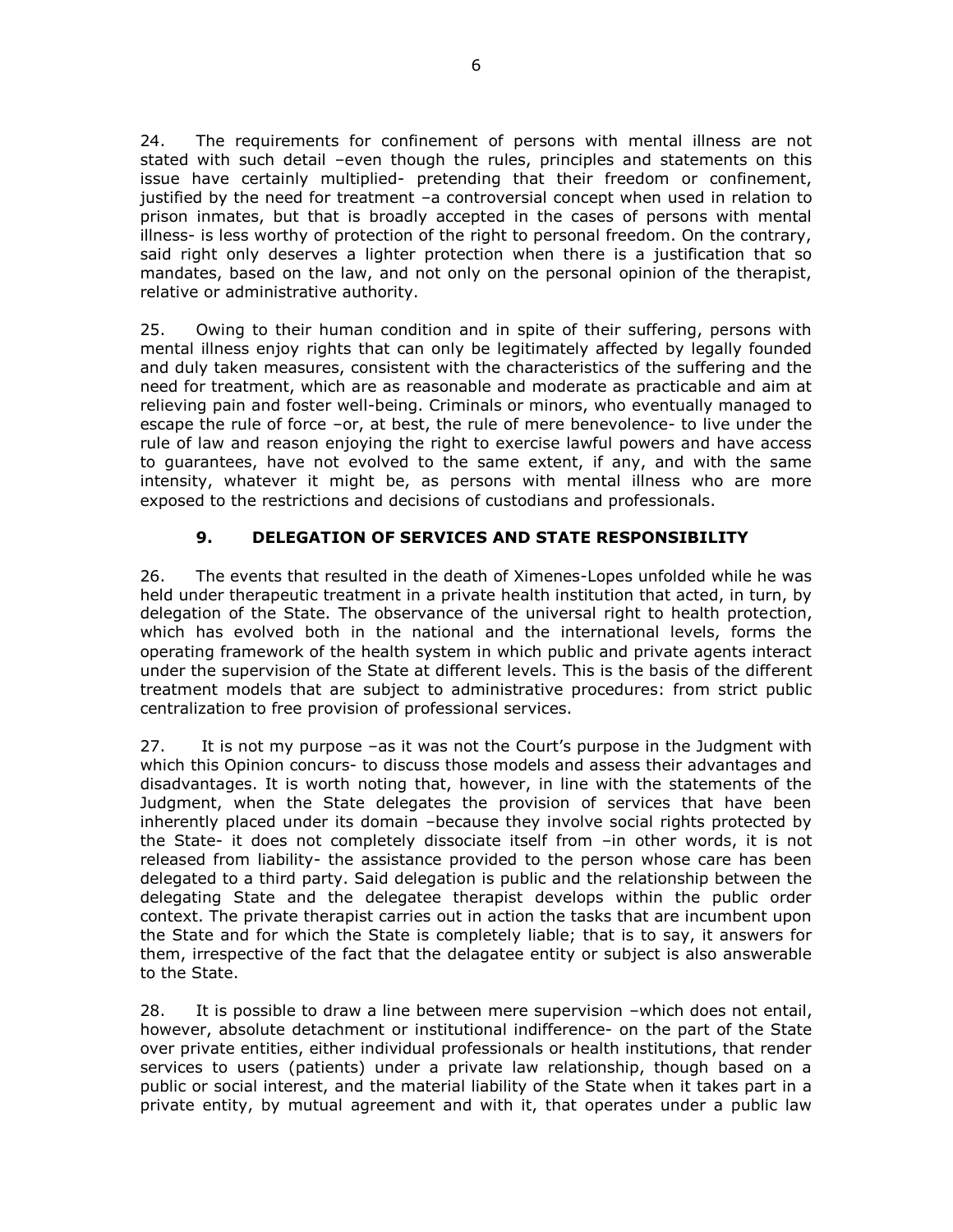24. The requirements for confinement of persons with mental illness are not stated with such detail –even though the rules, principles and statements on this issue have certainly multiplied- pretending that their freedom or confinement, justified by the need for treatment –a controversial concept when used in relation to prison inmates, but that is broadly accepted in the cases of persons with mental illness- is less worthy of protection of the right to personal freedom. On the contrary, said right only deserves a lighter protection when there is a justification that so mandates, based on the law, and not only on the personal opinion of the therapist, relative or administrative authority.

25. Owing to their human condition and in spite of their suffering, persons with mental illness enjoy rights that can only be legitimately affected by legally founded and duly taken measures, consistent with the characteristics of the suffering and the need for treatment, which are as reasonable and moderate as practicable and aim at relieving pain and foster well-being. Criminals or minors, who eventually managed to escape the rule of force –or, at best, the rule of mere benevolence- to live under the rule of law and reason enjoying the right to exercise lawful powers and have access to guarantees, have not evolved to the same extent, if any, and with the same intensity, whatever it might be, as persons with mental illness who are more exposed to the restrictions and decisions of custodians and professionals.

## 9. DELEGATION OF SERVICES AND STATE RESPONSIBILITY

26. The events that resulted in the death of Ximenes-Lopes unfolded while he was held under therapeutic treatment in a private health institution that acted, in turn, by delegation of the State. The observance of the universal right to health protection, which has evolved both in the national and the international levels, forms the operating framework of the health system in which public and private agents interact under the supervision of the State at different levels. This is the basis of the different treatment models that are subject to administrative procedures: from strict public centralization to free provision of professional services.

27. It is not my purpose –as it was not the Court's purpose in the Judgment with which this Opinion concurs- to discuss those models and assess their advantages and disadvantages. It is worth noting that, however, in line with the statements of the Judgment, when the State delegates the provision of services that have been inherently placed under its domain –because they involve social rights protected by the State- it does not completely dissociate itself from –in other words, it is not released from liability- the assistance provided to the person whose care has been delegated to a third party. Said delegation is public and the relationship between the delegating State and the delegatee therapist develops within the public order context. The private therapist carries out in action the tasks that are incumbent upon the State and for which the State is completely liable; that is to say, it answers for them, irrespective of the fact that the delagatee entity or subject is also answerable to the State.

28. It is possible to draw a line between mere supervision –which does not entail, however, absolute detachment or institutional indifference- on the part of the State over private entities, either individual professionals or health institutions, that render services to users (patients) under a private law relationship, though based on a public or social interest, and the material liability of the State when it takes part in a private entity, by mutual agreement and with it, that operates under a public law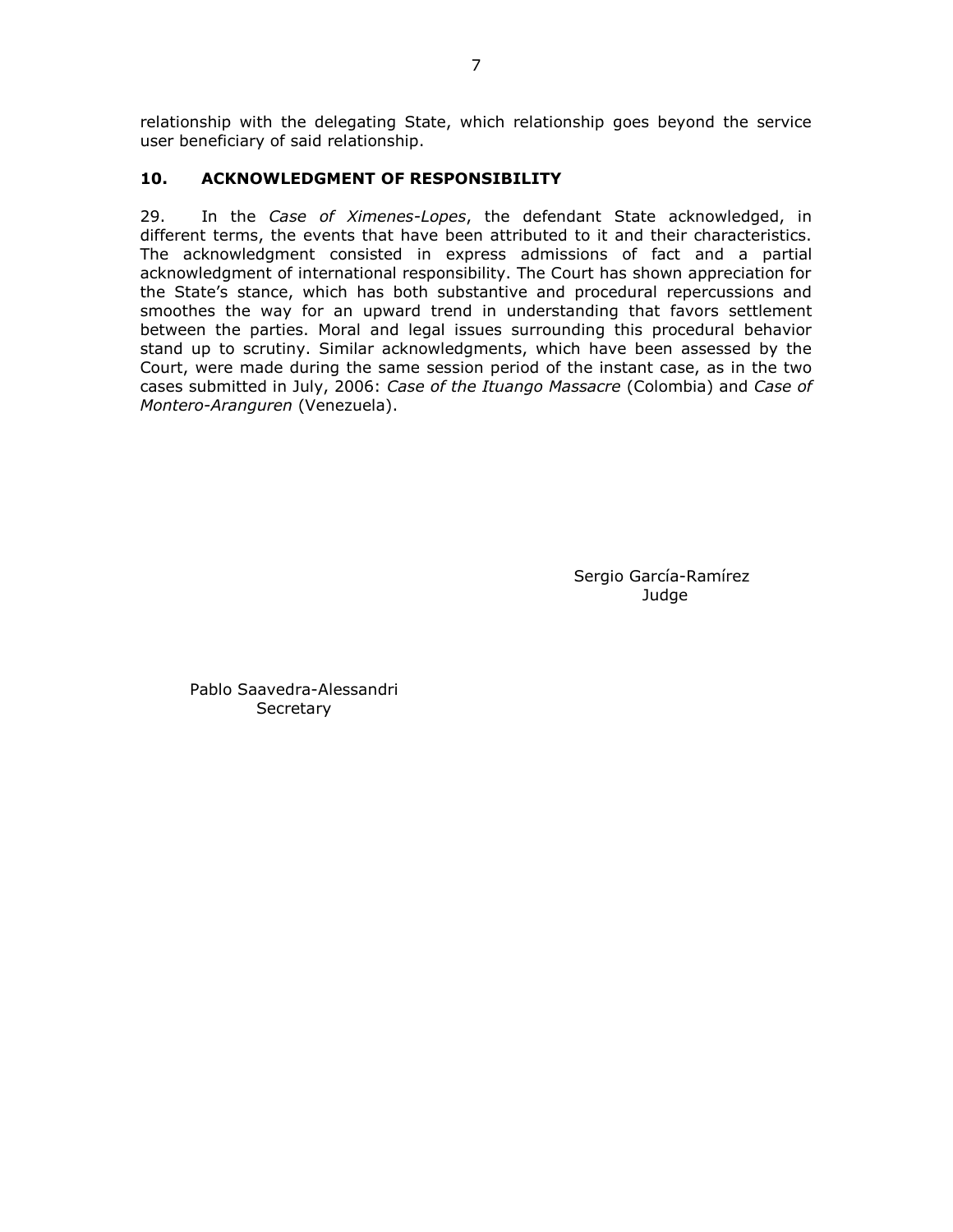relationship with the delegating State, which relationship goes beyond the service user beneficiary of said relationship.

## 10. ACKNOWLEDGMENT OF RESPONSIBILITY

29. In the *Case of Ximenes-Lopes*, the defendant State acknowledged, in different terms, the events that have been attributed to it and their characteristics. The acknowledgment consisted in express admissions of fact and a partial acknowledgment of international responsibility. The Court has shown appreciation for the State's stance, which has both substantive and procedural repercussions and smoothes the way for an upward trend in understanding that favors settlement between the parties. Moral and legal issues surrounding this procedural behavior stand up to scrutiny. Similar acknowledgments, which have been assessed by the Court, were made during the same session period of the instant case, as in the two cases submitted in July, 2006: *Case of the Ituango Massacre* (Colombia) and *Case of Montero-Aranguren* (Venezuela).

Sergio García-Ramírez
Judge

Pablo Saavedra-Alessandri
Secretary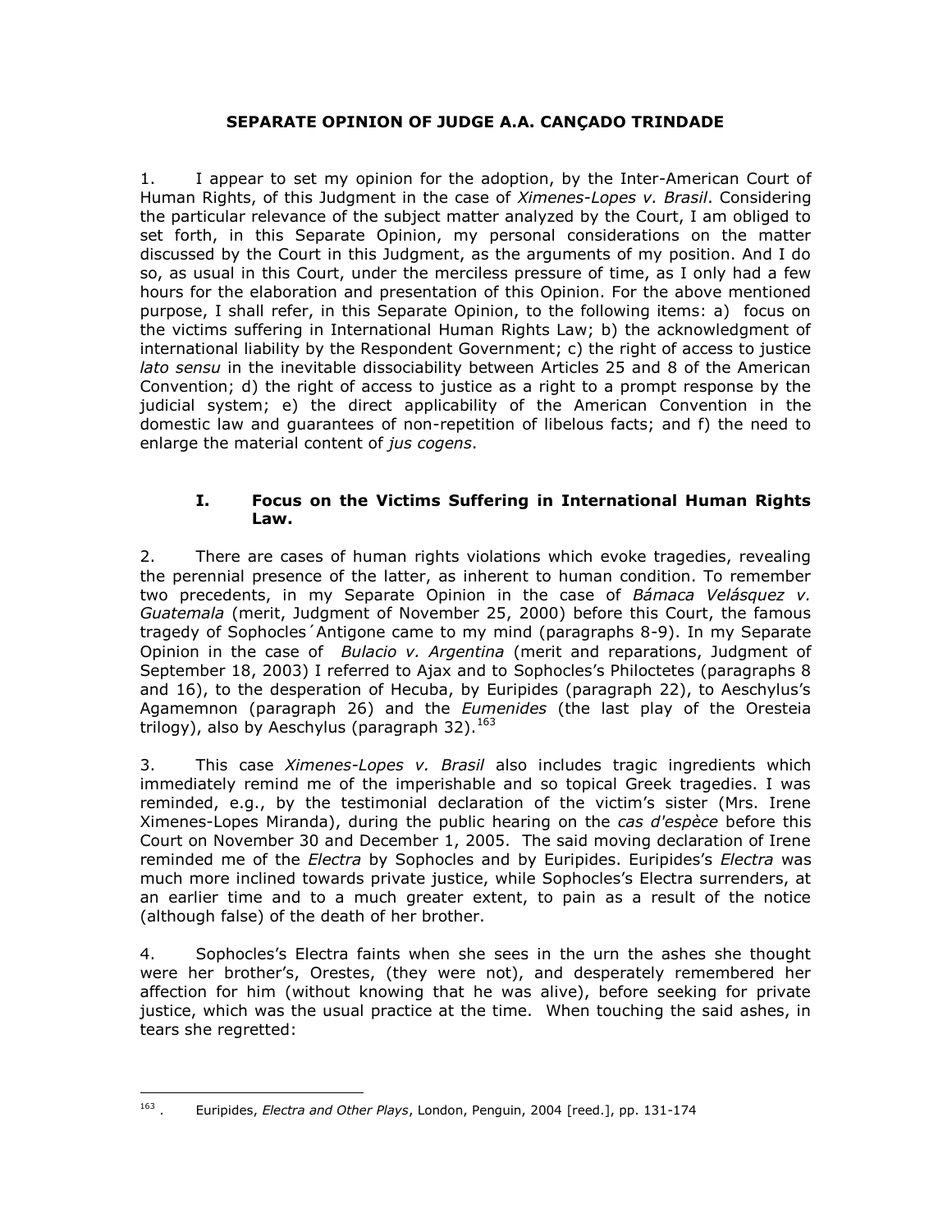**SEPARATE OPINION OF JUDGE A.A. CANÇADO TRINDADE**

1. I appear to set my opinion for the adoption, by the Inter-American Court of Human Rights, of this Judgment in the case of *Ximenes-Lopes v. Brasil*. Considering the particular relevance of the subject matter analyzed by the Court, I am obliged to set forth, in this Separate Opinion, my personal considerations on the matter discussed by the Court in this Judgment, as the arguments of my position. And I do so, as usual in this Court, under the merciless pressure of time, as I only had a few hours for the elaboration and presentation of this Opinion. For the above mentioned purpose, I shall refer, in this Separate Opinion, to the following items: a) focus on the victims suffering in International Human Rights Law; b) the acknowledgment of international liability by the Respondent Government; c) the right of access to justice *lato sensu* in the inevitable dissociability between Articles 25 and 8 of the American Convention; d) the right of access to justice as a right to a prompt response by the judicial system; e) the direct applicability of the American Convention in the domestic law and guarantees of non-repetition of libelous facts; and f) the need to enlarge the material content of *jus cogens*.

## I. Focus on the Victims Suffering in International Human Rights Law.

2. There are cases of human rights violations which evoke tragedies, revealing the perennial presence of the latter, as inherent to human condition. To remember two precedents, in my Separate Opinion in the case of *Bámaca Velásquez v. Guatemala* (merit, Judgment of November 25, 2000) before this Court, the famous tragedy of Sophocles´Antigone came to my mind (paragraphs 8-9). In my Separate Opinion in the case of *Bulacio v. Argentina* (merit and reparations, Judgment of September 18, 2003) I referred to Ajax and to Sophocles's Philoctetes (paragraphs 8 and 16), to the desperation of Hecuba, by Euripides (paragraph 22), to Aeschylus's Agamemnon (paragraph 26) and the *Eumenides* (the last play of the Oresteia trilogy), also by Aeschylus (paragraph 32).[163]

3. This case *Ximenes-Lopes v. Brasil* also includes tragic ingredients which immediately remind me of the imperishable and so topical Greek tragedies. I was reminded, e.g., by the testimonial declaration of the victim's sister (Mrs. Irene Ximenes-Lopes Miranda), during the public hearing on the *cas d'espèce* before this Court on November 30 and December 1, 2005. The said moving declaration of Irene reminded me of the *Electra* by Sophocles and by Euripides. Euripides's *Electra* was much more inclined towards private justice, while Sophocles's Electra surrenders, at an earlier time and to a much greater extent, to pain as a result of the notice (although false) of the death of her brother.

4. Sophocles's Electra faints when she sees in the urn the ashes she thought were her brother's, Orestes, (they were not), and desperately remembered her affection for him (without knowing that he was alive), before seeking for private justice, which was the usual practice at the time. When touching the said ashes, in tears she regretted:

---

[163] . Euripides, *Electra and Other Plays*, London, Penguin, 2004 [reed.], pp. 131-174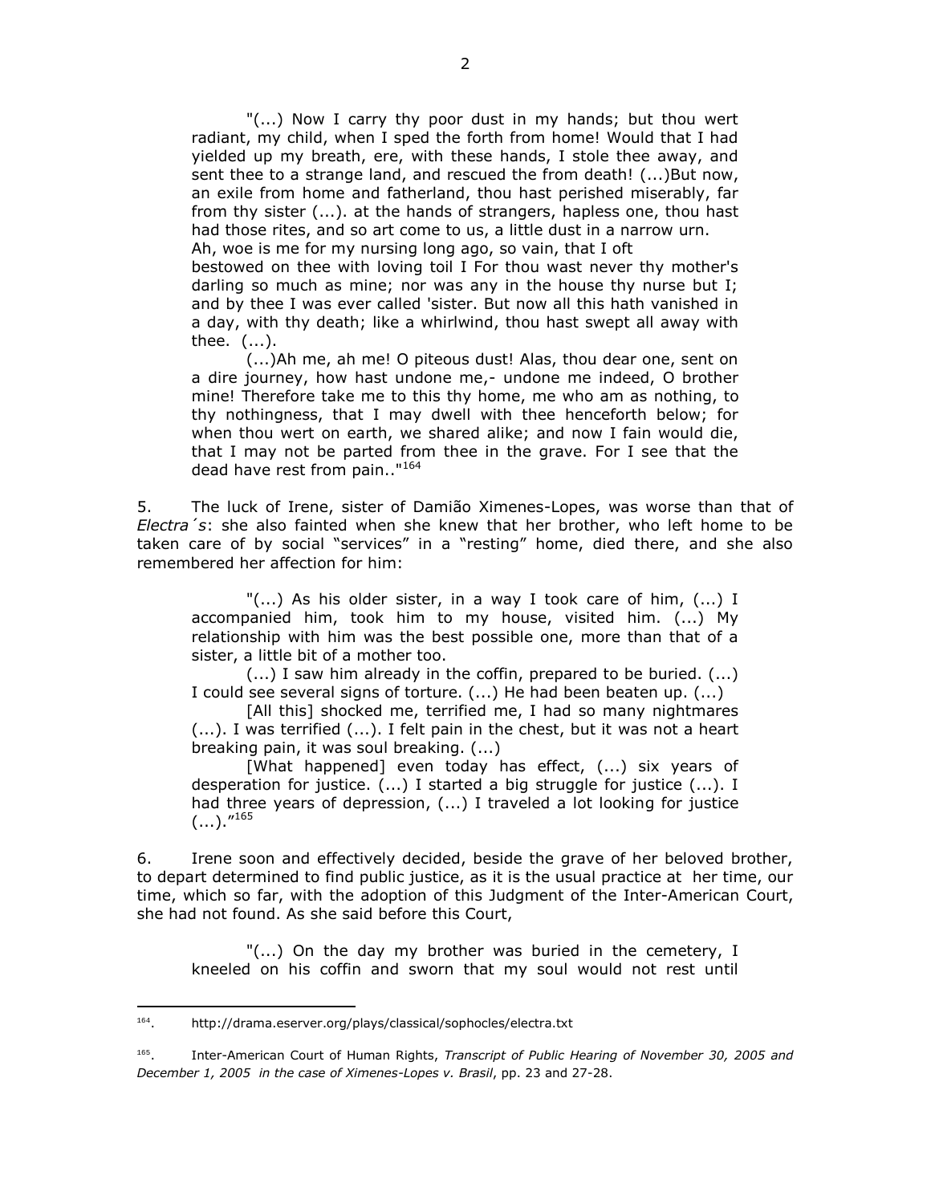"(...) Now I carry thy poor dust in my hands; but thou wert radiant, my child, when I sped the forth from home! Would that I had yielded up my breath, ere, with these hands, I stole thee away, and sent thee to a strange land, and rescued the from death! (...)But now, an exile from home and fatherland, thou hast perished miserably, far from thy sister (...). at the hands of strangers, hapless one, thou hast had those rites, and so art come to us, a little dust in a narrow urn.
Ah, woe is me for my nursing long ago, so vain, that I oft
bestowed on thee with loving toil I For thou wast never thy mother's darling so much as mine; nor was any in the house thy nurse but I; and by thee I was ever called 'sister. But now all this hath vanished in a day, with thy death; like a whirlwind, thou hast swept all away with thee. (...).

(...)Ah me, ah me! O piteous dust! Alas, thou dear one, sent on a dire journey, how hast undone me,- undone me indeed, O brother mine! Therefore take me to this thy home, me who am as nothing, to thy nothingness, that I may dwell with thee henceforth below; for when thou wert on earth, we shared alike; and now I fain would die, that I may not be parted from thee in the grave. For I see that the dead have rest from pain.."[164]

5. The luck of Irene, sister of Damião Ximenes-Lopes, was worse than that of *Electra´s*: she also fainted when she knew that her brother, who left home to be taken care of by social "services" in a "resting" home, died there, and she also remembered her affection for him:

"(...) As his older sister, in a way I took care of him, (...) I accompanied him, took him to my house, visited him. (...) My relationship with him was the best possible one, more than that of a sister, a little bit of a mother too.

(...) I saw him already in the coffin, prepared to be buried. (...) I could see several signs of torture. (...) He had been beaten up. (...)

[All this] shocked me, terrified me, I had so many nightmares (...). I was terrified (...). I felt pain in the chest, but it was not a heart breaking pain, it was soul breaking. (...)

[What happened] even today has effect, (...) six years of desperation for justice. (...) I started a big struggle for justice (...). I had three years of depression, (...) I traveled a lot looking for justice (...)."[165]

6. Irene soon and effectively decided, beside the grave of her beloved brother, to depart determined to find public justice, as it is the usual practice at her time, our time, which so far, with the adoption of this Judgment of the Inter-American Court, she had not found. As she said before this Court,

"(...) On the day my brother was buried in the cemetery, I kneeled on his coffin and sworn that my soul would not rest until

---

[164]. http://drama.eserver.org/plays/classical/sophocles/electra.txt

[165]. Inter-American Court of Human Rights, *Transcript of Public Hearing of November 30, 2005 and December 1, 2005 in the case of Ximenes-Lopes v. Brasil*, pp. 23 and 27-28.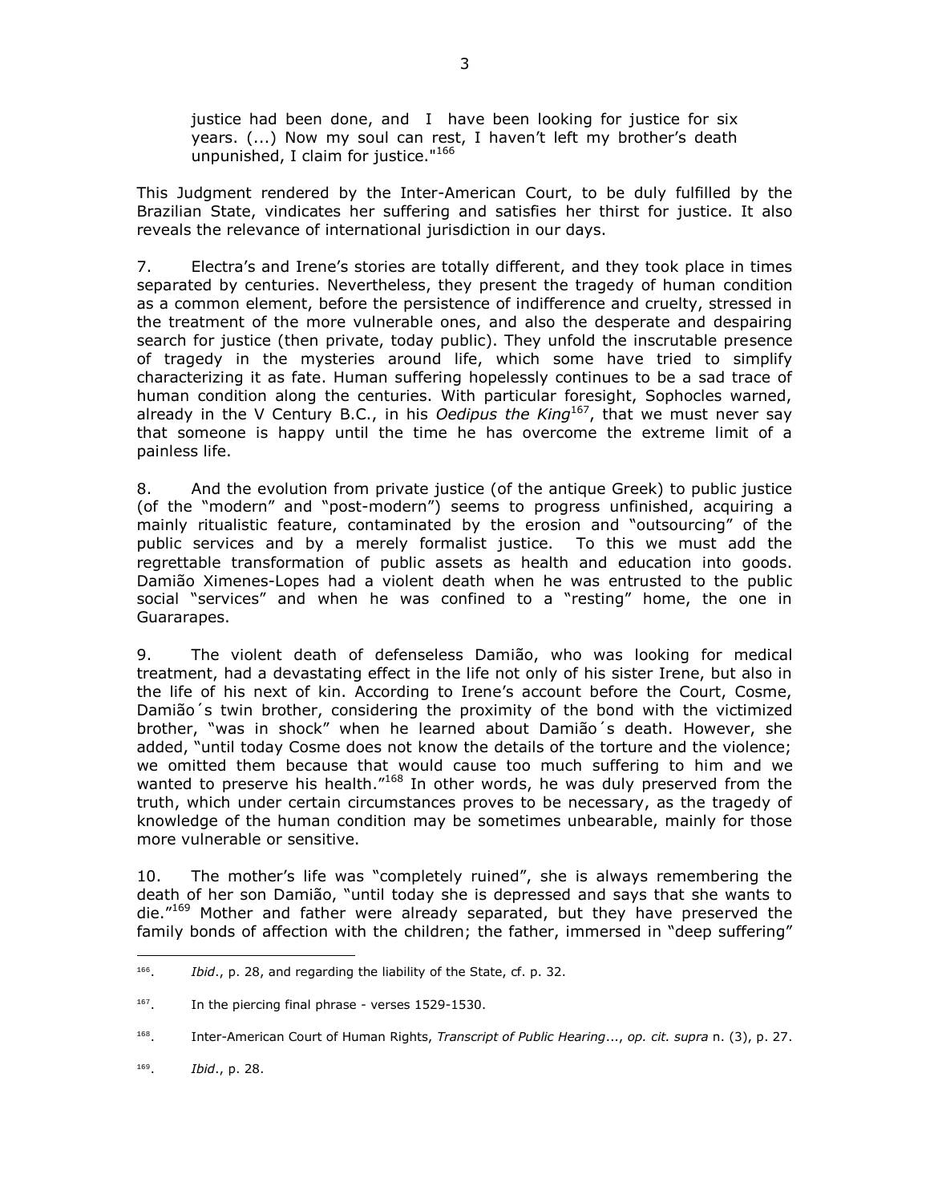justice had been done, and I have been looking for justice for six years. (...) Now my soul can rest, I haven't left my brother's death unpunished, I claim for justice."[166]

This Judgment rendered by the Inter-American Court, to be duly fulfilled by the Brazilian State, vindicates her suffering and satisfies her thirst for justice. It also reveals the relevance of international jurisdiction in our days.

7. Electra's and Irene's stories are totally different, and they took place in times separated by centuries. Nevertheless, they present the tragedy of human condition as a common element, before the persistence of indifference and cruelty, stressed in the treatment of the more vulnerable ones, and also the desperate and despairing search for justice (then private, today public). They unfold the inscrutable presence of tragedy in the mysteries around life, which some have tried to simplify characterizing it as fate. Human suffering hopelessly continues to be a sad trace of human condition along the centuries. With particular foresight, Sophocles warned, already in the V Century B.C., in his *Oedipus the King*[167], that we must never say that someone is happy until the time he has overcome the extreme limit of a painless life.

8. And the evolution from private justice (of the antique Greek) to public justice (of the "modern" and "post-modern") seems to progress unfinished, acquiring a mainly ritualistic feature, contaminated by the erosion and "outsourcing" of the public services and by a merely formalist justice. To this we must add the regrettable transformation of public assets as health and education into goods. Damião Ximenes-Lopes had a violent death when he was entrusted to the public social "services" and when he was confined to a "resting" home, the one in Guararapes.

9. The violent death of defenseless Damião, who was looking for medical treatment, had a devastating effect in the life not only of his sister Irene, but also in the life of his next of kin. According to Irene's account before the Court, Cosme, Damião´s twin brother, considering the proximity of the bond with the victimized brother, "was in shock" when he learned about Damião´s death. However, she added, "until today Cosme does not know the details of the torture and the violence; we omitted them because that would cause too much suffering to him and we wanted to preserve his health."[168] In other words, he was duly preserved from the truth, which under certain circumstances proves to be necessary, as the tragedy of knowledge of the human condition may be sometimes unbearable, mainly for those more vulnerable or sensitive.

10. The mother's life was "completely ruined", she is always remembering the death of her son Damião, "until today she is depressed and says that she wants to die."[169] Mother and father were already separated, but they have preserved the family bonds of affection with the children; the father, immersed in "deep suffering"

---

166. *Ibid*., p. 28, and regarding the liability of the State, cf. p. 32.

167. In the piercing final phrase - verses 1529-1530.

168. Inter-American Court of Human Rights, *Transcript of Public Hearing*..., *op. cit. supra* n. (3), p. 27.

169. *Ibid*., p. 28.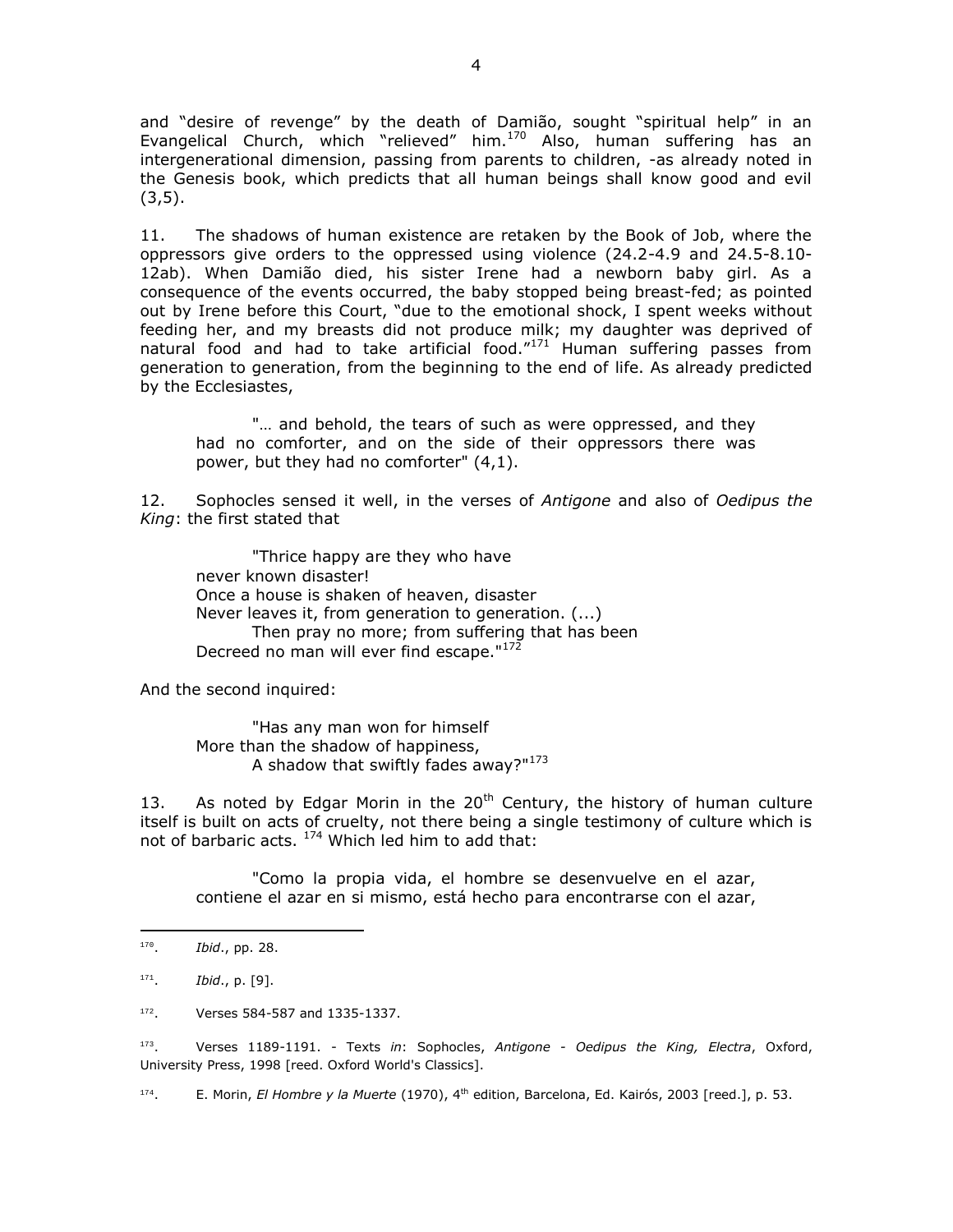and "desire of revenge" by the death of Damião, sought "spiritual help" in an Evangelical Church, which "relieved" him.[170] Also, human suffering has an intergenerational dimension, passing from parents to children, -as already noted in the Genesis book, which predicts that all human beings shall know good and evil (3,5).

11. The shadows of human existence are retaken by the Book of Job, where the oppressors give orders to the oppressed using violence (24.2-4.9 and 24.5-8.10-12ab). When Damião died, his sister Irene had a newborn baby girl. As a consequence of the events occurred, the baby stopped being breast-fed; as pointed out by Irene before this Court, "due to the emotional shock, I spent weeks without feeding her, and my breasts did not produce milk; my daughter was deprived of natural food and had to take artificial food."[171] Human suffering passes from generation to generation, from the beginning to the end of life. As already predicted by the Ecclesiastes,

> "… and behold, the tears of such as were oppressed, and they had no comforter, and on the side of their oppressors there was power, but they had no comforter" (4,1).

12. Sophocles sensed it well, in the verses of *Antigone* and also of *Oedipus the King*: the first stated that

> "Thrice happy are they who have
> never known disaster!
> Once a house is shaken of heaven, disaster
> Never leaves it, from generation to generation. (...)
> Then pray no more; from suffering that has been
> Decreed no man will ever find escape."[172]

And the second inquired:

> "Has any man won for himself
> More than the shadow of happiness,
> A shadow that swiftly fades away?"[173]

13. As noted by Edgar Morin in the 20th Century, the history of human culture itself is built on acts of cruelty, not there being a single testimony of culture which is not of barbaric acts. [174] Which led him to add that:

> "Como la propia vida, el hombre se desenvuelve en el azar, contiene el azar en si mismo, está hecho para encontrarse con el azar,

---

[170]. *Ibid*., pp. 28.

[171]. *Ibid*., p. [9].

[172]. Verses 584-587 and 1335-1337.

[173]. Verses 1189-1191. - Texts *in*: Sophocles, *Antigone - Oedipus the King, Electra*, Oxford, University Press, 1998 [reed. Oxford World's Classics].

[174]. E. Morin, *El Hombre y la Muerte* (1970), 4th edition, Barcelona, Ed. Kairós, 2003 [reed.], p. 53.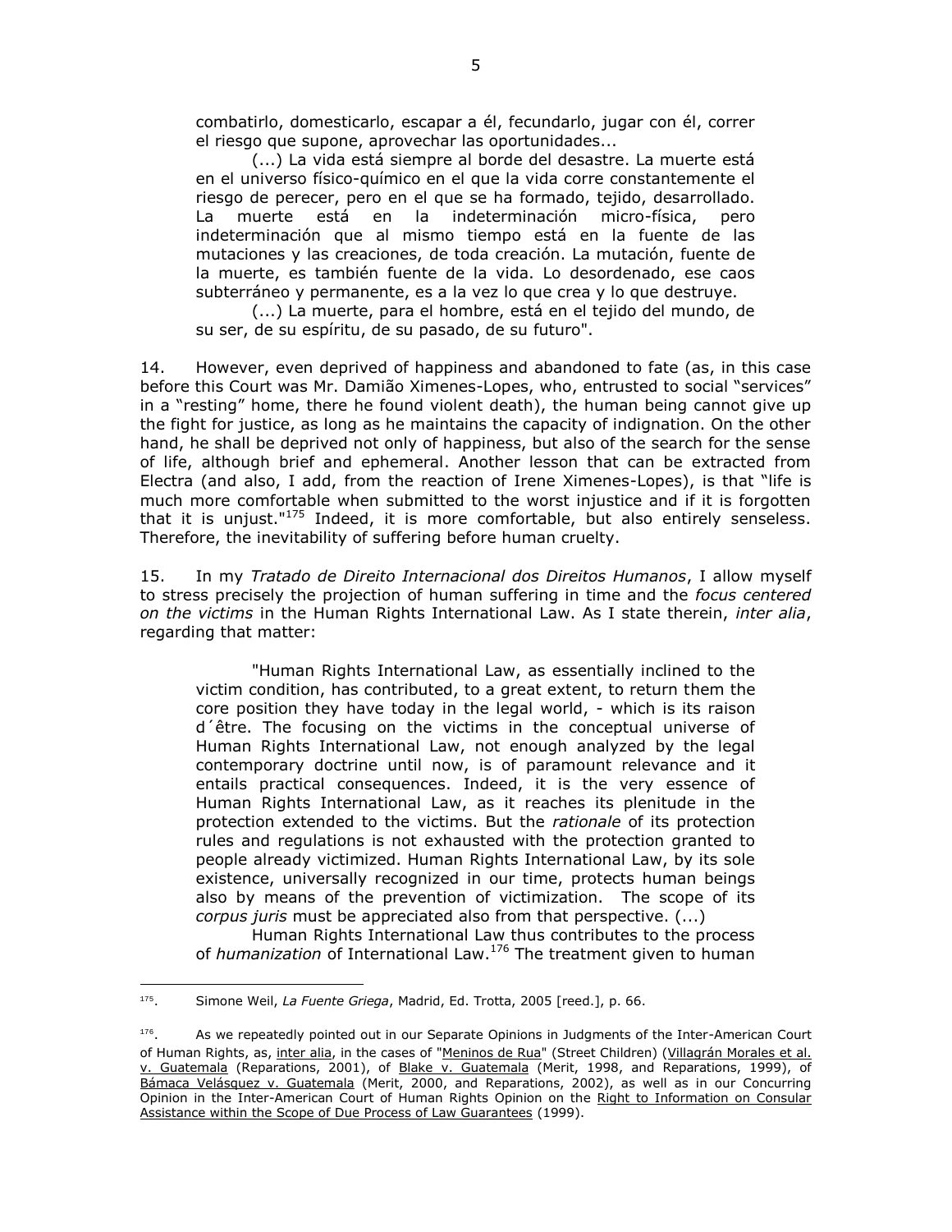> combatirlo, domesticarlo, escapar a él, fecundarlo, jugar con él, correr el riesgo que supone, aprovechar las oportunidades...
>
> (...) La vida está siempre al borde del desastre. La muerte está en el universo físico-químico en el que la vida corre constantemente el riesgo de perecer, pero en el que se ha formado, tejido, desarrollado. La muerte está en la indeterminación micro-física, pero indeterminación que al mismo tiempo está en la fuente de las mutaciones y las creaciones, de toda creación. La mutación, fuente de la muerte, es también fuente de la vida. Lo desordenado, ese caos subterráneo y permanente, es a la vez lo que crea y lo que destruye.
>
> (...) La muerte, para el hombre, está en el tejido del mundo, de su ser, de su espíritu, de su pasado, de su futuro".

14. However, even deprived of happiness and abandoned to fate (as, in this case before this Court was Mr. Damião Ximenes-Lopes, who, entrusted to social "services" in a "resting" home, there he found violent death), the human being cannot give up the fight for justice, as long as he maintains the capacity of indignation. On the other hand, he shall be deprived not only of happiness, but also of the search for the sense of life, although brief and ephemeral. Another lesson that can be extracted from Electra (and also, I add, from the reaction of Irene Ximenes-Lopes), is that "life is much more comfortable when submitted to the worst injustice and if it is forgotten that it is unjust."[175] Indeed, it is more comfortable, but also entirely senseless. Therefore, the inevitability of suffering before human cruelty.

15. In my *Tratado de Direito Internacional dos Direitos Humanos*, I allow myself to stress precisely the projection of human suffering in time and the *focus centered on the victims* in the Human Rights International Law. As I state therein, *inter alia*, regarding that matter:

> "Human Rights International Law, as essentially inclined to the victim condition, has contributed, to a great extent, to return them the core position they have today in the legal world, - which is its raison d´être. The focusing on the victims in the conceptual universe of Human Rights International Law, not enough analyzed by the legal contemporary doctrine until now, is of paramount relevance and it entails practical consequences. Indeed, it is the very essence of Human Rights International Law, as it reaches its plenitude in the protection extended to the victims. But the *rationale* of its protection rules and regulations is not exhausted with the protection granted to people already victimized. Human Rights International Law, by its sole existence, universally recognized in our time, protects human beings also by means of the prevention of victimization. The scope of its *corpus juris* must be appreciated also from that perspective. (...)
>
> Human Rights International Law thus contributes to the process of *humanization* of International Law.[176] The treatment given to human

---

[175]. Simone Weil, *La Fuente Griega*, Madrid, Ed. Trotta, 2005 [reed.], p. 66.

[176]. As we repeatedly pointed out in our Separate Opinions in Judgments of the Inter-American Court of Human Rights, as, inter alia, in the cases of "Meninos de Rua" (Street Children) (Villagrán Morales et al. v. Guatemala (Reparations, 2001), of Blake v. Guatemala (Merit, 1998, and Reparations, 1999), of Bámaca Velásquez v. Guatemala (Merit, 2000, and Reparations, 2002), as well as in our Concurring Opinion in the Inter-American Court of Human Rights Opinion on the Right to Information on Consular Assistance within the Scope of Due Process of Law Guarantees (1999).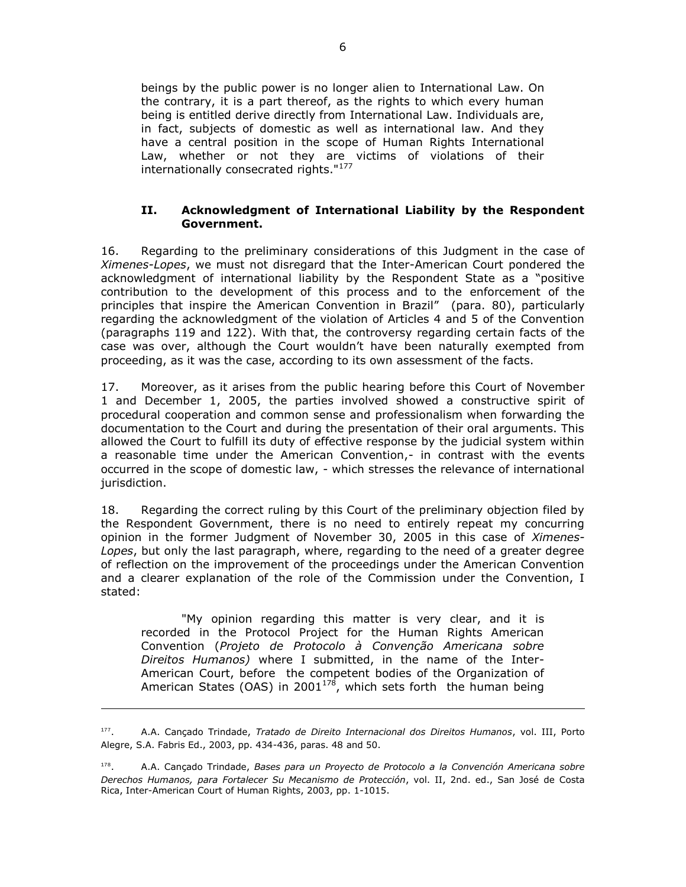beings by the public power is no longer alien to International Law. On the contrary, it is a part thereof, as the rights to which every human being is entitled derive directly from International Law. Individuals are, in fact, subjects of domestic as well as international law. And they have a central position in the scope of Human Rights International Law, whether or not they are victims of violations of their internationally consecrated rights."[177]

## II. Acknowledgment of International Liability by the Respondent Government.

16. Regarding to the preliminary considerations of this Judgment in the case of *Ximenes-Lopes*, we must not disregard that the Inter-American Court pondered the acknowledgment of international liability by the Respondent State as a "positive contribution to the development of this process and to the enforcement of the principles that inspire the American Convention in Brazil" (para. 80), particularly regarding the acknowledgment of the violation of Articles 4 and 5 of the Convention (paragraphs 119 and 122). With that, the controversy regarding certain facts of the case was over, although the Court wouldn't have been naturally exempted from proceeding, as it was the case, according to its own assessment of the facts.

17. Moreover, as it arises from the public hearing before this Court of November 1 and December 1, 2005, the parties involved showed a constructive spirit of procedural cooperation and common sense and professionalism when forwarding the documentation to the Court and during the presentation of their oral arguments. This allowed the Court to fulfill its duty of effective response by the judicial system within a reasonable time under the American Convention,- in contrast with the events occurred in the scope of domestic law, - which stresses the relevance of international jurisdiction.

18. Regarding the correct ruling by this Court of the preliminary objection filed by the Respondent Government, there is no need to entirely repeat my concurring opinion in the former Judgment of November 30, 2005 in this case of *Ximenes-Lopes*, but only the last paragraph, where, regarding to the need of a greater degree of reflection on the improvement of the proceedings under the American Convention and a clearer explanation of the role of the Commission under the Convention, I stated:

> "My opinion regarding this matter is very clear, and it is recorded in the Protocol Project for the Human Rights American Convention (*Projeto de Protocolo à Convenção Americana sobre Direitos Humanos)* where I submitted, in the name of the Inter-American Court, before the competent bodies of the Organization of American States (OAS) in 2001[178], which sets forth the human being

---

[177]. A.A. Cançado Trindade, *Tratado de Direito Internacional dos Direitos Humanos*, vol. III, Porto Alegre, S.A. Fabris Ed., 2003, pp. 434-436, paras. 48 and 50.

[178]. A.A. Cançado Trindade, *Bases para un Proyecto de Protocolo a la Convención Americana sobre Derechos Humanos, para Fortalecer Su Mecanismo de Protección*, vol. II, 2nd. ed., San José de Costa Rica, Inter-American Court of Human Rights, 2003, pp. 1-1015.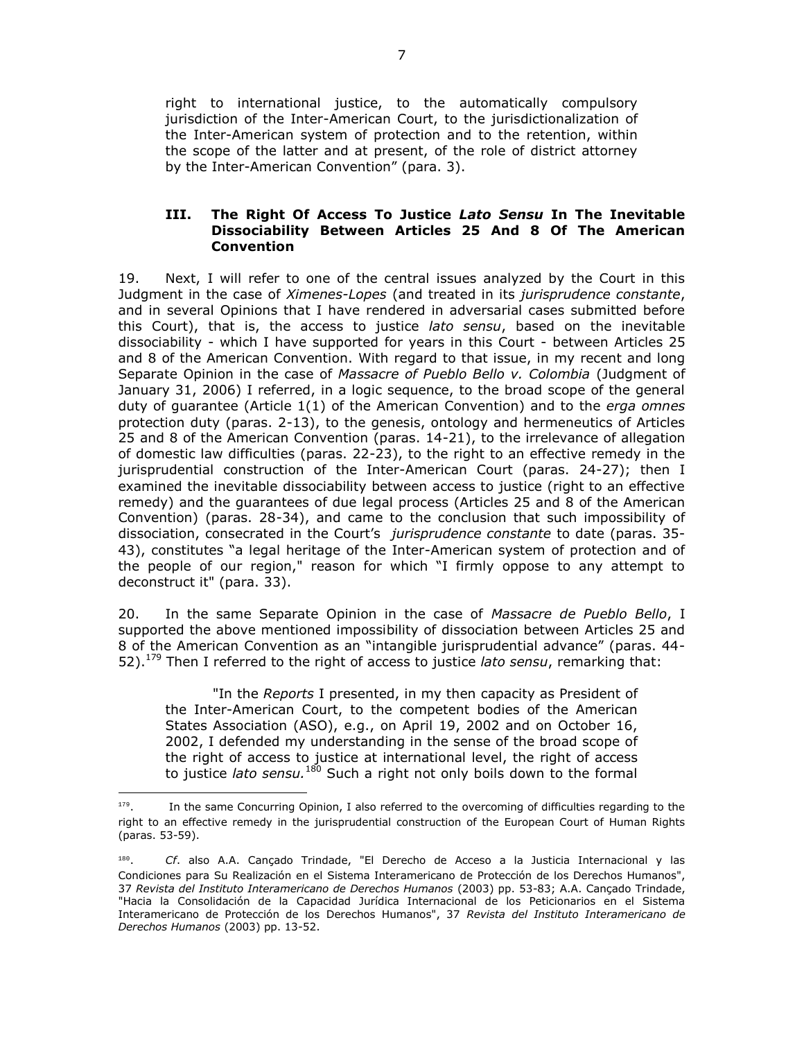right to international justice, to the automatically compulsory jurisdiction of the Inter-American Court, to the jurisdictionalization of the Inter-American system of protection and to the retention, within the scope of the latter and at present, of the role of district attorney by the Inter-American Convention" (para. 3).

### III. The Right Of Access To Justice *Lato Sensu* In The Inevitable Dissociability Between Articles 25 And 8 Of The American Convention

19. Next, I will refer to one of the central issues analyzed by the Court in this Judgment in the case of *Ximenes-Lopes* (and treated in its *jurisprudence constante*, and in several Opinions that I have rendered in adversarial cases submitted before this Court), that is, the access to justice *lato sensu*, based on the inevitable dissociability - which I have supported for years in this Court - between Articles 25 and 8 of the American Convention. With regard to that issue, in my recent and long Separate Opinion in the case of *Massacre of Pueblo Bello v. Colombia* (Judgment of January 31, 2006) I referred, in a logic sequence, to the broad scope of the general duty of guarantee (Article 1(1) of the American Convention) and to the *erga omnes* protection duty (paras. 2-13), to the genesis, ontology and hermeneutics of Articles 25 and 8 of the American Convention (paras. 14-21), to the irrelevance of allegation of domestic law difficulties (paras. 22-23), to the right to an effective remedy in the jurisprudential construction of the Inter-American Court (paras. 24-27); then I examined the inevitable dissociability between access to justice (right to an effective remedy) and the guarantees of due legal process (Articles 25 and 8 of the American Convention) (paras. 28-34), and came to the conclusion that such impossibility of dissociation, consecrated in the Court's *jurisprudence constante* to date (paras. 35-43), constitutes "a legal heritage of the Inter-American system of protection and of the people of our region," reason for which "I firmly oppose to any attempt to deconstruct it" (para. 33).

20. In the same Separate Opinion in the case of *Massacre de Pueblo Bello*, I supported the above mentioned impossibility of dissociation between Articles 25 and 8 of the American Convention as an "intangible jurisprudential advance" (paras. 44-52).[179] Then I referred to the right of access to justice *lato sensu*, remarking that:

> "In the *Reports* I presented, in my then capacity as President of the Inter-American Court, to the competent bodies of the American States Association (ASO), e.g., on April 19, 2002 and on October 16, 2002, I defended my understanding in the sense of the broad scope of the right of access to justice at international level, the right of access to justice *lato sensu.*[180] Such a right not only boils down to the formal

---

[179]. In the same Concurring Opinion, I also referred to the overcoming of difficulties regarding to the right to an effective remedy in the jurisprudential construction of the European Court of Human Rights (paras. 53-59).

[180]. *Cf*. also A.A. Cançado Trindade, "El Derecho de Acceso a la Justicia Internacional y las Condiciones para Su Realización en el Sistema Interamericano de Protección de los Derechos Humanos", 37 *Revista del Instituto Interamericano de Derechos Humanos* (2003) pp. 53-83; A.A. Cançado Trindade, "Hacia la Consolidación de la Capacidad Jurídica Internacional de los Peticionarios en el Sistema Interamericano de Protección de los Derechos Humanos", 37 *Revista del Instituto Interamericano de Derechos Humanos* (2003) pp. 13-52.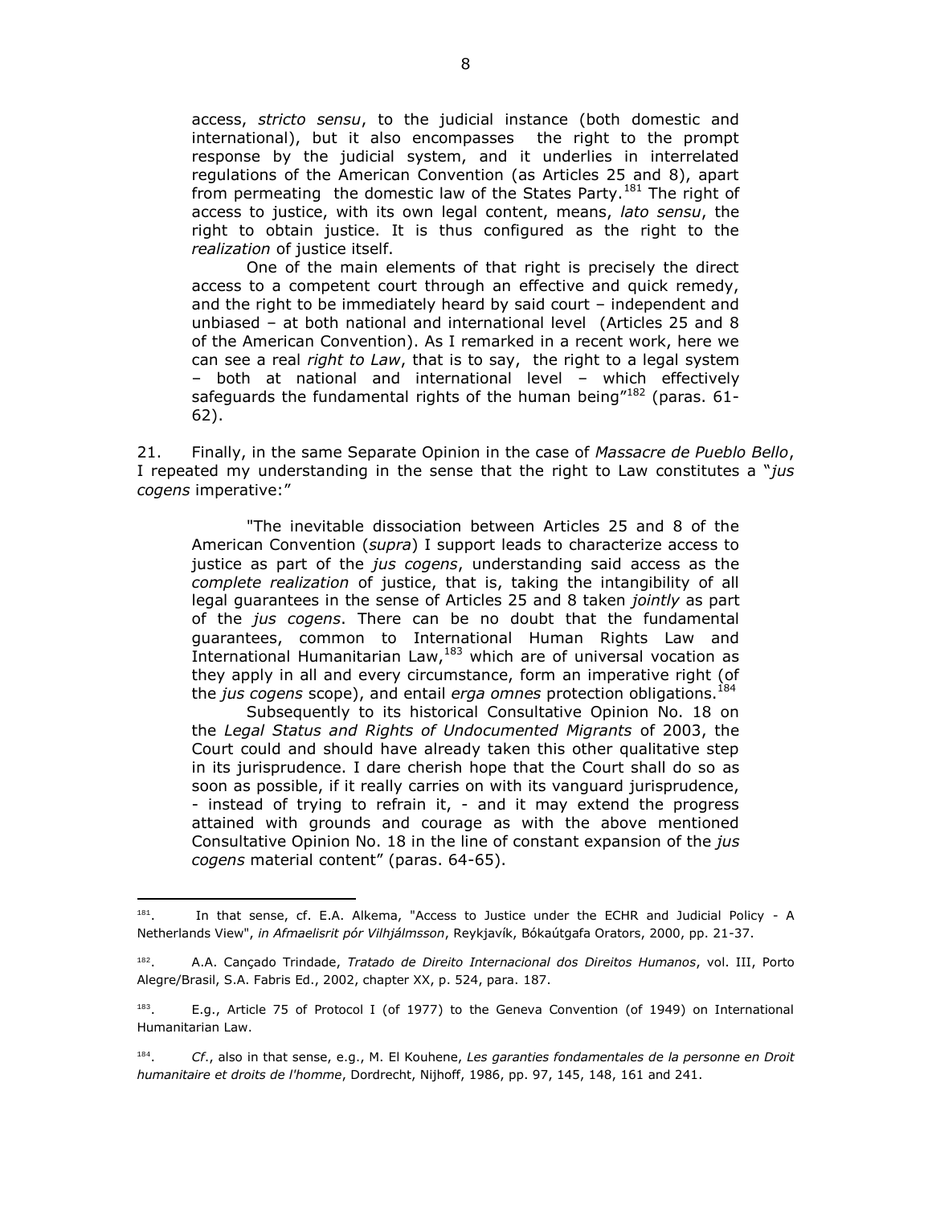access, *stricto sensu*, to the judicial instance (both domestic and international), but it also encompasses the right to the prompt response by the judicial system, and it underlies in interrelated regulations of the American Convention (as Articles 25 and 8), apart from permeating the domestic law of the States Party.[181] The right of access to justice, with its own legal content, means, *lato sensu*, the right to obtain justice. It is thus configured as the right to the *realization* of justice itself.

> One of the main elements of that right is precisely the direct access to a competent court through an effective and quick remedy, and the right to be immediately heard by said court – independent and unbiased – at both national and international level (Articles 25 and 8 of the American Convention). As I remarked in a recent work, here we can see a real *right to Law*, that is to say, the right to a legal system – both at national and international level – which effectively safeguards the fundamental rights of the human being"[182] (paras. 61-62).

21. Finally, in the same Separate Opinion in the case of *Massacre de Pueblo Bello*, I repeated my understanding in the sense that the right to Law constitutes a "*jus cogens* imperative:"

> "The inevitable dissociation between Articles 25 and 8 of the American Convention (*supra*) I support leads to characterize access to justice as part of the *jus cogens*, understanding said access as the *complete realization* of justice, that is, taking the intangibility of all legal guarantees in the sense of Articles 25 and 8 taken *jointly* as part of the *jus cogens*. There can be no doubt that the fundamental guarantees, common to International Human Rights Law and International Humanitarian Law,[183] which are of universal vocation as they apply in all and every circumstance, form an imperative right (of the *jus cogens* scope), and entail *erga omnes* protection obligations.[184]
>
> Subsequently to its historical Consultative Opinion No. 18 on the *Legal Status and Rights of Undocumented Migrants* of 2003, the Court could and should have already taken this other qualitative step in its jurisprudence. I dare cherish hope that the Court shall do so as soon as possible, if it really carries on with its vanguard jurisprudence, - instead of trying to refrain it, - and it may extend the progress attained with grounds and courage as with the above mentioned Consultative Opinion No. 18 in the line of constant expansion of the *jus cogens* material content" (paras. 64-65).

---

181. In that sense, cf. E.A. Alkema, "Access to Justice under the ECHR and Judicial Policy - A Netherlands View", *in Afmaelisrit þór Vilhjálmsson*, Reykjavík, Bókaútgafa Orators, 2000, pp. 21-37.

182. A.A. Cançado Trindade, *Tratado de Direito Internacional dos Direitos Humanos*, vol. III, Porto Alegre/Brasil, S.A. Fabris Ed., 2002, chapter XX, p. 524, para. 187.

183. E.g., Article 75 of Protocol I (of 1977) to the Geneva Convention (of 1949) on International Humanitarian Law.

184. *Cf.*, also in that sense, e.g., M. El Kouhene, *Les garanties fondamentales de la personne en Droit humanitaire et droits de l'homme*, Dordrecht, Nijhoff, 1986, pp. 97, 145, 148, 161 and 241.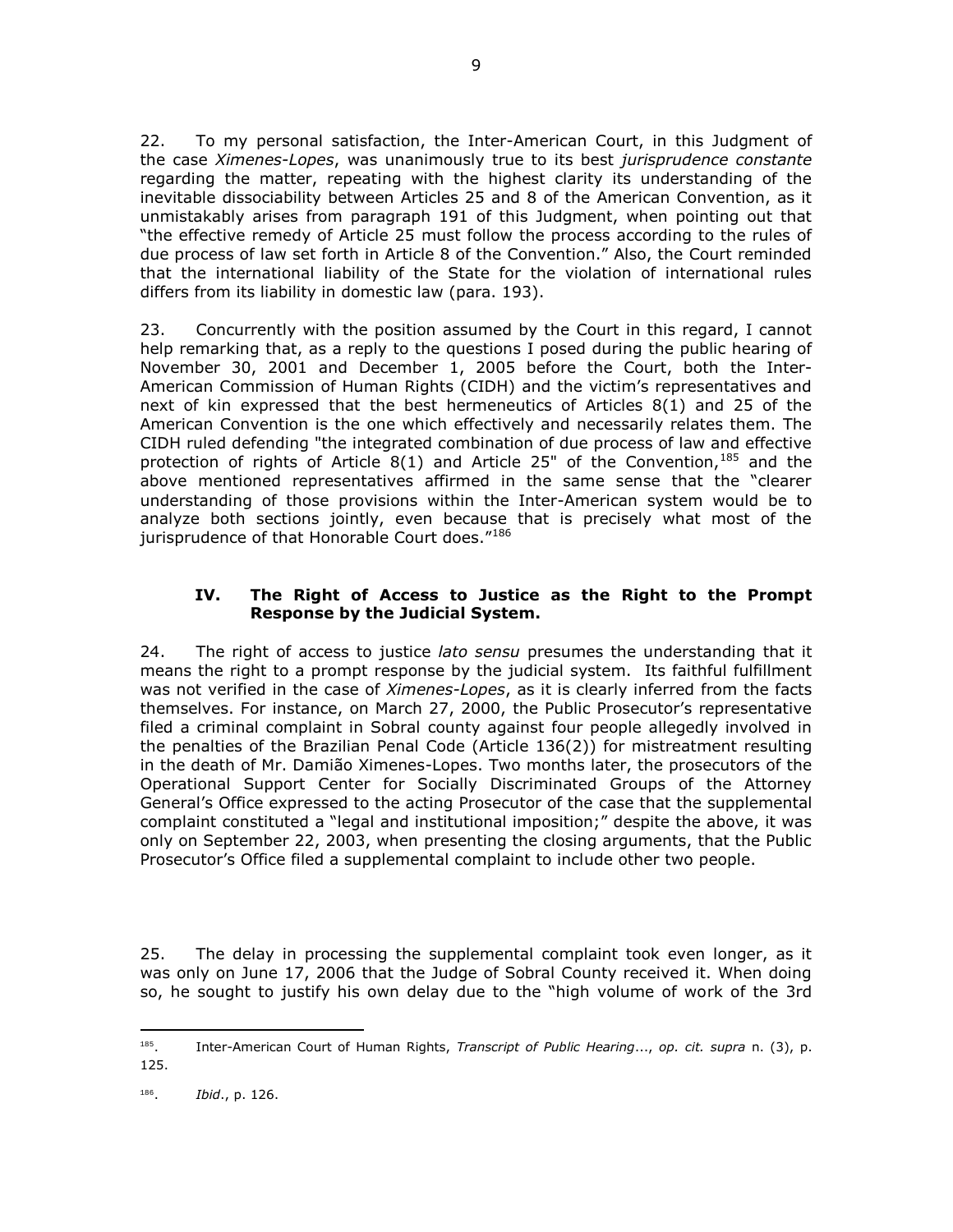22. To my personal satisfaction, the Inter-American Court, in this Judgment of the case *Ximenes-Lopes*, was unanimously true to its best *jurisprudence constante* regarding the matter, repeating with the highest clarity its understanding of the inevitable dissociability between Articles 25 and 8 of the American Convention, as it unmistakably arises from paragraph 191 of this Judgment, when pointing out that "the effective remedy of Article 25 must follow the process according to the rules of due process of law set forth in Article 8 of the Convention." Also, the Court reminded that the international liability of the State for the violation of international rules differs from its liability in domestic law (para. 193).

23. Concurrently with the position assumed by the Court in this regard, I cannot help remarking that, as a reply to the questions I posed during the public hearing of November 30, 2001 and December 1, 2005 before the Court, both the Inter-American Commission of Human Rights (CIDH) and the victim's representatives and next of kin expressed that the best hermeneutics of Articles 8(1) and 25 of the American Convention is the one which effectively and necessarily relates them. The CIDH ruled defending "the integrated combination of due process of law and effective protection of rights of Article 8(1) and Article 25" of the Convention,[185] and the above mentioned representatives affirmed in the same sense that the "clearer understanding of those provisions within the Inter-American system would be to analyze both sections jointly, even because that is precisely what most of the jurisprudence of that Honorable Court does."[186]

### IV. The Right of Access to Justice as the Right to the Prompt Response by the Judicial System.

24. The right of access to justice *lato sensu* presumes the understanding that it means the right to a prompt response by the judicial system. Its faithful fulfillment was not verified in the case of *Ximenes-Lopes*, as it is clearly inferred from the facts themselves. For instance, on March 27, 2000, the Public Prosecutor's representative filed a criminal complaint in Sobral county against four people allegedly involved in the penalties of the Brazilian Penal Code (Article 136(2)) for mistreatment resulting in the death of Mr. Damião Ximenes-Lopes. Two months later, the prosecutors of the Operational Support Center for Socially Discriminated Groups of the Attorney General's Office expressed to the acting Prosecutor of the case that the supplemental complaint constituted a "legal and institutional imposition;" despite the above, it was only on September 22, 2003, when presenting the closing arguments, that the Public Prosecutor's Office filed a supplemental complaint to include other two people.

25. The delay in processing the supplemental complaint took even longer, as it was only on June 17, 2006 that the Judge of Sobral County received it. When doing so, he sought to justify his own delay due to the "high volume of work of the 3rd

---

[185]. Inter-American Court of Human Rights, *Transcript of Public Hearing*..., *op. cit. supra* n. (3), p. 125.

[186]. *Ibid*., p. 126.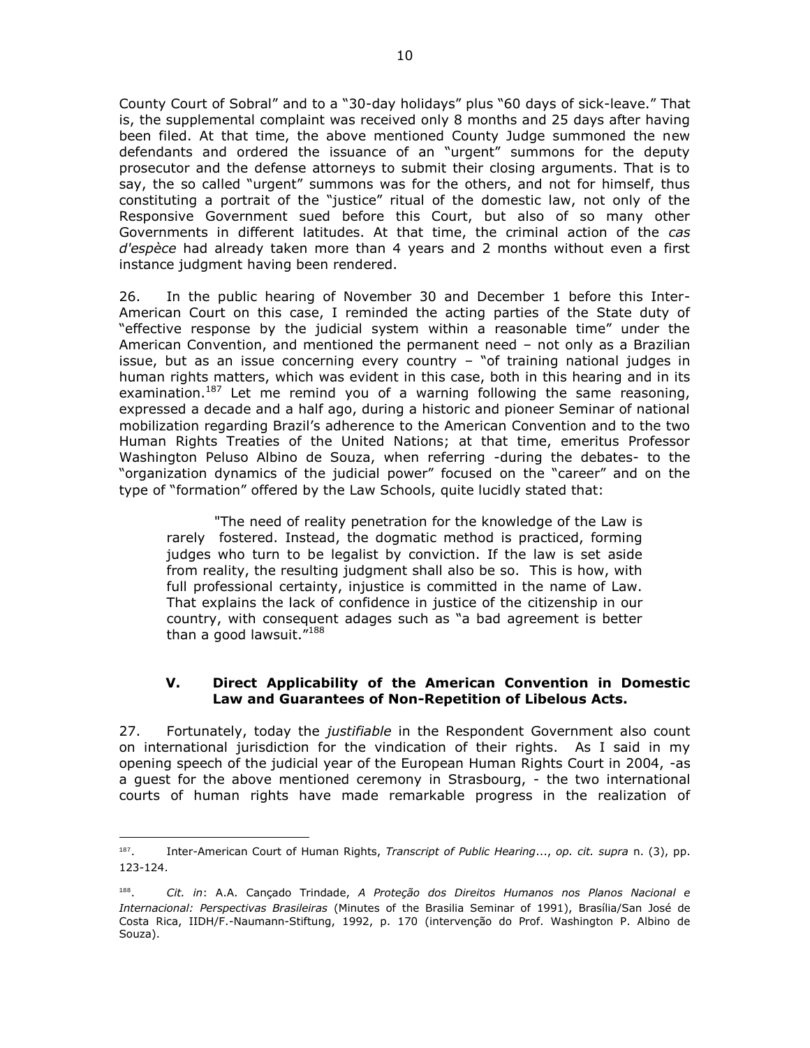County Court of Sobral" and to a "30-day holidays" plus "60 days of sick-leave." That is, the supplemental complaint was received only 8 months and 25 days after having been filed. At that time, the above mentioned County Judge summoned the new defendants and ordered the issuance of an "urgent" summons for the deputy prosecutor and the defense attorneys to submit their closing arguments. That is to say, the so called "urgent" summons was for the others, and not for himself, thus constituting a portrait of the "justice" ritual of the domestic law, not only of the Responsive Government sued before this Court, but also of so many other Governments in different latitudes. At that time, the criminal action of the *cas d'espèce* had already taken more than 4 years and 2 months without even a first instance judgment having been rendered.

26. In the public hearing of November 30 and December 1 before this Inter-American Court on this case, I reminded the acting parties of the State duty of "effective response by the judicial system within a reasonable time" under the American Convention, and mentioned the permanent need – not only as a Brazilian issue, but as an issue concerning every country – "of training national judges in human rights matters, which was evident in this case, both in this hearing and in its examination.[187] Let me remind you of a warning following the same reasoning, expressed a decade and a half ago, during a historic and pioneer Seminar of national mobilization regarding Brazil's adherence to the American Convention and to the two Human Rights Treaties of the United Nations; at that time, emeritus Professor Washington Peluso Albino de Souza, when referring -during the debates- to the "organization dynamics of the judicial power" focused on the "career" and on the type of "formation" offered by the Law Schools, quite lucidly stated that:

> "The need of reality penetration for the knowledge of the Law is rarely fostered. Instead, the dogmatic method is practiced, forming judges who turn to be legalist by conviction. If the law is set aside from reality, the resulting judgment shall also be so. This is how, with full professional certainty, injustice is committed in the name of Law. That explains the lack of confidence in justice of the citizenship in our country, with consequent adages such as "a bad agreement is better than a good lawsuit."[188]

## V. Direct Applicability of the American Convention in Domestic Law and Guarantees of Non-Repetition of Libelous Acts.

27. Fortunately, today the *justifiable* in the Respondent Government also count on international jurisdiction for the vindication of their rights. As I said in my opening speech of the judicial year of the European Human Rights Court in 2004, -as a guest for the above mentioned ceremony in Strasbourg, - the two international courts of human rights have made remarkable progress in the realization of

---

187. Inter-American Court of Human Rights, *Transcript of Public Hearing*..., *op. cit. supra* n. (3), pp. 123-124.

188. *Cit. in*: A.A. Cançado Trindade, *A Proteção dos Direitos Humanos nos Planos Nacional e Internacional: Perspectivas Brasileiras* (Minutes of the Brasilia Seminar of 1991), Brasília/San José de Costa Rica, IIDH/F.-Naumann-Stiftung, 1992, p. 170 (intervenção do Prof. Washington P. Albino de Souza).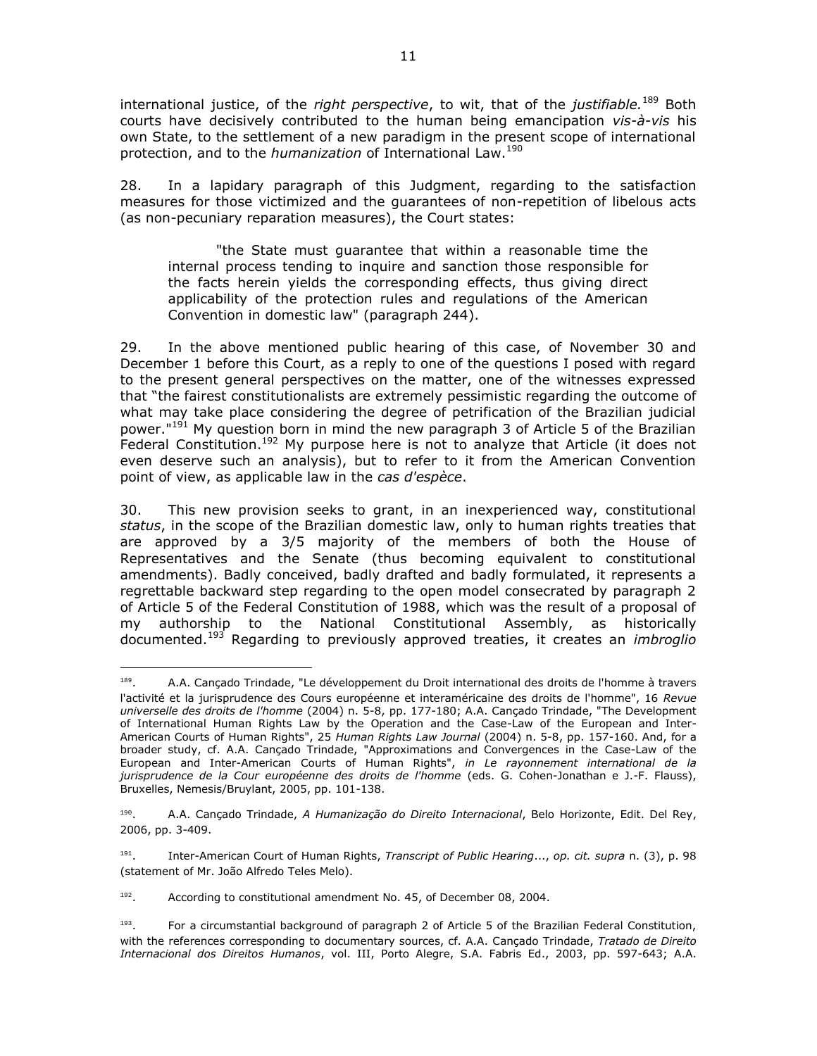international justice, of the *right perspective*, to wit, that of the *justifiable.*[189] Both courts have decisively contributed to the human being emancipation *vis-à-vis* his own State, to the settlement of a new paradigm in the present scope of international protection, and to the *humanization* of International Law.[190]

28. In a lapidary paragraph of this Judgment, regarding to the satisfaction measures for those victimized and the guarantees of non-repetition of libelous acts (as non-pecuniary reparation measures), the Court states:

> "the State must guarantee that within a reasonable time the internal process tending to inquire and sanction those responsible for the facts herein yields the corresponding effects, thus giving direct applicability of the protection rules and regulations of the American Convention in domestic law" (paragraph 244).

29. In the above mentioned public hearing of this case, of November 30 and December 1 before this Court, as a reply to one of the questions I posed with regard to the present general perspectives on the matter, one of the witnesses expressed that "the fairest constitutionalists are extremely pessimistic regarding the outcome of what may take place considering the degree of petrification of the Brazilian judicial power."[191] My question born in mind the new paragraph 3 of Article 5 of the Brazilian Federal Constitution.[192] My purpose here is not to analyze that Article (it does not even deserve such an analysis), but to refer to it from the American Convention point of view, as applicable law in the *cas d'espèce*.

30. This new provision seeks to grant, in an inexperienced way, constitutional *status*, in the scope of the Brazilian domestic law, only to human rights treaties that are approved by a 3/5 majority of the members of both the House of Representatives and the Senate (thus becoming equivalent to constitutional amendments). Badly conceived, badly drafted and badly formulated, it represents a regrettable backward step regarding to the open model consecrated by paragraph 2 of Article 5 of the Federal Constitution of 1988, which was the result of a proposal of my authorship to the National Constitutional Assembly, as historically documented.[193] Regarding to previously approved treaties, it creates an *imbroglio*

---

[189]. A.A. Cançado Trindade, "Le développement du Droit international des droits de l'homme à travers l'activité et la jurisprudence des Cours européenne et interaméricaine des droits de l'homme", 16 *Revue universelle des droits de l'homme* (2004) n. 5-8, pp. 177-180; A.A. Cançado Trindade, "The Development of International Human Rights Law by the Operation and the Case-Law of the European and Inter-American Courts of Human Rights", 25 *Human Rights Law Journal* (2004) n. 5-8, pp. 157-160. And, for a broader study, cf. A.A. Cançado Trindade, "Approximations and Convergences in the Case-Law of the European and Inter-American Courts of Human Rights", *in Le rayonnement international de la jurisprudence de la Cour européenne des droits de l'homme* (eds. G. Cohen-Jonathan e J.-F. Flauss), Bruxelles, Nemesis/Bruylant, 2005, pp. 101-138.

[190]. A.A. Cançado Trindade, *A Humanização do Direito Internacional*, Belo Horizonte, Edit. Del Rey, 2006, pp. 3-409.

[191]. Inter-American Court of Human Rights, *Transcript of Public Hearing*..., *op. cit. supra* n. (3), p. 98 (statement of Mr. João Alfredo Teles Melo).

[192]. According to constitutional amendment No. 45, of December 08, 2004.

[193]. For a circumstantial background of paragraph 2 of Article 5 of the Brazilian Federal Constitution, with the references corresponding to documentary sources, cf. A.A. Cançado Trindade, *Tratado de Direito Internacional dos Direitos Humanos*, vol. III, Porto Alegre, S.A. Fabris Ed., 2003, pp. 597-643; A.A.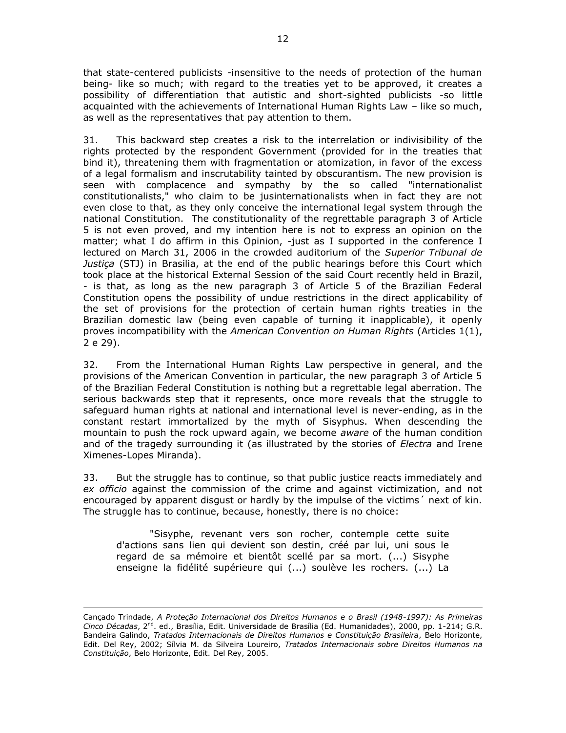that state-centered publicists -insensitive to the needs of protection of the human being- like so much; with regard to the treaties yet to be approved, it creates a possibility of differentiation that autistic and short-sighted publicists -so little acquainted with the achievements of International Human Rights Law – like so much, as well as the representatives that pay attention to them.

31. This backward step creates a risk to the interrelation or indivisibility of the rights protected by the respondent Government (provided for in the treaties that bind it), threatening them with fragmentation or atomization, in favor of the excess of a legal formalism and inscrutability tainted by obscurantism. The new provision is seen with complacence and sympathy by the so called "internationalist constitutionalists," who claim to be jusinternationalists when in fact they are not even close to that, as they only conceive the international legal system through the national Constitution. The constitutionality of the regrettable paragraph 3 of Article 5 is not even proved, and my intention here is not to express an opinion on the matter; what I do affirm in this Opinion, -just as I supported in the conference I lectured on March 31, 2006 in the crowded auditorium of the *Superior Tribunal de Justiça* (STJ) in Brasilia, at the end of the public hearings before this Court which took place at the historical External Session of the said Court recently held in Brazil, - is that, as long as the new paragraph 3 of Article 5 of the Brazilian Federal Constitution opens the possibility of undue restrictions in the direct applicability of the set of provisions for the protection of certain human rights treaties in the Brazilian domestic law (being even capable of turning it inapplicable), it openly proves incompatibility with the *American Convention on Human Rights* (Articles 1(1), 2 e 29).

32. From the International Human Rights Law perspective in general, and the provisions of the American Convention in particular, the new paragraph 3 of Article 5 of the Brazilian Federal Constitution is nothing but a regrettable legal aberration. The serious backwards step that it represents, once more reveals that the struggle to safeguard human rights at national and international level is never-ending, as in the constant restart immortalized by the myth of Sisyphus. When descending the mountain to push the rock upward again, we become *aware* of the human condition and of the tragedy surrounding it (as illustrated by the stories of *Electra* and Irene Ximenes-Lopes Miranda).

33. But the struggle has to continue, so that public justice reacts immediately and *ex officio* against the commission of the crime and against victimization, and not encouraged by apparent disgust or hardly by the impulse of the victims´ next of kin. The struggle has to continue, because, honestly, there is no choice:

> "Sisyphe, revenant vers son rocher, contemple cette suite d'actions sans lien qui devient son destin, créé par lui, uni sous le regard de sa mémoire et bientôt scellé par sa mort. (...) Sisyphe enseigne la fidélité supérieure qui (...) soulève les rochers. (...) La

---

Cançado Trindade, *A Proteção Internacional dos Direitos Humanos e o Brasil (1948-1997): As Primeiras Cinco Décadas*, 2nd. ed., Brasília, Edit. Universidade de Brasília (Ed. Humanidades), 2000, pp. 1-214; G.R. Bandeira Galindo, *Tratados Internacionais de Direitos Humanos e Constituição Brasileira*, Belo Horizonte, Edit. Del Rey, 2002; Sílvia M. da Silveira Loureiro, *Tratados Internacionais sobre Direitos Humanos na Constituição*, Belo Horizonte, Edit. Del Rey, 2005.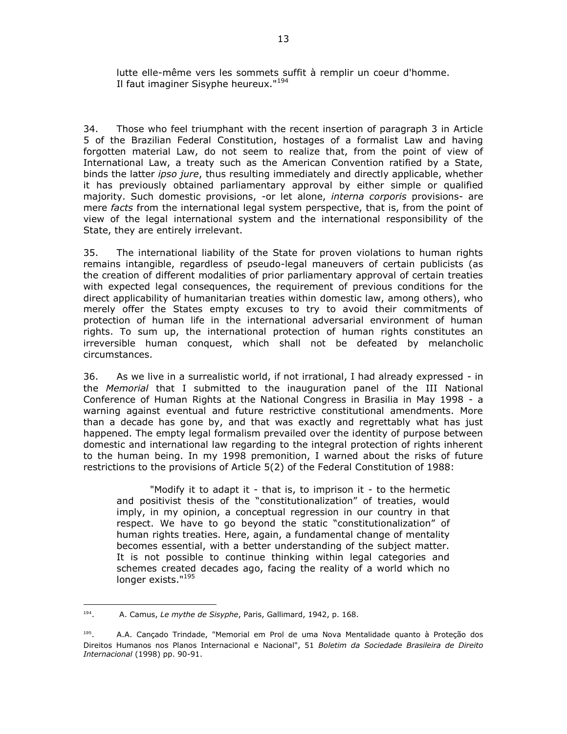> lutte elle-même vers les sommets suffit à remplir un coeur d'homme. Il faut imaginer Sisyphe heureux."[194]

34. Those who feel triumphant with the recent insertion of paragraph 3 in Article 5 of the Brazilian Federal Constitution, hostages of a formalist Law and having forgotten material Law, do not seem to realize that, from the point of view of International Law, a treaty such as the American Convention ratified by a State, binds the latter *ipso jure*, thus resulting immediately and directly applicable, whether it has previously obtained parliamentary approval by either simple or qualified majority. Such domestic provisions, -or let alone, *interna corporis* provisions- are mere *facts* from the international legal system perspective, that is, from the point of view of the legal international system and the international responsibility of the State, they are entirely irrelevant.

35. The international liability of the State for proven violations to human rights remains intangible, regardless of pseudo-legal maneuvers of certain publicists (as the creation of different modalities of prior parliamentary approval of certain treaties with expected legal consequences, the requirement of previous conditions for the direct applicability of humanitarian treaties within domestic law, among others), who merely offer the States empty excuses to try to avoid their commitments of protection of human life in the international adversarial environment of human rights. To sum up, the international protection of human rights constitutes an irreversible human conquest, which shall not be defeated by melancholic circumstances.

36. As we live in a surrealistic world, if not irrational, I had already expressed - in the *Memorial* that I submitted to the inauguration panel of the III National Conference of Human Rights at the National Congress in Brasilia in May 1998 - a warning against eventual and future restrictive constitutional amendments. More than a decade has gone by, and that was exactly and regrettably what has just happened. The empty legal formalism prevailed over the identity of purpose between domestic and international law regarding to the integral protection of rights inherent to the human being. In my 1998 premonition, I warned about the risks of future restrictions to the provisions of Article 5(2) of the Federal Constitution of 1988:

> "Modify it to adapt it - that is, to imprison it - to the hermetic and positivist thesis of the "constitutionalization" of treaties, would imply, in my opinion, a conceptual regression in our country in that respect. We have to go beyond the static "constitutionalization" of human rights treaties. Here, again, a fundamental change of mentality becomes essential, with a better understanding of the subject matter. It is not possible to continue thinking within legal categories and schemes created decades ago, facing the reality of a world which no longer exists."[195]

---

194. A. Camus, *Le mythe de Sisyphe*, Paris, Gallimard, 1942, p. 168.

195. A.A. Cançado Trindade, "Memorial em Prol de uma Nova Mentalidade quanto à Proteção dos Direitos Humanos nos Planos Internacional e Nacional", 51 *Boletim da Sociedade Brasileira de Direito Internacional* (1998) pp. 90-91.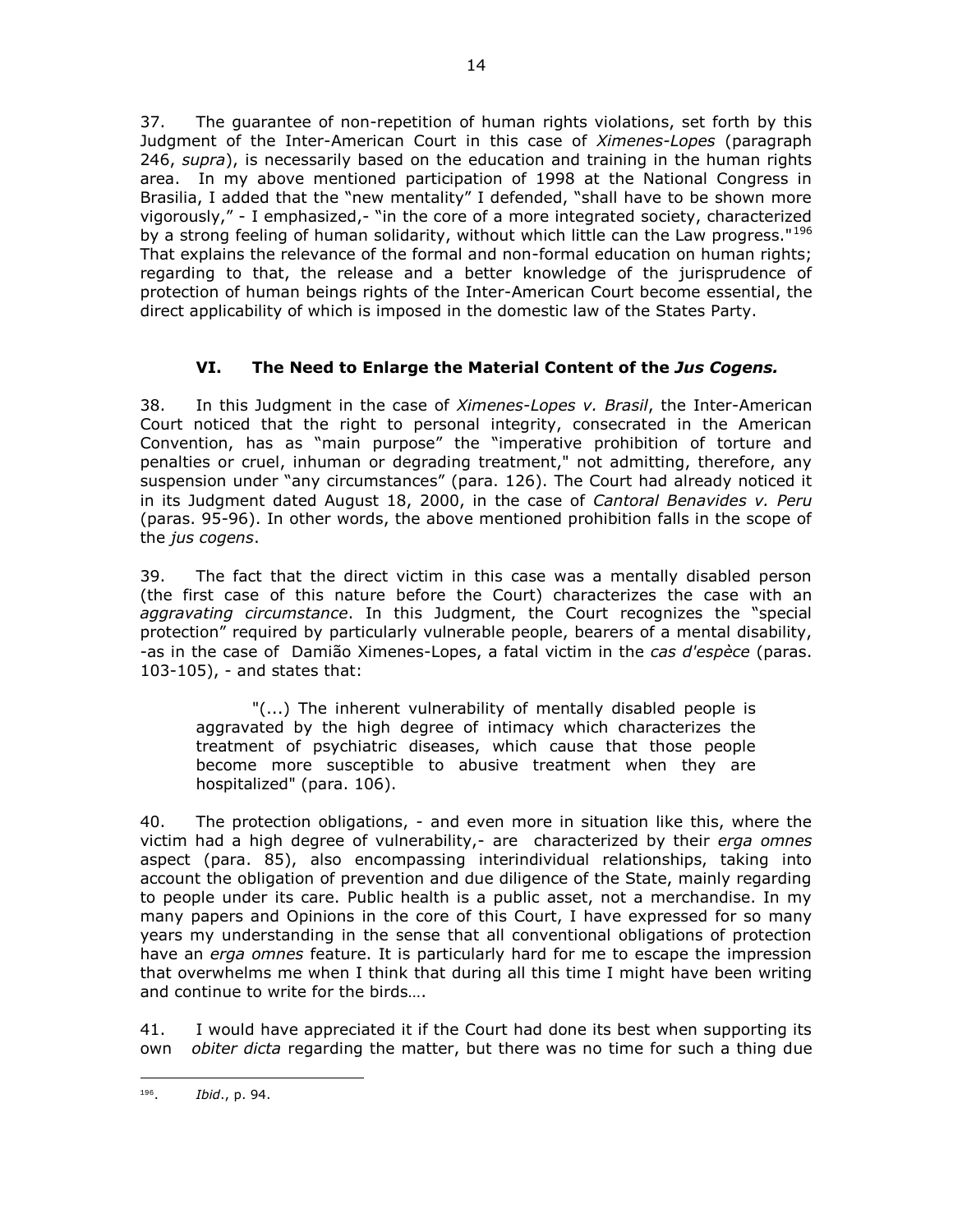37. The guarantee of non-repetition of human rights violations, set forth by this Judgment of the Inter-American Court in this case of *Ximenes-Lopes* (paragraph 246, *supra*), is necessarily based on the education and training in the human rights area. In my above mentioned participation of 1998 at the National Congress in Brasilia, I added that the "new mentality" I defended, "shall have to be shown more vigorously," - I emphasized,- "in the core of a more integrated society, characterized by a strong feeling of human solidarity, without which little can the Law progress."[196] That explains the relevance of the formal and non-formal education on human rights; regarding to that, the release and a better knowledge of the jurisprudence of protection of human beings rights of the Inter-American Court become essential, the direct applicability of which is imposed in the domestic law of the States Party.

## VI. The Need to Enlarge the Material Content of the *Jus Cogens.*

38. In this Judgment in the case of *Ximenes-Lopes v. Brasil*, the Inter-American Court noticed that the right to personal integrity, consecrated in the American Convention, has as "main purpose" the "imperative prohibition of torture and penalties or cruel, inhuman or degrading treatment," not admitting, therefore, any suspension under "any circumstances" (para. 126). The Court had already noticed it in its Judgment dated August 18, 2000, in the case of *Cantoral Benavides v. Peru* (paras. 95-96). In other words, the above mentioned prohibition falls in the scope of the *jus cogens*.

39. The fact that the direct victim in this case was a mentally disabled person (the first case of this nature before the Court) characterizes the case with an *aggravating circumstance*. In this Judgment, the Court recognizes the "special protection" required by particularly vulnerable people, bearers of a mental disability, -as in the case of Damião Ximenes-Lopes, a fatal victim in the *cas d'espèce* (paras. 103-105), - and states that:

> "(...) The inherent vulnerability of mentally disabled people is aggravated by the high degree of intimacy which characterizes the treatment of psychiatric diseases, which cause that those people become more susceptible to abusive treatment when they are hospitalized" (para. 106).

40. The protection obligations, - and even more in situation like this, where the victim had a high degree of vulnerability,- are characterized by their *erga omnes* aspect (para. 85), also encompassing interindividual relationships, taking into account the obligation of prevention and due diligence of the State, mainly regarding to people under its care. Public health is a public asset, not a merchandise. In my many papers and Opinions in the core of this Court, I have expressed for so many years my understanding in the sense that all conventional obligations of protection have an *erga omnes* feature. It is particularly hard for me to escape the impression that overwhelms me when I think that during all this time I might have been writing and continue to write for the birds….

41. I would have appreciated it if the Court had done its best when supporting its own *obiter dicta* regarding the matter, but there was no time for such a thing due

---

[196]. *Ibid*., p. 94.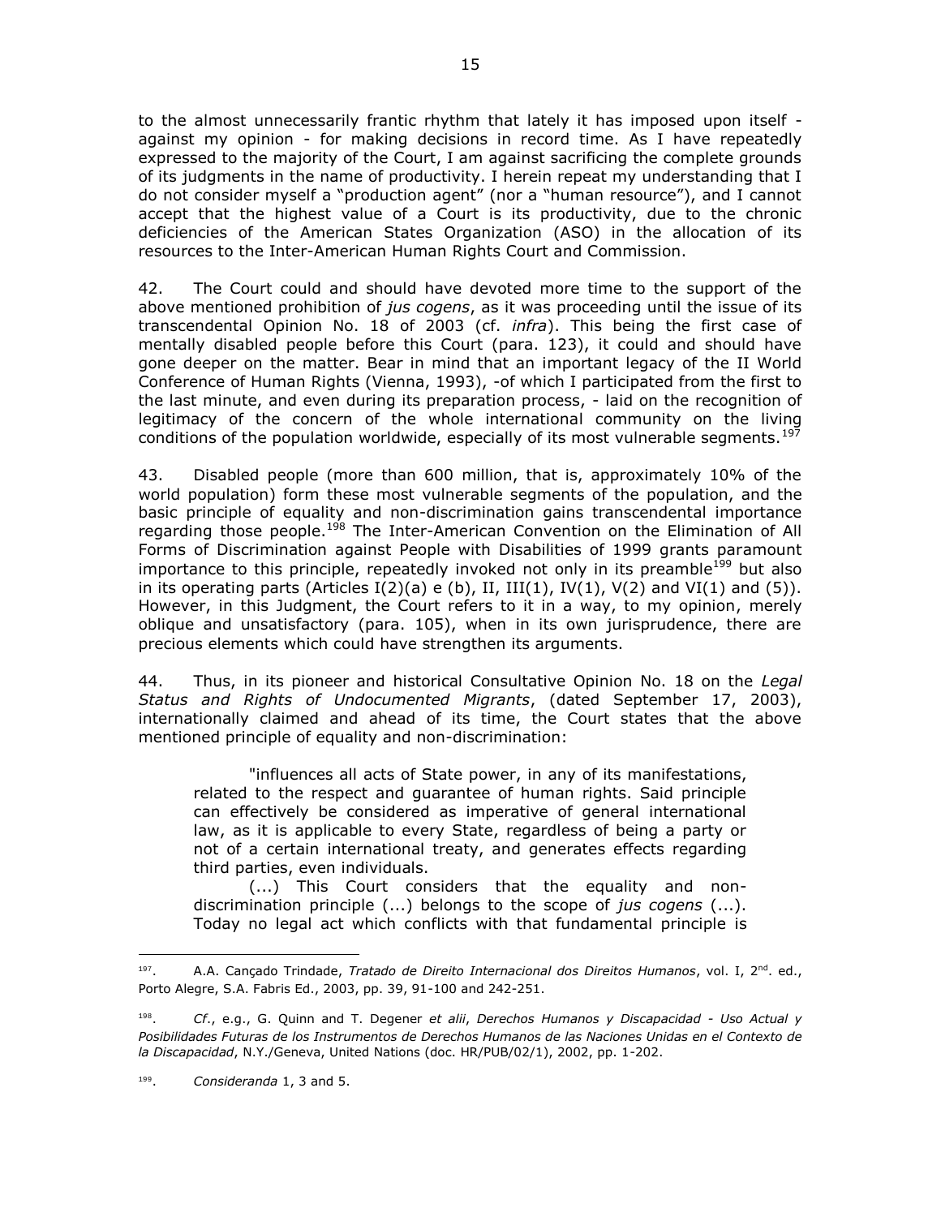to the almost unnecessarily frantic rhythm that lately it has imposed upon itself - against my opinion - for making decisions in record time. As I have repeatedly expressed to the majority of the Court, I am against sacrificing the complete grounds of its judgments in the name of productivity. I herein repeat my understanding that I do not consider myself a "production agent" (nor a "human resource"), and I cannot accept that the highest value of a Court is its productivity, due to the chronic deficiencies of the American States Organization (ASO) in the allocation of its resources to the Inter-American Human Rights Court and Commission.

42. The Court could and should have devoted more time to the support of the above mentioned prohibition of *jus cogens*, as it was proceeding until the issue of its transcendental Opinion No. 18 of 2003 (cf. *infra*). This being the first case of mentally disabled people before this Court (para. 123), it could and should have gone deeper on the matter. Bear in mind that an important legacy of the II World Conference of Human Rights (Vienna, 1993), -of which I participated from the first to the last minute, and even during its preparation process, - laid on the recognition of legitimacy of the concern of the whole international community on the living conditions of the population worldwide, especially of its most vulnerable segments.[197]

43. Disabled people (more than 600 million, that is, approximately 10% of the world population) form these most vulnerable segments of the population, and the basic principle of equality and non-discrimination gains transcendental importance regarding those people.[198] The Inter-American Convention on the Elimination of All Forms of Discrimination against People with Disabilities of 1999 grants paramount importance to this principle, repeatedly invoked not only in its preamble[199] but also in its operating parts (Articles I(2)(a) e (b), II, III(1), IV(1), V(2) and VI(1) and (5)). However, in this Judgment, the Court refers to it in a way, to my opinion, merely oblique and unsatisfactory (para. 105), when in its own jurisprudence, there are precious elements which could have strengthen its arguments.

44. Thus, in its pioneer and historical Consultative Opinion No. 18 on the *Legal Status and Rights of Undocumented Migrants*, (dated September 17, 2003), internationally claimed and ahead of its time, the Court states that the above mentioned principle of equality and non-discrimination:

> "influences all acts of State power, in any of its manifestations, related to the respect and guarantee of human rights. Said principle can effectively be considered as imperative of general international law, as it is applicable to every State, regardless of being a party or not of a certain international treaty, and generates effects regarding third parties, even individuals.
>
> (...) This Court considers that the equality and non-discrimination principle (...) belongs to the scope of *jus cogens* (...). Today no legal act which conflicts with that fundamental principle is

---

[197]. A.A. Cançado Trindade, *Tratado de Direito Internacional dos Direitos Humanos*, vol. I, 2nd. ed., Porto Alegre, S.A. Fabris Ed., 2003, pp. 39, 91-100 and 242-251.

[198]. *Cf.*, e.g., G. Quinn and T. Degener *et alii*, *Derechos Humanos y Discapacidad - Uso Actual y Posibilidades Futuras de los Instrumentos de Derechos Humanos de las Naciones Unidas en el Contexto de la Discapacidad*, N.Y./Geneva, United Nations (doc. HR/PUB/02/1), 2002, pp. 1-202.

[199]. *Consideranda* 1, 3 and 5.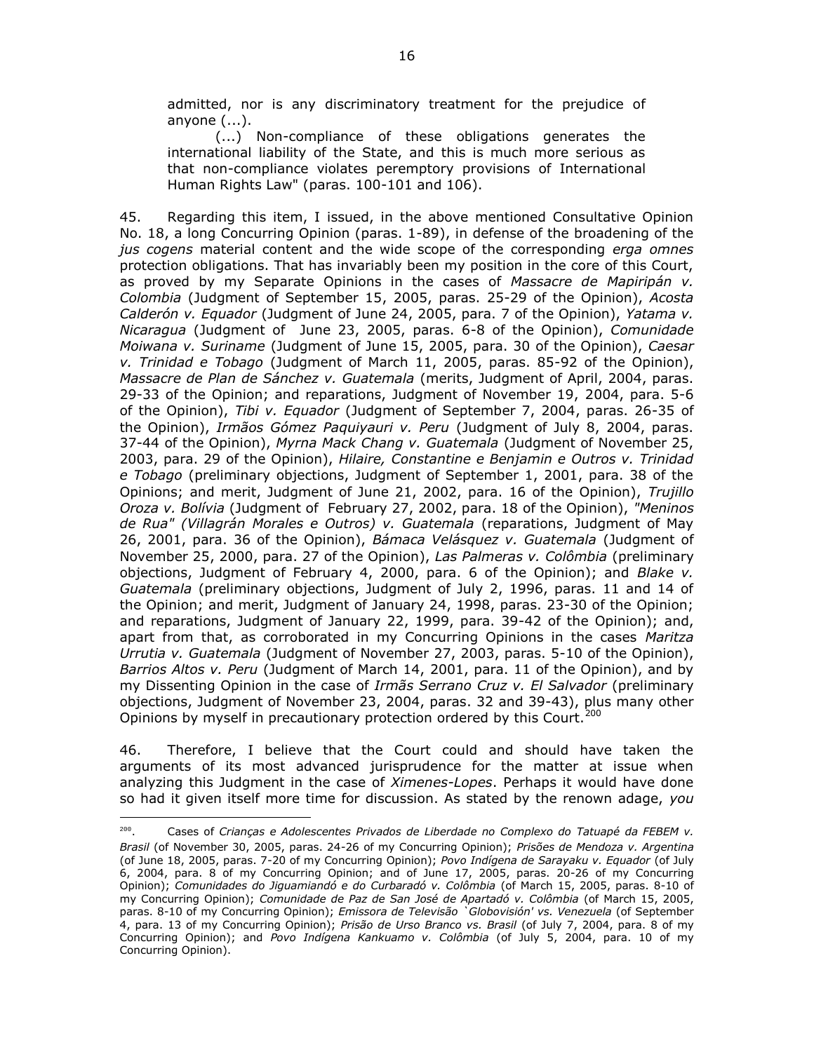admitted, nor is any discriminatory treatment for the prejudice of anyone (...).

(...) Non-compliance of these obligations generates the international liability of the State, and this is much more serious as that non-compliance violates peremptory provisions of International Human Rights Law" (paras. 100-101 and 106).

45. Regarding this item, I issued, in the above mentioned Consultative Opinion No. 18, a long Concurring Opinion (paras. 1-89), in defense of the broadening of the *jus cogens* material content and the wide scope of the corresponding *erga omnes* protection obligations. That has invariably been my position in the core of this Court, as proved by my Separate Opinions in the cases of *Massacre de Mapiripán v. Colombia* (Judgment of September 15, 2005, paras. 25-29 of the Opinion), *Acosta Calderón v. Equador* (Judgment of June 24, 2005, para. 7 of the Opinion), *Yatama v. Nicaragua* (Judgment of June 23, 2005, paras. 6-8 of the Opinion), *Comunidade Moiwana v. Suriname* (Judgment of June 15, 2005, para. 30 of the Opinion), *Caesar v. Trinidad e Tobago* (Judgment of March 11, 2005, paras. 85-92 of the Opinion), *Massacre de Plan de Sánchez v. Guatemala* (merits, Judgment of April, 2004, paras. 29-33 of the Opinion; and reparations, Judgment of November 19, 2004, para. 5-6 of the Opinion), *Tibi v. Equador* (Judgment of September 7, 2004, paras. 26-35 of the Opinion), *Irmãos Gómez Paquiyauri v. Peru* (Judgment of July 8, 2004, paras. 37-44 of the Opinion), *Myrna Mack Chang v. Guatemala* (Judgment of November 25, 2003, para. 29 of the Opinion), *Hilaire, Constantine e Benjamin e Outros v. Trinidad e Tobago* (preliminary objections, Judgment of September 1, 2001, para. 38 of the Opinions; and merit, Judgment of June 21, 2002, para. 16 of the Opinion), *Trujillo Oroza v. Bolívia* (Judgment of February 27, 2002, para. 18 of the Opinion), *"Meninos de Rua" (Villagrán Morales e Outros) v. Guatemala* (reparations, Judgment of May 26, 2001, para. 36 of the Opinion), *Bámaca Velásquez v. Guatemala* (Judgment of November 25, 2000, para. 27 of the Opinion), *Las Palmeras v. Colômbia* (preliminary objections, Judgment of February 4, 2000, para. 6 of the Opinion); and *Blake v. Guatemala* (preliminary objections, Judgment of July 2, 1996, paras. 11 and 14 of the Opinion; and merit, Judgment of January 24, 1998, paras. 23-30 of the Opinion; and reparations, Judgment of January 22, 1999, para. 39-42 of the Opinion); and, apart from that, as corroborated in my Concurring Opinions in the cases *Maritza Urrutia v. Guatemala* (Judgment of November 27, 2003, paras. 5-10 of the Opinion), *Barrios Altos v. Peru* (Judgment of March 14, 2001, para. 11 of the Opinion), and by my Dissenting Opinion in the case of *Irmãs Serrano Cruz v. El Salvador* (preliminary objections, Judgment of November 23, 2004, paras. 32 and 39-43), plus many other Opinions by myself in precautionary protection ordered by this Court.[200]

46. Therefore, I believe that the Court could and should have taken the arguments of its most advanced jurisprudence for the matter at issue when analyzing this Judgment in the case of *Ximenes-Lopes*. Perhaps it would have done so had it given itself more time for discussion. As stated by the renown adage, *you*

---

[200]. Cases of *Crianças e Adolescentes Privados de Liberdade no Complexo do Tatuapé da FEBEM v. Brasil* (of November 30, 2005, paras. 24-26 of my Concurring Opinion); *Prisões de Mendoza v. Argentina* (of June 18, 2005, paras. 7-20 of my Concurring Opinion); *Povo Indígena de Sarayaku v. Equador* (of July 6, 2004, para. 8 of my Concurring Opinion; and of June 17, 2005, paras. 20-26 of my Concurring Opinion); *Comunidades do Jiguamiandó e do Curbaradó v. Colômbia* (of March 15, 2005, paras. 8-10 of my Concurring Opinion); *Comunidade de Paz de San José de Apartadó v. Colômbia* (of March 15, 2005, paras. 8-10 of my Concurring Opinion); *Emissora de Televisão `Globovisión' vs. Venezuela* (of September 4, para. 13 of my Concurring Opinion); *Prisão de Urso Branco vs. Brasil* (of July 7, 2004, para. 8 of my Concurring Opinion); and *Povo Indígena Kankuamo v. Colômbia* (of July 5, 2004, para. 10 of my Concurring Opinion).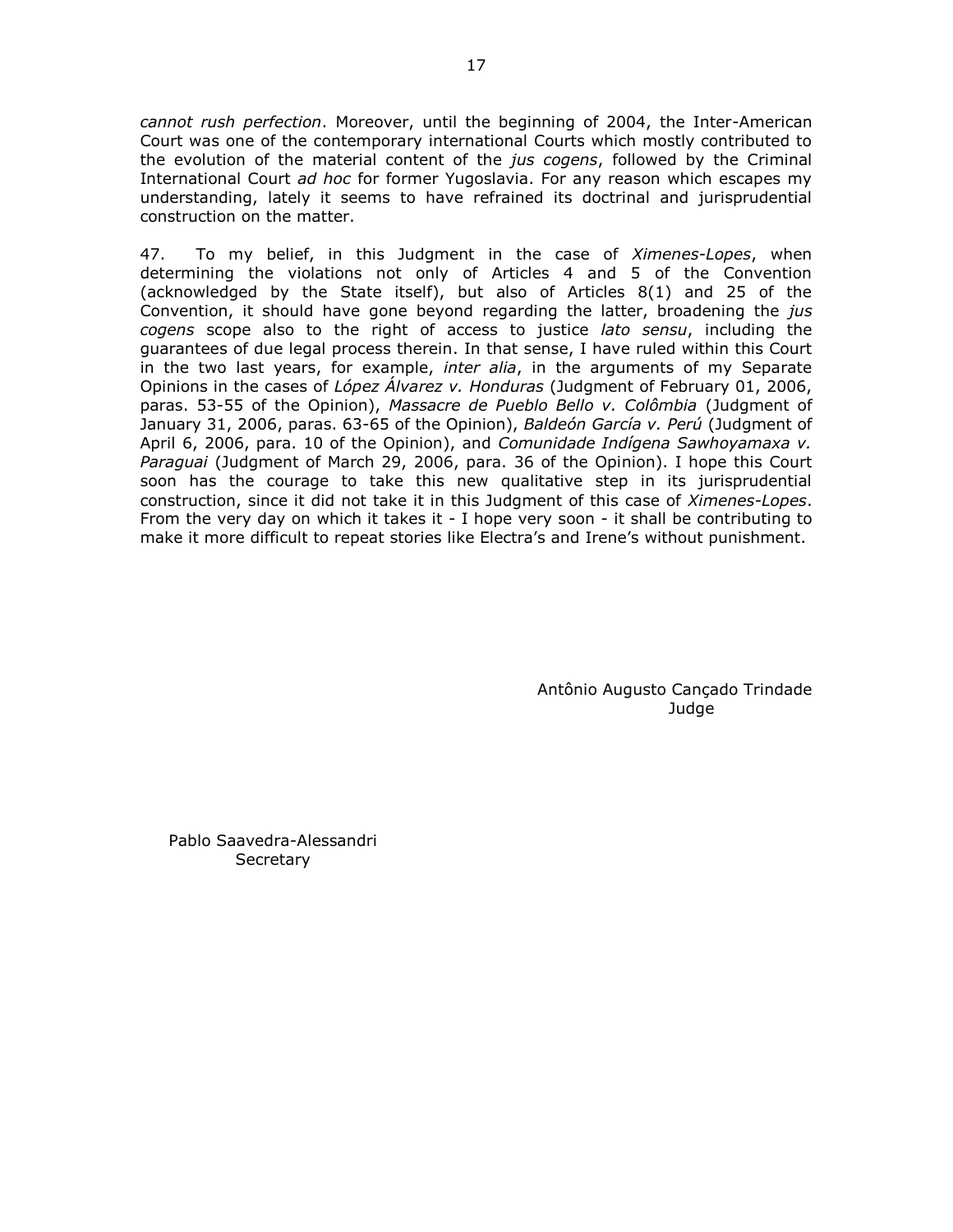*cannot rush perfection*. Moreover, until the beginning of 2004, the Inter-American Court was one of the contemporary international Courts which mostly contributed to the evolution of the material content of the *jus cogens*, followed by the Criminal International Court *ad hoc* for former Yugoslavia. For any reason which escapes my understanding, lately it seems to have refrained its doctrinal and jurisprudential construction on the matter.

47. To my belief, in this Judgment in the case of *Ximenes-Lopes*, when determining the violations not only of Articles 4 and 5 of the Convention (acknowledged by the State itself), but also of Articles 8(1) and 25 of the Convention, it should have gone beyond regarding the latter, broadening the *jus cogens* scope also to the right of access to justice *lato sensu*, including the guarantees of due legal process therein. In that sense, I have ruled within this Court in the two last years, for example, *inter alia*, in the arguments of my Separate Opinions in the cases of *López Álvarez v. Honduras* (Judgment of February 01, 2006, paras. 53-55 of the Opinion), *Massacre de Pueblo Bello v. Colômbia* (Judgment of January 31, 2006, paras. 63-65 of the Opinion), *Baldeón García v. Perú* (Judgment of April 6, 2006, para. 10 of the Opinion), and *Comunidade Indígena Sawhoyamaxa v. Paraguai* (Judgment of March 29, 2006, para. 36 of the Opinion). I hope this Court soon has the courage to take this new qualitative step in its jurisprudential construction, since it did not take it in this Judgment of this case of *Ximenes-Lopes*. From the very day on which it takes it - I hope very soon - it shall be contributing to make it more difficult to repeat stories like Electra's and Irene's without punishment.

Antônio Augusto Cançado Trindade
Judge

Pablo Saavedra-Alessandri
Secretary